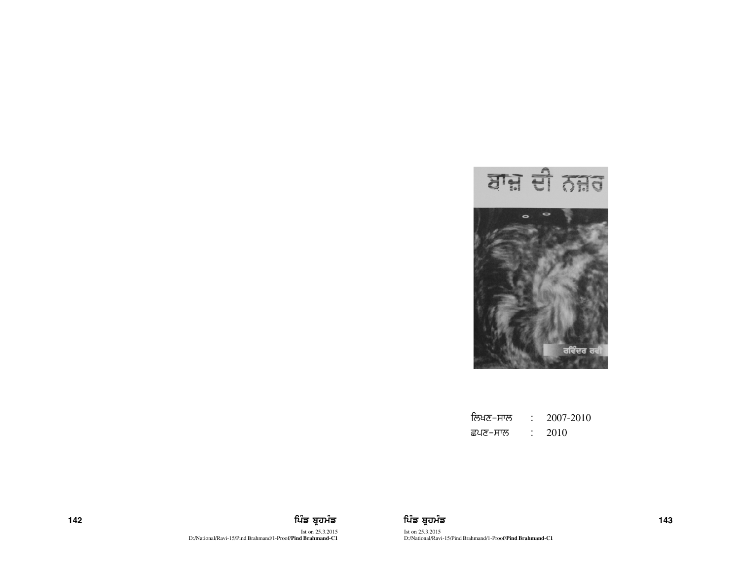ਬਾਜ਼ ਦੀ ਨਜ਼ਰ

ਰਵਿੰਦਰ ਰਵੀ

ਲਿਖਣ-ਸਾਲ : 2007-2010

ਛਪਣ-ਸਾਲ : 2010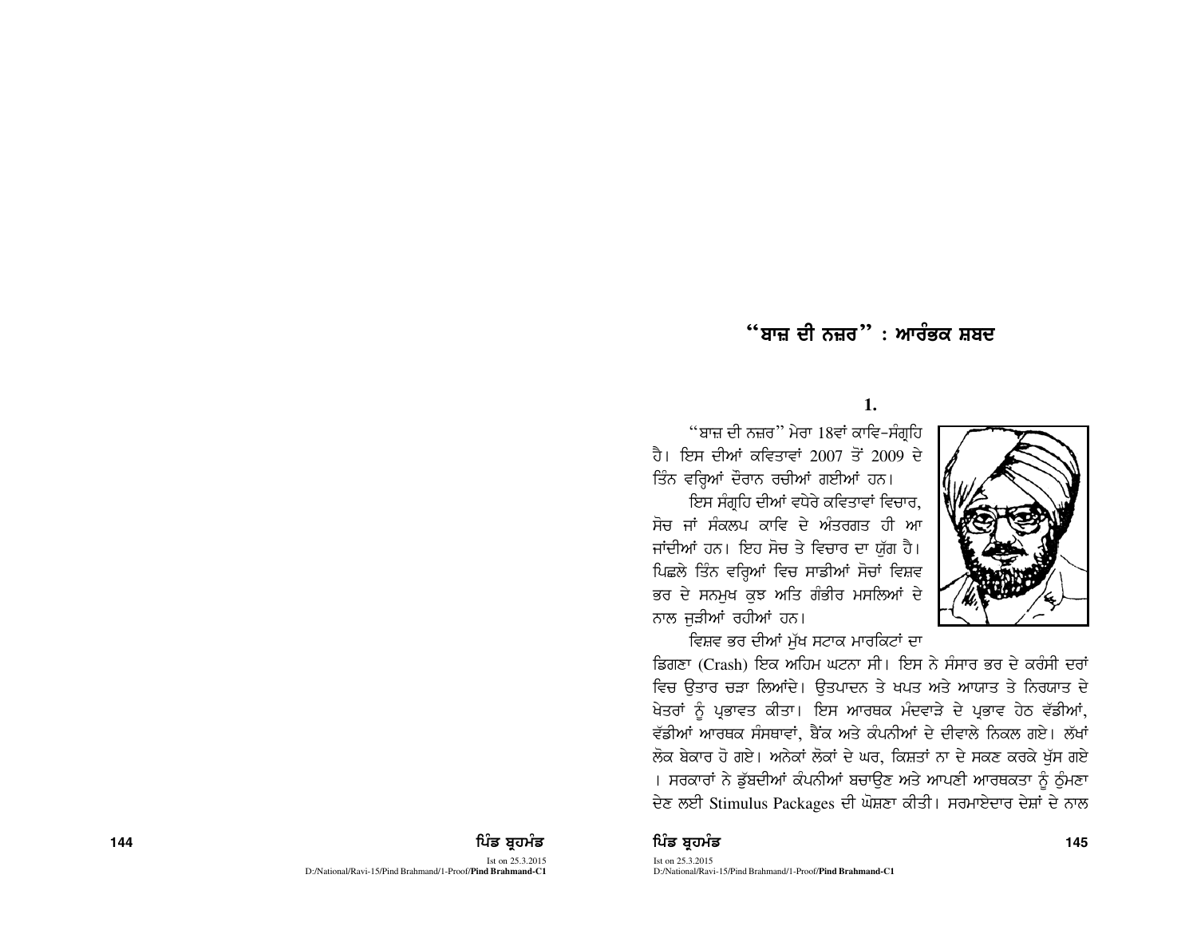# "ਬਾਜ਼ ਦੀ ਨਜ਼ਰ" : ਆਰੰਭਕ ਸ਼ਬਦ

**1.**

"ਬਾਜ਼ ਦੀ ਨਜ਼ਰ" ਮੇਰਾ 18ਵਾਂ ਕਾਵਿ-ਸੰਗ੍ਰਹਿ ਹੈ। ਇਸ ਦੀਆਂ ਕਵਿਤਾਵਾਂ 2007 ਤੋਂ 2009 ਦੇ ਤਿੰਨ ਵਰ੍ਹਿਆਂ ਦੌਰਾਨ ਰਚੀਆਂ ਗਈਆਂ ਹਨ।

ਇਸ ਸੰਗ੍ਰਹਿ ਦੀਆਂ ਵਧੇਰੇ ਕਵਿਤਾਵਾਂ ਵਿਚਾਰ, ਸੋਚ ਜਾਂ ਸੰਕਲਪ ਕਾਵਿ ਦੇ ਅੰਤਰਗਤ ਹੀ ਆ ਜਾਂਦੀਆਂ ਹਨ। ਇਹ ਸੋਚ ਤੇ ਵਿਚਾਰ ਦਾ ਯੁੱਗ ਹੈ। ਪਿਛਲੇ ਤਿੰਨ ਵਰ੍ਹਿਆਂ ਵਿਚ ਸਾਡੀਆਂ ਸੋਚਾਂ ਵਿਸ਼ਵ ਭਰ ਦੇ ਸਨਮੁਖ ਕੁਝ ਅਤਿ ਗੰਭੀਰ ਮਸਲਿਆਂ ਦੇ ਨਾਲ ਜੁੜੀਆਂ ਰਹੀਆਂ ਹਨ।

ਵਿਸ਼ਵ ਭਰ ਦੀਆਂ ਮੁੱਖ ਸਟਾਕ ਮਾਰਕਿਟਾਂ ਦਾ ਡਿਗਣਾ (Crash) ਇਕ ਅਹਿਮ ਘਟਨਾ ਸੀ। ਇਸ ਨੇ ਸੰਸਾਰ ਭਰ ਦੇ ਕਰੰਸੀ ਦਰਾਂ ਵਿਚ ਉਤਾਰ ਚੜਾ ਲਿਆਂਦੇ। ਉਤਪਾਦਨ ਤੇ ਖਪਤ ਅਤੇ ਆਯਾਤ ਤੇ ਨਿਰਯਾਤ ਦੇ ਖੇਤਰਾਂ ਨੂੰ ਪ੍ਰਭਾਵਤ ਕੀਤਾ। ਇਸ ਆਰਥਕ ਮੰਦਵਾੜੇ ਦੇ ਪ੍ਰਭਾਵ ਹੇਠ ਵੱਡੀਆਂ, ਵੱਡੀਆਂ ਆਰਥਕ ਸੰਸਥਾਵਾਂ, ਬੈਂਕ ਅਤੇ ਕੰਪਨੀਆਂ ਦੇ ਦੀਵਾਲੇ ਨਿਕਲ ਗਏ। ਲੱਖਾਂ ਲੋਕ ਬੇਕਾਰ ਹੋ ਗਏ। ਅਨੇਕਾਂ ਲੋਕਾਂ ਦੇ ਘਰ, ਕਿਸ਼ਤਾਂ ਨਾ ਦੇ ਸਕਣ ਕਰਕੇ ਖੁੱਸ ਗਏ। ਸਰਕਾਰਾਂ ਨੇ ਡੁੱਬਦੀਆਂ ਕੰਪਨੀਆਂ ਬਚਾਉਣ ਅਤੇ ਆਪਣੀ ਆਰਥਕਤਾ ਨੂੰ ਠੁੰਮਣਾ ਦੇਣ ਲਈ Stimulus Packages ਦੀ ਘੋਸ਼ਣਾ ਕੀਤੀ। ਸਰਮਾਏਦਾਰ ਦੇਸ਼ਾਂ ਦੇ ਨਾਲ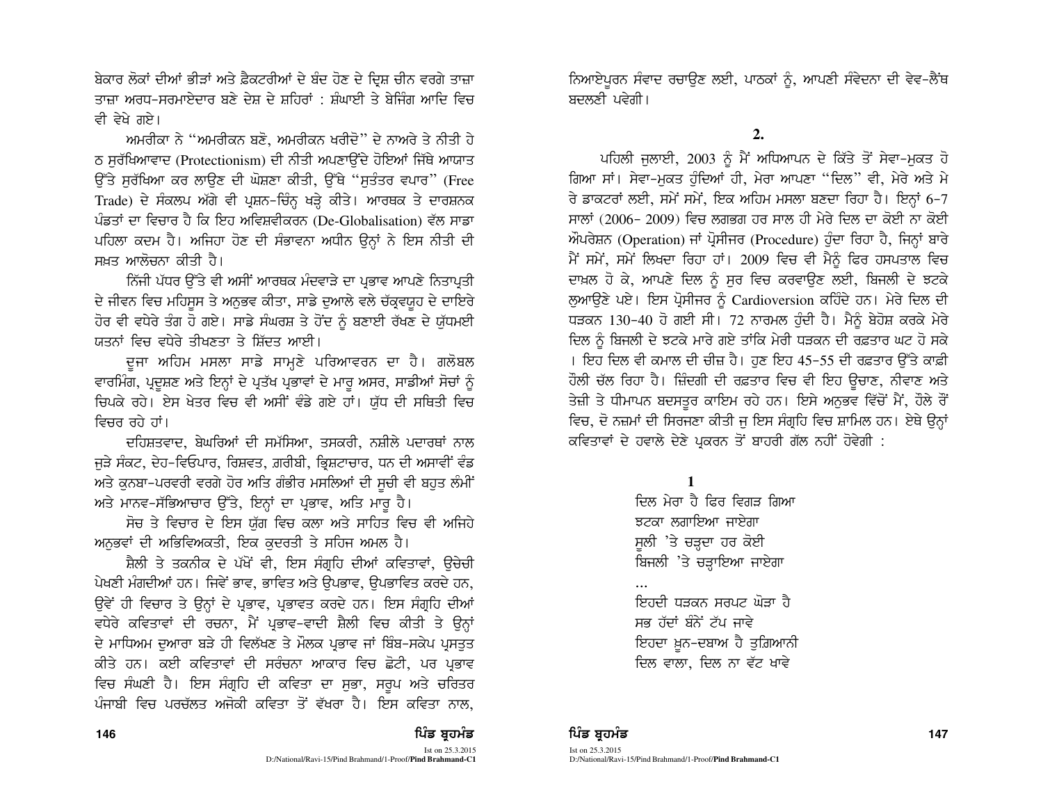ਬੇਕਾਰ ਲੋਕਾਂ ਦੀਆਂ ਭੀੜਾਂ ਅਤੇ ਫ਼ੈਕਟਰੀਆਂ ਦੇ ਬੰਦ ਹੋਣ ਦੇ ਦ੍ਰਿਸ਼ ਚੀਨ ਵਰਗੇ ਤਾਜ਼ਾ ਤਾਜ਼ਾ ਅਰਧ-ਸਰਮਾਏਦਾਰ ਬਣੇ ਦੇਸ਼ ਦੇ ਸ਼ਹਿਰਾਂ : ਸ਼ੰਘਾਈ ਤੇ ਬੇਜਿੰਗ ਆਦਿ ਵਿਚ ਵੀ ਵੇਖੇ ਗਏ।

ਅਮਰੀਕਾ ਨੇ "ਅਮਰੀਕਨ ਬਣੋ, ਅਮਰੀਕਨ ਖਰੀਦੋ" ਦੇ ਨਾਅਰੇ ਤੇ ਨੀਤੀ ਹੇਠ ਸੁਰੱਖਿਆਵਾਦ (Protectionism) ਦੀ ਨੀਤੀ ਅਪਣਾਉਂਦੇ ਹੋਇਆਂ ਜਿੱਥੇ ਆਯਾਤ ਉੱਤੇ ਸੁਰੱਖਿਆ ਕਰ ਲਾਉਣ ਦੀ ਘੋਸ਼ਣਾ ਕੀਤੀ, ਉੱਥੇ "ਸੁਤੰਤਰ ਵਪਾਰ" (Free Trade) ਦੇ ਸੰਕਲਪ ਅੱਗੇ ਵੀ ਪ੍ਰਸ਼ਨ-ਚਿੰਨ੍ਹ ਖੜ੍ਹੇ ਕੀਤੇ। ਆਰਥਕ ਤੇ ਦਾਰਸ਼ਨਕ ਪੰਡਤਾਂ ਦਾ ਵਿਚਾਰ ਹੈ ਕਿ ਇਹ ਅਵਿਸ਼ਵੀਕਰਨ (De-Globalisation) ਵੱਲ ਸਾਡਾ ਪਹਿਲਾ ਕਦਮ ਹੈ। ਅਜਿਹਾ ਹੋਣ ਦੀ ਸੰਭਾਵਨਾ ਅਧੀਨ ਉਨ੍ਹਾਂ ਨੇ ਇਸ ਨੀਤੀ ਦੀ ਸਖ਼ਤ ਆਲੋਚਨਾ ਕੀਤੀ ਹੈ।

ਨਿੱਜੀ ਪੱਧਰ ਉੱਤੇ ਵੀ ਅਸੀਂ ਆਰਥਕ ਮੰਦਵਾੜੇ ਦਾ ਪ੍ਰਭਾਵ ਆਪਣੇ ਨਿਤਾਪ੍ਰਤੀ ਦੇ ਜੀਵਨ ਵਿਚ ਮਹਿਸੂਸ ਤੇ ਅਨੁਭਵ ਕੀਤਾ, ਸਾਡੇ ਦੁਆਲੇ ਵਲੇ ਚੱਕ੍ਰਵਿਊਹ ਦੇ ਦਾਇਰੇ ਹੋਰ ਵੀ ਵਧੇਰੇ ਤੰਗ ਹੋ ਗਏ। ਸਾਡੇ ਸੰਘਰਸ਼ ਤੇ ਹੋਂਦ ਨੂੰ ਬਣਾਈ ਰੱਖਣ ਦੇ ਯੁੱਧਮਈ ਯਤਨਾਂ ਵਿਚ ਵਧੇਰੇ ਤੀਖਣਤਾ ਤੇ ਸ਼ਿੱਦਤ ਆਈ।

ਦੂਜਾ ਅਹਿਮ ਮਸਲਾ ਸਾਡੇ ਸਾਮ੍ਹਣੇ ਪਰਿਆਵਰਨ ਦਾ ਹੈ। ਗਲੋਬਲ ਵਾਰਮਿੰਗ, ਪ੍ਰਦੂਸ਼ਣ ਅਤੇ ਇਨ੍ਹਾਂ ਦੇ ਪ੍ਰਤੱਖ ਪ੍ਰਭਾਵਾਂ ਦੇ ਮਾਰੂ ਅਸਰ, ਸਾਡੀਆਂ ਸੋਚਾਂ ਨੂੰ ਚਿਪਕੇ ਰਹੇ। ਏਸ ਖੇਤਰ ਵਿਚ ਵੀ ਅਸੀਂ ਵੰਡੇ ਗਏ ਹਾਂ। ਯੁੱਧ ਦੀ ਸਥਿਤੀ ਵਿਚ ਵਿਚਰ ਰਹੇ ਹਾਂ।

ਦਹਿਸ਼ਤਵਾਦ, ਬੇਘਰਿਆਂ ਦੀ ਸਮੱਸਿਆ, ਤਸਕਰੀ, ਨਸ਼ੀਲੇ ਪਦਾਰਥਾਂ ਨਾਲ ਜੁੜੇ ਸੰਕਟ, ਦੇਹ-ਵਿਓਪਾਰ, ਰਿਸ਼ਵਤ, ਗ਼ਰੀਬੀ, ਭ੍ਰਿਸ਼ਟਾਚਾਰ, ਧਨ ਦੀ ਅਸਾਵੀਂ ਵੰਡ ਅਤੇ ਕੁਨਬਾ-ਪਰਵਰੀ ਵਰਗੇ ਹੋਰ ਅਤਿ ਗੰਭੀਰ ਮਸਲਿਆਂ ਦੀ ਸੂਚੀ ਵੀ ਬਹੁਤ ਲੰਮੀਂ ਅਤੇ ਮਾਨਵ-ਸੱਭਿਆਚਾਰ ਉੱਤੇ, ਇਨ੍ਹਾਂ ਦਾ ਪ੍ਰਭਾਵ, ਅਤਿ ਮਾਰੂ ਹੈ।

ਸੋਚ ਤੇ ਵਿਚਾਰ ਦੇ ਇਸ ਯੁੱਗ ਵਿਚ ਕਲਾ ਅਤੇ ਸਾਹਿਤ ਵਿਚ ਵੀ ਅਜਿਹੇ ਅਨੁਭਵਾਂ ਦੀ ਅਭਿਵਿਅਕਤੀ, ਇਕ ਕੁਦਰਤੀ ਤੇ ਸਹਿਜ ਅਮਲ ਹੈ।

ਸ਼ੈਲੀ ਤੇ ਤਕਨੀਕ ਦੇ ਪੱਖੋਂ ਵੀ, ਇਸ ਸੰਗ੍ਰਹਿ ਦੀਆਂ ਕਵਿਤਾਵਾਂ, ਉਚੇਚੀ ਪੇਖਣੀ ਮੰਗਦੀਆਂ ਹਨ। ਜਿਵੇਂ ਭਾਵ, ਭਾਵਿਤ ਅਤੇ ਉਪਭਾਵ, ਉਪਭਾਵਿਤ ਕਰਦੇ ਹਨ, ਉਵੇਂ ਹੀ ਵਿਚਾਰ ਤੇ ਉਨ੍ਹਾਂ ਦੇ ਪ੍ਰਭਾਵ, ਪ੍ਰਭਾਵਤ ਕਰਦੇ ਹਨ। ਇਸ ਸੰਗ੍ਰਹਿ ਦੀਆਂ ਵਧੇਰੇ ਕਵਿਤਾਵਾਂ ਦੀ ਰਚਨਾ, ਮੈਂ ਪ੍ਰਭਾਵ-ਵਾਦੀ ਸ਼ੈਲੀ ਵਿਚ ਕੀਤੀ ਤੇ ਉਨ੍ਹਾਂ ਦੇ ਮਾਧਿਅਮ ਦੁਆਰਾ ਬੜੇ ਹੀ ਵਿਲੱਖਣ ਤੇ ਮੌਲਕ ਪ੍ਰਭਾਵ ਜਾਂ ਬਿੰਬ-ਸਕੇਪ ਪ੍ਰਸਤੁਤ ਕੀਤੇ ਹਨ। ਕਈ ਕਵਿਤਾਵਾਂ ਦੀ ਸਰੰਚਨਾ ਆਕਾਰ ਵਿਚ ਛੋਟੀ, ਪਰ ਪ੍ਰਭਾਵ ਵਿਚ ਸੰਘਣੀ ਹੈ। ਇਸ ਸੰਗ੍ਰਹਿ ਦੀ ਕਵਿਤਾ ਦਾ ਸੁਭਾ, ਸਰੂਪ ਅਤੇ ਚਰਿਤਰ ਪੰਜਾਬੀ ਵਿਚ ਪਰਚੱਲਤ ਅਜੋਕੀ ਕਵਿਤਾ ਤੋਂ ਵੱਖਰਾ ਹੈ। ਇਸ ਕਵਿਤਾ ਨਾਲ, ਨਿਆਂਏਪੂਰਨ ਸੰਵਾਦ ਰਚਾਉਣ ਲਈ, ਪਾਠਕਾਂ ਨੂੰ, ਆਪਣੀ ਸੰਵੇਦਨਾ ਦੀ ਵੇਵ-ਲੈਂਥ ਬਦਲਣੀ ਪਵੇਗੀ।

## 2.

ਪਹਿਲੀ ਜੁਲਾਈ, 2003 ਨੂੰ ਮੈਂ ਅਧਿਆਪਨ ਦੇ ਕਿੱਤੇ ਤੋਂ ਸੇਵਾ-ਮੁਕਤ ਹੋ ਗਿਆ ਸਾਂ। ਸੇਵਾ-ਮੁਕਤ ਹੁੰਦਿਆਂ ਹੀ, ਮੇਰਾ ਆਪਣਾ "ਦਿਲ" ਵੀ, ਮੇਰੇ ਅਤੇ ਮੇਰੇ ਡਾਕਟਰਾਂ ਲਈ, ਸਮੇਂ ਸਮੇਂ, ਇਕ ਅਹਿਮ ਮਸਲਾ ਬਣਦਾ ਰਿਹਾ ਹੈ। ਇਨ੍ਹਾਂ 6-7 ਸਾਲਾਂ (2006- 2009) ਵਿਚ ਲਗਭਗ ਹਰ ਸਾਲ ਹੀ ਮੇਰੇ ਦਿਲ ਦਾ ਕੋਈ ਨਾ ਕੋਈ ਔਪਰੇਸ਼ਨ (Operation) ਜਾਂ ਪ੍ਰੋਸੀਜਰ (Procedure) ਹੁੰਦਾ ਰਿਹਾ ਹੈ, ਜਿਨ੍ਹਾਂ ਬਾਰੇ ਮੈਂ ਸਮੇਂ, ਸਮੇਂ ਲਿਖਦਾ ਰਿਹਾ ਹਾਂ। 2009 ਵਿਚ ਵੀ ਮੈਨੂੰ ਫਿਰ ਹਸਪਤਾਲ ਵਿਚ ਦਾਖ਼ਲ ਹੋ ਕੇ, ਆਪਣੇ ਦਿਲ ਨੂੰ ਸੁਰ ਵਿਚ ਕਰਵਾਉਣ ਲਈ, ਬਿਜਲੀ ਦੇ ਝਟਕੇ ਲੁਆਉਣੇ ਪਏ। ਇਸ ਪ੍ਰੋਸੀਜਰ ਨੂੰ Cardioversion ਕਹਿੰਦੇ ਹਨ। ਮੇਰੇ ਦਿਲ ਦੀ ਧੜਕਨ 130-40 ਹੋ ਗਈ ਸੀ। 72 ਨਾਰਮਲ ਹੁੰਦੀ ਹੈ। ਮੈਨੂੰ ਬੇਹੋਸ਼ ਕਰਕੇ ਮੇਰੇ ਦਿਲ ਨੂੰ ਬਿਜਲੀ ਦੇ ਝਟਕੇ ਮਾਰੇ ਗਏ ਤਾਂਕਿ ਮੇਰੀ ਧੜਕਨ ਦੀ ਰਫ਼ਤਾਰ ਘਟ ਹੋ ਸਕੇ। ਇਹ ਦਿਲ ਵੀ ਕਮਾਲ ਦੀ ਚੀਜ਼ ਹੈ। ਹੁਣ ਇਹ 45-55 ਦੀ ਰਫ਼ਤਾਰ ਉੱਤੇ ਕਾਫ਼ੀ ਹੌਲੀ ਚੱਲ ਰਿਹਾ ਹੈ। ਜ਼ਿੰਦਗੀ ਦੀ ਰਫ਼ਤਾਰ ਵਿਚ ਵੀ ਇਹ ਉਚਾਣ, ਨੀਵਾਣ ਅਤੇ ਤੇਜ਼ੀ ਤੇ ਧੀਮਾਪਨ ਬਦਸਤੂਰ ਕਾਇਮ ਰਹੇ ਹਨ। ਇਸੇ ਅਨੁਭਵ ਵਿੱਚੋਂ ਮੈਂ, ਹੌਲੇ ਰੌਂ ਵਿਚ, ਦੋ ਨਜ਼ਮਾਂ ਦੀ ਸਿਰਜਣਾ ਕੀਤੀ ਜੁ ਇਸ ਸੰਗ੍ਰਹਿ ਵਿਚ ਸ਼ਾਮਿਲ ਹਨ। ਏਥੇ ਉਨ੍ਹਾਂ ਕਵਿਤਾਵਾਂ ਦੇ ਹਵਾਲੇ ਦੇਣੇ ਪ੍ਰਕਰਨ ਤੋਂ ਬਾਹਰੀ ਗੱਲ ਨਹੀਂ ਹੋਵੇਗੀ :

**1**

ਦਿਲ ਮੇਰਾ ਹੈ ਫਿਰ ਵਿਗੜ ਗਿਆ  
ਝਟਕਾ ਲਗਾਇਆ ਜਾਏਗਾ  
ਸੂਲੀ 'ਤੇ ਚੜ੍ਹਦਾ ਹਰ ਕੋਈ  
ਬਿਜਲੀ 'ਤੇ ਚੜ੍ਹਾਇਆ ਜਾਏਗਾ  
...  
ਇਹਦੀ ਧੜਕਨ ਸਰਪਟ ਘੋੜਾ ਹੈ  
ਸਭ ਹੱਦਾਂ ਬੰਨੇਂ ਟੱਪ ਜਾਵੇ  
ਇਹਦਾ ਖ਼ੂਨ-ਦਬਾਅ ਹੈ ਤੁਗ਼ਿਆਨੀ  
ਦਿਲ ਵਾਲਾ, ਦਿਲ ਨਾ ਵੱਟ ਖਾਵੇ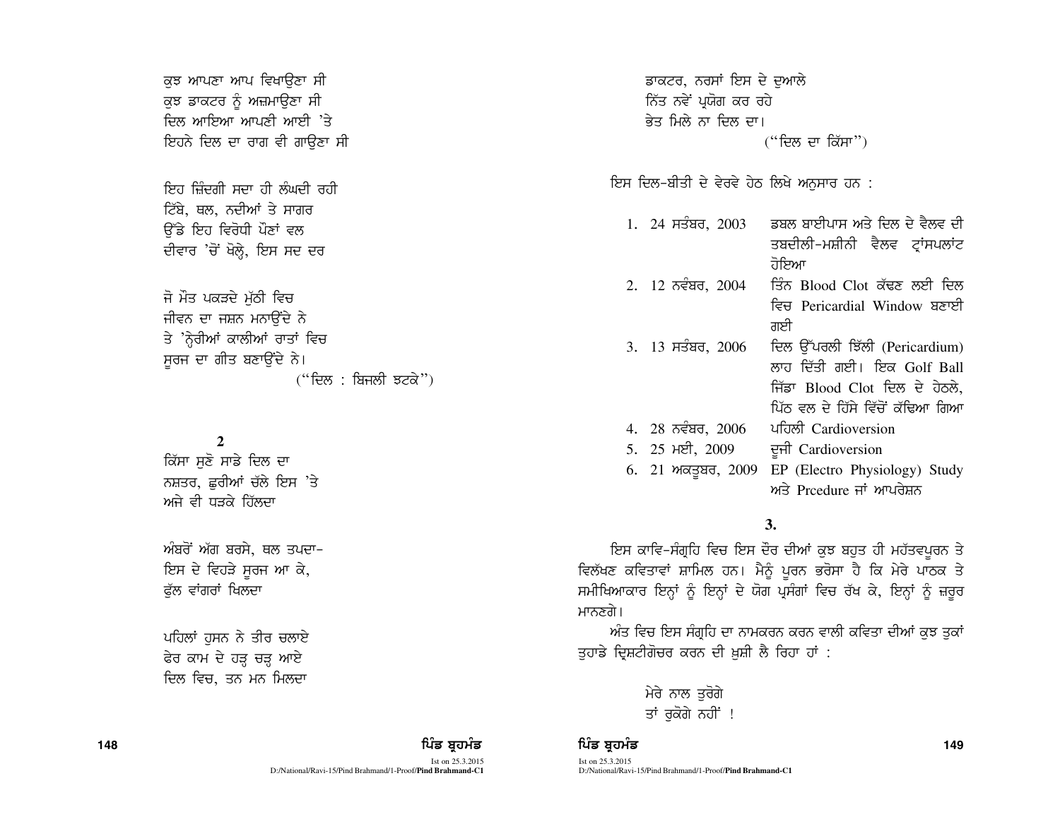ਕੁਝ ਆਪਣਾ ਆਪ ਵਿਖਾਉਣਾ ਸੀ
ਕੁਝ ਡਾਕਟਰ ਨੂੰ ਅਜ਼ਮਾਉਣਾ ਸੀ
ਦਿਲ ਆਇਆ ਆਪਣੀ ਆਈ 'ਤੇ
ਇਹਨੇ ਦਿਲ ਦਾ ਰਾਗ ਵੀ ਗਾਉਣਾ ਸੀ

ਇਹ ਜ਼ਿੰਦਗੀ ਸਦਾ ਹੀ ਲੰਘਦੀ ਰਹੀ
ਟਿੱਬੇ, ਥਲ, ਨਦੀਆਂ ਤੇ ਸਾਗਰ
ਉੱਡੇ ਇਹ ਵਿਰੋਧੀ ਪੌਣਾਂ ਵਲ
ਦੀਵਾਰ 'ਚੋਂ ਖੋਲ੍ਹੇ, ਇਸ ਸਦ ਦਰ

ਜੋ ਮੌਤ ਪਕੜਦੇ ਮੁੱਠੀ ਵਿਚ
ਜੀਵਨ ਦਾ ਜਸ਼ਨ ਮਨਾਉਂਦੇ ਨੇ
ਤੇ 'ਨ੍ਹੇਰੀਆਂ ਕਾਲੀਆਂ ਰਾਤਾਂ ਵਿਚ
ਸੂਰਜ ਦਾ ਗੀਤ ਬਣਾਉਂਦੇ ਨੇ।

("ਦਿਲ : ਬਿਜਲੀ ਝਟਕੇ")

**2**

ਕਿੱਸਾ ਸੁਣੋ ਸਾਡੇ ਦਿਲ ਦਾ
ਨਸ਼ਤਰ, ਛੁਰੀਆਂ ਚੱਲੇ ਇਸ 'ਤੇ
ਅਜੇ ਵੀ ਧੜਕੇ ਹਿੱਲਦਾ

ਅੰਬਰੋਂ ਅੱਗ ਬਰਸੇ, ਥਲ ਤਪਦਾ-
ਇਸ ਦੇ ਵਿਹੜੇ ਸੂਰਜ ਆ ਕੇ,
ਫੁੱਲ ਵਾਂਗਰਾਂ ਖਿਲਦਾ

ਪਹਿਲਾਂ ਹੁਸਨ ਨੇ ਤੀਰ ਚਲਾਏ
ਫੇਰ ਕਾਮ ਦੇ ਹੜ੍ਹ ਚੜ੍ਹ ਆਏ
ਦਿਲ ਵਿਚ, ਤਨ ਮਨ ਮਿਲਦਾ

ਡਾਕਟਰ, ਨਰਸਾਂ ਇਸ ਦੇ ਦੁਆਲੇ
ਨਿੱਤ ਨਵੇਂ ਪ੍ਰਯੋਗ ਕਰ ਰਹੇ
ਭੇਤ ਮਿਲੇ ਨਾ ਦਿਲ ਦਾ।

("ਦਿਲ ਦਾ ਕਿੱਸਾ")

ਇਸ ਦਿਲ-ਬੀਤੀ ਦੇ ਵੇਰਵੇ ਹੇਠ ਲਿਖੇ ਅਨੁਸਾਰ ਹਨ :

1. 24 ਸਤੰਬਰ, 2003 — ਡਬਲ ਬਾਈਪਾਸ ਅਤੇ ਦਿਲ ਦੇ ਵੈਲਵ ਦੀ ਤਬਦੀਲੀ-ਮਸ਼ੀਨੀ ਵੈਲਵ ਟ੍ਰਾਂਸਪਲਾਂਟ ਹੋਇਆ
2. 12 ਨਵੰਬਰ, 2004 — ਤਿੰਨ Blood Clot ਕੱਢਣ ਲਈ ਦਿਲ ਵਿਚ Pericardial Window ਬਣਾਈ ਗਈ
3. 13 ਸਤੰਬਰ, 2006 — ਦਿਲ ਉੱਪਰਲੀ ਝਿੱਲੀ (Pericardium) ਲਾਹ ਦਿੱਤੀ ਗਈ। ਇਕ Golf Ball ਜਿੱਡਾ Blood Clot ਦਿਲ ਦੇ ਹੇਠਲੇ, ਪਿੱਠ ਵਲ ਦੇ ਹਿੱਸੇ ਵਿੱਚੋਂ ਕੱਢਿਆ ਗਿਆ
4. 28 ਨਵੰਬਰ, 2006 — ਪਹਿਲੀ Cardioversion
5. 25 ਮਈ, 2009 — ਦੂਜੀ Cardioversion
6. 21 ਅਕਤੂਬਰ, 2009 — EP (Electro Physiology) Study ਅਤੇ Prcedure ਜਾਂ ਆਪਰੇਸ਼ਨ

**3.**

ਇਸ ਕਾਵਿ-ਸੰਗ੍ਰਹਿ ਵਿਚ ਇਸ ਦੌਰ ਦੀਆਂ ਕੁਝ ਬਹੁਤ ਹੀ ਮਹੱਤਵਪੂਰਨ ਤੇ ਵਿਲੱਖਣ ਕਵਿਤਾਵਾਂ ਸ਼ਾਮਿਲ ਹਨ। ਮੈਨੂੰ ਪੂਰਨ ਭਰੋਸਾ ਹੈ ਕਿ ਮੇਰੇ ਪਾਠਕ ਤੇ ਸਮੀਖਿਆਕਾਰ ਇਨ੍ਹਾਂ ਨੂੰ ਇਨ੍ਹਾਂ ਦੇ ਯੋਗ ਪ੍ਰਸੰਗਾਂ ਵਿਚ ਰੱਖ ਕੇ, ਇਨ੍ਹਾਂ ਨੂੰ ਜ਼ਰੂਰ ਮਾਨਣਗੇ।

ਅੰਤ ਵਿਚ ਇਸ ਸੰਗ੍ਰਹਿ ਦਾ ਨਾਮਕਰਨ ਕਰਨ ਵਾਲੀ ਕਵਿਤਾ ਦੀਆਂ ਕੁਝ ਤੁਕਾਂ ਤੁਹਾਡੇ ਦ੍ਰਿਸ਼ਟੀਗੋਚਰ ਕਰਨ ਦੀ ਖ਼ੁਸ਼ੀ ਲੈ ਰਿਹਾ ਹਾਂ :

ਮੇਰੇ ਨਾਲ ਤੁਰੋਗੇ
ਤਾਂ ਰੁਕੋਗੇ ਨਹੀਂ !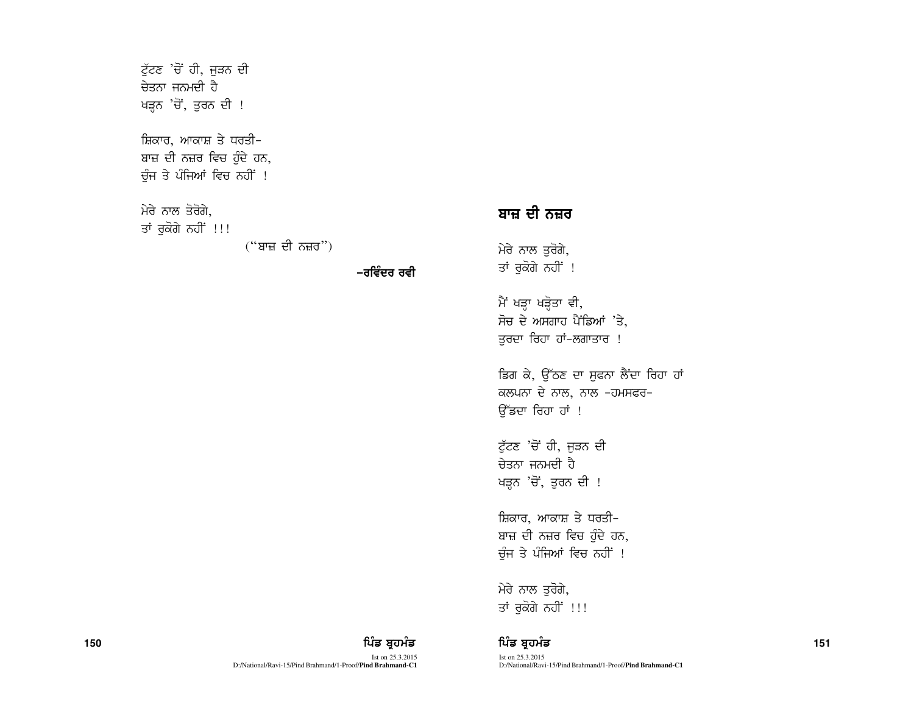ਟੁੱਟਣ 'ਚੋਂ ਹੀ, ਜੁੜਨ ਦੀ
ਚੇਤਨਾ ਜਨਮਦੀ ਹੈ
ਖੜ੍ਹਨ 'ਚੋਂ, ਤੁਰਨ ਦੀ !

ਸ਼ਿਕਾਰ, ਆਕਾਸ਼ ਤੇ ਧਰਤੀ–
ਬਾਜ਼ ਦੀ ਨਜ਼ਰ ਵਿਚ ਹੁੰਦੇ ਹਨ,
ਚੁੰਜ ਤੇ ਪੰਜਿਆਂ ਵਿਚ ਨਹੀਂ !

ਮੇਰੇ ਨਾਲ ਤੋਰੋਗੇ,
ਤਾਂ ਰੁਕੋਗੇ ਨਹੀਂ !!!

("ਬਾਜ਼ ਦੀ ਨਜ਼ਰ")

**–ਰਵਿੰਦਰ ਰਵੀ**

## ਬਾਜ਼ ਦੀ ਨਜ਼ਰ

ਮੇਰੇ ਨਾਲ ਤੁਰੋਗੇ,
ਤਾਂ ਰੁਕੋਗੇ ਨਹੀਂ !

ਮੈਂ ਖੜ੍ਹਾ ਖੜ੍ਹੋਤਾ ਵੀ,
ਸੋਚ ਦੇ ਅਸਗਾਹ ਪੈਂਡਿਆਂ 'ਤੇ,
ਤੁਰਦਾ ਰਿਹਾ ਹਾਂ-ਲਗਾਤਾਰ !

ਡਿਗ ਕੇ, ਉੱਠਣ ਦਾ ਸੁਫਨਾ ਲੈਂਦਾ ਰਿਹਾ ਹਾਂ
ਕਲਪਨਾ ਦੇ ਨਾਲ, ਨਾਲ -ਹਮਸਫਰ–
ਉੱਡਦਾ ਰਿਹਾ ਹਾਂ !

ਟੁੱਟਣ 'ਚੋਂ ਹੀ, ਜੁੜਨ ਦੀ
ਚੇਤਨਾ ਜਨਮਦੀ ਹੈ
ਖੜ੍ਹਨ 'ਚੋਂ, ਤੁਰਨ ਦੀ !

ਸ਼ਿਕਾਰ, ਆਕਾਸ਼ ਤੇ ਧਰਤੀ–
ਬਾਜ਼ ਦੀ ਨਜ਼ਰ ਵਿਚ ਹੁੰਦੇ ਹਨ,
ਚੁੰਜ ਤੇ ਪੰਜਿਆਂ ਵਿਚ ਨਹੀਂ !

ਮੇਰੇ ਨਾਲ ਤੁਰੋਗੇ,
ਤਾਂ ਰੁਕੋਗੇ ਨਹੀਂ !!!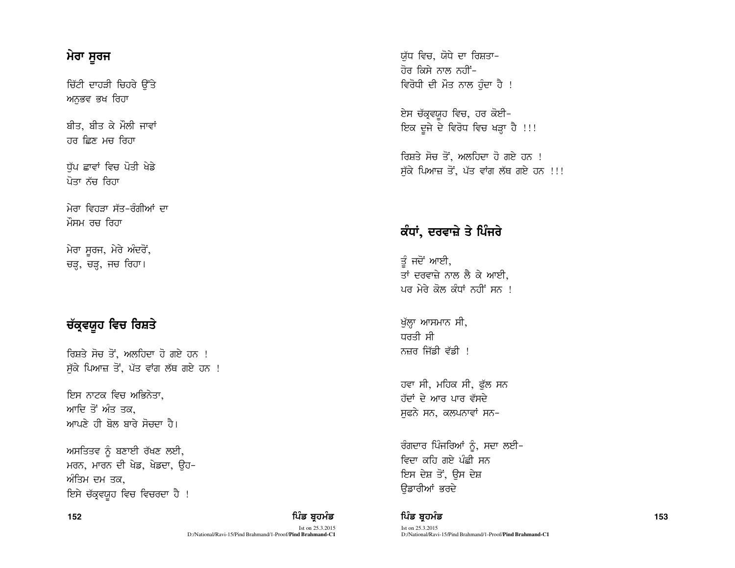## ਮੇਰਾ ਸੂਰਜ

ਚਿੱਟੀ ਦਾਹੜੀ ਚਿਹਰੇ ਉੱਤੇ
ਅਨੁਭਵ ਭਖ ਰਿਹਾ

ਬੀਤ, ਬੀਤ ਕੇ ਮੌਲੀ ਜਾਵਾਂ
ਹਰ ਛਿਣ ਮਚ ਰਿਹਾ

ਧੁੱਪ ਛਾਵਾਂ ਵਿਚ ਪੋਤੀ ਖੇਡੇ
ਪੋਤਾ ਨੱਚ ਰਿਹਾ

ਮੇਰਾ ਵਿਹੜਾ ਸੱਤ-ਰੰਗੀਆਂ ਦਾ
ਮੌਸਮ ਰਚ ਰਿਹਾ

ਮੇਰਾ ਸੂਰਜ, ਮੇਰੇ ਅੰਦਰੋਂ,
ਚੜ੍ਹ, ਚੜ੍ਹ, ਜਚ ਰਿਹਾ।

## ਚੱਕ੍ਰਵਯੂਹ ਵਿਚ ਰਿਸ਼ਤੇ

ਰਿਸ਼ਤੇ ਸੋਚ ਤੋਂ, ਅਲਹਿਦਾ ਹੋ ਗਏ ਹਨ !
ਸੁੱਕੇ ਪਿਆਜ਼ ਤੋਂ, ਪੱਤ ਵਾਂਗ ਲੱਥ ਗਏ ਹਨ !

ਇਸ ਨਾਟਕ ਵਿਚ ਅਭਿਨੇਤਾ,
ਆਦਿ ਤੋਂ ਅੰਤ ਤਕ,
ਆਪਣੇ ਹੀ ਬੋਲ ਬਾਰੇ ਸੋਚਦਾ ਹੈ।

ਅਸਤਿਤਵ ਨੂੰ ਬਣਾਈ ਰੱਖਣ ਲਈ,
ਮਰਨ, ਮਾਰਨ ਦੀ ਖੇਡ, ਖੇਡਦਾ, ਉਹ-
ਅੰਤਿਮ ਦਮ ਤਕ,
ਇਸੇ ਚੱਕ੍ਰਵਯੂਹ ਵਿਚ ਵਿਚਰਦਾ ਹੈ !

ਯੁੱਧ ਵਿਚ, ਯੋਧੇ ਦਾ ਰਿਸ਼ਤਾ-
ਹੋਰ ਕਿਸੇ ਨਾਲ ਨਹੀਂ-
ਵਿਰੋਧੀ ਦੀ ਮੌਤ ਨਾਲ ਹੁੰਦਾ ਹੈ !

ਏਸ ਚੱਕ੍ਰਵਯੂਹ ਵਿਚ, ਹਰ ਕੋਈ-
ਇਕ ਦੂਜੇ ਦੇ ਵਿਰੋਧ ਵਿਚ ਖੜ੍ਹਾ ਹੈ !!!

ਰਿਸ਼ਤੇ ਸੋਚ ਤੋਂ, ਅਲਹਿਦਾ ਹੋ ਗਏ ਹਨ !
ਸੁੱਕੇ ਪਿਆਜ਼ ਤੋਂ, ਪੱਤ ਵਾਂਗ ਲੱਥ ਗਏ ਹਨ !!!

## ਕੰਧਾਂ, ਦਰਵਾਜ਼ੇ ਤੇ ਪਿੰਜਰੇ

ਤੂੰ ਜਦੋਂ ਆਈ,
ਤਾਂ ਦਰਵਾਜ਼ੇ ਨਾਲ ਲੈ ਕੇ ਆਈ,
ਪਰ ਮੇਰੇ ਕੋਲ ਕੰਧਾਂ ਨਹੀਂ ਸਨ !

ਖੁੱਲ੍ਹਾ ਆਸਮਾਨ ਸੀ,
ਧਰਤੀ ਸੀ
ਨਜ਼ਰ ਜਿੱਡੀ ਵੱਡੀ !

ਹਵਾ ਸੀ, ਮਹਿਕ ਸੀ, ਫੁੱਲ ਸਨ
ਹੱਦਾਂ ਦੇ ਆਰ ਪਾਰ ਵੱਸਦੇ
ਸੁਫਨੇ ਸਨ, ਕਲਪਨਾਵਾਂ ਸਨ-

ਰੰਗਦਾਰ ਪਿੰਜਰਿਆਂ ਨੂੰ, ਸਦਾ ਲਈ-
ਵਿਦਾ ਕਹਿ ਗਏ ਪੰਛੀ ਸਨ
ਇਸ ਦੇਸ਼ ਤੋਂ, ਉਸ ਦੇਸ਼
ਉਡਾਰੀਆਂ ਭਰਦੇ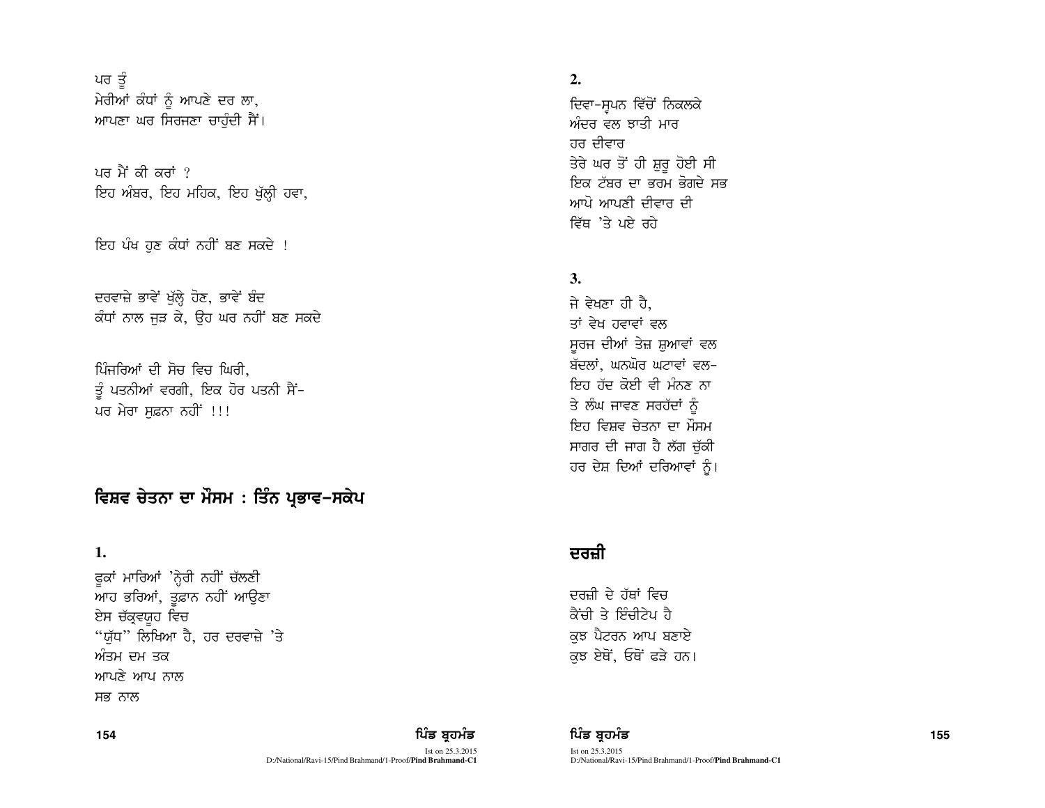ਪਰ ਤੂੰ  
ਮੇਰੀਆਂ ਕੰਧਾਂ ਨੂੰ ਆਪਣੇ ਦਰ ਲਾ,  
ਆਪਣਾ ਘਰ ਸਿਰਜਣਾ ਚਾਹੁੰਦੀ ਸੈਂ।

ਪਰ ਮੈਂ ਕੀ ਕਰਾਂ ?  
ਇਹ ਅੰਬਰ, ਇਹ ਮਹਿਕ, ਇਹ ਖੁੱਲ੍ਹੀ ਹਵਾ,

ਇਹ ਪੰਖ ਹੁਣ ਕੰਧਾਂ ਨਹੀਂ ਬਣ ਸਕਦੇ !

ਦਰਵਾਜ਼ੇ ਭਾਵੇਂ ਖੁੱਲ੍ਹੇ ਹੋਣ, ਭਾਵੇਂ ਬੰਦ  
ਕੰਧਾਂ ਨਾਲ ਜੁੜ ਕੇ, ਉਹ ਘਰ ਨਹੀਂ ਬਣ ਸਕਦੇ

ਪਿੰਜਰਿਆਂ ਦੀ ਸੋਚ ਵਿਚ ਘਿਰੀ,  
ਤੂੰ ਪਤਨੀਆਂ ਵਰਗੀ, ਇਕ ਹੋਰ ਪਤਨੀ ਸੈਂ-  
ਪਰ ਮੇਰਾ ਸੁਫ਼ਨਾ ਨਹੀਂ !!!

## ਵਿਸ਼ਵ ਚੇਤਨਾ ਦਾ ਮੌਸਮ : ਤਿੰਨ ਪ੍ਰਭਾਵ-ਸਕੇਪ

**1.**

ਫੂਕਾਂ ਮਾਰਿਆਂ 'ਨ੍ਹੇਰੀ ਨਹੀਂ ਚੱਲਣੀ  
ਆਹ ਭਰਿਆਂ, ਤੂਫ਼ਾਨ ਨਹੀਂ ਆਉਣਾ  
ਏਸ ਚੱਕ੍ਰਵਿਊਹ ਵਿਚ  
"ਯੁੱਧ" ਲਿਖਿਆ ਹੈ, ਹਰ ਦਰਵਾਜ਼ੇ 'ਤੇ  
ਅੰਤਮ ਦਮ ਤਕ  
ਆਪਣੇ ਆਪ ਨਾਲ  
ਸਭ ਨਾਲ

**2.**

ਦਿਵਾ-ਸੁਪਨ ਵਿੱਚੋਂ ਨਿਕਲਕੇ  
ਅੰਦਰ ਵਲ ਝਾਤੀ ਮਾਰ  
ਹਰ ਦੀਵਾਰ  
ਤੇਰੇ ਘਰ ਤੋਂ ਹੀ ਸ਼ੁਰੂ ਹੋਈ ਸੀ  
ਇਕ ਟੱਬਰ ਦਾ ਭਰਮ ਭੋਗਦੇ ਸਭ  
ਆਪੋ ਆਪਣੀ ਦੀਵਾਰ ਦੀ  
ਵਿੱਥ 'ਤੇ ਪਏ ਰਹੇ

**3.**

ਜੇ ਵੇਖਣਾ ਹੀ ਹੈ,  
ਤਾਂ ਵੇਖ ਹਵਾਵਾਂ ਵਲ  
ਸੂਰਜ ਦੀਆਂ ਤੇਜ਼ ਸ਼ੁਆਵਾਂ ਵਲ  
ਬੱਦਲਾਂ, ਘਨਘੋਰ ਘਟਾਵਾਂ ਵਲ-  
ਇਹ ਹੱਦ ਕੋਈ ਵੀ ਮੰਨਣ ਨਾ  
ਤੇ ਲੰਘ ਜਾਵਣ ਸਰਹੱਦਾਂ ਨੂੰ  
ਇਹ ਵਿਸ਼ਵ ਚੇਤਨਾ ਦਾ ਮੌਸਮ  
ਸਾਗਰ ਦੀ ਜਾਗ ਹੈ ਲੱਗ ਚੁੱਕੀ  
ਹਰ ਦੇਸ਼ ਦਿਆਂ ਦਰਿਆਵਾਂ ਨੂੰ।

## ਦਰਜ਼ੀ

ਦਰਜ਼ੀ ਦੇ ਹੱਥਾਂ ਵਿਚ  
ਕੈਂਚੀ ਤੇ ਇੰਚੀਟੇਪ ਹੈ  
ਕੁਝ ਪੈਟਰਨ ਆਪ ਬਣਾਏ  
ਕੁਝ ਏਥੋਂ, ਓਥੋਂ ਫੜੇ ਹਨ।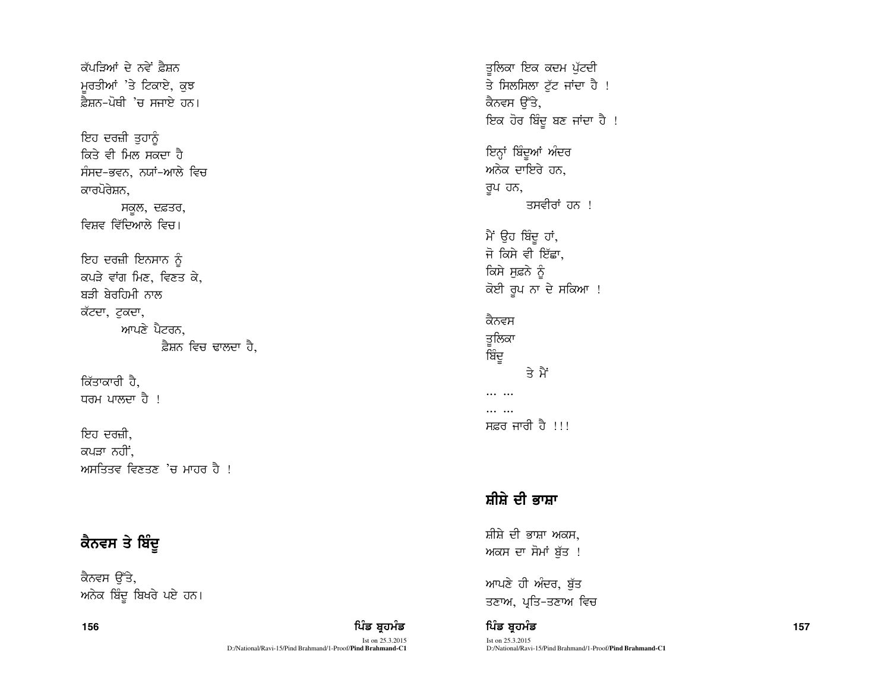ਕੱਪੜਿਆਂ ਦੇ ਨਵੇਂ ਫ਼ੈਸ਼ਨ
ਮੂਰਤੀਆਂ 'ਤੇ ਟਿਕਾਏ, ਕੁਝ
ਫ਼ੈਸ਼ਨ-ਪੋਥੀ 'ਚ ਸਜਾਏ ਹਨ।

ਇਹ ਦਰਜ਼ੀ ਤੁਹਾਨੂੰ
ਕਿਤੇ ਵੀ ਮਿਲ ਸਕਦਾ ਹੈ
ਸੰਸਦ-ਭਵਨ, ਨਯਾਂ-ਆਲੇ ਵਿਚ
ਕਾਰਪੋਰੇਸ਼ਨ,
ਸਕੂਲ, ਦਫ਼ਤਰ,
ਵਿਸ਼ਵ ਵਿੱਦਿਆਲੇ ਵਿਚ।

ਇਹ ਦਰਜ਼ੀ ਇਨਸਾਨ ਨੂੰ
ਕਪੜੇ ਵਾਂਗ ਮਿਣ, ਵਿਣਤ ਕੇ,
ਬੜੀ ਬੇਰਹਿਮੀ ਨਾਲ
ਕੱਟਦਾ, ਟੁਕਦਾ,
ਆਪਣੇ ਪੈਟਰਨ,
ਫ਼ੈਸ਼ਨ ਵਿਚ ਢਾਲਦਾ ਹੈ,

ਕਿੱਤਾਕਾਰੀ ਹੈ,
ਧਰਮ ਪਾਲਦਾ ਹੈ !

ਇਹ ਦਰਜ਼ੀ,
ਕਪੜਾ ਨਹੀਂ,
ਅਸਤਿਤਵ ਵਿਣਤਣ 'ਚ ਮਾਹਰ ਹੈ !

## ਕੈਨਵਸ ਤੇ ਬਿੰਦੂ

ਕੈਨਵਸ ਉੱਤੇ,
ਅਨੇਕ ਬਿੰਦੂ ਬਿਖਰੇ ਪਏ ਹਨ।

ਤੂਲਿਕਾ ਇਕ ਕਦਮ ਪੁੱਟਦੀ
ਤੇ ਸਿਲਸਿਲਾ ਟੁੱਟ ਜਾਂਦਾ ਹੈ !
ਕੈਨਵਸ ਉੱਤੇ,
ਇਕ ਹੋਰ ਬਿੰਦੂ ਬਣ ਜਾਂਦਾ ਹੈ !

ਇਨ੍ਹਾਂ ਬਿੰਦੂਆਂ ਅੰਦਰ
ਅਨੇਕ ਦਾਇਰੇ ਹਨ,
ਰੂਪ ਹਨ,
ਤਸਵੀਰਾਂ ਹਨ !

ਮੈਂ ਉਹ ਬਿੰਦੂ ਹਾਂ,
ਜੋ ਕਿਸੇ ਵੀ ਇੱਛਾ,
ਕਿਸੇ ਸੁਫ਼ਨੇ ਨੂੰ
ਕੋਈ ਰੂਪ ਨਾ ਦੇ ਸਕਿਆ !

ਕੈਨਵਸ
ਤੂਲਿਕਾ
ਬਿੰਦੂ
ਤੇ ਮੈਂ
... ...
... ...
ਸਫ਼ਰ ਜਾਰੀ ਹੈ !!!

## ਸ਼ੀਸ਼ੇ ਦੀ ਭਾਸ਼ਾ

ਸ਼ੀਸ਼ੇ ਦੀ ਭਾਸ਼ਾ ਅਕਸ,
ਅਕਸ ਦਾ ਸੋਮਾਂ ਬੁੱਤ !

ਆਪਣੇ ਹੀ ਅੰਦਰ, ਬੁੱਤ
ਤਣਾਅ, ਪ੍ਰਤਿ-ਤਣਾਅ ਵਿਚ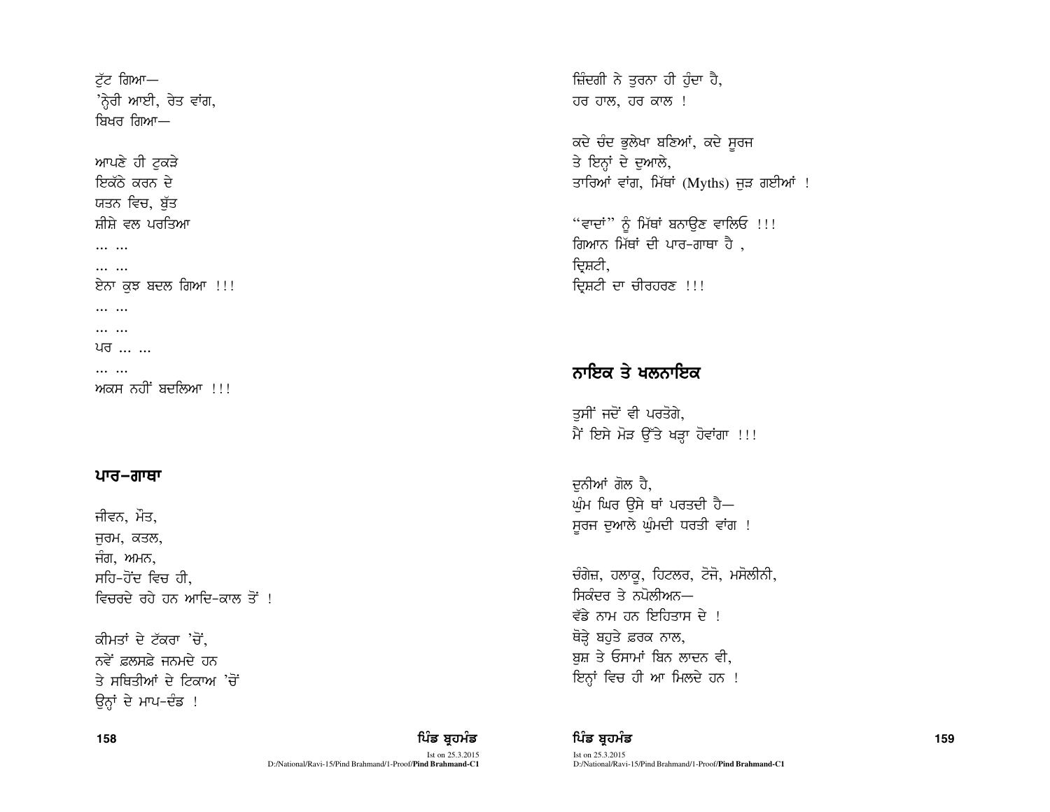ਟੁੱਟ ਗਿਆ—
'ਨ੍ਹੇਰੀ ਆਈ, ਰੇਤ ਵਾਂਗ,
ਬਿਖਰ ਗਿਆ—

ਆਪਣੇ ਹੀ ਟੁਕੜੇ
ਇਕੱਠੇ ਕਰਨ ਦੇ
ਯਤਨ ਵਿਚ, ਬੁੱਤ
ਸ਼ੀਸ਼ੇ ਵਲ ਪਰਤਿਆ
... ...
... ...
ਏਨਾ ਕੁਝ ਬਦਲ ਗਿਆ !!!
... ...
... ...
ਪਰ ... ...
... ...
ਅਕਸ ਨਹੀਂ ਬਦਲਿਆ !!!

## ਪਾਰ-ਗਾਥਾ

ਜੀਵਨ, ਮੌਤ,
ਜੁਰਮ, ਕਤਲ,
ਜੰਗ, ਅਮਨ,
ਸਹਿ-ਹੋਂਦ ਵਿਚ ਹੀ,
ਵਿਚਰਦੇ ਰਹੇ ਹਨ ਆਦਿ-ਕਾਲ ਤੋਂ !

ਕੀਮਤਾਂ ਦੇ ਟੱਕਰਾ 'ਚੋਂ,
ਨਵੇਂ ਫ਼ਲਸਫ਼ੇ ਜਨਮਦੇ ਹਨ
ਤੇ ਸਥਿਤੀਆਂ ਦੇ ਟਿਕਾਅ 'ਚੋਂ
ਉਨ੍ਹਾਂ ਦੇ ਮਾਪ-ਦੰਡ !

ਜ਼ਿੰਦਗੀ ਨੇ ਤੁਰਨਾ ਹੀ ਹੁੰਦਾ ਹੈ,
ਹਰ ਹਾਲ, ਹਰ ਕਾਲ !

ਕਦੇ ਚੰਦ ਭੁਲੇਖਾ ਬਣਿਆਂ, ਕਦੇ ਸੂਰਜ
ਤੇ ਇਨ੍ਹਾਂ ਦੇ ਦੁਆਲੇ,
ਤਾਰਿਆਂ ਵਾਂਗ, ਮਿੱਥਾਂ (Myths) ਜੁੜ ਗਈਆਂ !

"ਵਾਦਾਂ" ਨੂੰ ਮਿੱਥਾਂ ਬਨਾਉਣ ਵਾਲਿਓ !!!
ਗਿਆਨ ਮਿੱਥਾਂ ਦੀ ਪਾਰ-ਗਾਥਾ ਹੈ ,
ਦ੍ਰਿਸ਼ਟੀ,
ਦ੍ਰਿਸ਼ਟੀ ਦਾ ਚੀਰਹਰਣ !!!

## ਨਾਇਕ ਤੇ ਖਲਨਾਇਕ

ਤੁਸੀਂ ਜਦੋਂ ਵੀ ਪਰਤੋਗੇ,
ਮੈਂ ਇਸੇ ਮੋੜ ਉੱਤੇ ਖੜ੍ਹਾ ਹੋਵਾਂਗਾ !!!

ਦੁਨੀਆਂ ਗੋਲ ਹੈ,
ਘੁੰਮ ਘਿਰ ਉਸੇ ਥਾਂ ਪਰਤਦੀ ਹੈ—
ਸੂਰਜ ਦੁਆਲੇ ਘੁੰਮਦੀ ਧਰਤੀ ਵਾਂਗ !

ਚੰਗੇਜ਼, ਹਲਾਕੂ, ਹਿਟਲਰ, ਟੋਜੋ, ਮਸੋਲੀਨੀ,
ਸਿਕੰਦਰ ਤੇ ਨਪੋਲੀਅਨ—
ਵੱਡੇ ਨਾਮ ਹਨ ਇਹਿਤਾਸ ਦੇ !
ਥੋੜ੍ਹੇ ਬਹੁਤੇ ਫ਼ਰਕ ਨਾਲ,
ਬੁਸ਼ ਤੇ ਓਸਾਮਾਂ ਬਿਨ ਲਾਦਨ ਵੀ,
ਇਨ੍ਹਾਂ ਵਿਚ ਹੀ ਆ ਮਿਲਦੇ ਹਨ !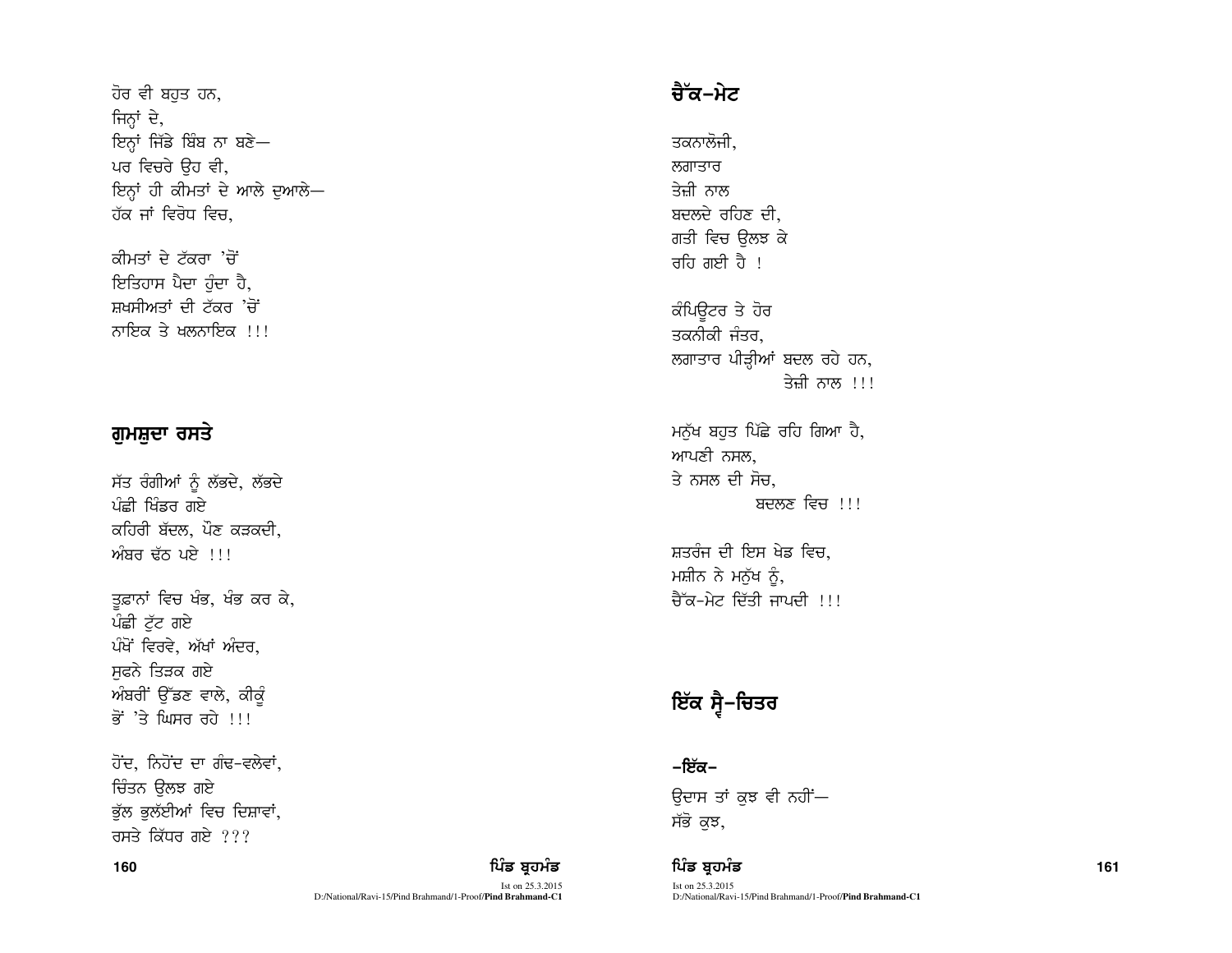ਹੋਰ ਵੀ ਬਹੁਤ ਹਨ,
ਜਿਨ੍ਹਾਂ ਦੇ,
ਇਨ੍ਹਾਂ ਜਿੱਡੇ ਬਿੰਬ ਨਾ ਬਣੇ—
ਪਰ ਵਿਚਰੇ ਉਹ ਵੀ,
ਇਨ੍ਹਾਂ ਹੀ ਕੀਮਤਾਂ ਦੇ ਆਲੇ ਦੁਆਲੇ—
ਹੱਕ ਜਾਂ ਵਿਰੋਧ ਵਿਚ,

ਕੀਮਤਾਂ ਦੇ ਟੱਕਰਾ 'ਚੋਂ
ਇਤਿਹਾਸ ਪੈਦਾ ਹੁੰਦਾ ਹੈ,
ਸ਼ਖਸੀਅਤਾਂ ਦੀ ਟੱਕਰ 'ਚੋਂ
ਨਾਇਕ ਤੇ ਖਲਨਾਇਕ !!!

## ਗੁਮਸ਼ੁਦਾ ਰਸਤੇ

ਸੱਤ ਰੰਗੀਆਂ ਨੂੰ ਲੱਭਦੇ, ਲੱਭਦੇ
ਪੰਛੀ ਖਿੰਡਰ ਗਏ
ਕਹਿਰੀ ਬੱਦਲ, ਪੌਣ ਕੜਕਦੀ,
ਅੰਬਰ ਢੱਠ ਪਏ !!!

ਤੂਫ਼ਾਨਾਂ ਵਿਚ ਖੰਭ, ਖੰਭ ਕਰ ਕੇ,
ਪੰਛੀ ਟੁੱਟ ਗਏ
ਪੰਖੋਂ ਵਿਰਵੇ, ਅੱਖਾਂ ਅੰਦਰ,
ਸੁਫਨੇ ਤਿੜਕ ਗਏ
ਅੰਬਰੀਂ ਉੱਡਣ ਵਾਲੇ, ਕੀਕੂੰ
ਭੋਂ 'ਤੇ ਘਿਸਰ ਰਹੇ !!!

ਹੋਂਦ, ਨਿਹੋਂਦ ਦਾ ਗੰਢ-ਵਲੇਵਾਂ,
ਚਿੰਤਨ ਉਲਝ ਗਏ
ਭੁੱਲ ਭੁਲੱਈਆਂ ਵਿਚ ਦਿਸ਼ਾਵਾਂ,
ਰਸਤੇ ਕਿੱਧਰ ਗਏ ???

## ਚੈੱਕ-ਮੇਟ

ਤਕਨਾਲੋਜੀ,
ਲਗਾਤਾਰ
ਤੇਜ਼ੀ ਨਾਲ
ਬਦਲਦੇ ਰਹਿਣ ਦੀ,
ਗਤੀ ਵਿਚ ਉਲਝ ਕੇ
ਰਹਿ ਗਈ ਹੈ !

ਕੰਪਿਊਟਰ ਤੇ ਹੋਰ
ਤਕਨੀਕੀ ਜੰਤਰ,
ਲਗਾਤਾਰ ਪੀੜ੍ਹੀਆਂ ਬਦਲ ਰਹੇ ਹਨ,
ਤੇਜ਼ੀ ਨਾਲ !!!

ਮਨੁੱਖ ਬਹੁਤ ਪਿੱਛੇ ਰਹਿ ਗਿਆ ਹੈ,
ਆਪਣੀ ਨਸਲ,
ਤੇ ਨਸਲ ਦੀ ਸੋਚ,
ਬਦਲਣ ਵਿਚ !!!

ਸ਼ਤਰੰਜ ਦੀ ਇਸ ਖੇਡ ਵਿਚ,
ਮਸ਼ੀਨ ਨੇ ਮਨੁੱਖ ਨੂੰ,
ਚੈੱਕ-ਮੇਟ ਦਿੱਤੀ ਜਾਪਦੀ !!!

## ਇੱਕ ਸ੍ਵੈ-ਚਿਤਰ

### -ਇੱਕ-

ਉਦਾਸ ਤਾਂ ਕੁਝ ਵੀ ਨਹੀਂ—
ਸੱਭੋ ਕੁਝ,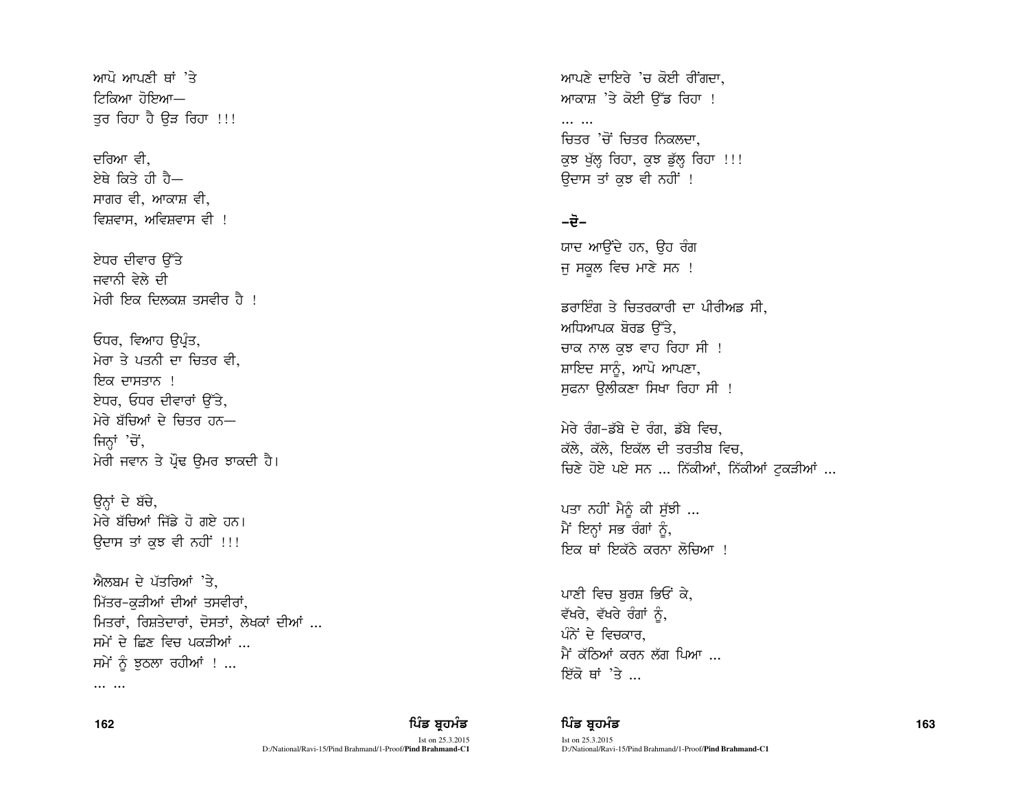ਆਪੋ ਆਪਣੀ ਥਾਂ 'ਤੇ
ਟਿਕਿਆ ਹੋਇਆ—
ਤੁਰ ਰਿਹਾ ਹੈ ਉੜ ਰਿਹਾ !!!

ਦਰਿਆ ਵੀ,
ਏਥੇ ਕਿਤੇ ਹੀ ਹੈ—
ਸਾਗਰ ਵੀ, ਆਕਾਸ਼ ਵੀ,
ਵਿਸ਼ਵਾਸ, ਅਵਿਸ਼ਵਾਸ ਵੀ !

ਏਧਰ ਦੀਵਾਰ ਉੱਤੇ
ਜਵਾਨੀ ਵੇਲੇ ਦੀ
ਮੇਰੀ ਇਕ ਦਿਲਕਸ਼ ਤਸਵੀਰ ਹੈ !

ਓਧਰ, ਵਿਆਹ ਉਪ੍ਰੰਤ,
ਮੇਰਾ ਤੇ ਪਤਨੀ ਦਾ ਚਿਤਰ ਵੀ,
ਇਕ ਦਾਸਤਾਨ !
ਏਧਰ, ਓਧਰ ਦੀਵਾਰਾਂ ਉੱਤੇ,
ਮੇਰੇ ਬੱਚਿਆਂ ਦੇ ਚਿਤਰ ਹਨ—
ਜਿਨ੍ਹਾਂ 'ਚੋਂ,
ਮੇਰੀ ਜਵਾਨ ਤੇ ਪ੍ਰੌਢ ਉਮਰ ਝਾਕਦੀ ਹੈ।

ਉਨ੍ਹਾਂ ਦੇ ਬੱਚੇ,
ਮੇਰੇ ਬੱਚਿਆਂ ਜਿੱਡੇ ਹੋ ਗਏ ਹਨ।
ਉਦਾਸ ਤਾਂ ਕੁਝ ਵੀ ਨਹੀਂ !!!

ਐਲਬਮ ਦੇ ਪੱਤਰਿਆਂ 'ਤੇ,
ਮਿੱਤਰ-ਕੁੜੀਆਂ ਦੀਆਂ ਤਸਵੀਰਾਂ,
ਮਿਤਰਾਂ, ਰਿਸ਼ਤੇਦਾਰਾਂ, ਦੋਸਤਾਂ, ਲੇਖਕਾਂ ਦੀਆਂ ...
ਸਮੇਂ ਦੇ ਛਿਣ ਵਿਚ ਪਕੜੀਆਂ ...
ਸਮੇਂ ਨੂੰ ਝੁਠਲਾ ਰਹੀਆਂ ! ...
... ...

ਆਪਣੇ ਦਾਇਰੇ 'ਚ ਕੋਈ ਰੀਂਗਦਾ,
ਆਕਾਸ਼ 'ਤੇ ਕੋਈ ਉੱਡ ਰਿਹਾ !
... ...
ਚਿਤਰ 'ਚੋਂ ਚਿਤਰ ਨਿਕਲਦਾ,
ਕੁਝ ਖੁੱਲ੍ਹ ਰਿਹਾ, ਕੁਝ ਡੁੱਲ੍ਹ ਰਿਹਾ !!!
ਉਦਾਸ ਤਾਂ ਕੁਝ ਵੀ ਨਹੀਂ !

### –ਦੋ–

ਯਾਦ ਆਉਂਦੇ ਹਨ, ਉਹ ਰੰਗ
ਜੁ ਸਕੂਲ ਵਿਚ ਮਾਣੇ ਸਨ !

ਡਰਾਇੰਗ ਤੇ ਚਿਤਰਕਾਰੀ ਦਾ ਪੀਰੀਅਡ ਸੀ,
ਅਧਿਆਪਕ ਬੋਰਡ ਉੱਤੇ,
ਚਾਕ ਨਾਲ ਕੁਝ ਵਾਹ ਰਿਹਾ ਸੀ !
ਸ਼ਾਇਦ ਸਾਨੂੰ, ਆਪੋ ਆਪਣਾ,
ਸੁਫਨਾ ਉਲੀਕਣਾ ਸਿਖਾ ਰਿਹਾ ਸੀ !

ਮੇਰੇ ਰੰਗ-ਡੱਬੇ ਦੇ ਰੰਗ, ਡੱਬੇ ਵਿਚ,
ਕੱਲੇ, ਕੱਲੇ, ਇਕੱਲ ਦੀ ਤਰਤੀਬ ਵਿਚ,
ਚਿਣੇ ਹੋਏ ਪਏ ਸਨ ... ਨਿੱਕੀਆਂ, ਨਿੱਕੀਆਂ ਟੁਕੜੀਆਂ ...

ਪਤਾ ਨਹੀਂ ਮੈਨੂੰ ਕੀ ਸੁੱਝੀ ...
ਮੈਂ ਇਨ੍ਹਾਂ ਸਭ ਰੰਗਾਂ ਨੂੰ,
ਇਕ ਥਾਂ ਇਕੱਠੇ ਕਰਨਾ ਲੋਚਿਆ !

ਪਾਣੀ ਵਿਚ ਬੁਰਸ਼ ਭਿਓਂ ਕੇ,
ਵੱਖਰੇ, ਵੱਖਰੇ ਰੰਗਾਂ ਨੂੰ,
ਪੰਨੇ ਦੇ ਵਿਚਕਾਰ,
ਮੈਂ ਕੱਠਿਆਂ ਕਰਨ ਲੱਗ ਪਿਆ ...
ਇੱਕੋ ਥਾਂ 'ਤੇ ...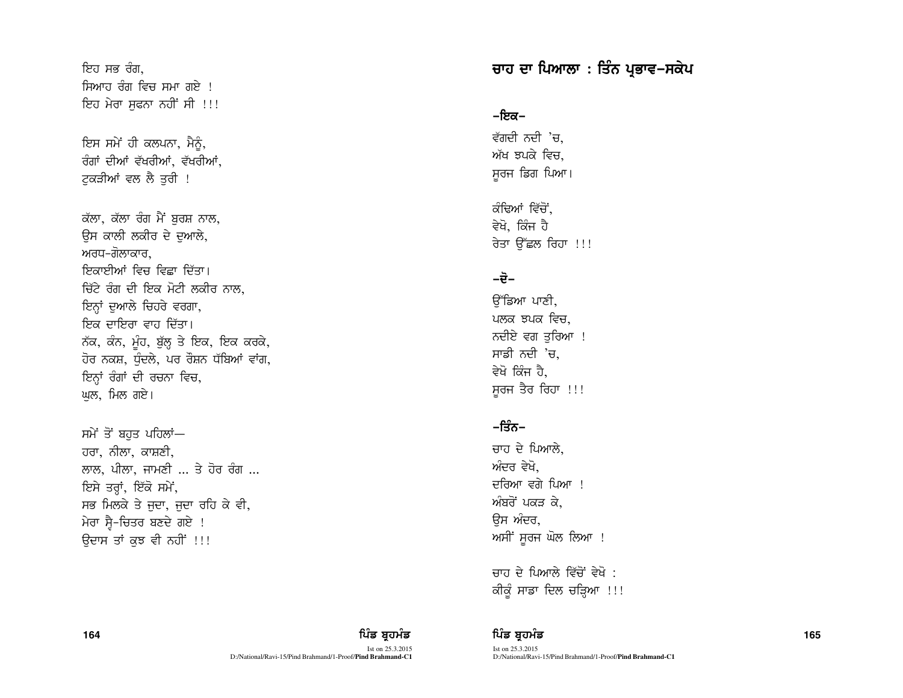ਇਹ ਸਭ ਰੰਗ,
ਸਿਆਹ ਰੰਗ ਵਿਚ ਸਮਾ ਗਏ !
ਇਹ ਮੇਰਾ ਸੁਫਨਾ ਨਹੀਂ ਸੀ !!!

ਇਸ ਸਮੇਂ ਹੀ ਕਲਪਨਾ, ਮੈਨੂੰ,
ਰੰਗਾਂ ਦੀਆਂ ਵੱਖਰੀਆਂ, ਵੱਖਰੀਆਂ,
ਟੁਕੜੀਆਂ ਵਲ ਲੈ ਤੁਰੀ !

ਕੱਲਾ, ਕੱਲਾ ਰੰਗ ਮੈਂ ਬੁਰਸ਼ ਨਾਲ,
ਉਸ ਕਾਲੀ ਲਕੀਰ ਦੇ ਦੁਆਲੇ,
ਅਰਧ-ਗੋਲਾਕਾਰ,
ਇਕਾਈਆਂ ਵਿਚ ਵਿਛਾ ਦਿੱਤਾ।
ਚਿੱਟੇ ਰੰਗ ਦੀ ਇਕ ਮੋਟੀ ਲਕੀਰ ਨਾਲ,
ਇਨ੍ਹਾਂ ਦੁਆਲੇ ਚਿਹਰੇ ਵਰਗਾ,
ਇਕ ਦਾਇਰਾ ਵਾਹ ਦਿੱਤਾ।
ਨੱਕ, ਕੰਨ, ਮੂੰਹ, ਬੁੱਲ੍ਹ ਤੇ ਇਕ, ਇਕ ਕਰਕੇ,
ਹੋਰ ਨਕਸ਼, ਧੁੰਦਲੇ, ਪਰ ਰੌਸ਼ਨ ਧੱਬਿਆਂ ਵਾਂਗ,
ਇਨ੍ਹਾਂ ਰੰਗਾਂ ਦੀ ਰਚਨਾ ਵਿਚ,
ਘੁਲ, ਮਿਲ ਗਏ।

ਸਮੇਂ ਤੋਂ ਬਹੁਤ ਪਹਿਲਾਂ—
ਹਰਾ, ਨੀਲਾ, ਕਾਸ਼ਣੀ,
ਲਾਲ, ਪੀਲਾ, ਜਾਮਣੀ ... ਤੇ ਹੋਰ ਰੰਗ ...
ਇਸੇ ਤਰ੍ਹਾਂ, ਇੱਕੋ ਸਮੇਂ,
ਸਭ ਮਿਲਕੇ ਤੇ ਜੁਦਾ, ਜੁਦਾ ਰਹਿ ਕੇ ਵੀ,
ਮੇਰਾ ਸ੍ਵੈ-ਚਿਤਰ ਬਣਦੇ ਗਏ !
ਉਦਾਸ ਤਾਂ ਕੁਝ ਵੀ ਨਹੀਂ !!!

## ਚਾਹ ਦਾ ਪਿਆਲਾ : ਤਿੰਨ ਪ੍ਰਭਾਵ-ਸਕੇਪ

### -ਇਕ-

ਵੱਗਦੀ ਨਦੀ 'ਚ,
ਅੱਖ ਝਪਕੇ ਵਿਚ,
ਸੂਰਜ ਡਿਗ ਪਿਆ।

ਕੰਢਿਆਂ ਵਿੱਚੋਂ,
ਵੇਖੋ, ਕਿੰਜ ਹੈ
ਰੇਤਾ ਉੱਛਲ ਰਿਹਾ !!!

### -ਦੋ-

ਉੱਡਿਆ ਪਾਣੀ,
ਪਲਕ ਝਪਕ ਵਿਚ,
ਨਦੀਏ ਵਗ ਤੁਰਿਆ !
ਸਾਡੀ ਨਦੀ 'ਚ,
ਵੇਖੋ ਕਿੰਜ ਹੈ,
ਸੂਰਜ ਤੈਰ ਰਿਹਾ !!!

### -ਤਿੰਨ-

ਚਾਹ ਦੇ ਪਿਆਲੇ,
ਅੰਦਰ ਵੇਖੋ,
ਦਰਿਆ ਵਗੇ ਪਿਆ !
ਅੰਬਰੋਂ ਪਕੜ ਕੇ,
ਉਸ ਅੰਦਰ,
ਅਸੀਂ ਸੂਰਜ ਘੋਲ ਲਿਆ !

ਚਾਹ ਦੇ ਪਿਆਲੇ ਵਿੱਚੋਂ ਵੇਖੋ :
ਕੀਕੂੰ ਸਾਡਾ ਦਿਲ ਚੜ੍ਹਿਆ !!!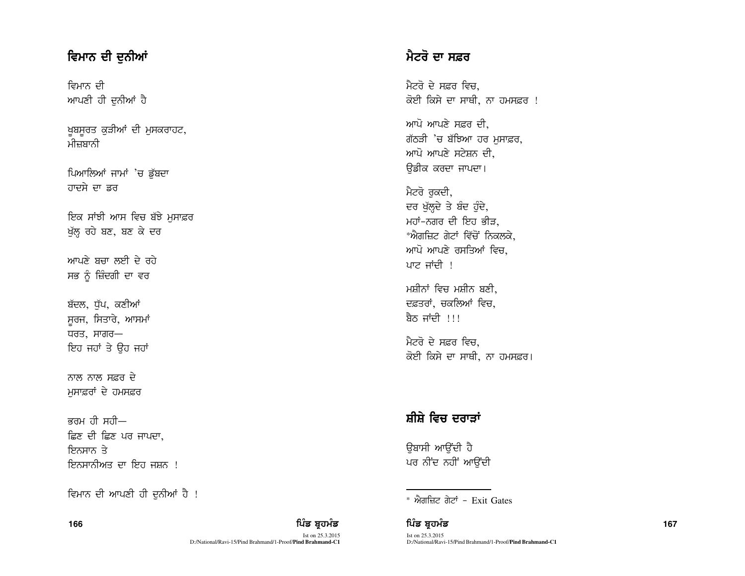## ਵਿਮਾਨ ਦੀ ਦੁਨੀਆਂ

ਵਿਮਾਨ ਦੀ
ਆਪਣੀ ਹੀ ਦੁਨੀਆਂ ਹੈ

ਖ਼ੂਬਸੂਰਤ ਕੁੜੀਆਂ ਦੀ ਮੁਸਕਰਾਹਟ,
ਮੀਜ਼ਬਾਨੀ

ਪਿਆਲਿਆਂ ਜਾਮਾਂ 'ਚ ਡੁੱਬਦਾ
ਹਾਦਸੇ ਦਾ ਡਰ

ਇਕ ਸਾਂਝੀ ਆਸ ਵਿਚ ਬੱਝੇ ਮੁਸਾਫ਼ਰ
ਖੁੱਲ੍ਹ ਰਹੇ ਬਣ, ਬਣ ਕੇ ਦਰ

ਆਪਣੇ ਬਚਾ ਲਈ ਦੇ ਰਹੇ
ਸਭ ਨੂੰ ਜ਼ਿੰਦਗੀ ਦਾ ਵਰ

ਬੱਦਲ, ਧੁੱਪ, ਕਣੀਆਂ
ਸੂਰਜ, ਸਿਤਾਰੇ, ਆਸਮਾਂ
ਧਰਤ, ਸਾਗਰ—
ਇਹ ਜਹਾਂ ਤੇ ਉਹ ਜਹਾਂ

ਨਾਲ ਨਾਲ ਸਫ਼ਰ ਦੇ
ਮੁਸਾਫ਼ਰਾਂ ਦੇ ਹਮਸਫ਼ਰ

ਭਰਮ ਹੀ ਸਹੀ—
ਛਿਣ ਦੀ ਛਿਣ ਪਰ ਜਾਪਦਾ,
ਇਨਸਾਨ ਤੇ
ਇਨਸਾਨੀਅਤ ਦਾ ਇਹ ਜਸ਼ਨ !

ਵਿਮਾਨ ਦੀ ਆਪਣੀ ਹੀ ਦੁਨੀਆਂ ਹੈ !

## ਮੈਟਰੋ ਦਾ ਸਫ਼ਰ

ਮੈਟਰੋ ਦੇ ਸਫ਼ਰ ਵਿਚ,
ਕੋਈ ਕਿਸੇ ਦਾ ਸਾਥੀ, ਨਾ ਹਮਸਫ਼ਰ !

ਆਪੋ ਆਪਣੇ ਸਫ਼ਰ ਦੀ,
ਗੱਠੜੀ 'ਚ ਬੱਝਿਆ ਹਰ ਮੁਸਾਫ਼ਰ,
ਆਪੋ ਆਪਣੇ ਸਟੇਸ਼ਨ ਦੀ,
ਉਡੀਕ ਕਰਦਾ ਜਾਪਦਾ।

ਮੈਟਰੋ ਰੁਕਦੀ,
ਦਰ ਖੁੱਲ੍ਹਦੇ ਤੇ ਬੰਦ ਹੁੰਦੇ,
ਮਹਾਂ-ਨਗਰ ਦੀ ਇਹ ਭੀੜ,
*ਐਗਜ਼ਿਟ ਗੇਟਾਂ ਵਿੱਚੋਂ ਨਿਕਲਕੇ,
ਆਪੋ ਆਪਣੇ ਰਸਤਿਆਂ ਵਿਚ,
ਪਾਟ ਜਾਂਦੀ !

ਮਸ਼ੀਨਾਂ ਵਿਚ ਮਸ਼ੀਨ ਬਣੀ,
ਦਫ਼ਤਰਾਂ, ਚਕਲਿਆਂ ਵਿਚ,
ਬੈਠ ਜਾਂਦੀ !!!

ਮੈਟਰੋ ਦੇ ਸਫ਼ਰ ਵਿਚ,
ਕੋਈ ਕਿਸੇ ਦਾ ਸਾਥੀ, ਨਾ ਹਮਸਫ਼ਰ।

## ਸ਼ੀਸ਼ੇ ਵਿਚ ਦਰਾੜਾਂ

ਉਬਾਸੀ ਆਉਂਦੀ ਹੈ
ਪਰ ਨੀਂਦ ਨਹੀਂ ਆਉਂਦੀ

---

\* ਐਗਜ਼ਿਟ ਗੇਟਾਂ - Exit Gates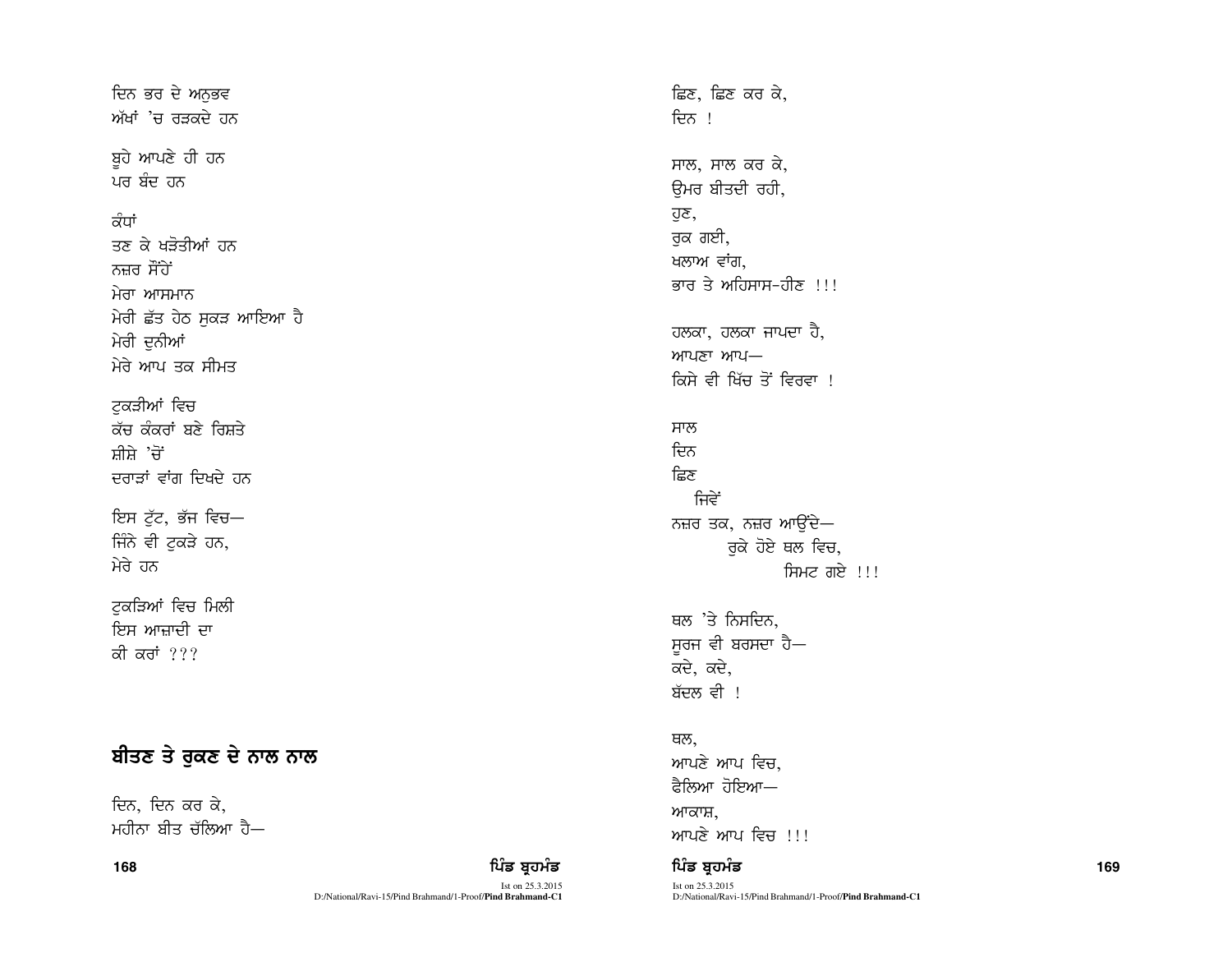ਦਿਨ ਭਰ ਦੇ ਅਨੁਭਵ
ਅੱਖਾਂ 'ਚ ਰੜਕਦੇ ਹਨ

ਬੂਹੇ ਆਪਣੇ ਹੀ ਹਨ
ਪਰ ਬੰਦ ਹਨ

ਕੰਧਾਂ
ਤਣ ਕੇ ਖੜ੍ਹੋਤੀਆਂ ਹਨ
ਨਜ਼ਰ ਸੌਂਹੇਂ
ਮੇਰਾ ਆਸਮਾਨ
ਮੇਰੀ ਛੱਤ ਹੇਠ ਸੁਕੜ ਆਇਆ ਹੈ
ਮੇਰੀ ਦੁਨੀਆਂ
ਮੇਰੇ ਆਪ ਤਕ ਸੀਮਤ

ਟੁਕੜੀਆਂ ਵਿਚ
ਕੱਚ ਕੰਕਰਾਂ ਬਣੇ ਰਿਸ਼ਤੇ
ਸ਼ੀਸ਼ੇ 'ਚੋਂ
ਦਰਾੜਾਂ ਵਾਂਗ ਦਿਖਦੇ ਹਨ

ਇਸ ਟੁੱਟ, ਭੱਜ ਵਿਚ—
ਜਿੰਨੇ ਵੀ ਟੁਕੜੇ ਹਨ,
ਮੇਰੇ ਹਨ

ਟੁਕੜਿਆਂ ਵਿਚ ਮਿਲੀ
ਇਸ ਆਜ਼ਾਦੀ ਦਾ
ਕੀ ਕਰਾਂ ???

## ਬੀਤਣ ਤੇ ਰੁਕਣ ਦੇ ਨਾਲ ਨਾਲ

ਦਿਨ, ਦਿਨ ਕਰ ਕੇ,
ਮਹੀਨਾ ਬੀਤ ਚੱਲਿਆ ਹੈ—

ਛਿਣ, ਛਿਣ ਕਰ ਕੇ,
ਦਿਨ !

ਸਾਲ, ਸਾਲ ਕਰ ਕੇ,
ਉਮਰ ਬੀਤਦੀ ਰਹੀ,
ਹੁਣ,
ਰੁਕ ਗਈ,
ਖਲਾਅ ਵਾਂਗ,
ਭਾਰ ਤੇ ਅਹਿਸਾਸ-ਹੀਣ !!!

ਹਲਕਾ, ਹਲਕਾ ਜਾਪਦਾ ਹੈ,
ਆਪਣਾ ਆਪ—
ਕਿਸੇ ਵੀ ਖਿੱਚ ਤੋਂ ਵਿਰਵਾ !

ਸਾਲ
ਦਿਨ
ਛਿਣ
ਜਿਵੇਂ
ਨਜ਼ਰ ਤਕ, ਨਜ਼ਰ ਆਉਂਦੇ—
ਰੁਕੇ ਹੋਏ ਥਲ ਵਿਚ,
ਸਿਮਟ ਗਏ !!!

ਥਲ 'ਤੇ ਨਿਸਦਿਨ,
ਸੂਰਜ ਵੀ ਬਰਸਦਾ ਹੈ—
ਕਦੇ, ਕਦੇ,
ਬੱਦਲ ਵੀ !

ਥਲ,
ਆਪਣੇ ਆਪ ਵਿਚ,
ਫੈਲਿਆ ਹੋਇਆ—
ਆਕਾਸ਼,
ਆਪਣੇ ਆਪ ਵਿਚ !!!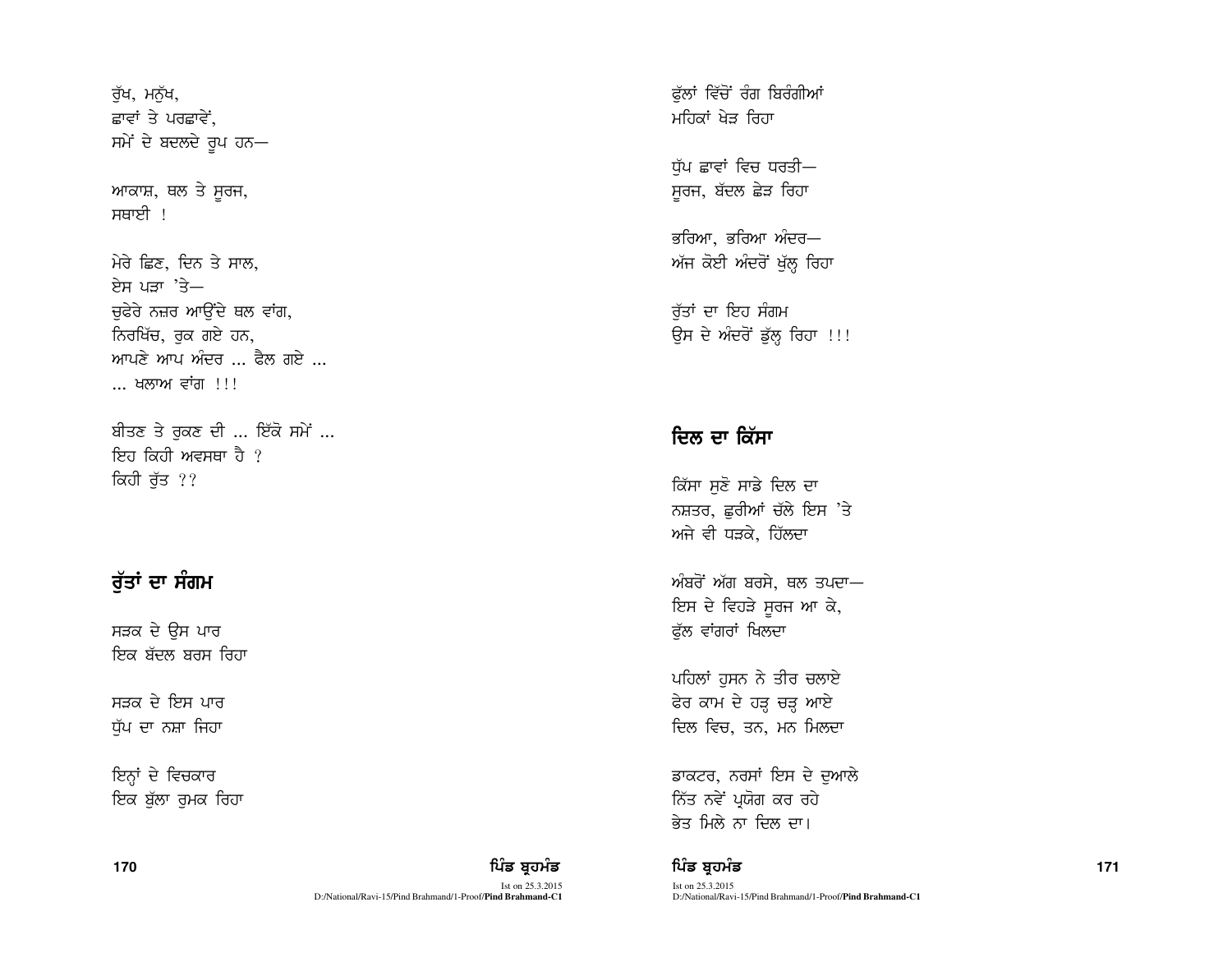ਰੁੱਖ, ਮਨੁੱਖ,
ਛਾਵਾਂ ਤੇ ਪਰਛਾਵੇਂ,
ਸਮੇਂ ਦੇ ਬਦਲਦੇ ਰੂਪ ਹਨ—

ਆਕਾਸ਼, ਥਲ ਤੇ ਸੂਰਜ,
ਸਥਾਈ !

ਮੇਰੇ ਛਿਣ, ਦਿਨ ਤੇ ਸਾਲ,
ਏਸ ਪੜਾ 'ਤੇ—
ਚੁਫੇਰੇ ਨਜ਼ਰ ਆਉਂਦੇ ਥਲ ਵਾਂਗ,
ਨਿਰਖਿੱਚ, ਰੁਕ ਗਏ ਹਨ,
ਆਪਣੇ ਆਪ ਅੰਦਰ ... ਫੈਲ ਗਏ ...
... ਖਲਾਅ ਵਾਂਗ !!!

ਬੀਤਣ ਤੇ ਰੁਕਣ ਦੀ ... ਇੱਕੋ ਸਮੇਂ ...
ਇਹ ਕਿਹੀ ਅਵਸਥਾ ਹੈ ?
ਕਿਹੀ ਰੁੱਤ ??

## ਰੁੱਤਾਂ ਦਾ ਸੰਗਮ

ਸੜਕ ਦੇ ਉਸ ਪਾਰ
ਇਕ ਬੱਦਲ ਬਰਸ ਰਿਹਾ

ਸੜਕ ਦੇ ਇਸ ਪਾਰ
ਧੁੱਪ ਦਾ ਨਸ਼ਾ ਜਿਹਾ

ਇਨ੍ਹਾਂ ਦੇ ਵਿਚਕਾਰ
ਇਕ ਬੁੱਲਾ ਰੁਮਕ ਰਿਹਾ

ਫੁੱਲਾਂ ਵਿੱਚੋਂ ਰੰਗ ਬਿਰੰਗੀਆਂ
ਮਹਿਕਾਂ ਖੇੜ ਰਿਹਾ

ਧੁੱਪ ਛਾਵਾਂ ਵਿਚ ਧਰਤੀ—
ਸੂਰਜ, ਬੱਦਲ ਛੇੜ ਰਿਹਾ

ਭਰਿਆ, ਭਰਿਆ ਅੰਦਰ—
ਅੱਜ ਕੋਈ ਅੰਦਰੋਂ ਖੁੱਲ੍ਹ ਰਿਹਾ

ਰੁੱਤਾਂ ਦਾ ਇਹ ਸੰਗਮ
ਉਸ ਦੇ ਅੰਦਰੋਂ ਡੁੱਲ੍ਹ ਰਿਹਾ !!!

## ਦਿਲ ਦਾ ਕਿੱਸਾ

ਕਿੱਸਾ ਸੁਣੋ ਸਾਡੇ ਦਿਲ ਦਾ
ਨਸ਼ਤਰ, ਛੁਰੀਆਂ ਚੱਲੇ ਇਸ 'ਤੇ
ਅਜੇ ਵੀ ਧੜਕੇ, ਹਿੱਲਦਾ

ਅੰਬਰੋਂ ਅੱਗ ਬਰਸੇ, ਥਲ ਤਪਦਾ—
ਇਸ ਦੇ ਵਿਹੜੇ ਸੂਰਜ ਆ ਕੇ,
ਫੁੱਲ ਵਾਂਗਰਾਂ ਖਿਲਦਾ

ਪਹਿਲਾਂ ਹੁਸਨ ਨੇ ਤੀਰ ਚਲਾਏ
ਫੇਰ ਕਾਮ ਦੇ ਹੜ੍ਹ ਚੜ੍ਹ ਆਏ
ਦਿਲ ਵਿਚ, ਤਨ, ਮਨ ਮਿਲਦਾ

ਡਾਕਟਰ, ਨਰਸਾਂ ਇਸ ਦੇ ਦੁਆਲੇ
ਨਿੱਤ ਨਵੇਂ ਪ੍ਰਯੋਗ ਕਰ ਰਹੇ
ਭੇਤ ਮਿਲੇ ਨਾ ਦਿਲ ਦਾ।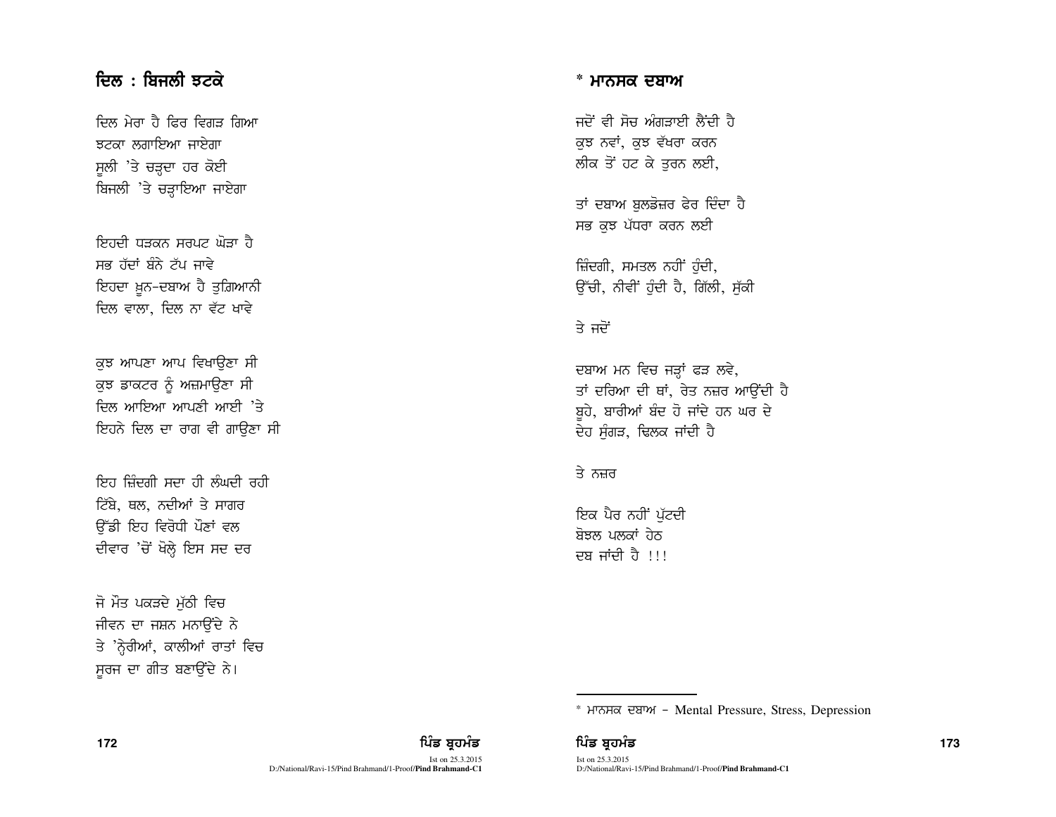## ਦਿਲ : ਬਿਜਲੀ ਝਟਕੇ

ਦਿਲ ਮੇਰਾ ਹੈ ਫਿਰ ਵਿਗੜ ਗਿਆ
ਝਟਕਾ ਲਗਾਇਆ ਜਾਏਗਾ
ਸੂਲੀ 'ਤੇ ਚੜ੍ਹਦਾ ਹਰ ਕੋਈ
ਬਿਜਲੀ 'ਤੇ ਚੜ੍ਹਾਇਆ ਜਾਏਗਾ

ਇਹਦੀ ਧੜਕਨ ਸਰਪਟ ਘੋੜਾ ਹੈ
ਸਭ ਹੱਦਾਂ ਬੰਨੇ ਟੱਪ ਜਾਵੇ
ਇਹਦਾ ਖ਼ੂਨ-ਦਬਾਅ ਹੈ ਤੁਗ਼ਿਆਨੀ
ਦਿਲ ਵਾਲਾ, ਦਿਲ ਨਾ ਵੱਟ ਖਾਵੇ

ਕੁਝ ਆਪਣਾ ਆਪ ਵਿਖਾਉਣਾ ਸੀ
ਕੁਝ ਡਾਕਟਰ ਨੂੰ ਅਜ਼ਮਾਉਣਾ ਸੀ
ਦਿਲ ਆਇਆ ਆਪਣੀ ਆਈ 'ਤੇ
ਇਹਨੇ ਦਿਲ ਦਾ ਰਾਗ ਵੀ ਗਾਉਣਾ ਸੀ

ਇਹ ਜ਼ਿੰਦਗੀ ਸਦਾ ਹੀ ਲੰਘਦੀ ਰਹੀ
ਟਿੱਬੇ, ਥਲ, ਨਦੀਆਂ ਤੇ ਸਾਗਰ
ਉੱਡੀ ਇਹ ਵਿਰੋਧੀ ਪੌਣਾਂ ਵਲ
ਦੀਵਾਰ 'ਚੋਂ ਖੋਲ੍ਹੇ ਇਸ ਸਦ ਦਰ

ਜੋ ਮੌਤ ਪਕੜਦੇ ਮੁੱਠੀ ਵਿਚ
ਜੀਵਨ ਦਾ ਜਸ਼ਨ ਮਨਾਉਂਦੇ ਨੇ
ਤੇ 'ਨ੍ਹੇਰੀਆਂ, ਕਾਲੀਆਂ ਰਾਤਾਂ ਵਿਚ
ਸੂਰਜ ਦਾ ਗੀਤ ਬਣਾਉਂਦੇ ਨੇ।

## * ਮਾਨਸਕ ਦਬਾਅ

ਜਦੋਂ ਵੀ ਸੋਚ ਅੰਗੜਾਈ ਲੈਂਦੀ ਹੈ
ਕੁਝ ਨਵਾਂ, ਕੁਝ ਵੱਖਰਾ ਕਰਨ
ਲੀਕ ਤੋਂ ਹਟ ਕੇ ਤੁਰਨ ਲਈ,

ਤਾਂ ਦਬਾਅ ਬੁਲਡੋਜ਼ਰ ਫੇਰ ਦਿੰਦਾ ਹੈ
ਸਭ ਕੁਝ ਪੱਧਰਾ ਕਰਨ ਲਈ

ਜ਼ਿੰਦਗੀ, ਸਮਤਲ ਨਹੀਂ ਹੁੰਦੀ,
ਉੱਚੀ, ਨੀਵੀਂ ਹੁੰਦੀ ਹੈ, ਗਿੱਲੀ, ਸੁੱਕੀ

ਤੇ ਜਦੋਂ

ਦਬਾਅ ਮਨ ਵਿਚ ਜੜ੍ਹਾਂ ਫੜ ਲਵੇ,
ਤਾਂ ਦਰਿਆ ਦੀ ਥਾਂ, ਰੇਤ ਨਜ਼ਰ ਆਉਂਦੀ ਹੈ
ਬੂਹੇ, ਬਾਰੀਆਂ ਬੰਦ ਹੋ ਜਾਂਦੇ ਹਨ ਘਰ ਦੇ
ਦੇਹ ਸੁੰਗੜ, ਢਿਲਕ ਜਾਂਦੀ ਹੈ

ਤੇ ਨਜ਼ਰ

ਇਕ ਪੈਰ ਨਹੀਂ ਪੁੱਟਦੀ
ਬੋਝਲ ਪਲਕਾਂ ਹੇਠ
ਦਬ ਜਾਂਦੀ ਹੈ !!!

---

* ਮਾਨਸਕ ਦਬਾਅ – Mental Pressure, Stress, Depression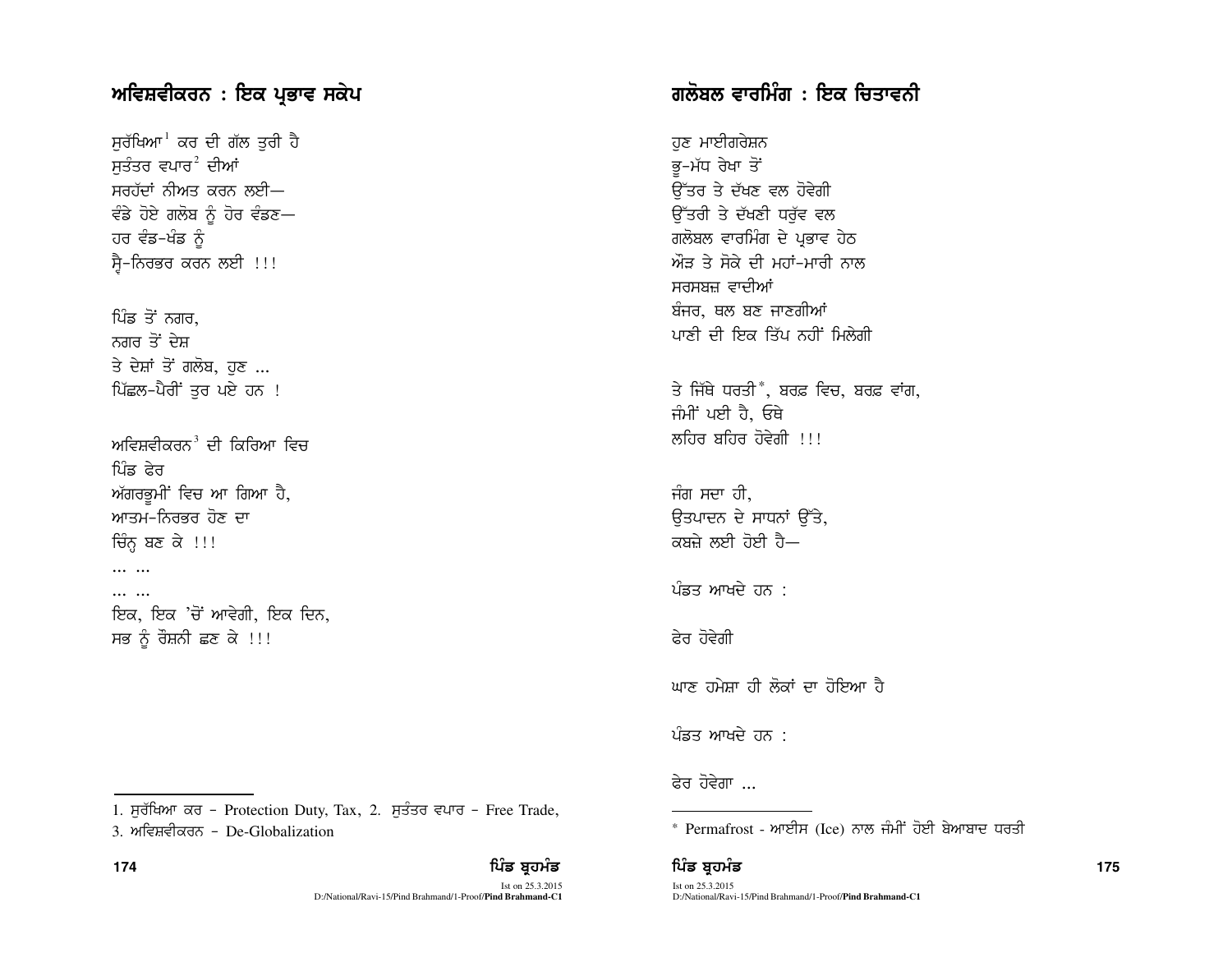## ਅਵਿਸ਼ਵੀਕਰਨ : ਇਕ ਪ੍ਰਭਾਵ ਸਕੇਪ

ਸੁਰੱਖਿਆ[1] ਕਰ ਦੀ ਗੱਲ ਤੁਰੀ ਹੈ
ਸੁਤੰਤਰ ਵਪਾਰ[2] ਦੀਆਂ
ਸਰਹੱਦਾਂ ਨੀਅਤ ਕਰਨ ਲਈ—
ਵੰਡੇ ਹੋਏ ਗਲੋਬ ਨੂੰ ਹੋਰ ਵੰਡਣ—
ਹਰ ਵੰਡ-ਖੰਡ ਨੂੰ
ਸ੍ਵੈ-ਨਿਰਭਰ ਕਰਨ ਲਈ !!!

ਪਿੰਡ ਤੋਂ ਨਗਰ,
ਨਗਰ ਤੋਂ ਦੇਸ਼
ਤੇ ਦੇਸ਼ਾਂ ਤੋਂ ਗਲੋਬ, ਹੁਣ ...
ਪਿੱਛਲ-ਪੈਰੀਂ ਤੁਰ ਪਏ ਹਨ !

ਅਵਿਸ਼ਵੀਕਰਨ[3] ਦੀ ਕਿਰਿਆ ਵਿਚ
ਪਿੰਡ ਫੇਰ
ਅੱਗਰਭੂਮੀਂ ਵਿਚ ਆ ਗਿਆ ਹੈ,
ਆਤਮ-ਨਿਰਭਰ ਹੋਣ ਦਾ
ਚਿੰਨ੍ਹ ਬਣ ਕੇ !!!
... ...
... ...
ਇਕ, ਇਕ 'ਚੋਂ ਆਵੇਗੀ, ਇਕ ਦਿਨ,
ਸਭ ਨੂੰ ਰੌਸ਼ਨੀ ਛਣ ਕੇ !!!

1. ਸੁਰੱਖਿਆ ਕਰ – Protection Duty, Tax, 2. ਸੁਤੰਤਰ ਵਪਾਰ – Free Trade,
3. ਅਵਿਸ਼ਵੀਕਰਨ – De-Globalization

## ਗਲੋਬਲ ਵਾਰਮਿੰਗ : ਇਕ ਚਿਤਾਵਨੀ

ਹੁਣ ਮਾਈਗਰੇਸ਼ਨ
ਭੂ-ਮੱਧ ਰੇਖਾ ਤੋਂ
ਉੱਤਰ ਤੇ ਦੱਖਣ ਵਲ ਹੋਵੇਗੀ
ਉੱਤਰੀ ਤੇ ਦੱਖਣੀ ਧਰੁੱਵ ਵਲ
ਗਲੋਬਲ ਵਾਰਮਿੰਗ ਦੇ ਪ੍ਰਭਾਵ ਹੇਠ
ਔੜ ਤੇ ਸੋਕੇ ਦੀ ਮਹਾਂ-ਮਾਰੀ ਨਾਲ
ਸਰਸਬਜ਼ ਵਾਦੀਆਂ
ਬੰਜਰ, ਥਲ ਬਣ ਜਾਣਗੀਆਂ
ਪਾਣੀ ਦੀ ਇਕ ਤਿੱਪ ਨਹੀਂ ਮਿਲੇਗੀ

ਤੇ ਜਿੱਥੇ ਧਰਤੀ*, ਬਰਫ਼ ਵਿਚ, ਬਰਫ਼ ਵਾਂਗ,
ਜੰਮੀਂ ਪਈ ਹੈ, ਓਥੇ
ਲਹਿਰ ਬਹਿਰ ਹੋਵੇਗੀ !!!

ਜੰਗ ਸਦਾ ਹੀ,
ਉਤਪਾਦਨ ਦੇ ਸਾਧਨਾਂ ਉੱਤੇ,
ਕਬਜ਼ੇ ਲਈ ਹੋਈ ਹੈ—

ਪੰਡਤ ਆਖਦੇ ਹਨ :

ਫੇਰ ਹੋਵੇਗੀ

ਘਾਣ ਹਮੇਸ਼ਾ ਹੀ ਲੋਕਾਂ ਦਾ ਹੋਇਆ ਹੈ

ਪੰਡਤ ਆਖਦੇ ਹਨ :

ਫੇਰ ਹੋਵੇਗਾ ...

* Permafrost - ਆਈਸ (Ice) ਨਾਲ ਜੰਮੀਂ ਹੋਈ ਬੇਆਬਾਦ ਧਰਤੀ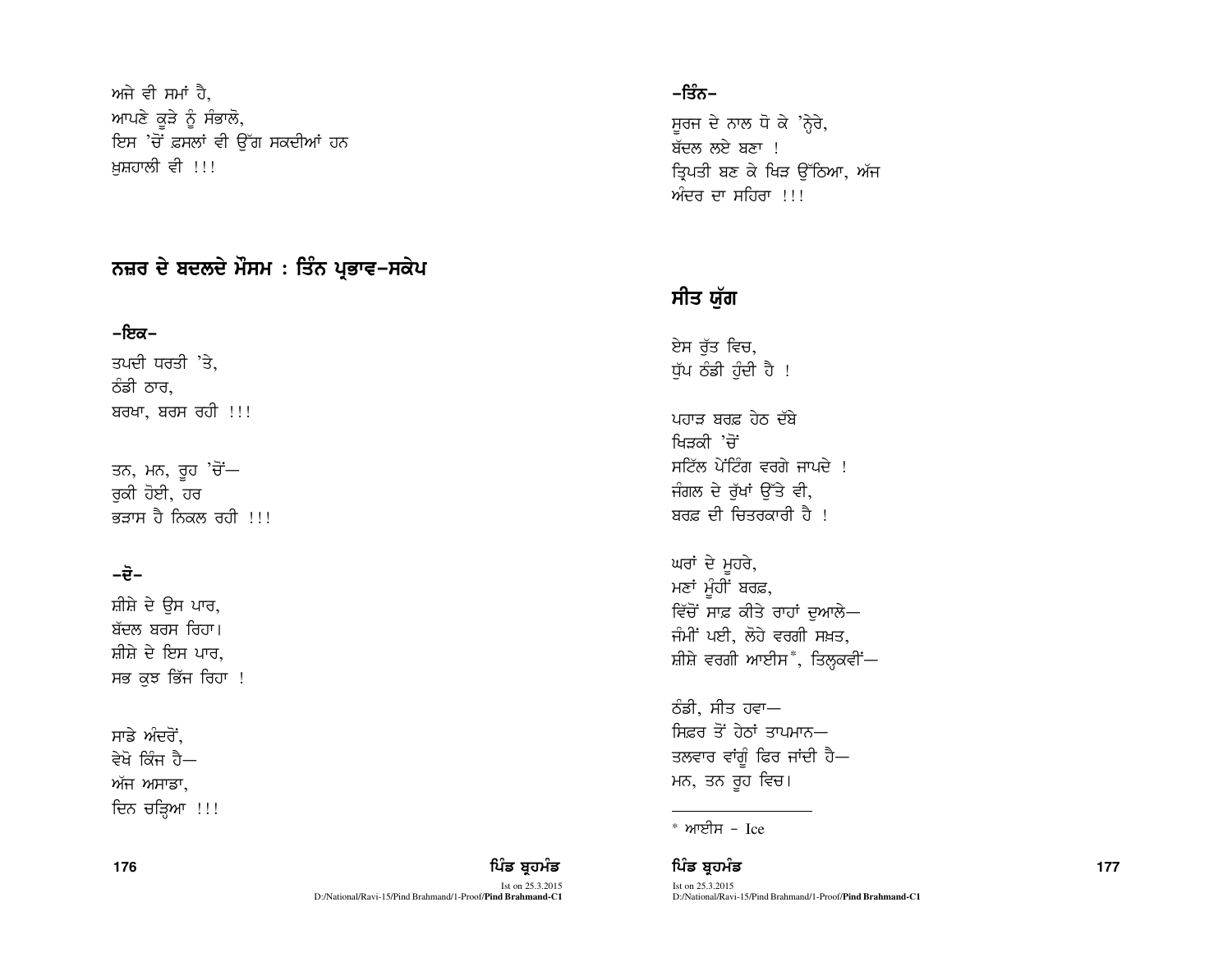ਅਜੇ ਵੀ ਸਮਾਂ ਹੈ,
ਆਪਣੇ ਕੂੜੇ ਨੂੰ ਸੰਭਾਲੋ,
ਇਸ 'ਚੋਂ ਫ਼ਸਲਾਂ ਵੀ ਉੱਗ ਸਕਦੀਆਂ ਹਨ
ਖ਼ੁਸ਼ਹਾਲੀ ਵੀ !!!

## ਨਜ਼ਰ ਦੇ ਬਦਲਦੇ ਮੌਸਮ : ਤਿੰਨ ਪ੍ਰਭਾਵ-ਸਕੇਪ

### -ਇਕ-

ਤਪਦੀ ਧਰਤੀ 'ਤੇ,
ਠੰਡੀ ਠਾਰ,
ਬਰਖਾ, ਬਰਸ ਰਹੀ !!!

ਤਨ, ਮਨ, ਰੂਹ 'ਚੋਂ—
ਰੁਕੀ ਹੋਈ, ਹਰ
ਭੜਾਸ ਹੈ ਨਿਕਲ ਰਹੀ !!!

### -ਦੋ-

ਸ਼ੀਸ਼ੇ ਦੇ ਉਸ ਪਾਰ,
ਬੱਦਲ ਬਰਸ ਰਿਹਾ।
ਸ਼ੀਸ਼ੇ ਦੇ ਇਸ ਪਾਰ,
ਸਭ ਕੁਝ ਭਿੱਜ ਰਿਹਾ !

ਸਾਡੇ ਅੰਦਰੋਂ,
ਵੇਖੋ ਕਿੰਜ ਹੈ—
ਅੱਜ ਅਸਾਡਾ,
ਦਿਨ ਚੜ੍ਹਿਆ !!!

### -ਤਿੰਨ-

ਸੂਰਜ ਦੇ ਨਾਲ ਧੋ ਕੇ 'ਨ੍ਹੇਰੇ,
ਬੱਦਲ ਲਏ ਬਣਾ !
ਤ੍ਰਿਪਤੀ ਬਣ ਕੇ ਖਿੜ ਉੱਠਿਆ, ਅੱਜ
ਅੰਦਰ ਦਾ ਸਹਿਰਾ !!!

## ਸੀਤ ਯੁੱਗ

ਏਸ ਰੁੱਤ ਵਿਚ,
ਧੁੱਪ ਠੰਡੀ ਹੁੰਦੀ ਹੈ !

ਪਹਾੜ ਬਰਫ਼ ਹੇਠ ਦੱਬੇ
ਖਿੜਕੀ 'ਚੋਂ
ਸਟਿੱਲ ਪੇਂਟਿੰਗ ਵਰਗੇ ਜਾਪਦੇ !
ਜੰਗਲ ਦੇ ਰੁੱਖਾਂ ਉੱਤੇ ਵੀ,
ਬਰਫ਼ ਦੀ ਚਿਤਰਕਾਰੀ ਹੈ !

ਘਰਾਂ ਦੇ ਮੂਹਰੇ,
ਮਣਾਂ ਮੂੰਹੀਂ ਬਰਫ਼,
ਵਿੱਚੋਂ ਸਾਫ਼ ਕੀਤੇ ਰਾਹਾਂ ਦੁਆਲੇ—
ਜੰਮੀਂ ਪਈ, ਲੋਹੇ ਵਰਗੀ ਸਖ਼ਤ,
ਸ਼ੀਸ਼ੇ ਵਰਗੀ ਆਈਸ*, ਤਿਲ੍ਹਕਵੀਂ—

ਠੰਡੀ, ਸੀਤ ਹਵਾ—
ਸਿਫ਼ਰ ਤੋਂ ਹੇਠਾਂ ਤਾਪਮਾਨ—
ਤਲਵਾਰ ਵਾਂਗੂੰ ਫਿਰ ਜਾਂਦੀ ਹੈ—
ਮਨ, ਤਨ ਰੂਹ ਵਿਚ।

---

* ਆਈਸ - Ice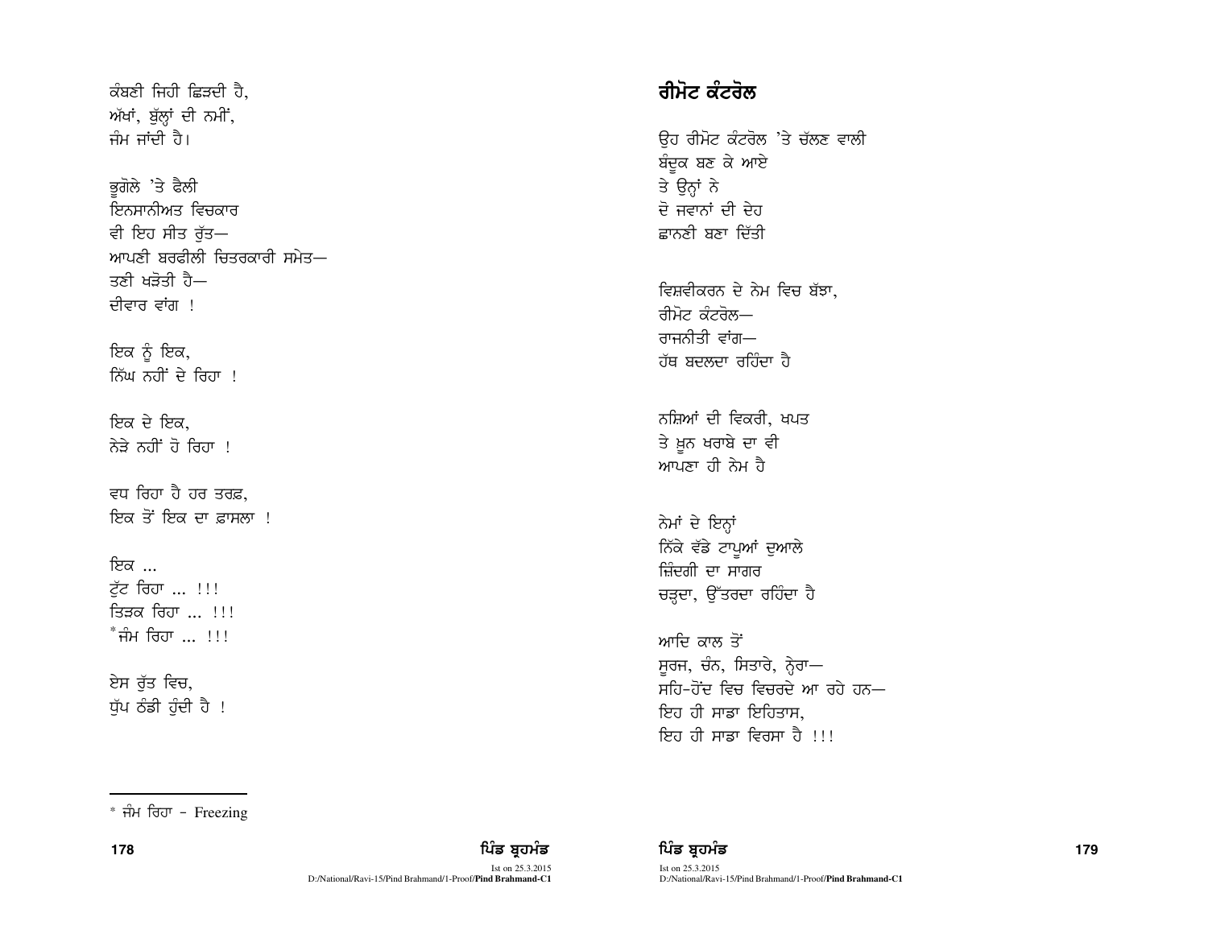ਕੰਬਣੀ ਜਿਹੀ ਛਿੜਦੀ ਹੈ,
ਅੱਖਾਂ, ਬੁੱਲ੍ਹਾਂ ਦੀ ਨਮੀਂ,
ਜੰਮ ਜਾਂਦੀ ਹੈ।

ਭੂਗੋਲੇ 'ਤੇ ਫੈਲੀ
ਇਨਸਾਨੀਅਤ ਵਿਚਕਾਰ
ਵੀ ਇਹ ਸੀਤ ਰੁੱਤ—
ਆਪਣੀ ਬਰਫੀਲੀ ਚਿਤਰਕਾਰੀ ਸਮੇਤ—
ਤਣੀ ਖੜੋਤੀ ਹੈ—
ਦੀਵਾਰ ਵਾਂਗ !

ਇਕ ਨੂੰ ਇਕ,
ਨਿੱਘ ਨਹੀਂ ਦੇ ਰਿਹਾ !

ਇਕ ਦੇ ਇਕ,
ਨੇੜੇ ਨਹੀਂ ਹੋ ਰਿਹਾ !

ਵਧ ਰਿਹਾ ਹੈ ਹਰ ਤਰਫ਼,
ਇਕ ਤੋਂ ਇਕ ਦਾ ਫ਼ਾਸਲਾ !

ਇਕ ...
ਟੁੱਟ ਰਿਹਾ ... !!!
ਤਿੜਕ ਰਿਹਾ ... !!!
*ਜੰਮ ਰਿਹਾ ... !!!

ਏਸ ਰੁੱਤ ਵਿਚ,
ਧੁੱਪ ਠੰਡੀ ਹੁੰਦੀ ਹੈ !

* ਜੰਮ ਰਿਹਾ - Freezing

## ਰੀਮੋਟ ਕੰਟਰੋਲ

ਉਹ ਰੀਮੋਟ ਕੰਟਰੋਲ 'ਤੇ ਚੱਲਣ ਵਾਲੀ
ਬੰਦੂਕ ਬਣ ਕੇ ਆਏ
ਤੇ ਉਨ੍ਹਾਂ ਨੇ
ਦੋ ਜਵਾਨਾਂ ਦੀ ਦੇਹ
ਛਾਨਣੀ ਬਣਾ ਦਿੱਤੀ

ਵਿਸ਼ਵੀਕਰਨ ਦੇ ਨੇਮ ਵਿਚ ਬੱਝਾ,
ਰੀਮੋਟ ਕੰਟਰੋਲ—
ਰਾਜਨੀਤੀ ਵਾਂਗ—
ਹੱਥ ਬਦਲਦਾ ਰਹਿੰਦਾ ਹੈ

ਨਸ਼ਿਆਂ ਦੀ ਵਿਕਰੀ, ਖਪਤ
ਤੇ ਖ਼ੂਨ ਖਰਾਬੇ ਦਾ ਵੀ
ਆਪਣਾ ਹੀ ਨੇਮ ਹੈ

ਨੇਮਾਂ ਦੇ ਇਨ੍ਹਾਂ
ਨਿੱਕੇ ਵੱਡੇ ਟਾਪੂਆਂ ਦੁਆਲੇ
ਜ਼ਿੰਦਗੀ ਦਾ ਸਾਗਰ
ਚੜ੍ਹਦਾ, ਉੱਤਰਦਾ ਰਹਿੰਦਾ ਹੈ

ਆਦਿ ਕਾਲ ਤੋਂ
ਸੂਰਜ, ਚੰਨ, ਸਿਤਾਰੇ, ਨ੍ਹੇਰਾ—
ਸਹਿ-ਹੋਂਦ ਵਿਚ ਵਿਚਰਦੇ ਆ ਰਹੇ ਹਨ—
ਇਹ ਹੀ ਸਾਡਾ ਇਹਿਤਾਸ,
ਇਹ ਹੀ ਸਾਡਾ ਵਿਰਸਾ ਹੈ !!!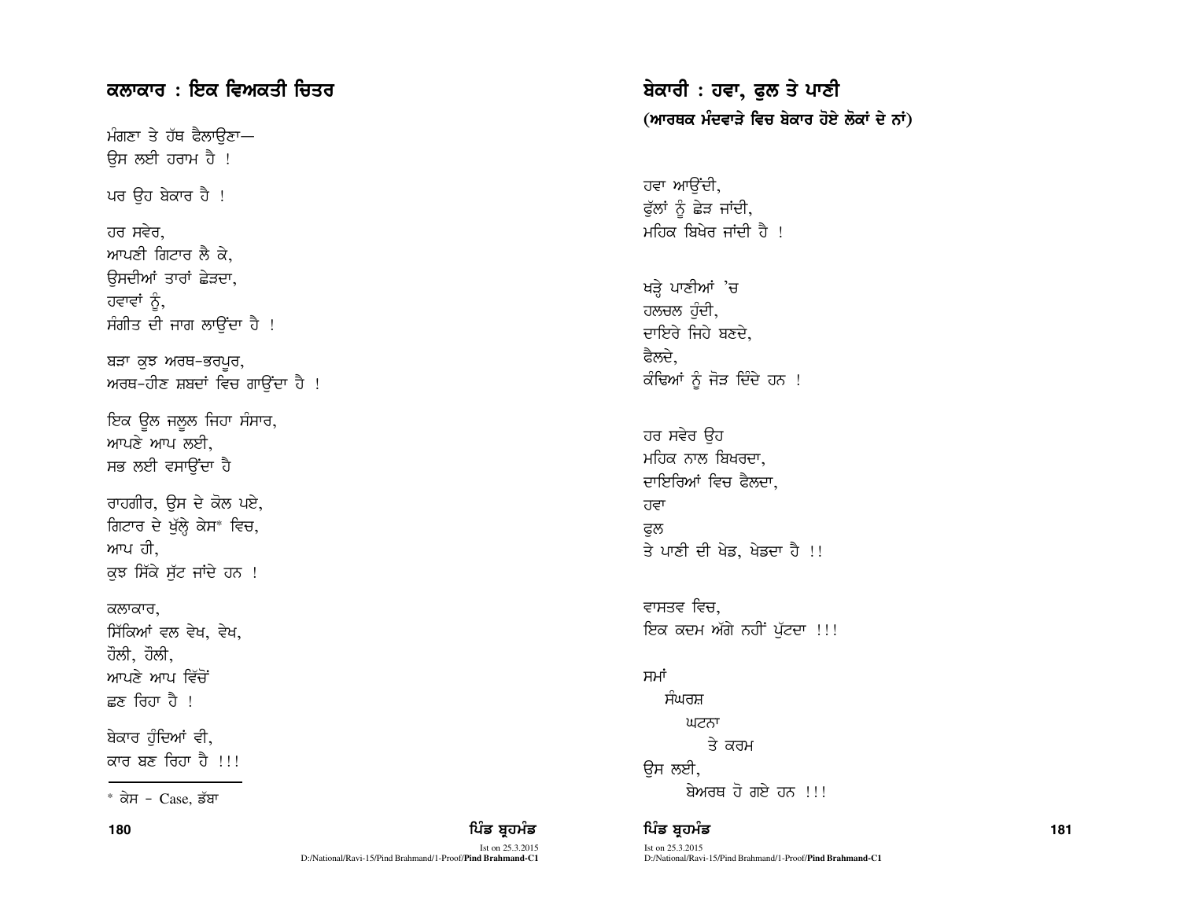## ਕਲਾਕਾਰ : ਇਕ ਵਿਅਕਤੀ ਚਿਤਰ

ਮੰਗਣਾ ਤੇ ਹੱਥ ਫੈਲਾਉਣਾ—
ਉਸ ਲਈ ਹਰਾਮ ਹੈ !

ਪਰ ਉਹ ਬੇਕਾਰ ਹੈ !

ਹਰ ਸਵੇਰ,
ਆਪਣੀ ਗਿਟਾਰ ਲੈ ਕੇ,
ਉਸਦੀਆਂ ਤਾਰਾਂ ਛੇੜਦਾ,
ਹਵਾਵਾਂ ਨੂੰ,
ਸੰਗੀਤ ਦੀ ਜਾਗ ਲਾਉਂਦਾ ਹੈ !

ਬੜਾ ਕੁਝ ਅਰਥ-ਭਰਪੂਰ,
ਅਰਥ-ਹੀਣ ਸ਼ਬਦਾਂ ਵਿਚ ਗਾਉਂਦਾ ਹੈ !

ਇਕ ਊਲ ਜਲੂਲ ਜਿਹਾ ਸੰਸਾਰ,
ਆਪਣੇ ਆਪ ਲਈ,
ਸਭ ਲਈ ਵਸਾਉਂਦਾ ਹੈ

ਰਾਹਗੀਰ, ਉਸ ਦੇ ਕੋਲ ਪਏ,
ਗਿਟਾਰ ਦੇ ਖੁੱਲ੍ਹੇ ਕੇਸ* ਵਿਚ,
ਆਪ ਹੀ,
ਕੁਝ ਸਿੱਕੇ ਸੁੱਟ ਜਾਂਦੇ ਹਨ !

ਕਲਾਕਾਰ,
ਸਿੱਕਿਆਂ ਵਲ ਵੇਖ, ਵੇਖ,
ਹੌਲੀ, ਹੌਲੀ,
ਆਪਣੇ ਆਪ ਵਿੱਚੋਂ
ਛਣ ਰਿਹਾ ਹੈ !

ਬੇਕਾਰ ਹੁੰਦਿਆਂ ਵੀ,
ਕਾਰ ਬਣ ਰਿਹਾ ਹੈ !!!

---

\* ਕੇਸ - Case, ਡੱਬਾ

## ਬੇਕਾਰੀ : ਹਵਾ, ਫੁਲ ਤੇ ਪਾਣੀ
### (ਆਰਥਕ ਮੰਦਵਾੜੇ ਵਿਚ ਬੇਕਾਰ ਹੋਏ ਲੋਕਾਂ ਦੇ ਨਾਂ)

ਹਵਾ ਆਉਂਦੀ,
ਫੁੱਲਾਂ ਨੂੰ ਛੇੜ ਜਾਂਦੀ,
ਮਹਿਕ ਬਿਖੇਰ ਜਾਂਦੀ ਹੈ !

ਖੜ੍ਹੇ ਪਾਣੀਆਂ 'ਚ
ਹਲਚਲ ਹੁੰਦੀ,
ਦਾਇਰੇ ਜਿਹੇ ਬਣਦੇ,
ਫੈਲਦੇ,
ਕੰਢਿਆਂ ਨੂੰ ਜੋੜ ਦਿੰਦੇ ਹਨ !

ਹਰ ਸਵੇਰ ਉਹ
ਮਹਿਕ ਨਾਲ ਬਿਖਰਦਾ,
ਦਾਇਰਿਆਂ ਵਿਚ ਫੈਲਦਾ,
ਹਵਾ
ਫੁਲ
ਤੇ ਪਾਣੀ ਦੀ ਖੇਡ, ਖੇਡਦਾ ਹੈ !!

ਵਾਸਤਵ ਵਿਚ,
ਇਕ ਕਦਮ ਅੱਗੇ ਨਹੀਂ ਪੁੱਟਦਾ !!!

ਸਮਾਂ
ਸੰਘਰਸ਼
ਘਟਨਾ
ਤੇ ਕਰਮ
ਉਸ ਲਈ,
ਬੇਅਰਥ ਹੋ ਗਏ ਹਨ !!!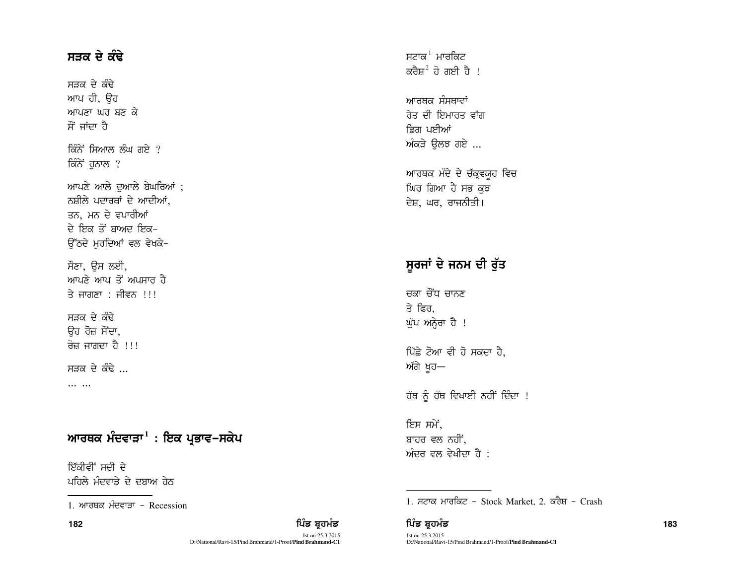## ਸੜਕ ਦੇ ਕੰਢੇ

ਸੜਕ ਦੇ ਕੰਢੇ
ਆਪ ਹੀ, ਉਹ
ਆਪਣਾ ਘਰ ਬਣ ਕੇ
ਸੌਂ ਜਾਂਦਾ ਹੈ

ਕਿੰਨੇਂ ਸਿਆਲ ਲੰਘ ਗਏ ?
ਕਿੰਨੇਂ ਹੁਨਾਲ ?

ਆਪਣੇ ਆਲੇ ਦੁਆਲੇ ਬੇਘਰਿਆਂ ;
ਨਸ਼ੀਲੇ ਪਦਾਰਥਾਂ ਦੇ ਆਦੀਆਂ,
ਤਨ, ਮਨ ਦੇ ਵਪਾਰੀਆਂ
ਦੇ ਇਕ ਤੋਂ ਬਾਅਦ ਇਕ-
ਉੱਠਦੇ ਮੁਰਦਿਆਂ ਵਲ ਵੇਖਕੇ-

ਸੌਣਾ, ਉਸ ਲਈ,
ਆਪਣੇ ਆਪ ਤੋਂ ਅਪਸਾਰ ਹੈ
ਤੇ ਜਾਗਣਾ : ਜੀਵਨ !!!

ਸੜਕ ਦੇ ਕੰਢੇ
ਉਹ ਰੋਜ਼ ਸੌਂਦਾ,
ਰੋਜ਼ ਜਾਗਦਾ ਹੈ !!!

ਸੜਕ ਦੇ ਕੰਢੇ ...
... ...

## ਆਰਥਕ ਮੰਦਵਾੜਾ[1] : ਇਕ ਪ੍ਰਭਾਵ-ਸਕੇਪ

ਇੱਕੀਵੀਂ ਸਦੀ ਦੇ
ਪਹਿਲੇ ਮੰਦਵਾੜੇ ਦੇ ਦਬਾਅ ਹੇਠ

1. ਆਰਥਕ ਮੰਦਵਾੜਾ - Recession

ਸਟਾਕ[1] ਮਾਰਕਿਟ
ਕਰੈਸ਼[2] ਹੋ ਗਈ ਹੈ !

ਆਰਥਕ ਸੰਸਥਾਵਾਂ
ਰੇਤ ਦੀ ਇਮਾਰਤ ਵਾਂਗ
ਡਿਗ ਪਈਆਂ
ਅੰਕੜੇ ਉਲਝ ਗਏ ...

ਆਰਥਕ ਮੰਦੇ ਦੇ ਚੱਕ੍ਰਵਿਊਹ ਵਿਚ
ਘਿਰ ਗਿਆ ਹੈ ਸਭ ਕੁਝ
ਦੇਸ਼, ਘਰ, ਰਾਜਨੀਤੀ।

## ਸੂਰਜਾਂ ਦੇ ਜਨਮ ਦੀ ਰੁੱਤ

ਚਕਾ ਚੌਂਧ ਚਾਨਣ
ਤੇ ਫਿਰ,
ਘੁੱਪ ਅਨ੍ਹੇਰਾ ਹੈ !

ਪਿੱਛੇ ਟੋਆ ਵੀ ਹੋ ਸਕਦਾ ਹੈ,
ਅੱਗੇ ਖੂਹ—

ਹੱਥ ਨੂੰ ਹੱਥ ਵਿਖਾਈ ਨਹੀਂ ਦਿੰਦਾ !

ਇਸ ਸਮੇਂ,
ਬਾਹਰ ਵਲ ਨਹੀਂ,
ਅੰਦਰ ਵਲ ਵੇਖੀਦਾ ਹੈ :

1. ਸਟਾਕ ਮਾਰਕਿਟ - Stock Market, 2. ਕਰੈਸ਼ - Crash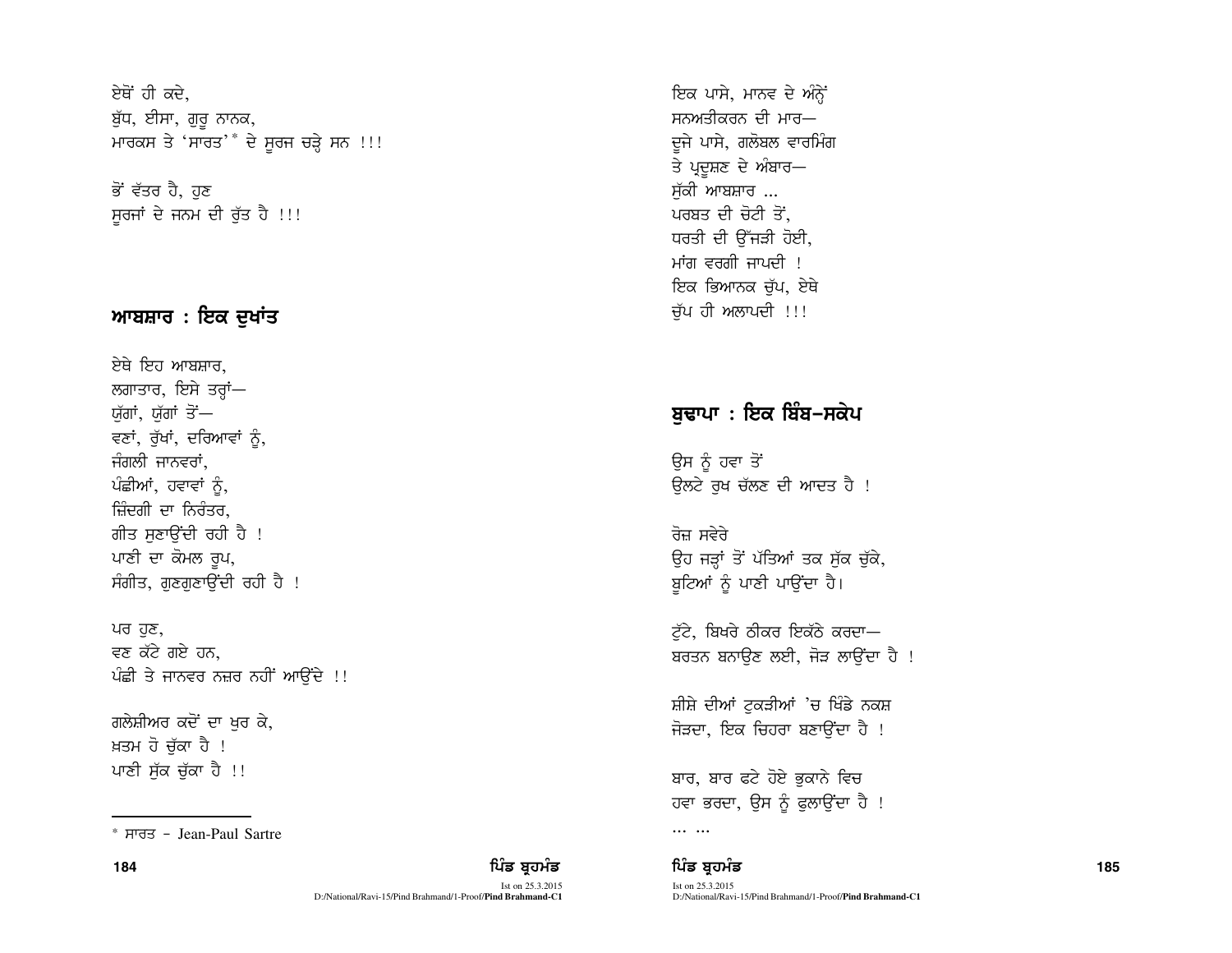ਏਥੋਂ ਹੀ ਕਦੇ,
ਬੁੱਧ, ਈਸਾ, ਗੁਰੂ ਨਾਨਕ,
ਮਾਰਕਸ ਤੇ 'ਸਾਰਤ'* ਦੇ ਸੂਰਜ ਚੜ੍ਹੇ ਸਨ !!!

ਭੋਂ ਵੱਤਰ ਹੈ, ਹੁਣ
ਸੂਰਜਾਂ ਦੇ ਜਨਮ ਦੀ ਰੁੱਤ ਹੈ !!!

## ਆਬਸ਼ਾਰ : ਇਕ ਦੁਖਾਂਤ

ਏਥੇ ਇਹ ਆਬਸ਼ਾਰ,
ਲਗਾਤਾਰ, ਇਸੇ ਤਰ੍ਹਾਂ—
ਯੁੱਗਾਂ, ਯੁੱਗਾਂ ਤੋਂ—
ਵਣਾਂ, ਰੁੱਖਾਂ, ਦਰਿਆਵਾਂ ਨੂੰ,
ਜੰਗਲੀ ਜਾਨਵਰਾਂ,
ਪੰਛੀਆਂ, ਹਵਾਵਾਂ ਨੂੰ,
ਜ਼ਿੰਦਗੀ ਦਾ ਨਿਰੰਤਰ,
ਗੀਤ ਸੁਣਾਉਂਦੀ ਰਹੀ ਹੈ !
ਪਾਣੀ ਦਾ ਕੋਮਲ ਰੂਪ,
ਸੰਗੀਤ, ਗੁਣਗੁਣਾਉਂਦੀ ਰਹੀ ਹੈ !

ਪਰ ਹੁਣ,
ਵਣ ਕੱਟੇ ਗਏ ਹਨ,
ਪੰਛੀ ਤੇ ਜਾਨਵਰ ਨਜ਼ਰ ਨਹੀਂ ਆਉਂਦੇ !!

ਗਲੇਸ਼ੀਅਰ ਕਦੋਂ ਦਾ ਖੁਰ ਕੇ,
ਖ਼ਤਮ ਹੋ ਚੁੱਕਾ ਹੈ !
ਪਾਣੀ ਸੁੱਕ ਚੁੱਕਾ ਹੈ !!

---

\* ਸਾਰਤ - Jean-Paul Sartre

ਇਕ ਪਾਸੇ, ਮਾਨਵ ਦੇ ਅੰਨ੍ਹੇਂ
ਸਨਅਤੀਕਰਨ ਦੀ ਮਾਰ—
ਦੂਜੇ ਪਾਸੇ, ਗਲੋਬਲ ਵਾਰਮਿੰਗ
ਤੇ ਪ੍ਰਦੂਸ਼ਣ ਦੇ ਅੰਬਾਰ—
ਸੁੱਕੀ ਆਬਸ਼ਾਰ ...
ਪਰਬਤ ਦੀ ਚੋਟੀ ਤੋਂ,
ਧਰਤੀ ਦੀ ਉੱਜੜੀ ਹੋਈ,
ਮਾਂਗ ਵਰਗੀ ਜਾਪਦੀ !
ਇਕ ਭਿਆਨਕ ਚੁੱਪ, ਏਥੇ
ਚੁੱਪ ਹੀ ਅਲਾਪਦੀ !!!

## ਬੁਢਾਪਾ : ਇਕ ਬਿੰਬ-ਸਕੇਪ

ਉਸ ਨੂੰ ਹਵਾ ਤੋਂ
ਉਲਟੇ ਰੁਖ ਚੱਲਣ ਦੀ ਆਦਤ ਹੈ !

ਰੋਜ਼ ਸਵੇਰੇ
ਉਹ ਜੜ੍ਹਾਂ ਤੋਂ ਪੱਤਿਆਂ ਤਕ ਸੁੱਕ ਚੁੱਕੇ,
ਬੂਟਿਆਂ ਨੂੰ ਪਾਣੀ ਪਾਉਂਦਾ ਹੈ।

ਟੁੱਟੇ, ਬਿਖਰੇ ਠੀਕਰ ਇਕੱਠੇ ਕਰਦਾ—
ਬਰਤਨ ਬਨਾਉਣ ਲਈ, ਜੋੜ ਲਾਉਂਦਾ ਹੈ !

ਸ਼ੀਸ਼ੇ ਦੀਆਂ ਟੁਕੜੀਆਂ 'ਚ ਖਿੰਡੇ ਨਕਸ਼
ਜੋੜਦਾ, ਇਕ ਚਿਹਰਾ ਬਣਾਉਂਦਾ ਹੈ !

ਬਾਰ, ਬਾਰ ਫਟੇ ਹੋਏ ਭੁਕਾਨੇ ਵਿਚ
ਹਵਾ ਭਰਦਾ, ਉਸ ਨੂੰ ਫੁਲਾਉਂਦਾ ਹੈ !

... ...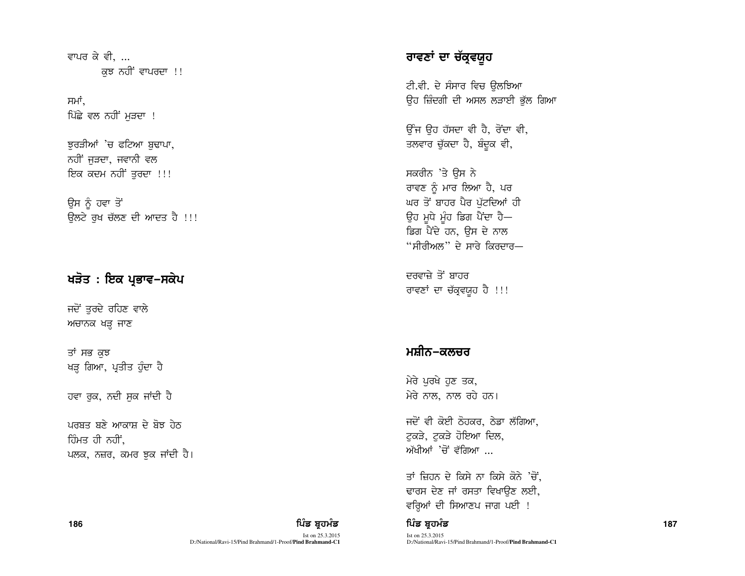ਵਾਪਰ ਕੇ ਵੀ, ...
ਕੁਝ ਨਹੀਂ ਵਾਪਰਦਾ !!

ਸਮਾਂ,
ਪਿੱਛੇ ਵਲ ਨਹੀਂ ਮੁੜਦਾ !

ਝੁਰੜੀਆਂ 'ਚ ਫਟਿਆ ਬੁਢਾਪਾ,
ਨਹੀਂ ਜੁੜਦਾ, ਜਵਾਨੀ ਵਲ
ਇਕ ਕਦਮ ਨਹੀਂ ਤੁਰਦਾ !!!

ਉਸ ਨੂੰ ਹਵਾ ਤੋਂ
ਉਲਟੇ ਰੁਖ ਚੱਲਣ ਦੀ ਆਦਤ ਹੈ !!!

## ਖੜੋਤ : ਇਕ ਪ੍ਰਭਾਵ-ਸਕੇਪ

ਜਦੋਂ ਤੁਰਦੇ ਰਹਿਣ ਵਾਲੇ
ਅਚਾਨਕ ਖੜ੍ਹ ਜਾਣ

ਤਾਂ ਸਭ ਕੁਝ
ਖੜ੍ਹ ਗਿਆ, ਪ੍ਰਤੀਤ ਹੁੰਦਾ ਹੈ

ਹਵਾ ਰੁਕ, ਨਦੀ ਸੁਕ ਜਾਂਦੀ ਹੈ

ਪਰਬਤ ਬਣੇ ਆਕਾਸ਼ ਦੇ ਬੋਝ ਹੇਠ
ਹਿੰਮਤ ਹੀ ਨਹੀਂ,
ਪਲਕ, ਨਜ਼ਰ, ਕਮਰ ਝੁਕ ਜਾਂਦੀ ਹੈ।

## ਰਾਵਣਾਂ ਦਾ ਚੱਕ੍ਰਵਯੂਹ

ਟੀ.ਵੀ. ਦੇ ਸੰਸਾਰ ਵਿਚ ਉਲਝਿਆ
ਉਹ ਜ਼ਿੰਦਗੀ ਦੀ ਅਸਲ ਲੜਾਈ ਭੁੱਲ ਗਿਆ

ਉਂਜ ਉਹ ਹੱਸਦਾ ਵੀ ਹੈ, ਰੋਂਦਾ ਵੀ,
ਤਲਵਾਰ ਚੁੱਕਦਾ ਹੈ, ਬੰਦੂਕ ਵੀ,

ਸਕਰੀਨ 'ਤੇ ਉਸ ਨੇ
ਰਾਵਣ ਨੂੰ ਮਾਰ ਲਿਆ ਹੈ, ਪਰ
ਘਰ ਤੋਂ ਬਾਹਰ ਪੈਰ ਪੁੱਟਦਿਆਂ ਹੀ
ਉਹ ਮੂਧੇ ਮੂੰਹ ਡਿਗ ਪੈਂਦਾ ਹੈ—
ਡਿਗ ਪੈਂਦੇ ਹਨ, ਉਸ ਦੇ ਨਾਲ
"ਸੀਰੀਅਲ" ਦੇ ਸਾਰੇ ਕਿਰਦਾਰ—

ਦਰਵਾਜ਼ੇ ਤੋਂ ਬਾਹਰ
ਰਾਵਣਾਂ ਦਾ ਚੱਕ੍ਰਵਯੂਹ ਹੈ !!!

## ਮਸ਼ੀਨ-ਕਲਚਰ

ਮੇਰੇ ਪੁਰਖੇ ਹੁਣ ਤਕ,
ਮੇਰੇ ਨਾਲ, ਨਾਲ ਰਹੇ ਹਨ।

ਜਦੋਂ ਵੀ ਕੋਈ ਠੋਹਕਰ, ਠੇਡਾ ਲੱਗਿਆ,
ਟੁਕੜੇ, ਟੁਕੜੇ ਹੋਇਆ ਦਿਲ,
ਅੱਖੀਆਂ 'ਚੋਂ ਵੱਗਿਆ ...

ਤਾਂ ਜ਼ਿਹਨ ਦੇ ਕਿਸੇ ਨਾ ਕਿਸੇ ਕੋਨੇ 'ਚੋਂ,
ਢਾਰਸ ਦੇਣ ਜਾਂ ਰਸਤਾ ਵਿਖਾਉਣ ਲਈ,
ਵਰ੍ਹਿਆਂ ਦੀ ਸਿਆਣਪ ਜਾਗ ਪਈ !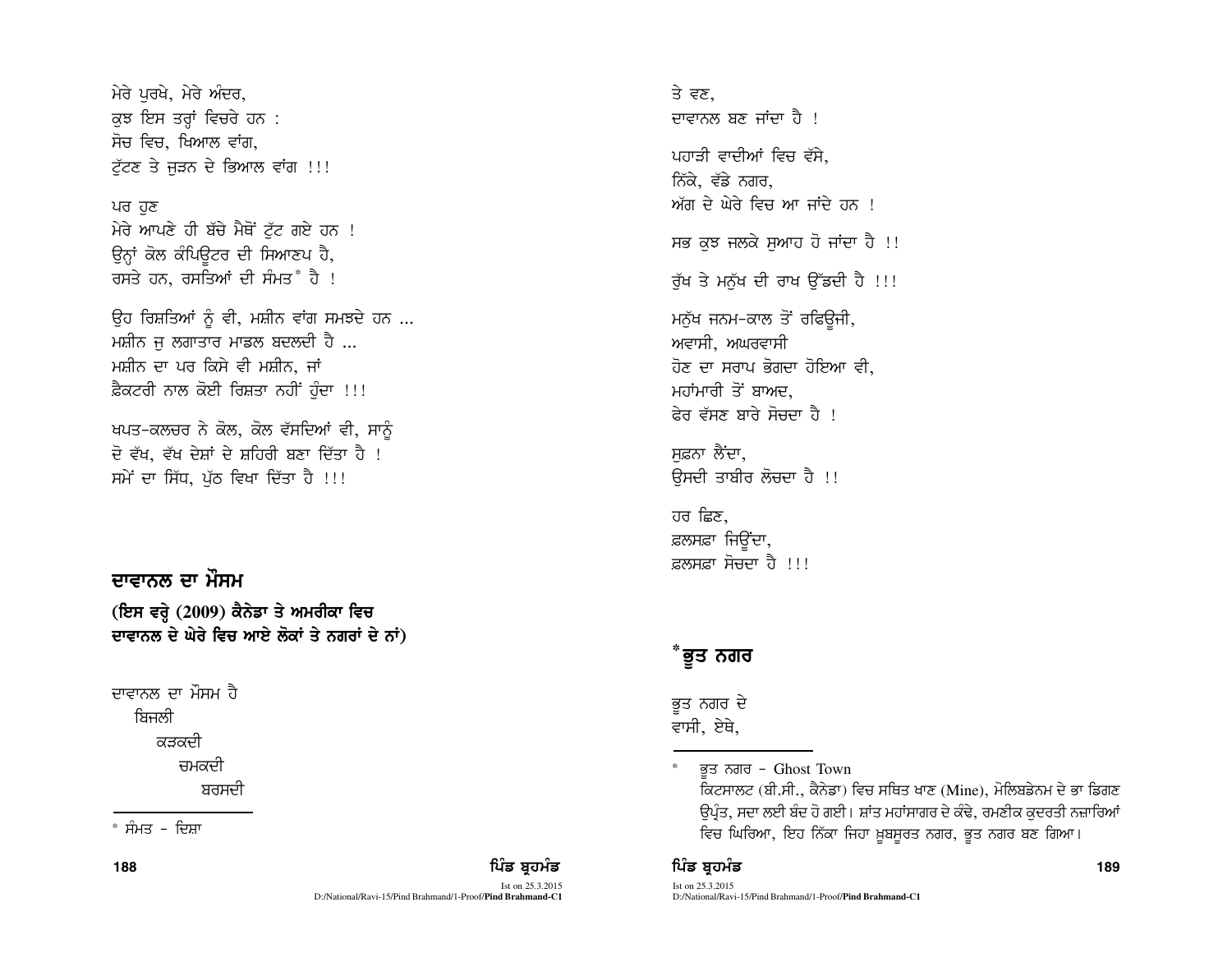ਮੇਰੇ ਪੁਰਖੇ, ਮੇਰੇ ਅੰਦਰ,
ਕੁਝ ਇਸ ਤਰ੍ਹਾਂ ਵਿਚਰੇ ਹਨ :
ਸੋਚ ਵਿਚ, ਖਿਆਲ ਵਾਂਗ,
ਟੁੱਟਣ ਤੇ ਜੁੜਨ ਦੇ ਭਿਆਲ ਵਾਂਗ !!!

ਪਰ ਹੁਣ
ਮੇਰੇ ਆਪਣੇ ਹੀ ਬੱਚੇ ਮੈਥੋਂ ਟੁੱਟ ਗਏ ਹਨ !
ਉਨ੍ਹਾਂ ਕੋਲ ਕੰਪਿਊਟਰ ਦੀ ਸਿਆਣਪ ਹੈ,
ਰਸਤੇ ਹਨ, ਰਸਤਿਆਂ ਦੀ ਸੰਮਤ* ਹੈ !

ਉਹ ਰਿਸ਼ਤਿਆਂ ਨੂੰ ਵੀ, ਮਸ਼ੀਨ ਵਾਂਗ ਸਮਝਦੇ ਹਨ ...
ਮਸ਼ੀਨ ਜੁ ਲਗਾਤਾਰ ਮਾਡਲ ਬਦਲਦੀ ਹੈ ...
ਮਸ਼ੀਨ ਦਾ ਪਰ ਕਿਸੇ ਵੀ ਮਸ਼ੀਨ, ਜਾਂ
ਫ਼ੈਕਟਰੀ ਨਾਲ ਕੋਈ ਰਿਸ਼ਤਾ ਨਹੀਂ ਹੁੰਦਾ !!!

ਖਪਤ-ਕਲਚਰ ਨੇ ਕੋਲ, ਕੋਲ ਵੱਸਦਿਆਂ ਵੀ, ਸਾਨੂੰ
ਦੋ ਵੱਖ, ਵੱਖ ਦੇਸ਼ਾਂ ਦੇ ਸ਼ਹਿਰੀ ਬਣਾ ਦਿੱਤਾ ਹੈ !
ਸਮੇਂ ਦਾ ਸਿੱਧ, ਪੁੱਠ ਵਿਖਾ ਦਿੱਤਾ ਹੈ !!!

* ਸੰਮਤ - ਦਿਸ਼ਾ

## ਦਾਵਾਨਲ ਦਾ ਮੌਸਮ

**(ਇਸ ਵਰ੍ਹੇ (2009) ਕੈਨੇਡਾ ਤੇ ਅਮਰੀਕਾ ਵਿਚ ਦਾਵਾਨਲ ਦੇ ਘੇਰੇ ਵਿਚ ਆਏ ਲੋਕਾਂ ਤੇ ਨਗਰਾਂ ਦੇ ਨਾਂ)**

ਦਾਵਾਨਲ ਦਾ ਮੌਸਮ ਹੈ
ਬਿਜਲੀ
ਕੜਕਦੀ
ਚਮਕਦੀ
ਬਰਸਦੀ
ਤੇ ਵਣ,
ਦਾਵਾਨਲ ਬਣ ਜਾਂਦਾ ਹੈ !

ਪਹਾੜੀ ਵਾਦੀਆਂ ਵਿਚ ਵੱਸੇ,
ਨਿੱਕੇ, ਵੱਡੇ ਨਗਰ,
ਅੱਗ ਦੇ ਘੇਰੇ ਵਿਚ ਆ ਜਾਂਦੇ ਹਨ !

ਸਭ ਕੁਝ ਜਲਕੇ ਸੁਆਹ ਹੋ ਜਾਂਦਾ ਹੈ !!

ਰੁੱਖ ਤੇ ਮਨੁੱਖ ਦੀ ਰਾਖ ਉੱਡਦੀ ਹੈ !!!

ਮਨੁੱਖ ਜਨਮ-ਕਾਲ ਤੋਂ ਰਫਿਊਜੀ,
ਅਵਾਸੀ, ਅਘਰਵਾਸੀ
ਹੋਣ ਦਾ ਸਰਾਪ ਭੋਗਦਾ ਹੋਇਆ ਵੀ,
ਮਹਾਂਮਾਰੀ ਤੋਂ ਬਾਅਦ,
ਫੇਰ ਵੱਸਣ ਬਾਰੇ ਸੋਚਦਾ ਹੈ !

ਸੁਫ਼ਨਾ ਲੈਂਦਾ,
ਉਸਦੀ ਤਾਬੀਰ ਲੋਚਦਾ ਹੈ !!

ਹਰ ਛਿਣ,
ਫ਼ਲਸਫ਼ਾ ਜਿਊਂਦਾ,
ਫ਼ਲਸਫ਼ਾ ਸੋਚਦਾ ਹੈ !!!

## *ਭੂਤ ਨਗਰ

ਭੂਤ ਨਗਰ ਦੇ
ਵਾਸੀ, ਏਥੇ,

* ਭੂਤ ਨਗਰ - Ghost Town
ਕਿਟਸਾਲਟ (ਬੀ.ਸੀ., ਕੈਨੇਡਾ) ਵਿਚ ਸਥਿਤ ਖਾਣ (Mine), ਮੋਲਿਬਡੇਨਮ ਦੇ ਭਾ ਡਿਗਣ ਉਪ੍ਰੰਤ, ਸਦਾ ਲਈ ਬੰਦ ਹੋ ਗਈ। ਸ਼ਾਂਤ ਮਹਾਂਸਾਗਰ ਦੇ ਕੰਢੇ, ਰਮਣੀਕ ਕੁਦਰਤੀ ਨਜ਼ਾਰਿਆਂ ਵਿਚ ਘਿਰਿਆ, ਇਹ ਨਿੱਕਾ ਜਿਹਾ ਖ਼ੂਬਸੂਰਤ ਨਗਰ, ਭੂਤ ਨਗਰ ਬਣ ਗਿਆ।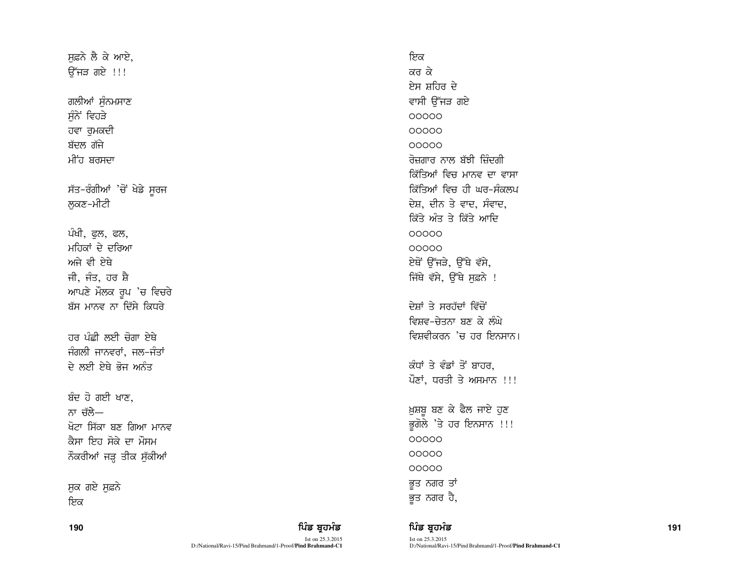ਸੁਫ਼ਨੇ ਲੈ ਕੇ ਆਏ,
ਉੱਜੜ ਗਏ !!!

ਗਲੀਆਂ ਸੁੰਨਮਸਾਣ
ਸੁੰਨੇਂ ਵਿਹੜੇ
ਹਵਾ ਰੁਮਕਦੀ
ਬੱਦਲ ਗੱਜੇ
ਮੀਂਹ ਬਰਸਦਾ

ਸੱਤ-ਰੰਗੀਆਂ 'ਚੋਂ ਖੇਡੇ ਸੂਰਜ
ਲੁਕਣ-ਮੀਟੀ

ਪੰਛੀ, ਫੁਲ, ਫਲ,
ਮਹਿਕਾਂ ਦੇ ਦਰਿਆ
ਅਜੇ ਵੀ ਏਥੇ
ਜੀ, ਜੰਤ, ਹਰ ਸ਼ੈ
ਆਪਣੇ ਮੌਲਕ ਰੂਪ 'ਚ ਵਿਚਰੇ
ਬੱਸ ਮਾਨਵ ਨਾ ਦਿੱਸੇ ਕਿਧਰੇ

ਹਰ ਪੰਛੀ ਲਈ ਚੋਗਾ ਏਥੇ
ਜੰਗਲੀ ਜਾਨਵਰਾਂ, ਜਲ-ਜੰਤਾਂ
ਦੇ ਲਈ ਏਥੇ ਭੋਜ ਅਨੰਤ

ਬੰਦ ਹੋ ਗਈ ਖਾਣ,
ਨਾ ਚੱਲੇ—
ਖੋਟਾ ਸਿੱਕਾ ਬਣ ਗਿਆ ਮਾਨਵ
ਕੈਸਾ ਇਹ ਸੋਕੇ ਦਾ ਮੌਸਮ
ਨੌਕਰੀਆਂ ਜੜ੍ਹ ਤੀਕ ਸੁੱਕੀਆਂ

ਸੁਕ ਗਏ ਸੁਫ਼ਨੇ
ਇਕ
ਇਕ
ਕਰ ਕੇ
ਏਸ ਸ਼ਹਿਰ ਦੇ
ਵਾਸੀ ਉੱਜੜ ਗਏ

ooooo

ooooo

ooooo

ਰੋਜ਼ਗਾਰ ਨਾਲ ਬੱਝੀ ਜ਼ਿੰਦਗੀ
ਕਿੱਤਿਆਂ ਵਿਚ ਮਾਨਵ ਦਾ ਵਾਸਾ
ਕਿੱਤਿਆਂ ਵਿਚ ਹੀ ਘਰ-ਸੰਕਲਪ
ਦੇਸ਼, ਦੀਨ ਤੇ ਵਾਦ, ਸੰਵਾਦ,
ਕਿੱਤੇ ਅੰਤ ਤੇ ਕਿੱਤੇ ਆਦਿ

ooooo

ooooo

ਏਥੋਂ ਉੱਜੜੇ, ਉੱਥੇ ਵੱਸੇ,
ਜਿੱਥੇ ਵੱਸੇ, ਉੱਥੇ ਸੁਫ਼ਨੇ !

ਦੇਸ਼ਾਂ ਤੇ ਸਰਹੱਦਾਂ ਵਿੱਚੋਂ
ਵਿਸ਼ਵ-ਚੇਤਨਾ ਬਣ ਕੇ ਲੰਘੇ
ਵਿਸ਼ਵੀਕਰਨ 'ਚ ਹਰ ਇਨਸਾਨ।

ਕੰਧਾਂ ਤੇ ਵੰਡਾਂ ਤੋਂ ਬਾਹਰ,
ਪੌਣਾਂ, ਧਰਤੀ ਤੇ ਅਸਮਾਨ !!!

ਖ਼ੁਸ਼ਬੂ ਬਣ ਕੇ ਫੈਲ ਜਾਏ ਹੁਣ
ਭੂਗੋਲੇ 'ਤੇ ਹਰ ਇਨਸਾਨ !!!

ooooo

ooooo

ooooo

ਭੂਤ ਨਗਰ ਤਾਂ
ਭੂਤ ਨਗਰ ਹੈ,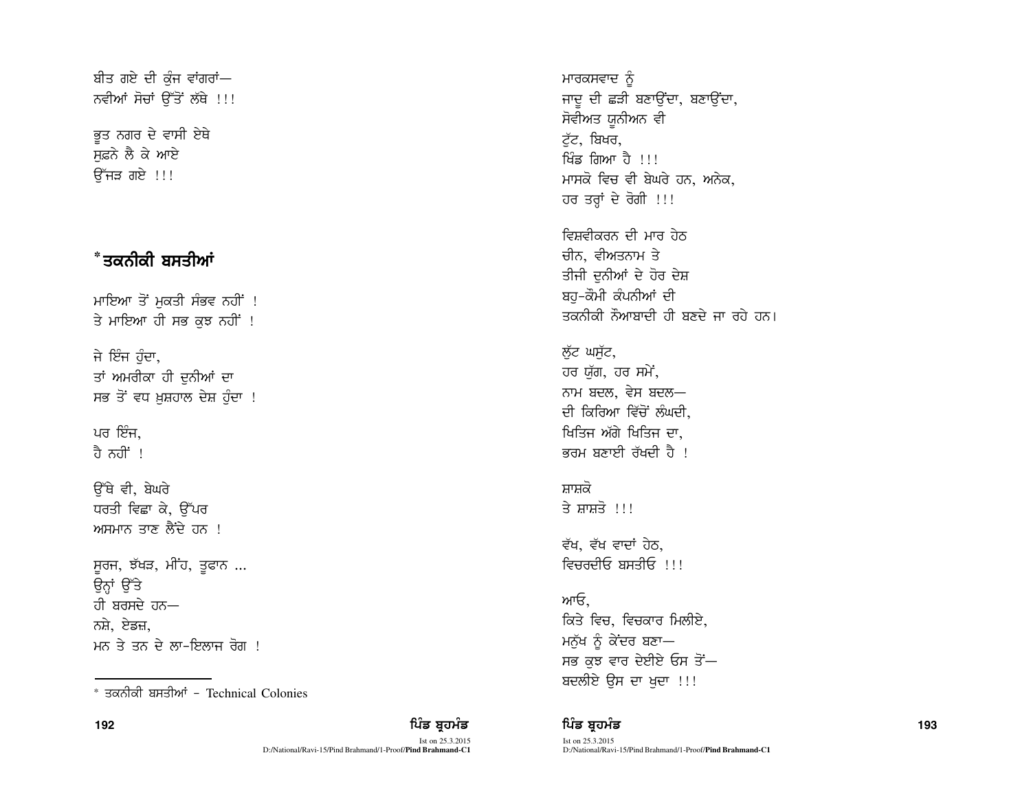ਬੀਤ ਗਏ ਦੀ ਕੁੰਜ ਵਾਂਗਰਾਂ—
ਨਵੀਆਂ ਸੋਚਾਂ ਉੱਤੋਂ ਲੱਥੇ !!!

ਭੂਤ ਨਗਰ ਦੇ ਵਾਸੀ ਏਥੇ
ਸੁਫ਼ਨੇ ਲੈ ਕੇ ਆਏ
ਉੱਜੜ ਗਏ !!!

## *ਤਕਨੀਕੀ ਬਸਤੀਆਂ

ਮਾਇਆ ਤੋਂ ਮੁਕਤੀ ਸੰਭਵ ਨਹੀਂ !
ਤੇ ਮਾਇਆ ਹੀ ਸਭ ਕੁਝ ਨਹੀਂ !

ਜੇ ਇੰਜ ਹੁੰਦਾ,
ਤਾਂ ਅਮਰੀਕਾ ਹੀ ਦੁਨੀਆਂ ਦਾ
ਸਭ ਤੋਂ ਵਧ ਖ਼ੁਸ਼ਹਾਲ ਦੇਸ਼ ਹੁੰਦਾ !

ਪਰ ਇੰਜ,
ਹੈ ਨਹੀਂ !

ਉੱਥੇ ਵੀ, ਬੇਘਰੇ
ਧਰਤੀ ਵਿਛਾ ਕੇ, ਉੱਪਰ
ਅਸਮਾਨ ਤਾਣ ਲੈਂਦੇ ਹਨ !

ਸੂਰਜ, ਝੱਖੜ, ਮੀਂਹ, ਤੂਫਾਨ ...
ਉਨ੍ਹਾਂ ਉੱਤੇ
ਹੀ ਬਰਸਦੇ ਹਨ—
ਨਸ਼ੇ, ਏਡਜ਼,
ਮਨ ਤੇ ਤਨ ਦੇ ਲਾ-ਇਲਾਜ ਰੋਗ !

ਮਾਰਕਸਵਾਦ ਨੂੰ
ਜਾਦੂ ਦੀ ਛੜੀ ਬਣਾਉਂਦਾ, ਬਣਾਉਂਦਾ,
ਸੋਵੀਅਤ ਯੂਨੀਅਨ ਵੀ
ਟੁੱਟ, ਬਿਖਰ,
ਖਿੰਡ ਗਿਆ ਹੈ !!!
ਮਾਸਕੋ ਵਿਚ ਵੀ ਬੇਘਰੇ ਹਨ, ਅਨੇਕ,
ਹਰ ਤਰ੍ਹਾਂ ਦੇ ਰੋਗੀ !!!

ਵਿਸ਼ਵੀਕਰਨ ਦੀ ਮਾਰ ਹੇਠ
ਚੀਨ, ਵੀਅਤਨਾਮ ਤੇ
ਤੀਜੀ ਦੁਨੀਆਂ ਦੇ ਹੋਰ ਦੇਸ਼
ਬਹੁ-ਕੌਮੀ ਕੰਪਨੀਆਂ ਦੀ
ਤਕਨੀਕੀ ਨੌਆਬਾਦੀ ਹੀ ਬਣਦੇ ਜਾ ਰਹੇ ਹਨ।

ਲੁੱਟ ਘਸੁੱਟ,
ਹਰ ਯੁੱਗ, ਹਰ ਸਮੇਂ,
ਨਾਮ ਬਦਲ, ਵੇਸ ਬਦਲ—
ਦੀ ਕਿਰਿਆ ਵਿੱਚੋਂ ਲੰਘਦੀ,
ਖਿਤਿਜ ਅੱਗੇ ਖਿਤਿਜ ਦਾ,
ਭਰਮ ਬਣਾਈ ਰੱਖਦੀ ਹੈ !

ਸ਼ਾਸ਼ਕੋ
ਤੇ ਸ਼ਾਸ਼ਤੋ !!!

ਵੱਖ, ਵੱਖ ਵਾਦਾਂ ਹੇਠ,
ਵਿਚਰਦੀਓ ਬਸਤੀਓ !!!

ਆਓ,
ਕਿਤੇ ਵਿਚ, ਵਿਚਕਾਰ ਮਿਲੀਏ,
ਮਨੁੱਖ ਨੂੰ ਕੇਂਦਰ ਬਣਾ—
ਸਭ ਕੁਝ ਵਾਰ ਦੇਈਏ ਓਸ ਤੋਂ—
ਬਦਲੀਏ ਉਸ ਦਾ ਖੁਦਾ !!!

* ਤਕਨੀਕੀ ਬਸਤੀਆਂ - Technical Colonies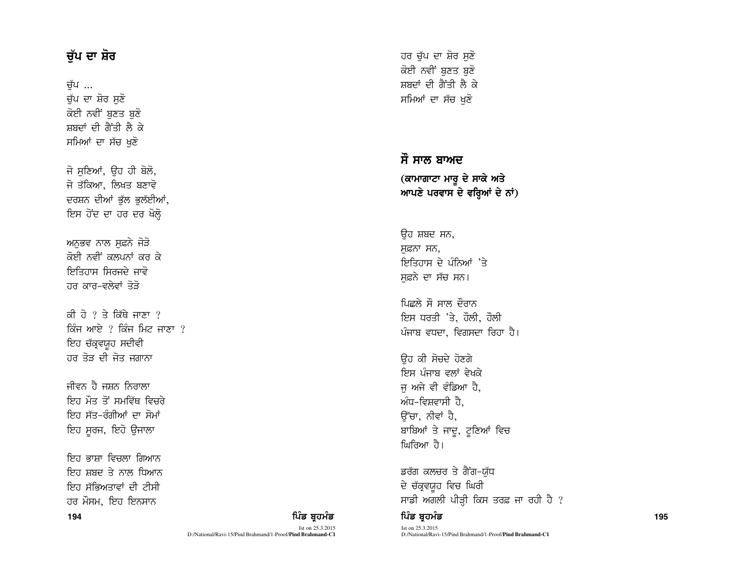## ਚੁੱਪ ਦਾ ਸ਼ੋਰ

ਚੁੱਪ ...  
ਚੁੱਪ ਦਾ ਸ਼ੋਰ ਸੁਣੋ  
ਕੋਈ ਨਵੀਂ ਬੁਣਤ ਬੁਣੋ  
ਸ਼ਬਦਾਂ ਦੀ ਗੈਂਤੀ ਲੈ ਕੇ  
ਸਮਿਆਂ ਦਾ ਸੱਚ ਖੁਣੋ

ਜੋ ਸੁਣਿਆਂ, ਉਹ ਹੀ ਬੋਲੋ,  
ਜੋ ਤੱਕਿਆ, ਲਿਖਤ ਬਣਾਵੋ  
ਦਰਸ਼ਨ ਦੀਆਂ ਭੁੱਲ ਭੁਲੱਈਆਂ,  
ਇਸ ਹੋਂਦ ਦਾ ਹਰ ਦਰ ਖੋਲ੍ਹੋ

ਅਨੁਭਵ ਨਾਲ ਸੁਫ਼ਨੇ ਜੋੜੋ  
ਕੋਈ ਨਵੀਂ ਕਲਪਨਾਂ ਕਰ ਕੇ  
ਇਤਿਹਾਸ ਸਿਰਜਦੇ ਜਾਵੋ  
ਹਰ ਕਾਰ-ਵਲੇਵਾਂ ਤੋੜੋ

ਕੀ ਹੋ ? ਤੇ ਕਿੱਥੇ ਜਾਣਾ ?  
ਕਿੰਜ ਆਏ ? ਕਿੰਜ ਮਿਟ ਜਾਣਾ ?  
ਇਹ ਚੱਕ੍ਰਵਿਊਹ ਸਦੀਵੀ  
ਹਰ ਤੋੜ ਦੀ ਜੋਤ ਜਗਾਨਾ

ਜੀਵਨ ਹੈ ਜਸ਼ਨ ਨਿਰਾਲਾ  
ਇਹ ਮੌਤ ਤੋਂ ਸਮਵਿੱਥ ਵਿਚਰੇ  
ਇਹ ਸੱਤ-ਰੰਗੀਆਂ ਦਾ ਸੋਮਾਂ  
ਇਹ ਸੂਰਜ, ਇਹੋ ਉਜਾਲਾ

ਇਹ ਭਾਸ਼ਾ ਵਿਚਲਾ ਗਿਆਨ  
ਇਹ ਸ਼ਬਦ ਤੇ ਨਾਲ ਧਿਆਨ  
ਇਹ ਸੱਭਿਅਤਾਵਾਂ ਦੀ ਟੀਸੀ  
ਹਰ ਮੌਸਮ, ਇਹ ਇਨਸਾਨ

ਹਰ ਚੁੱਪ ਦਾ ਸ਼ੋਰ ਸੁਣੋ  
ਕੋਈ ਨਵੀਂ ਬੁਣਤ ਬੁਣੋ  
ਸ਼ਬਦਾਂ ਦੀ ਗੈਂਤੀ ਲੈ ਕੇ  
ਸਮਿਆਂ ਦਾ ਸੱਚ ਖੁਣੋ

## ਸੌ ਸਾਲ ਬਾਅਦ

**(ਕਾਮਾਗਾਟਾ ਮਾਰੂ ਦੇ ਸਾਕੇ ਅਤੇ ਆਪਣੇ ਪਰਵਾਸ ਦੇ ਵਰ੍ਹਿਆਂ ਦੇ ਨਾਂ)**

ਉਹ ਸ਼ਬਦ ਸਨ,  
ਸੁਫ਼ਨਾ ਸਨ,  
ਇਤਿਹਾਸ ਦੇ ਪੰਨਿਆਂ 'ਤੇ  
ਸੁਫ਼ਨੇ ਦਾ ਸੱਚ ਸਨ।

ਪਿਛਲੇ ਸੌ ਸਾਲ ਦੌਰਾਨ  
ਇਸ ਧਰਤੀ 'ਤੇ, ਹੌਲੀ, ਹੌਲੀ  
ਪੰਜਾਬ ਵਧਦਾ, ਵਿਗਸਦਾ ਰਿਹਾ ਹੈ।

ਉਹ ਕੀ ਸੋਚਦੇ ਹੋਣਗੇ  
ਇਸ ਪੰਜਾਬ ਵਲਾਂ ਵੇਖਕੇ  
ਜੁ ਅਜੇ ਵੀ ਵੰਡਿਆ ਹੈ,  
ਅੰਧ-ਵਿਸ਼ਵਾਸੀ ਹੈ,  
ਉੱਚਾ, ਨੀਵਾਂ ਹੈ,  
ਬਾਬਿਆਂ ਤੇ ਜਾਦੂ, ਟੂਣਿਆਂ ਵਿਚ  
ਘਿਰਿਆ ਹੈ।

ਡਰੱਗ ਕਲਚਰ ਤੇ ਗੈਂਗ-ਯੁੱਧ  
ਦੇ ਚੱਕ੍ਰਵਿਊਹ ਵਿਚ ਘਿਰੀ  
ਸਾਡੀ ਅਗਲੀ ਪੀੜ੍ਹੀ ਕਿਸ ਤਰਫ਼ ਜਾ ਰਹੀ ਹੈ ?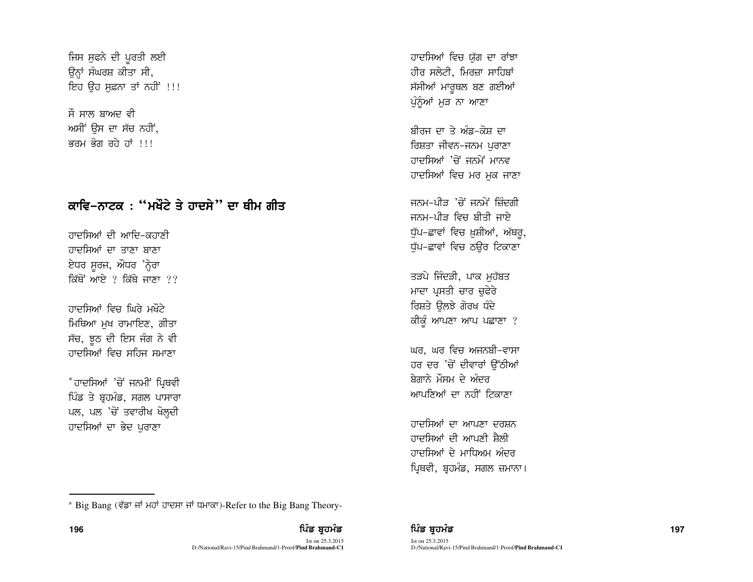ਜਿਸ ਸੁਫਨੇ ਦੀ ਪੂਰਤੀ ਲਈ
ਉਨ੍ਹਾਂ ਸੰਘਰਸ਼ ਕੀਤਾ ਸੀ,
ਇਹ ਉਹ ਸੁਫ਼ਨਾ ਤਾਂ ਨਹੀਂ !!!

ਸੌ ਸਾਲ ਬਾਅਦ ਵੀ
ਅਸੀਂ ਉਸ ਦਾ ਸੱਚ ਨਹੀਂ,
ਭਰਮ ਭੋਗ ਰਹੇ ਹਾਂ !!!

## ਕਾਵਿ-ਨਾਟਕ : "ਮਖੌਟੇ ਤੇ ਹਾਦਸੇ" ਦਾ ਥੀਮ ਗੀਤ

ਹਾਦਸਿਆਂ ਦੀ ਆਦਿ-ਕਹਾਣੀ
ਹਾਦਸਿਆਂ ਦਾ ਤਾਣਾ ਬਾਣਾ
ਏਧਰ ਸੂਰਜ, ਔਧਰ 'ਨ੍ਹੇਰਾ
ਕਿੱਥੋਂ ਆਏ ? ਕਿੱਥੇ ਜਾਣਾ ??

ਹਾਦਸਿਆਂ ਵਿਚ ਘਿਰੇ ਮਖੌਟੇ
ਮਿਥਿਆ ਮੁਖ ਰਾਮਾਇਣ, ਗੀਤਾ
ਸੱਚ, ਝੂਠ ਦੀ ਇਸ ਜੰਗ ਨੇ ਵੀ
ਹਾਦਸਿਆਂ ਵਿਚ ਸਹਿਜ ਸਮਾਣਾ

*ਹਾਦਸਿਆਂ 'ਚੋਂ ਜਨਮੀਂ ਪ੍ਰਿਥਵੀ
ਪਿੰਡ ਤੇ ਬ੍ਰਹਮੰਡ, ਸਗਲ ਪਾਸਾਰਾ
ਪਲ, ਪਲ 'ਚੋਂ ਤਵਾਰੀਖ ਖੋਲ੍ਹਦੀ
ਹਾਦਸਿਆਂ ਦਾ ਭੇਦ ਪੁਰਾਣਾ

ਹਾਦਸਿਆਂ ਵਿਚ ਯੁੱਗ ਦਾ ਰਾਂਝਾ
ਹੀਰ ਸਲੇਟੀ, ਮਿਰਜ਼ਾ ਸਾਹਿਬਾਂ
ਸੱਸੀਆਂ ਮਾਰੂਥਲ ਬਣ ਗਈਆਂ
ਪੁੰਨੂੰਆਂ ਮੁੜ ਨਾ ਆਣਾ

ਬੀਰਜ ਦਾ ਤੇ ਅੰਡ-ਕੋਸ਼ ਦਾ
ਰਿਸ਼ਤਾ ਜੀਵਨ-ਜਨਮ ਪੁਰਾਣਾ
ਹਾਦਸਿਆਂ 'ਚੋਂ ਜਨਮੇਂ ਮਾਨਵ
ਹਾਦਸਿਆਂ ਵਿਚ ਮਰ ਮੁਕ ਜਾਣਾ

ਜਨਮ-ਪੀੜ 'ਚੋਂ ਜਨਮੇਂ ਜ਼ਿੰਦਗੀ
ਜਨਮ-ਪੀੜ ਵਿਚ ਬੀਤੀ ਜਾਏ
ਧੁੱਪ-ਛਾਵਾਂ ਵਿਚ ਖ਼ੁਸ਼ੀਆਂ, ਅੱਥਰੂ,
ਧੁੱਪ-ਛਾਵਾਂ ਵਿਚ ਠਉਰ ਟਿਕਾਣਾ

ਤੜਪੇ ਜਿੰਦੜੀ, ਪਾਕ ਮੁਹੱਬਤ
ਮਾਦਾ ਪ੍ਰਸਤੀ ਚਾਰ ਚੁਫੇਰੇ
ਰਿਸ਼ਤੇ ਉਲਝੇ ਗੋਰਖ ਧੰਦੇ
ਕੀਕੂੰ ਆਪਣਾ ਆਪ ਪਛਾਣਾ ?

ਘਰ, ਘਰ ਵਿਚ ਅਜਨਬੀ-ਵਾਸਾ
ਹਰ ਦਰ 'ਚੋਂ ਦੀਵਾਰਾਂ ਉੱਠੀਆਂ
ਬੇਗਾਨੇ ਮੌਸਮ ਦੇ ਅੰਦਰ
ਆਪਣਿਆਂ ਦਾ ਨਹੀਂ ਟਿਕਾਣਾ

ਹਾਦਸਿਆਂ ਦਾ ਆਪਣਾ ਦਰਸ਼ਨ
ਹਾਦਸਿਆਂ ਦੀ ਆਪਣੀ ਸ਼ੈਲੀ
ਹਾਦਸਿਆਂ ਦੇ ਮਾਧਿਅਮ ਅੰਦਰ
ਪ੍ਰਿਥਵੀ, ਬ੍ਰਹਮੰਡ, ਸਗਲ ਜ਼ਮਾਨਾ।

---

* Big Bang (ਵੱਡਾ ਜਾਂ ਮਹਾਂ ਹਾਦਸਾ ਜਾਂ ਧਮਾਕਾ)-Refer to the Big Bang Theory-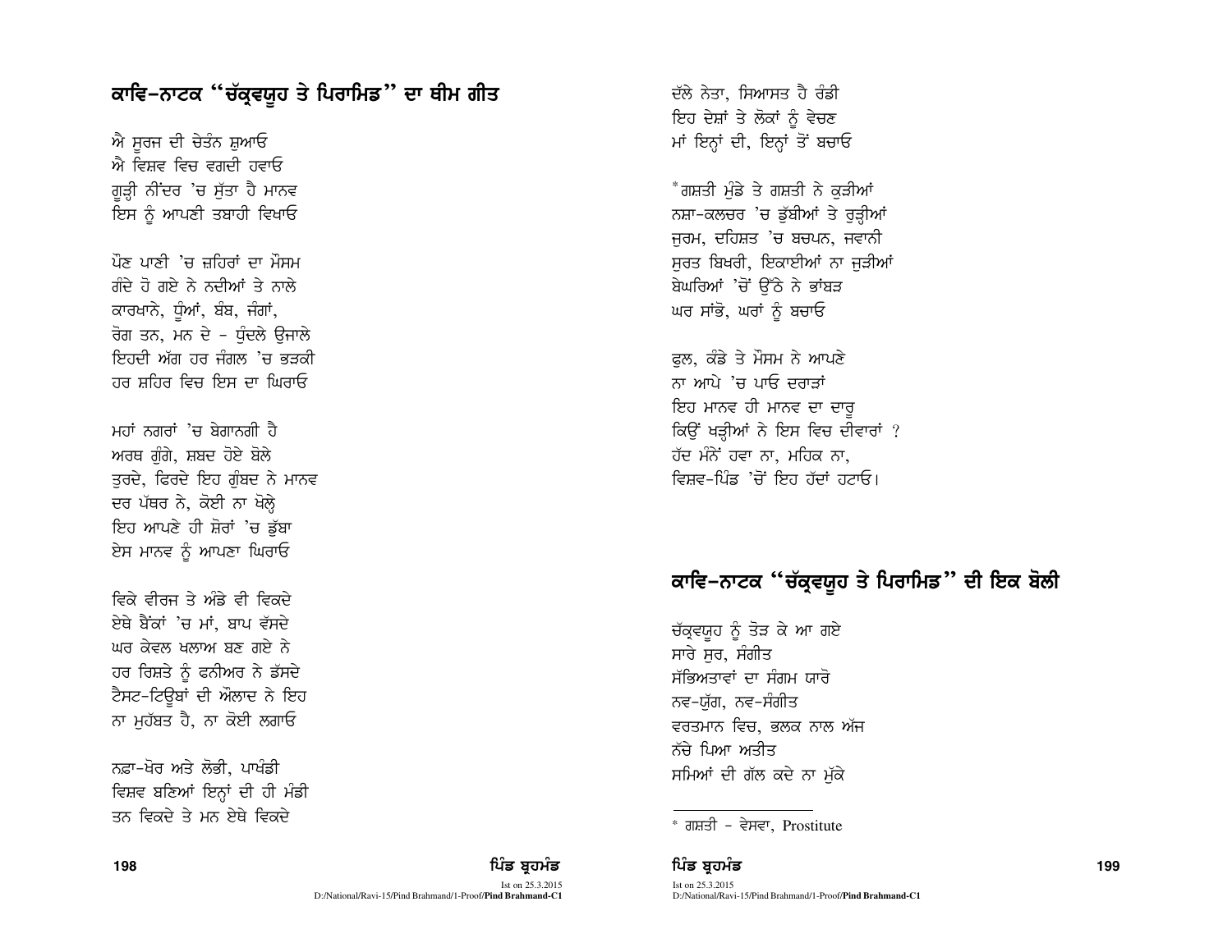## ਕਾਵਿ-ਨਾਟਕ "ਚੱਕ੍ਰਵਯੂਹ ਤੇ ਪਿਰਾਮਿਡ" ਦਾ ਥੀਮ ਗੀਤ

ਐ ਸੂਰਜ ਦੀ ਚੇਤੰਨ ਸ਼ੁਆਓ
ਐ ਵਿਸ਼ਵ ਵਿਚ ਵਗਦੀ ਹਵਾਓ
ਗੂੜ੍ਹੀ ਨੀਂਦਰ 'ਚ ਸੁੱਤਾ ਹੈ ਮਾਨਵ
ਇਸ ਨੂੰ ਆਪਣੀ ਤਬਾਹੀ ਵਿਖਾਓ

ਪੌਣ ਪਾਣੀ 'ਚ ਜ਼ਹਿਰਾਂ ਦਾ ਮੌਸਮ
ਗੰਦੇ ਹੋ ਗਏ ਨੇ ਨਦੀਆਂ ਤੇ ਨਾਲੇ
ਕਾਰਖਾਨੇ, ਧੂੰਆਂ, ਬੰਬ, ਜੰਗਾਂ,
ਰੋਗ ਤਨ, ਮਨ ਦੇ - ਧੁੰਦਲੇ ਉਜਾਲੇ
ਇਹਦੀ ਅੱਗ ਹਰ ਜੰਗਲ 'ਚ ਭੜਕੀ
ਹਰ ਸ਼ਹਿਰ ਵਿਚ ਇਸ ਦਾ ਘਿਰਾਓ

ਮਹਾਂ ਨਗਰਾਂ 'ਚ ਬੇਗਾਨਗੀ ਹੈ
ਅਰਥ ਗੁੰਗੇ, ਸ਼ਬਦ ਹੋਏ ਬੋਲੇ
ਤੁਰਦੇ, ਫਿਰਦੇ ਇਹ ਗੁੰਬਦ ਨੇ ਮਾਨਵ
ਦਰ ਪੱਥਰ ਨੇ, ਕੋਈ ਨਾ ਖੋਲ੍ਹੇ
ਇਹ ਆਪਣੇ ਹੀ ਸ਼ੋਰਾਂ 'ਚ ਡੁੱਬਾ
ਏਸ ਮਾਨਵ ਨੂੰ ਆਪਣਾ ਘਿਰਾਓ

ਵਿਕੇ ਵੀਰਜ ਤੇ ਅੰਡੇ ਵੀ ਵਿਕਦੇ
ਏਥੇ ਬੈਂਕਾਂ 'ਚ ਮਾਂ, ਬਾਪ ਵੱਸਦੇ
ਘਰ ਕੇਵਲ ਖਲਾਅ ਬਣ ਗਏ ਨੇ
ਹਰ ਰਿਸ਼ਤੇ ਨੂੰ ਫਨੀਅਰ ਨੇ ਡੱਸਦੇ
ਟੈਸਟ-ਟਿਊਬਾਂ ਦੀ ਔਲਾਦ ਨੇ ਇਹ
ਨਾ ਮੁਹੱਬਤ ਹੈ, ਨਾ ਕੋਈ ਲਗਾਓ

ਨਫ਼ਾ-ਖੋਰ ਅਤੇ ਲੋਭੀ, ਪਾਖੰਡੀ
ਵਿਸ਼ਵ ਬਣਿਆਂ ਇਨ੍ਹਾਂ ਦੀ ਹੀ ਮੰਡੀ
ਤਨ ਵਿਕਦੇ ਤੇ ਮਨ ਏਥੇ ਵਿਕਦੇ
ਦੱਲੇ ਨੇਤਾ, ਸਿਆਸਤ ਹੈ ਰੰਡੀ
ਇਹ ਦੇਸ਼ਾਂ ਤੇ ਲੋਕਾਂ ਨੂੰ ਵੇਚਣ
ਮਾਂ ਇਨ੍ਹਾਂ ਦੀ, ਇਨ੍ਹਾਂ ਤੋਂ ਬਚਾਓ

*ਗਸ਼ਤੀ ਮੁੰਡੇ ਤੇ ਗਸ਼ਤੀ ਨੇ ਕੁੜੀਆਂ
ਨਸ਼ਾ-ਕਲਚਰ 'ਚ ਡੁੱਬੀਆਂ ਤੇ ਰੁੜ੍ਹੀਆਂ
ਜੁਰਮ, ਦਹਿਸ਼ਤ 'ਚ ਬਚਪਨ, ਜਵਾਨੀ
ਸੁਰਤ ਬਿਖਰੀ, ਇਕਾਈਆਂ ਨਾ ਜੁੜੀਆਂ
ਬੇਘਰਿਆਂ 'ਚੋਂ ਉੱਠੇ ਨੇ ਭਾਂਬੜ
ਘਰ ਸਾਂਭੋ, ਘਰਾਂ ਨੂੰ ਬਚਾਓ

ਫੁਲ, ਕੰਡੇ ਤੇ ਮੌਸਮ ਨੇ ਆਪਣੇ
ਨਾ ਆਪੇ 'ਚ ਪਾਓ ਦਰਾੜਾਂ
ਇਹ ਮਾਨਵ ਹੀ ਮਾਨਵ ਦਾ ਦਾਰੂ
ਕਿਉਂ ਖੜ੍ਹੀਆਂ ਨੇ ਇਸ ਵਿਚ ਦੀਵਾਰਾਂ ?
ਹੱਦ ਮੰਨੇਂ ਹਵਾ ਨਾ, ਮਹਿਕ ਨਾ,
ਵਿਸ਼ਵ-ਪਿੰਡ 'ਚੋਂ ਇਹ ਹੱਦਾਂ ਹਟਾਓ।

## ਕਾਵਿ-ਨਾਟਕ "ਚੱਕ੍ਰਵਯੂਹ ਤੇ ਪਿਰਾਮਿਡ" ਦੀ ਇਕ ਬੋਲੀ

ਚੱਕ੍ਰਵਯੂਹ ਨੂੰ ਤੋੜ ਕੇ ਆ ਗਏ
ਸਾਰੇ ਸੁਰ, ਸੰਗੀਤ
ਸੱਭਿਅਤਾਵਾਂ ਦਾ ਸੰਗਮ ਯਾਰੋ
ਨਵ-ਯੁੱਗ, ਨਵ-ਸੰਗੀਤ
ਵਰਤਮਾਨ ਵਿਚ, ਭਲਕ ਨਾਲ ਅੱਜ
ਨੱਚੇ ਪਿਆ ਅਤੀਤ
ਸਮਿਆਂ ਦੀ ਗੱਲ ਕਦੇ ਨਾ ਮੁੱਕੇ

---

* ਗਸ਼ਤੀ - ਵੇਸਵਾ, Prostitute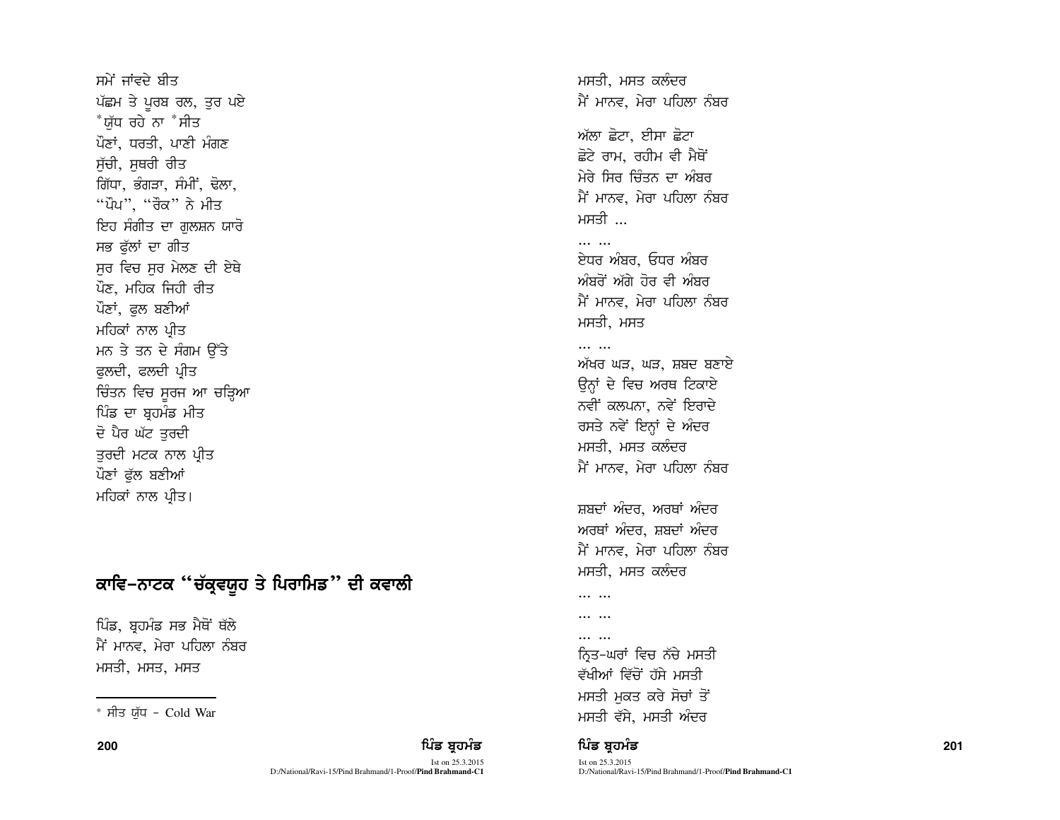ਸਮੇਂ ਜਾਂਵਦੇ ਬੀਤ
ਪੱਛਮ ਤੇ ਪੂਰਬ ਰਲ, ਤੁਰ ਪਏ
*ਯੁੱਧ ਰਹੇ ਨਾ *ਸੀਤ
ਪੌਣਾਂ, ਧਰਤੀ, ਪਾਣੀ ਮੰਗਣ
ਸੁੱਚੀ, ਸੁਥਰੀ ਰੀਤ
ਗਿੱਧਾ, ਭੰਗੜਾ, ਸੰਮੀਂ, ਢੋਲਾ,
"ਪੌਪ", "ਰੌਕ" ਨੇ ਮੀਤ
ਇਹ ਸੰਗੀਤ ਦਾ ਗੁਲਸ਼ਨ ਯਾਰੋ
ਸਭ ਫੁੱਲਾਂ ਦਾ ਗੀਤ
ਸੁਰ ਵਿਚ ਸੁਰ ਮੇਲਣ ਦੀ ਏਥੇ
ਪੌਣ, ਮਹਿਕ ਜਿਹੀ ਰੀਤ
ਪੌਣਾਂ, ਫੁਲ ਬਣੀਆਂ
ਮਹਿਕਾਂ ਨਾਲ ਪ੍ਰੀਤ
ਮਨ ਤੇ ਤਨ ਦੇ ਸੰਗਮ ਉੱਤੇ
ਫੁਲਦੀ, ਫਲਦੀ ਪ੍ਰੀਤ
ਚਿੰਤਨ ਵਿਚ ਸੂਰਜ ਆ ਚੜ੍ਹਿਆ
ਪਿੰਡ ਦਾ ਬ੍ਰਹਮੰਡ ਮੀਤ
ਦੋ ਪੈਰ ਘੱਟ ਤੁਰਦੀ
ਤੁਰਦੀ ਮਟਕ ਨਾਲ ਪ੍ਰੀਤ
ਪੌਣਾਂ ਫੁੱਲ ਬਣੀਆਂ
ਮਹਿਕਾਂ ਨਾਲ ਪ੍ਰੀਤ।

## ਕਾਵਿ-ਨਾਟਕ "ਚੱਕ੍ਰਵਯੂਹ ਤੇ ਪਿਰਾਮਿਡ" ਦੀ ਕਵਾਲੀ

ਪਿੰਡ, ਬ੍ਰਹਮੰਡ ਸਭ ਮੈਥੋਂ ਥੱਲੇ
ਮੈਂ ਮਾਨਵ, ਮੇਰਾ ਪਹਿਲਾ ਨੰਬਰ
ਮਸਤੀ, ਮਸਤ, ਮਸਤ

---

* ਸੀਤ ਯੁੱਧ - Cold War

ਮਸਤੀ, ਮਸਤ ਕਲੰਦਰ
ਮੈਂ ਮਾਨਵ, ਮੇਰਾ ਪਹਿਲਾ ਨੰਬਰ

ਅੱਲਾ ਛੋਟਾ, ਈਸਾ ਛੋਟਾ
ਛੋਟੇ ਰਾਮ, ਰਹੀਮ ਵੀ ਮੈਥੋਂ
ਮੇਰੇ ਸਿਰ ਚਿੰਤਨ ਦਾ ਅੰਬਰ
ਮੈਂ ਮਾਨਵ, ਮੇਰਾ ਪਹਿਲਾ ਨੰਬਰ
ਮਸਤੀ ...
... ...
ਏਧਰ ਅੰਬਰ, ਓਧਰ ਅੰਬਰ
ਅੰਬਰੋਂ ਅੱਗੇ ਹੋਰ ਵੀ ਅੰਬਰ
ਮੈਂ ਮਾਨਵ, ਮੇਰਾ ਪਹਿਲਾ ਨੰਬਰ
ਮਸਤੀ, ਮਸਤ
... ...
ਅੱਖਰ ਘੜ, ਘੜ, ਸ਼ਬਦ ਬਣਾਏ
ਉਨ੍ਹਾਂ ਦੇ ਵਿਚ ਅਰਥ ਟਿਕਾਏ
ਨਵੀਂ ਕਲਪਨਾ, ਨਵੇਂ ਇਰਾਦੇ
ਰਸਤੇ ਨਵੇਂ ਇਨ੍ਹਾਂ ਦੇ ਅੰਦਰ
ਮਸਤੀ, ਮਸਤ ਕਲੰਦਰ
ਮੈਂ ਮਾਨਵ, ਮੇਰਾ ਪਹਿਲਾ ਨੰਬਰ

ਸ਼ਬਦਾਂ ਅੰਦਰ, ਅਰਥਾਂ ਅੰਦਰ
ਅਰਥਾਂ ਅੰਦਰ, ਸ਼ਬਦਾਂ ਅੰਦਰ
ਮੈਂ ਮਾਨਵ, ਮੇਰਾ ਪਹਿਲਾ ਨੰਬਰ
ਮਸਤੀ, ਮਸਤ ਕਲੰਦਰ
... ...
... ...
... ...
ਨ੍ਰਿਤ-ਘਰਾਂ ਵਿਚ ਨੱਚੇ ਮਸਤੀ
ਵੱਖੀਆਂ ਵਿੱਚੋਂ ਹੱਸੇ ਮਸਤੀ
ਮਸਤੀ ਮੁਕਤ ਕਰੇ ਸੋਚਾਂ ਤੋਂ
ਮਸਤੀ ਵੱਸੇ, ਮਸਤੀ ਅੰਦਰ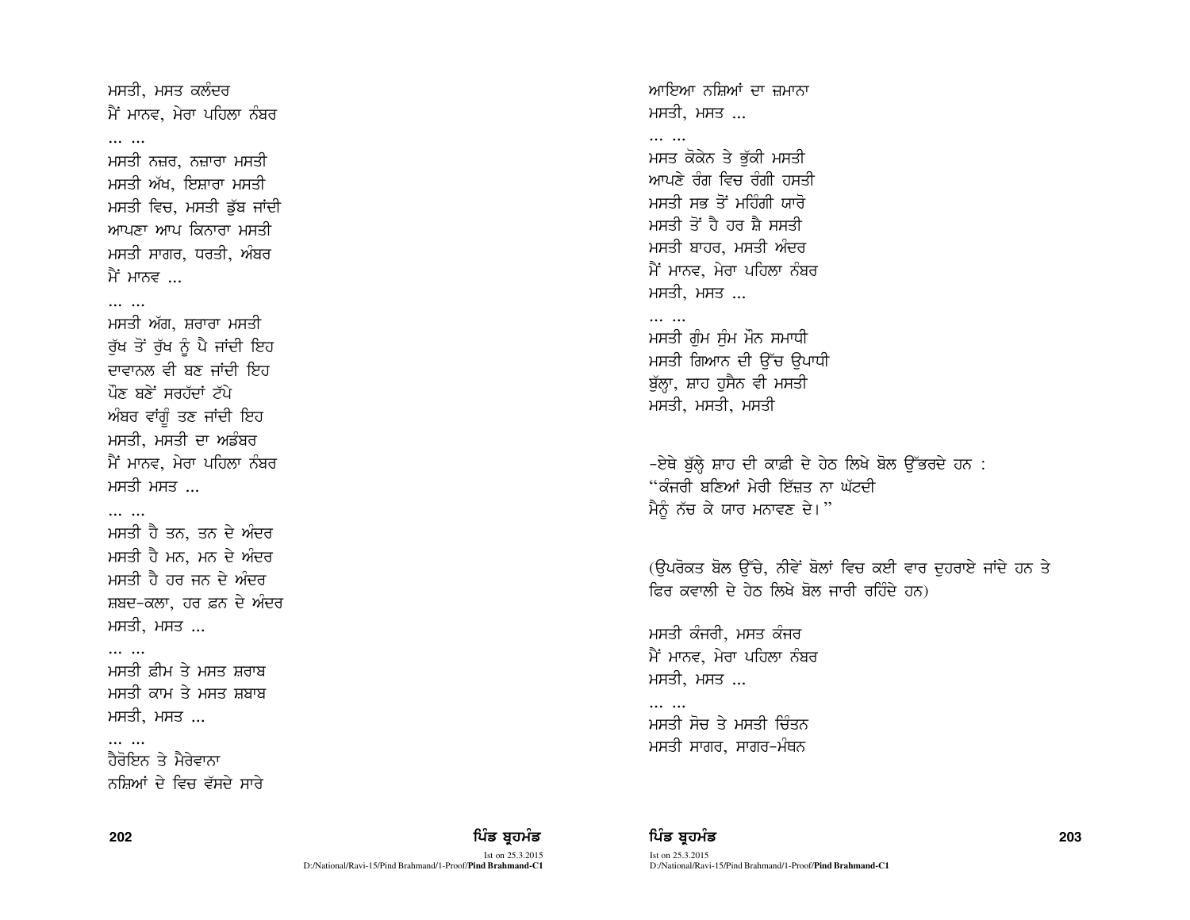ਮਸਤੀ, ਮਸਤ ਕਲੰਦਰ
ਮੈਂ ਮਾਨਵ, ਮੇਰਾ ਪਹਿਲਾ ਨੰਬਰ
... ...
ਮਸਤੀ ਨਜ਼ਰ, ਨਜ਼ਾਰਾ ਮਸਤੀ
ਮਸਤੀ ਅੱਖ, ਇਸ਼ਾਰਾ ਮਸਤੀ
ਮਸਤੀ ਵਿਚ, ਮਸਤੀ ਡੁੱਬ ਜਾਂਦੀ
ਆਪਣਾ ਆਪ ਕਿਨਾਰਾ ਮਸਤੀ
ਮਸਤੀ ਸਾਗਰ, ਧਰਤੀ, ਅੰਬਰ
ਮੈਂ ਮਾਨਵ ...
... ...
ਮਸਤੀ ਅੱਗ, ਸ਼ਰਾਰਾ ਮਸਤੀ
ਰੁੱਖ ਤੋਂ ਰੁੱਖ ਨੂੰ ਪੈ ਜਾਂਦੀ ਇਹ
ਦਾਵਾਨਲ ਵੀ ਬਣ ਜਾਂਦੀ ਇਹ
ਪੌਣ ਬਣੇਂ ਸਰਹੱਦਾਂ ਟੱਪੇ
ਅੰਬਰ ਵਾਂਗੂੰ ਤਣ ਜਾਂਦੀ ਇਹ
ਮਸਤੀ, ਮਸਤੀ ਦਾ ਅਡੰਬਰ
ਮੈਂ ਮਾਨਵ, ਮੇਰਾ ਪਹਿਲਾ ਨੰਬਰ
ਮਸਤੀ ਮਸਤ ...
... ...
ਮਸਤੀ ਹੈ ਤਨ, ਤਨ ਦੇ ਅੰਦਰ
ਮਸਤੀ ਹੈ ਮਨ, ਮਨ ਦੇ ਅੰਦਰ
ਮਸਤੀ ਹੈ ਹਰ ਜਨ ਦੇ ਅੰਦਰ
ਸ਼ਬਦ-ਕਲਾ, ਹਰ ਫ਼ਨ ਦੇ ਅੰਦਰ
ਮਸਤੀ, ਮਸਤ ...
... ...
ਮਸਤੀ ਫ਼ੀਮ ਤੇ ਮਸਤ ਸ਼ਰਾਬ
ਮਸਤੀ ਕਾਮ ਤੇ ਮਸਤ ਸ਼ਬਾਬ
ਮਸਤੀ, ਮਸਤ ...
... ...
ਹੈਰੋਇਨ ਤੇ ਮੈਰੇਵਾਨਾ
ਨਸ਼ਿਆਂ ਦੇ ਵਿਚ ਵੱਸਦੇ ਸਾਰੇ
ਆਇਆ ਨਸ਼ਿਆਂ ਦਾ ਜ਼ਮਾਨਾ
ਮਸਤੀ, ਮਸਤ ...
... ...
ਮਸਤ ਕੋਕੇਨ ਤੇ ਭੁੱਕੀ ਮਸਤੀ
ਆਪਣੇ ਰੰਗ ਵਿਚ ਰੰਗੀ ਹਸਤੀ
ਮਸਤੀ ਸਭ ਤੋਂ ਮਹਿੰਗੀ ਯਾਰੋ
ਮਸਤੀ ਤੋਂ ਹੈ ਹਰ ਸ਼ੈ ਸਸਤੀ
ਮਸਤੀ ਬਾਹਰ, ਮਸਤੀ ਅੰਦਰ
ਮੈਂ ਮਾਨਵ, ਮੇਰਾ ਪਹਿਲਾ ਨੰਬਰ
ਮਸਤੀ, ਮਸਤ ...
... ...
ਮਸਤੀ ਗੁੰਮ ਸੁੰਮ ਮੌਨ ਸਮਾਧੀ
ਮਸਤੀ ਗਿਆਨ ਦੀ ਉੱਚ ਉਪਾਧੀ
ਬੁੱਲ੍ਹਾ, ਸ਼ਾਹ ਹੁਸੈਨ ਵੀ ਮਸਤੀ
ਮਸਤੀ, ਮਸਤੀ, ਮਸਤੀ

-ਏਥੇ ਬੁੱਲ੍ਹੇ ਸ਼ਾਹ ਦੀ ਕਾਫ਼ੀ ਦੇ ਹੇਠ ਲਿਖੇ ਬੋਲ ਉੱਭਰਦੇ ਹਨ :
"ਕੰਜਰੀ ਬਣਿਆਂ ਮੇਰੀ ਇੱਜ਼ਤ ਨਾ ਘੱਟਦੀ
ਮੈਨੂੰ ਨੱਚ ਕੇ ਯਾਰ ਮਨਾਵਣ ਦੇ।"

(ਉਪਰੋਕਤ ਬੋਲ ਉੱਚੇ, ਨੀਵੇਂ ਬੋਲਾਂ ਵਿਚ ਕਈ ਵਾਰ ਦੁਹਰਾਏ ਜਾਂਦੇ ਹਨ ਤੇ ਫਿਰ ਕਵਾਲੀ ਦੇ ਹੇਠ ਲਿਖੇ ਬੋਲ ਜਾਰੀ ਰਹਿੰਦੇ ਹਨ)

ਮਸਤੀ ਕੰਜਰੀ, ਮਸਤ ਕੰਜਰ
ਮੈਂ ਮਾਨਵ, ਮੇਰਾ ਪਹਿਲਾ ਨੰਬਰ
ਮਸਤੀ, ਮਸਤ ...
... ...
ਮਸਤੀ ਸੋਚ ਤੇ ਮਸਤੀ ਚਿੰਤਨ
ਮਸਤੀ ਸਾਗਰ, ਸਾਗਰ-ਮੰਥਨ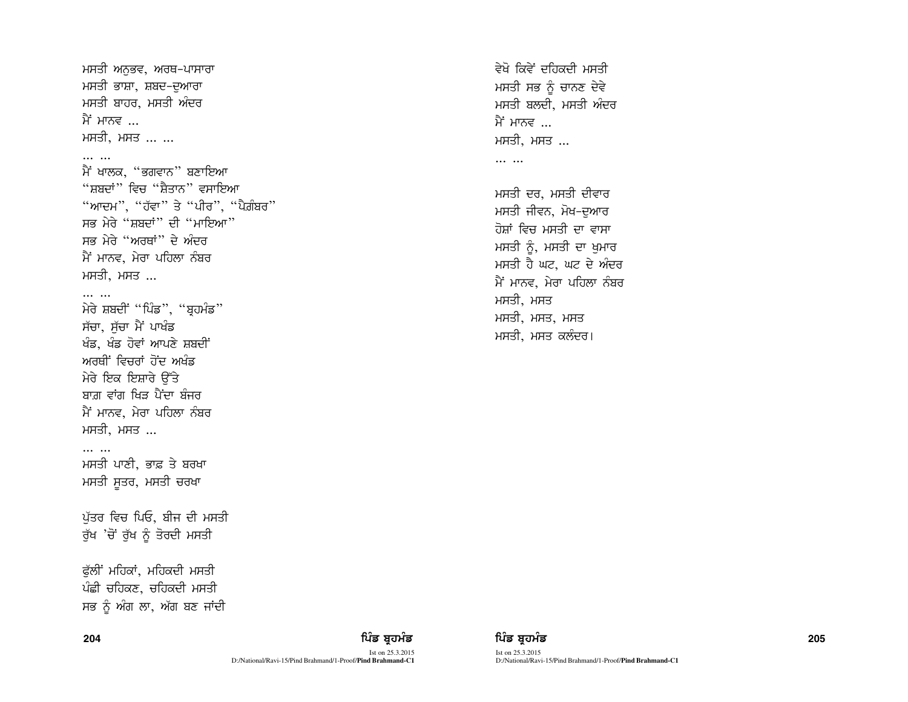ਮਸਤੀ ਅਨੁਭਵ, ਅਰਥ-ਪਾਸਾਰਾ
ਮਸਤੀ ਭਾਸ਼ਾ, ਸ਼ਬਦ-ਦੁਆਰਾ
ਮਸਤੀ ਬਾਹਰ, ਮਸਤੀ ਅੰਦਰ
ਮੈਂ ਮਾਨਵ ...
ਮਸਤੀ, ਮਸਤ ... ...

... ...
ਮੈਂ ਖਾਲਕ, "ਭਗਵਾਨ" ਬਣਾਇਆ
"ਸ਼ਬਦਾਂ" ਵਿਚ "ਸ਼ੈਤਾਨ" ਵਸਾਇਆ
"ਆਦਮ", "ਹੱਵਾ" ਤੇ "ਪੀਰ", "ਪੈਗ਼ੰਬਰ"
ਸਭ ਮੇਰੇ "ਸ਼ਬਦਾਂ" ਦੀ "ਮਾਇਆ"
ਸਭ ਮੇਰੇ "ਅਰਥਾਂ" ਦੇ ਅੰਦਰ
ਮੈਂ ਮਾਨਵ, ਮੇਰਾ ਪਹਿਲਾ ਨੰਬਰ
ਮਸਤੀ, ਮਸਤ ...

... ...
ਮੇਰੇ ਸ਼ਬਦੀਂ "ਪਿੰਡ", "ਬ੍ਰਹਮੰਡ"
ਸੱਚਾ, ਸੁੱਚਾ ਮੈਂ ਪਾਖੰਡ
ਖੰਡ, ਖੰਡ ਹੋਵਾਂ ਆਪਣੇ ਸ਼ਬਦੀਂ
ਅਰਥੀਂ ਵਿਚਰਾਂ ਹੋਂਦ ਅਖੰਡ
ਮੇਰੇ ਇਕ ਇਸ਼ਾਰੇ ਉੱਤੇ
ਬਾਗ਼ ਵਾਂਗ ਖਿੜ ਪੈਂਦਾ ਬੰਜਰ
ਮੈਂ ਮਾਨਵ, ਮੇਰਾ ਪਹਿਲਾ ਨੰਬਰ
ਮਸਤੀ, ਮਸਤ ...

... ...
ਮਸਤੀ ਪਾਣੀ, ਭਾਫ਼ ਤੇ ਬਰਖਾ
ਮਸਤੀ ਸੂਤਰ, ਮਸਤੀ ਚਰਖਾ

ਪੁੱਤਰ ਵਿਚ ਪਿਓ, ਬੀਜ ਦੀ ਮਸਤੀ
ਰੁੱਖ 'ਚੋਂ ਰੁੱਖ ਨੂੰ ਤੋਰਦੀ ਮਸਤੀ

ਫੁੱਲੀਂ ਮਹਿਕਾਂ, ਮਹਿਕਦੀ ਮਸਤੀ
ਪੰਛੀ ਚਹਿਕਣ, ਚਹਿਕਦੀ ਮਸਤੀ
ਸਭ ਨੂੰ ਅੰਗ ਲਾ, ਅੱਗ ਬਣ ਜਾਂਦੀ
ਵੇਖੋ ਕਿਵੇਂ ਦਹਿਕਦੀ ਮਸਤੀ
ਮਸਤੀ ਸਭ ਨੂੰ ਚਾਨਣ ਦੇਵੇ
ਮਸਤੀ ਬਲਦੀ, ਮਸਤੀ ਅੰਦਰ
ਮੈਂ ਮਾਨਵ ...
ਮਸਤੀ, ਮਸਤ ...
... ...

ਮਸਤੀ ਦਰ, ਮਸਤੀ ਦੀਵਾਰ
ਮਸਤੀ ਜੀਵਨ, ਮੋਖ-ਦੁਆਰ
ਹੋਸ਼ਾਂ ਵਿਚ ਮਸਤੀ ਦਾ ਵਾਸਾ
ਮਸਤੀ ਨੂੰ, ਮਸਤੀ ਦਾ ਖ਼ੁਮਾਰ
ਮਸਤੀ ਹੈ ਘਟ, ਘਟ ਦੇ ਅੰਦਰ
ਮੈਂ ਮਾਨਵ, ਮੇਰਾ ਪਹਿਲਾ ਨੰਬਰ
ਮਸਤੀ, ਮਸਤ
ਮਸਤੀ, ਮਸਤ, ਮਸਤ
ਮਸਤੀ, ਮਸਤ ਕਲੰਦਰ।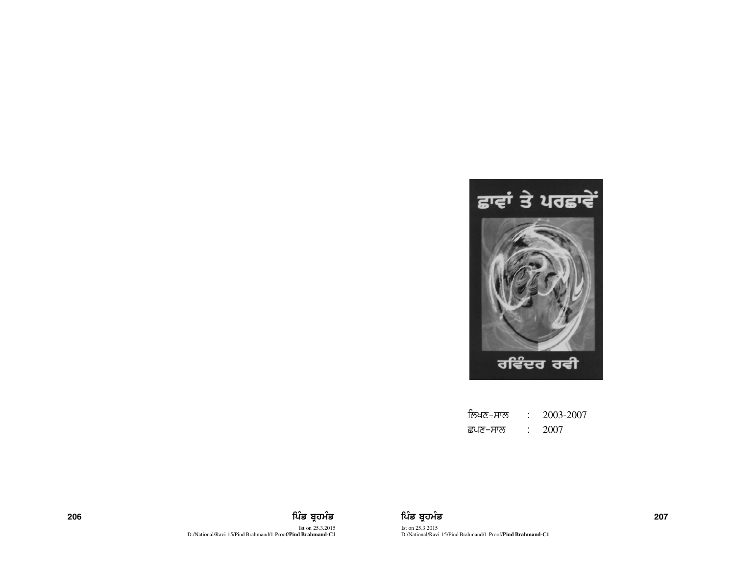ਛਾਵਾਂ ਤੇ ਪਰਛਾਵੇਂ

ਰਵਿੰਦਰ ਰਵੀ

ਲਿਖਣ-ਸਾਲ : 2003-2007

ਛਪਣ-ਸਾਲ : 2007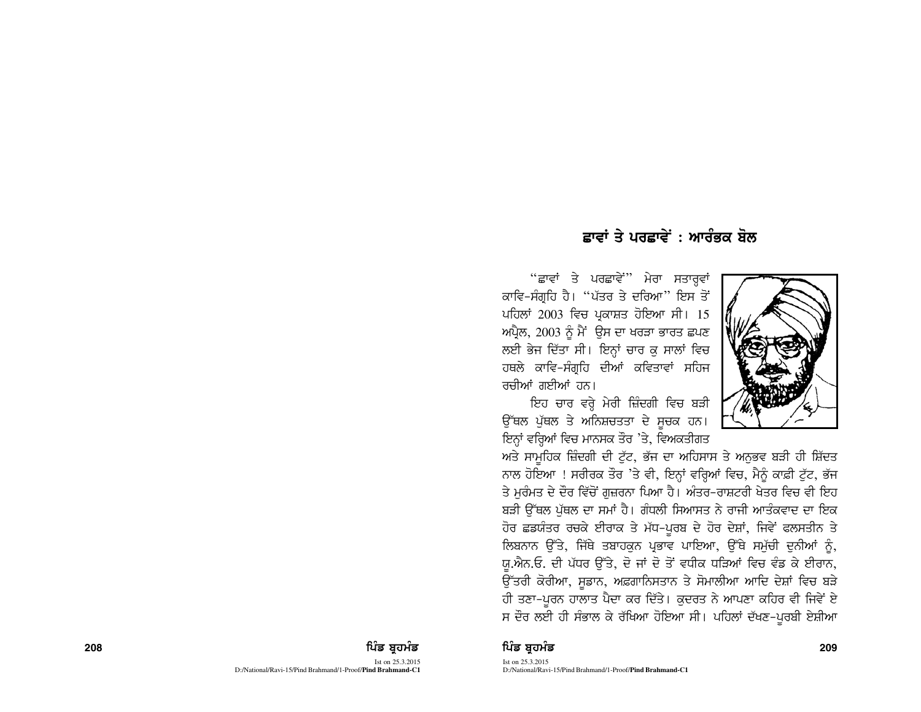## ਛਾਵਾਂ ਤੇ ਪਰਛਾਵੇਂ : ਆਰੰਭਕ ਬੋਲ

"ਛਾਵਾਂ ਤੇ ਪਰਛਾਵੇਂ" ਮੇਰਾ ਸਤਾਰ੍ਹਵਾਂ ਕਾਵਿ-ਸੰਗ੍ਰਹਿ ਹੈ। "ਪੱਤਰ ਤੇ ਦਰਿਆ" ਇਸ ਤੋਂ ਪਹਿਲਾਂ 2003 ਵਿਚ ਪ੍ਰਕਾਸ਼ਤ ਹੋਇਆ ਸੀ। 15 ਅਪ੍ਰੈਲ, 2003 ਨੂੰ ਮੈਂ ਉਸ ਦਾ ਖਰੜਾ ਭਾਰਤ ਛਪਣ ਲਈ ਭੇਜ ਦਿੱਤਾ ਸੀ। ਇਨ੍ਹਾਂ ਚਾਰ ਕੁ ਸਾਲਾਂ ਵਿਚ ਹਥਲੇ ਕਾਵਿ-ਸੰਗ੍ਰਹਿ ਦੀਆਂ ਕਵਿਤਾਵਾਂ ਸਹਿਜ ਰਚੀਆਂ ਗਈਆਂ ਹਨ।

ਇਹ ਚਾਰ ਵਰ੍ਹੇ ਮੇਰੀ ਜ਼ਿੰਦਗੀ ਵਿਚ ਬੜੀ ਉੱਥਲ ਪੁੱਥਲ ਤੇ ਅਨਿਸ਼ਚਤਤਾ ਦੇ ਸੂਚਕ ਹਨ। ਇਨ੍ਹਾਂ ਵਰ੍ਹਿਆਂ ਵਿਚ ਮਾਨਸਕ ਤੌਰ 'ਤੇ, ਵਿਅਕਤੀਗਤ ਅਤੇ ਸਾਮੂਹਿਕ ਜ਼ਿੰਦਗੀ ਦੀ ਟੁੱਟ, ਭੱਜ ਦਾ ਅਹਿਸਾਸ ਤੇ ਅਨੁਭਵ ਬੜੀ ਹੀ ਸ਼ਿੱਦਤ ਨਾਲ ਹੋਇਆ ! ਸਰੀਰਕ ਤੌਰ 'ਤੇ ਵੀ, ਇਨ੍ਹਾਂ ਵਰ੍ਹਿਆਂ ਵਿਚ, ਮੈਨੂੰ ਕਾਫ਼ੀ ਟੁੱਟ, ਭੱਜ ਤੇ ਮੁਰੰਮਤ ਦੇ ਦੌਰ ਵਿੱਚੋਂ ਗੁਜ਼ਰਨਾ ਪਿਆ ਹੈ। ਅੰਤਰ-ਰਾਸ਼ਟਰੀ ਖੇਤਰ ਵਿਚ ਵੀ ਇਹ ਬੜੀ ਉੱਥਲ ਪੁੱਥਲ ਦਾ ਸਮਾਂ ਹੈ। ਗੰਧਲੀ ਸਿਆਸਤ ਨੇ ਰਾਜੀ ਆਤੰਕਵਾਦ ਦਾ ਇਕ ਹੋਰ ਛਡਯੰਤਰ ਰਚਕੇ ਈਰਾਕ ਤੇ ਮੱਧ-ਪੂਰਬ ਦੇ ਹੋਰ ਦੇਸ਼ਾਂ, ਜਿਵੇਂ ਫਲਸਤੀਨ ਤੇ ਲਿਬਨਾਨ ਉੱਤੇ, ਜਿੱਥੇ ਤਬਾਹਕੁਨ ਪ੍ਰਭਾਵ ਪਾਇਆ, ਉੱਥੇ ਸਮੁੱਚੀ ਦੁਨੀਆਂ ਨੂੰ, ਯੂ.ਐਨ.ਓ. ਦੀ ਪੱਧਰ ਉੱਤੇ, ਦੋ ਜਾਂ ਦੋ ਤੋਂ ਵਧੀਕ ਧੜਿਆਂ ਵਿਚ ਵੰਡ ਕੇ ਈਰਾਨ, ਉੱਤਰੀ ਕੋਰੀਆ, ਸੂਡਾਨ, ਅਫ਼ਗਾਨਿਸਤਾਨ ਤੇ ਸੋਮਾਲੀਆ ਆਦਿ ਦੇਸ਼ਾਂ ਵਿਚ ਬੜੇ ਹੀ ਤਣਾ-ਪੂਰਨ ਹਾਲਾਤ ਪੈਦਾ ਕਰ ਦਿੱਤੇ। ਕੁਦਰਤ ਨੇ ਆਪਣਾ ਕਹਿਰ ਵੀ ਜਿਵੇਂ ਏਸ ਦੌਰ ਲਈ ਹੀ ਸੰਭਾਲ ਕੇ ਰੱਖਿਆ ਹੋਇਆ ਸੀ। ਪਹਿਲਾਂ ਦੱਖਣ-ਪੂਰਬੀ ਏਸ਼ੀਆ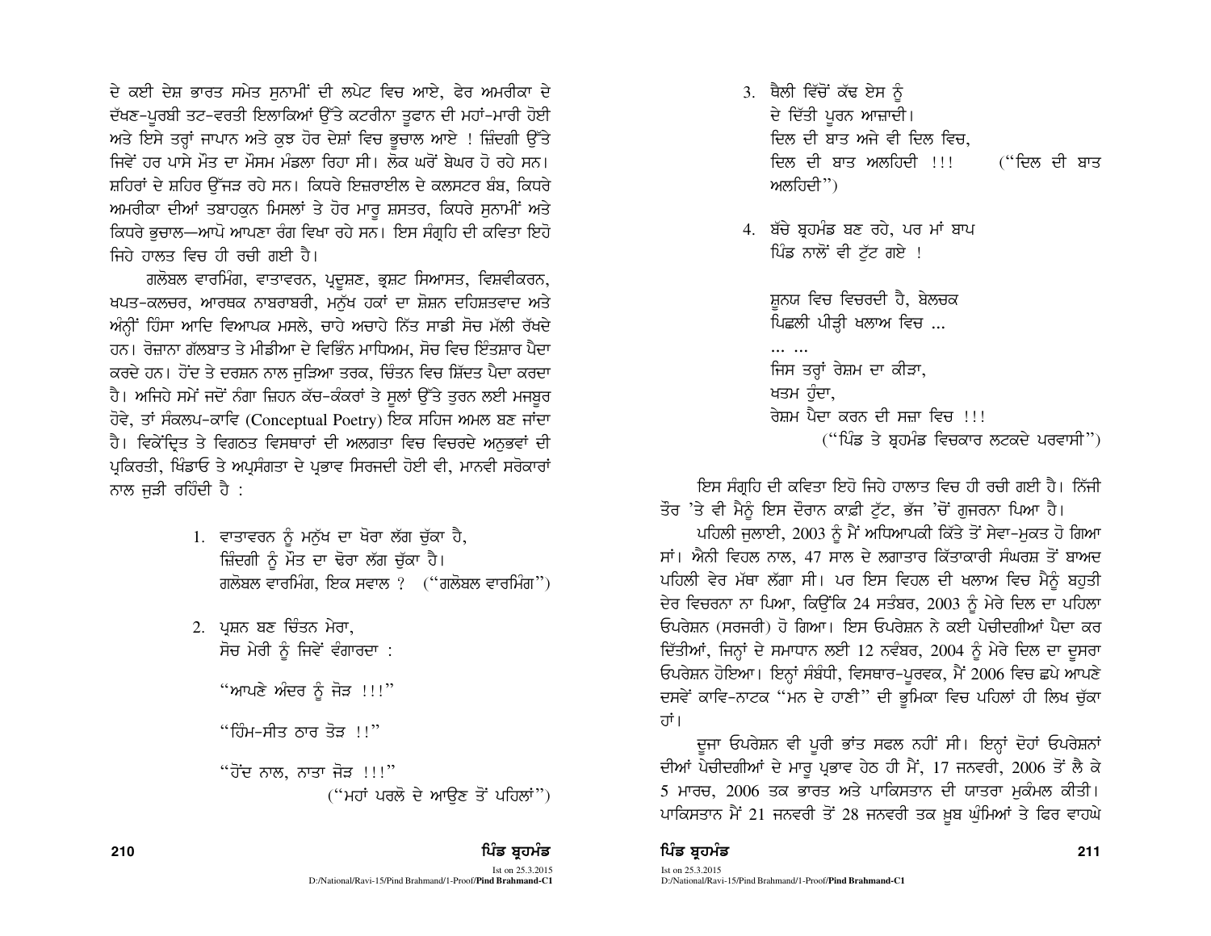ਦੇ ਕਈ ਦੇਸ਼ ਭਾਰਤ ਸਮੇਤ ਸੁਨਾਮੀਂ ਦੀ ਲਪੇਟ ਵਿਚ ਆਏ, ਫੇਰ ਅਮਰੀਕਾ ਦੇ ਦੱਖਣ-ਪੂਰਬੀ ਤਟ-ਵਰਤੀ ਇਲਾਕਿਆਂ ਉੱਤੇ ਕਟਰੀਨਾ ਤੂਫਾਨ ਦੀ ਮਹਾਂ-ਮਾਰੀ ਹੋਈ ਅਤੇ ਇਸੇ ਤਰ੍ਹਾਂ ਜਾਪਾਨ ਅਤੇ ਕੁਝ ਹੋਰ ਦੇਸ਼ਾਂ ਵਿਚ ਭੁਚਾਲ ਆਏ ! ਜ਼ਿੰਦਗੀ ਉੱਤੇ ਜਿਵੇਂ ਹਰ ਪਾਸੇ ਮੌਤ ਦਾ ਮੌਸਮ ਮੰਡਲਾ ਰਿਹਾ ਸੀ। ਲੋਕ ਘਰੋਂ ਬੇਘਰ ਹੋ ਰਹੇ ਸਨ। ਸ਼ਹਿਰਾਂ ਦੇ ਸ਼ਹਿਰ ਉੱਜੜ ਰਹੇ ਸਨ। ਕਿਧਰੇ ਇਜ਼ਰਾਈਲ ਦੇ ਕਲਸਟਰ ਬੰਬ, ਕਿਧਰੇ ਅਮਰੀਕਾ ਦੀਆਂ ਤਬਾਹਕੁਨ ਮਿਸਲਾਂ ਤੇ ਹੋਰ ਮਾਰੂ ਸ਼ਸਤਰ, ਕਿਧਰੇ ਸੁਨਾਮੀਂ ਅਤੇ ਕਿਧਰੇ ਭੁਚਾਲ—ਆਪੋ ਆਪਣਾ ਰੰਗ ਵਿਖਾ ਰਹੇ ਸਨ। ਇਸ ਸੰਗ੍ਰਹਿ ਦੀ ਕਵਿਤਾ ਇਹੋ ਜਿਹੇ ਹਾਲਤ ਵਿਚ ਹੀ ਰਚੀ ਗਈ ਹੈ।

ਗਲੋਬਲ ਵਾਰਮਿੰਗ, ਵਾਤਾਵਰਨ, ਪ੍ਰਦੂਸ਼ਣ, ਭ੍ਰਸ਼ਟ ਸਿਆਸਤ, ਵਿਸ਼ਵੀਕਰਨ, ਖਪਤ-ਕਲਚਰ, ਆਰਥਕ ਨਾਬਰਾਬਰੀ, ਮਨੁੱਖ ਹਕਾਂ ਦਾ ਸ਼ੋਸ਼ਨ ਦਹਿਸ਼ਤਵਾਦ ਅਤੇ ਅੰਨ੍ਹੀਂ ਹਿੰਸਾ ਆਦਿ ਵਿਆਪਕ ਮਸਲੇ, ਚਾਹੇ ਅਚਾਹੇ ਨਿੱਤ ਸਾਡੀ ਸੋਚ ਮੱਲੀ ਰੱਖਦੇ ਹਨ। ਰੋਜ਼ਾਨਾ ਗੱਲਬਾਤ ਤੇ ਮੀਡੀਆ ਦੇ ਵਿਭਿੰਨ ਮਾਧਿਅਮ, ਸੋਚ ਵਿਚ ਇੰਤਸ਼ਾਰ ਪੈਦਾ ਕਰਦੇ ਹਨ। ਹੋਂਦ ਤੇ ਦਰਸ਼ਨ ਨਾਲ ਜੁੜਿਆ ਤਰਕ, ਚਿੰਤਨ ਵਿਚ ਸ਼ਿੱਦਤ ਪੈਦਾ ਕਰਦਾ ਹੈ। ਅਜਿਹੇ ਸਮੇਂ ਜਦੋਂ ਨੰਗਾ ਜ਼ਿਹਨ ਕੱਚ-ਕੰਕਰਾਂ ਤੇ ਸੂਲਾਂ ਉੱਤੇ ਤੁਰਨ ਲਈ ਮਜਬੂਰ ਹੋਵੇ, ਤਾਂ ਸੰਕਲਪ-ਕਾਵਿ (Conceptual Poetry) ਇਕ ਸਹਿਜ ਅਮਲ ਬਣ ਜਾਂਦਾ ਹੈ। ਵਿਕੇਂਦ੍ਰਿਤ ਤੇ ਵਿਗਠਤ ਵਿਸਥਾਰਾਂ ਦੀ ਅਲਗਤਾ ਵਿਚ ਵਿਚਰਦੇ ਅਨੁਭਵਾਂ ਦੀ ਪ੍ਰਕਿਰਤੀ, ਖਿੰਡਾਓ ਤੇ ਅਪ੍ਰਸੰਗਤਾ ਦੇ ਪ੍ਰਭਾਵ ਸਿਰਜਦੀ ਹੋਈ ਵੀ, ਮਾਨਵੀ ਸਰੋਕਾਰਾਂ ਨਾਲ ਜੁੜੀ ਰਹਿੰਦੀ ਹੈ :

1. ਵਾਤਾਵਰਨ ਨੂੰ ਮਨੁੱਖ ਦਾ ਖੋਰਾ ਲੱਗ ਚੁੱਕਾ ਹੈ,
   ਜ਼ਿੰਦਗੀ ਨੂੰ ਮੌਤ ਦਾ ਢੋਰਾ ਲੱਗ ਚੁੱਕਾ ਹੈ।
   ਗਲੋਬਲ ਵਾਰਮਿੰਗ, ਇਕ ਸਵਾਲ ? ("ਗਲੋਬਲ ਵਾਰਮਿੰਗ")

2. ਪ੍ਰਸ਼ਨ ਬਣ ਚਿੰਤਨ ਮੇਰਾ,
   ਸੋਚ ਮੇਰੀ ਨੂੰ ਜਿਵੇਂ ਵੰਗਾਰਦਾ :

   "ਆਪਣੇ ਅੰਦਰ ਨੂੰ ਜੋੜ !!!"

   "ਹਿੰਮ-ਸੀਤ ਠਾਰ ਤੋੜ !!"

   "ਹੋਂਦ ਨਾਲ, ਨਾਤਾ ਜੋੜ !!!"
   ("ਮਹਾਂ ਪਰਲੋ ਦੇ ਆਉਣ ਤੋਂ ਪਹਿਲਾਂ")

3. ਥੈਲੀ ਵਿੱਚੋਂ ਕੱਢ ਏਸ ਨੂੰ
   ਦੇ ਦਿੱਤੀ ਪੂਰਨ ਆਜ਼ਾਦੀ।
   ਦਿਲ ਦੀ ਬਾਤ ਅਜੇ ਵੀ ਦਿਲ ਵਿਚ,
   ਦਿਲ ਦੀ ਬਾਤ ਅਲਹਿਦੀ !!! ("ਦਿਲ ਦੀ ਬਾਤ ਅਲਹਿਦੀ")

4. ਬੱਚੇ ਬ੍ਰਹਮੰਡ ਬਣ ਰਹੇ, ਪਰ ਮਾਂ ਬਾਪ
   ਪਿੰਡ ਨਾਲੋਂ ਵੀ ਟੁੱਟ ਗਏ !

   ਸ਼ੂਨਯ ਵਿਚ ਵਿਚਰਦੀ ਹੈ, ਬੇਲਚਕ
   ਪਿਛਲੀ ਪੀੜ੍ਹੀ ਖਲਾਅ ਵਿਚ ...
   ... ...
   ਜਿਸ ਤਰ੍ਹਾਂ ਰੇਸ਼ਮ ਦਾ ਕੀੜਾ,
   ਖਤਮ ਹੁੰਦਾ,
   ਰੇਸ਼ਮ ਪੈਦਾ ਕਰਨ ਦੀ ਸਜ਼ਾ ਵਿਚ !!!
   ("ਪਿੰਡ ਤੇ ਬ੍ਰਹਮੰਡ ਵਿਚਕਾਰ ਲਟਕਦੇ ਪਰਵਾਸੀ")

ਇਸ ਸੰਗ੍ਰਹਿ ਦੀ ਕਵਿਤਾ ਇਹੋ ਜਿਹੇ ਹਾਲਾਤ ਵਿਚ ਹੀ ਰਚੀ ਗਈ ਹੈ। ਨਿੱਜੀ ਤੌਰ 'ਤੇ ਵੀ ਮੈਨੂੰ ਇਸ ਦੌਰਾਨ ਕਾਫ਼ੀ ਟੁੱਟ, ਭੱਜ 'ਚੋਂ ਗੁਜਰਨਾ ਪਿਆ ਹੈ।

ਪਹਿਲੀ ਜੁਲਾਈ, 2003 ਨੂੰ ਮੈਂ ਅਧਿਆਪਕੀ ਕਿੱਤੇ ਤੋਂ ਸੇਵਾ-ਮੁਕਤ ਹੋ ਗਿਆ ਸਾਂ। ਐਨੀ ਵਿਹਲ ਨਾਲ, 47 ਸਾਲ ਦੇ ਲਗਾਤਾਰ ਕਿੱਤਾਕਾਰੀ ਸੰਘਰਸ਼ ਤੋਂ ਬਾਅਦ ਪਹਿਲੀ ਵੇਰ ਮੱਥਾ ਲੱਗਾ ਸੀ। ਪਰ ਇਸ ਵਿਹਲ ਦੀ ਖਲਾਅ ਵਿਚ ਮੈਨੂੰ ਬਹੁਤੀ ਦੇਰ ਵਿਚਰਨਾ ਨਾ ਪਿਆ, ਕਿਉਂਕਿ 24 ਸਤੰਬਰ, 2003 ਨੂੰ ਮੇਰੇ ਦਿਲ ਦਾ ਪਹਿਲਾ ਓਪਰੇਸ਼ਨ (ਸਰਜਰੀ) ਹੋ ਗਿਆ। ਇਸ ਓਪਰੇਸ਼ਨ ਨੇ ਕਈ ਪੇਚੀਦਗੀਆਂ ਪੈਦਾ ਕਰ ਦਿੱਤੀਆਂ, ਜਿਨ੍ਹਾਂ ਦੇ ਸਮਾਧਾਨ ਲਈ 12 ਨਵੰਬਰ, 2004 ਨੂੰ ਮੇਰੇ ਦਿਲ ਦਾ ਦੂਸਰਾ ਓਪਰੇਸ਼ਨ ਹੋਇਆ। ਇਨ੍ਹਾਂ ਸੰਬੰਧੀ, ਵਿਸਥਾਰ-ਪੂਰਵਕ, ਮੈਂ 2006 ਵਿਚ ਛਪੇ ਆਪਣੇ ਦਸਵੇਂ ਕਾਵਿ-ਨਾਟਕ "ਮਨ ਦੇ ਹਾਣੀ" ਦੀ ਭੂਮਿਕਾ ਵਿਚ ਪਹਿਲਾਂ ਹੀ ਲਿਖ ਚੁੱਕਾ ਹਾਂ।

ਦੂਜਾ ਓਪਰੇਸ਼ਨ ਵੀ ਪੂਰੀ ਭਾਂਤ ਸਫਲ ਨਹੀਂ ਸੀ। ਇਨ੍ਹਾਂ ਦੋਹਾਂ ਓਪਰੇਸ਼ਨਾਂ ਦੀਆਂ ਪੇਚੀਦਗੀਆਂ ਦੇ ਮਾਰੂ ਪ੍ਰਭਾਵ ਹੇਠ ਹੀ ਮੈਂ, 17 ਜਨਵਰੀ, 2006 ਤੋਂ ਲੈ ਕੇ 5 ਮਾਰਚ, 2006 ਤਕ ਭਾਰਤ ਅਤੇ ਪਾਕਿਸਤਾਨ ਦੀ ਯਾਤਰਾ ਮੁਕੰਮਲ ਕੀਤੀ। ਪਾਕਿਸਤਾਨ ਮੈਂ 21 ਜਨਵਰੀ ਤੋਂ 28 ਜਨਵਰੀ ਤਕ ਖ਼ੂਬ ਘੁੰਮਿਆਂ ਤੇ ਫਿਰ ਵਾਹਘੇ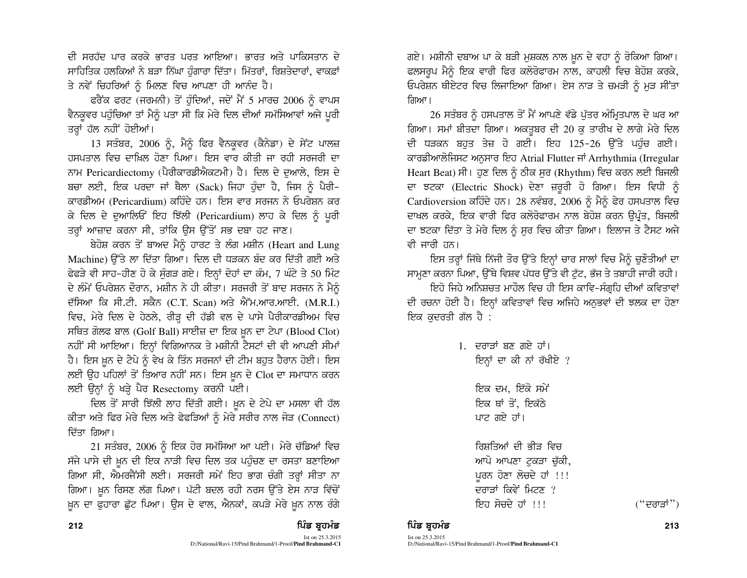ਦੀ ਸਰਹੱਦ ਪਾਰ ਕਰਕੇ ਭਾਰਤ ਪਰਤ ਆਇਆ। ਭਾਰਤ ਅਤੇ ਪਾਕਿਸਤਾਨ ਦੇ ਸਾਹਿਤਿਕ ਹਲਕਿਆਂ ਨੇ ਬੜਾ ਨਿੱਘਾ ਹੁੰਗਾਰਾ ਦਿੱਤਾ। ਮਿੱਤਰਾਂ, ਰਿਸ਼ਤੇਦਾਰਾਂ, ਵਾਕਫ਼ਾਂ ਤੇ ਨਵੇਂ ਚਿਹਰਿਆਂ ਨੂੰ ਮਿਲਣ ਵਿਚ ਆਪਣਾ ਹੀ ਆਨੰਦ ਹੈ।

ਫਰੈਂਕ ਫਰਟ (ਜਰਮਨੀ) ਤੋਂ ਹੁੰਦਿਆਂ, ਜਦੋਂ ਮੈਂ 5 ਮਾਰਚ 2006 ਨੂੰ ਵਾਪਸ ਵੈਨਕੂਵਰ ਪਹੁੰਚਿਆ ਤਾਂ ਮੈਨੂੰ ਪਤਾ ਸੀ ਕਿ ਮੇਰੇ ਦਿਲ ਦੀਆਂ ਸਮੱਸਿਆਵਾਂ ਅਜੇ ਪੂਰੀ ਤਰ੍ਹਾਂ ਹੱਲ ਨਹੀਂ ਹੋਈਆਂ।

13 ਸਤੰਬਰ, 2006 ਨੂੰ, ਮੈਨੂੰ ਫਿਰ ਵੈਨਕੂਵਰ (ਕੈਨੇਡਾ) ਦੇ ਸੇਂਟ ਪਾਲਜ਼ ਹਸਪਤਾਲ ਵਿਚ ਦਾਖ਼ਿਲ ਹੋਣਾ ਪਿਆ। ਇਸ ਵਾਰ ਕੀਤੀ ਜਾ ਰਹੀ ਸਰਜਰੀ ਦਾ ਨਾਮ Pericardiectomy (ਪੈਰੀਕਾਰਡੀਐਕਟਮੀ) ਹੈ। ਦਿਲ ਦੇ ਦੁਆਲੇ, ਇਸ ਦੇ ਬਚਾ ਲਈ, ਇਕ ਪਰਦਾ ਜਾਂ ਥੈਲਾ (Sack) ਜਿਹਾ ਹੁੰਦਾ ਹੈ, ਜਿਸ ਨੂੰ ਪੈਰੀ-ਕਾਰਡੀਅਮ (Pericardium) ਕਹਿੰਦੇ ਹਨ। ਇਸ ਵਾਰ ਸਰਜਨ ਨੇ ਓਪਰੇਸ਼ਨ ਕਰ ਕੇ ਦਿਲ ਦੇ ਦੁਆਲਿਓਂ ਇਹ ਝਿੱਲੀ (Pericardium) ਲਾਹ ਕੇ ਦਿਲ ਨੂੰ ਪੂਰੀ ਤਰ੍ਹਾਂ ਆਜ਼ਾਦ ਕਰਨਾ ਸੀ, ਤਾਂਕਿ ਉਸ ਉੱਤੋਂ ਸਭ ਦਬਾ ਹਟ ਜਾਣ।

ਬੇਹੋਸ਼ ਕਰਨ ਤੋਂ ਬਾਅਦ ਮੈਨੂੰ ਹਾਰਟ ਤੇ ਲੰਗ ਮਸ਼ੀਨ (Heart and Lung Machine) ਉੱਤੇ ਲਾ ਦਿੱਤਾ ਗਿਆ। ਦਿਲ ਦੀ ਧੜਕਨ ਬੰਦ ਕਰ ਦਿੱਤੀ ਗਈ ਅਤੇ ਫੇਫੜੇ ਵੀ ਸਾਹ-ਹੀਣ ਹੋ ਕੇ ਸੁੰਗੜ ਗਏ। ਇਨ੍ਹਾਂ ਦੋਹਾਂ ਦਾ ਕੰਮ, 7 ਘੰਟੇ ਤੇ 50 ਮਿੰਟ ਦੇ ਲੰਮੇਂ ਓਪਰੇਸ਼ਨ ਦੌਰਾਨ, ਮਸ਼ੀਨ ਨੇ ਹੀ ਕੀਤਾ। ਸਰਜਰੀ ਤੋਂ ਬਾਦ ਸਰਜਨ ਨੇ ਮੈਨੂੰ ਦੱਸਿਆ ਕਿ ਸੀ.ਟੀ. ਸਕੈਨ (C.T. Scan) ਅਤੇ ਐੱਮ.ਆਰ.ਆਈ. (M.R.I.) ਵਿਚ, ਮੇਰੇ ਦਿਲ ਦੇ ਹੇਠਲੇ, ਰੀੜ੍ਹ ਦੀ ਹੱਡੀ ਵਲ ਦੇ ਪਾਸੇ ਪੈਰੀਕਾਰਡੀਅਮ ਵਿਚ ਸਥਿਤ ਗੋਲਫ ਬਾਲ (Golf Ball) ਸਾਈਜ਼ ਦਾ ਇਕ ਖ਼ੂਨ ਦਾ ਟੇਪਾ (Blood Clot) ਨਹੀਂ ਸੀ ਆਇਆ। ਇਨ੍ਹਾਂ ਵਿਗਿਆਨਕ ਤੇ ਮਸ਼ੀਨੀ ਟੈਸਟਾਂ ਦੀ ਵੀ ਆਪਣੀ ਸੀਮਾਂ ਹੈ। ਇਸ ਖ਼ੂਨ ਦੇ ਟੇਪੇ ਨੂੰ ਵੇਖ ਕੇ ਤਿੰਨ ਸਰਜਨਾਂ ਦੀ ਟੀਮ ਬਹੁਤ ਹੈਰਾਨ ਹੋਈ। ਇਸ ਲਈ ਉਹ ਪਹਿਲਾਂ ਤੋਂ ਤਿਆਰ ਨਹੀਂ ਸਨ। ਇਸ ਖ਼ੂਨ ਦੇ Clot ਦਾ ਸਮਾਧਾਨ ਕਰਨ ਲਈ ਉਨ੍ਹਾਂ ਨੂੰ ਖੜ੍ਹੇ ਪੈਰ Resectomy ਕਰਨੀ ਪਈ।

ਦਿਲ ਤੋਂ ਸਾਰੀ ਝਿੱਲੀ ਲਾਹ ਦਿੱਤੀ ਗਈ। ਖ਼ੂਨ ਦੇ ਟੇਪੇ ਦਾ ਮਸਲਾ ਵੀ ਹੱਲ ਕੀਤਾ ਅਤੇ ਫਿਰ ਮੇਰੇ ਦਿਲ ਅਤੇ ਫੇਫੜਿਆਂ ਨੂੰ ਮੇਰੇ ਸਰੀਰ ਨਾਲ ਜੋੜ (Connect) ਦਿੱਤਾ ਗਿਆ।

21 ਸਤੰਬਰ, 2006 ਨੂੰ ਇਕ ਹੋਰ ਸਮੱਸਿਆ ਆ ਪਈ। ਮੇਰੇ ਚੱਡਿਆਂ ਵਿਚ ਸੱਜੇ ਪਾਸੇ ਦੀ ਖ਼ੂਨ ਦੀ ਇਕ ਨਾੜੀ ਵਿਚ ਦਿਲ ਤਕ ਪਹੁੰਚਣ ਦਾ ਰਸਤਾ ਬਣਾਇਆ ਗਿਆ ਸੀ, ਐਮਰਜੈਂਸੀ ਲਈ। ਸਰਜਰੀ ਸਮੇਂ ਇਹ ਭਾਗ ਚੰਗੀ ਤਰ੍ਹਾਂ ਸੀਤਾ ਨਾ ਗਿਆ। ਖ਼ੂਨ ਰਿਸਣ ਲੱਗ ਪਿਆ। ਪੱਟੀ ਬਦਲ ਰਹੀ ਨਰਸ ਉੱਤੇ ਏਸ ਨਾੜ ਵਿੱਚੋਂ ਖ਼ੂਨ ਦਾ ਫੁਹਾਰਾ ਛੁੱਟ ਪਿਆ। ਉਸ ਦੇ ਵਾਲ, ਐਨਕਾਂ, ਕਪੜੇ ਮੇਰੇ ਖ਼ੂਨ ਨਾਲ ਰੰਗੇ ਗਏ। ਮਸ਼ੀਨੀ ਦਬਾਅ ਪਾ ਕੇ ਬੜੀ ਮੁਸ਼ਕਲ ਨਾਲ ਖ਼ੂਨ ਦੇ ਵਹਾ ਨੂੰ ਰੋਕਿਆ ਗਿਆ। ਫਲਸਰੂਪ ਮੈਨੂੰ ਇਕ ਵਾਰੀ ਫਿਰ ਕਲੋਰੋਫਾਰਮ ਨਾਲ, ਕਾਹਲੀ ਵਿਚ ਬੇਹੋਸ਼ ਕਰਕੇ, ਓਪਰੇਸ਼ਨ ਥੀਏਟਰ ਵਿਚ ਲਿਜਾਇਆ ਗਿਆ। ਏਸ ਨਾੜ ਤੇ ਚਮੜੀ ਨੂੰ ਮੁੜ ਸੀਤਾ ਗਿਆ।

26 ਸਤੰਬਰ ਨੂੰ ਹਸਪਤਾਲ ਤੋਂ ਮੈਂ ਆਪਣੇ ਵੱਡੇ ਪੁੱਤਰ ਅੰਮ੍ਰਿਤਪਾਲ ਦੇ ਘਰ ਆ ਗਿਆ। ਸਮਾਂ ਬੀਤਦਾ ਗਿਆ। ਅਕਤੂਬਰ ਦੀ 20 ਕੁ ਤਾਰੀਖ ਦੇ ਲਾਗੇ ਮੇਰੇ ਦਿਲ ਦੀ ਧੜਕਨ ਬਹੁਤ ਤੇਜ਼ ਹੋ ਗਈ। ਇਹ 125-26 ਉੱਤੇ ਪਹੁੰਚ ਗਈ। ਕਾਰਡੀਆਲੋਜਿਸਟ ਅਨੁਸਾਰ ਇਹ Atrial Flutter ਜਾਂ Arrhythmia (Irregular Heart Beat) ਸੀ। ਹੁਣ ਦਿਲ ਨੂੰ ਠੀਕ ਸੁਰ (Rhythm) ਵਿਚ ਕਰਨ ਲਈ ਬਿਜਲੀ ਦਾ ਝਟਕਾ (Electric Shock) ਦੇਣਾ ਜ਼ਰੂਰੀ ਹੋ ਗਿਆ। ਇਸ ਵਿਧੀ ਨੂੰ Cardioversion ਕਹਿੰਦੇ ਹਨ। 28 ਨਵੰਬਰ, 2006 ਨੂੰ ਮੈਨੂੰ ਫੇਰ ਹਸਪਤਾਲ ਵਿਚ ਦਾਖਲ ਕਰਕੇ, ਇਕ ਵਾਰੀ ਫਿਰ ਕਲੋਰੋਫਾਰਮ ਨਾਲ ਬੇਹੋਸ਼ ਕਰਨ ਉਪ੍ਰੰਤ, ਬਿਜਲੀ ਦਾ ਝਟਕਾ ਦਿੱਤਾ ਤੇ ਮੇਰੇ ਦਿਲ ਨੂੰ ਸੁਰ ਵਿਚ ਕੀਤਾ ਗਿਆ। ਇਲਾਜ ਤੇ ਟੈਸਟ ਅਜੇ ਵੀ ਜਾਰੀ ਹਨ।

ਇਸ ਤਰ੍ਹਾਂ ਜਿੱਥੇ ਨਿੱਜੀ ਤੌਰ ਉੱਤੇ ਇਨ੍ਹਾਂ ਚਾਰ ਸਾਲਾਂ ਵਿਚ ਮੈਨੂੰ ਚੁਣੌਤੀਆਂ ਦਾ ਸਾਮ੍ਹਣਾ ਕਰਨਾ ਪਿਆ, ਉੱਥੇ ਵਿਸ਼ਵ ਪੱਧਰ ਉੱਤੇ ਵੀ ਟੁੱਟ, ਭੱਜ ਤੇ ਤਬਾਹੀ ਜਾਰੀ ਰਹੀ।

ਇਹੋ ਜਿਹੇ ਅਨਿਸ਼ਚਤ ਮਾਹੌਲ ਵਿਚ ਹੀ ਇਸ ਕਾਵਿ-ਸੰਗ੍ਰਹਿ ਦੀਆਂ ਕਵਿਤਾਵਾਂ ਦੀ ਰਚਨਾ ਹੋਈ ਹੈ। ਇਨ੍ਹਾਂ ਕਵਿਤਾਵਾਂ ਵਿਚ ਅਜਿਹੇ ਅਨੁਭਵਾਂ ਦੀ ਝਲਕ ਦਾ ਹੋਣਾ ਇਕ ਕੁਦਰਤੀ ਗੱਲ ਹੈ :

1. ਦਰਾੜਾਂ ਬਣ ਗਏ ਹਾਂ।
   ਇਨ੍ਹਾਂ ਦਾ ਕੀ ਨਾਂ ਰੱਖੀਏ ?

   ਇਕ ਦਮ, ਇੱਕੋ ਸਮੇਂ
   ਇਕ ਥਾਂ ਤੋਂ, ਇਕੱਠੇ
   ਪਾਟ ਗਏ ਹਾਂ।

   ਰਿਸ਼ਤਿਆਂ ਦੀ ਭੀੜ ਵਿਚ
   ਆਪੋ ਆਪਣਾ ਟੁਕੜਾ ਚੁੱਕੀ,
   ਪੂਰਨ ਹੋਣਾ ਲੋਚਦੇ ਹਾਂ !!!
   ਦਰਾੜਾਂ ਕਿਵੇਂ ਮਿਟਣ ?
   ਇਹ ਸੋਚਦੇ ਹਾਂ !!! ("ਦਰਾੜਾਂ")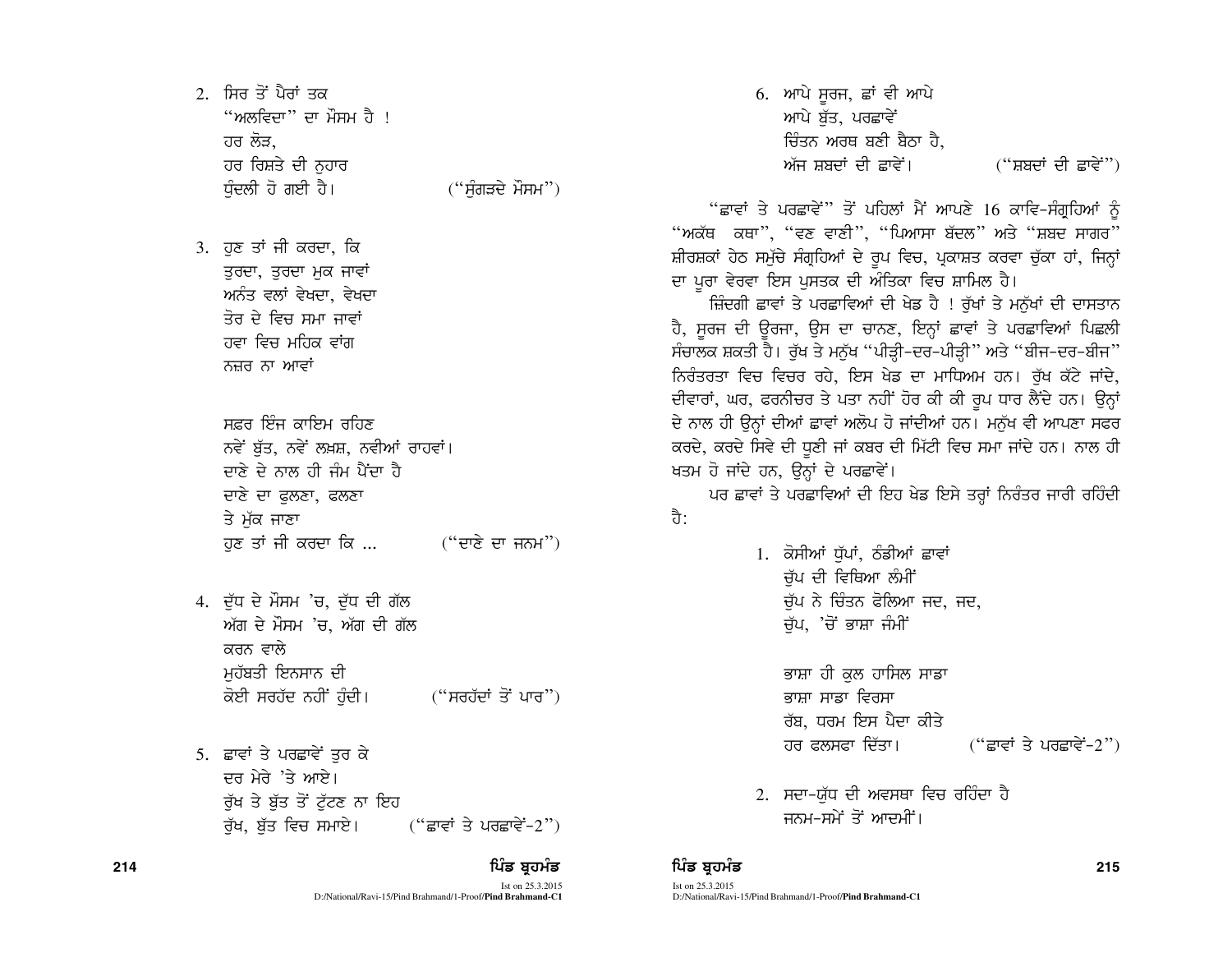2. ਸਿਰ ਤੋਂ ਪੈਰਾਂ ਤਕ
   "ਅਲਵਿਦਾ" ਦਾ ਮੌਸਮ ਹੈ !
   ਹਰ ਲੋੜ,
   ਹਰ ਰਿਸ਼ਤੇ ਦੀ ਨੁਹਾਰ
   ਧੁੰਦਲੀ ਹੋ ਗਈ ਹੈ। ("ਸੁੰਗੜਦੇ ਮੌਸਮ")

3. ਹੁਣ ਤਾਂ ਜੀ ਕਰਦਾ, ਕਿ
   ਤੁਰਦਾ, ਤੁਰਦਾ ਮੁਕ ਜਾਵਾਂ
   ਅਨੰਤ ਵਲਾਂ ਵੇਖਦਾ, ਵੇਖਦਾ
   ਤੋਰ ਦੇ ਵਿਚ ਸਮਾ ਜਾਵਾਂ
   ਹਵਾ ਵਿਚ ਮਹਿਕ ਵਾਂਗ
   ਨਜ਼ਰ ਨਾ ਆਵਾਂ

   ਸਫ਼ਰ ਇੰਜ ਕਾਇਮ ਰਹਿਣ
   ਨਵੇਂ ਬੁੱਤ, ਨਵੇਂ ਲਖ਼ਸ਼, ਨਵੀਆਂ ਰਾਹਵਾਂ।
   ਦਾਣੇ ਦੇ ਨਾਲ ਹੀ ਜੰਮ ਪੈਂਦਾ ਹੈ
   ਦਾਣੇ ਦਾ ਫੁਲਣਾ, ਫਲਣਾ
   ਤੇ ਮੁੱਕ ਜਾਣਾ
   ਹੁਣ ਤਾਂ ਜੀ ਕਰਦਾ ਕਿ ... ("ਦਾਣੇ ਦਾ ਜਨਮ")

4. ਦੁੱਧ ਦੇ ਮੌਸਮ 'ਚ, ਦੁੱਧ ਦੀ ਗੱਲ
   ਅੱਗ ਦੇ ਮੌਸਮ 'ਚ, ਅੱਗ ਦੀ ਗੱਲ
   ਕਰਨ ਵਾਲੇ
   ਮੁਹੱਬਤੀ ਇਨਸਾਨ ਦੀ
   ਕੋਈ ਸਰਹੱਦ ਨਹੀਂ ਹੁੰਦੀ। ("ਸਰਹੱਦਾਂ ਤੋਂ ਪਾਰ")

5. ਛਾਵਾਂ ਤੇ ਪਰਛਾਵੇਂ ਤੁਰ ਕੇ
   ਦਰ ਮੇਰੇ 'ਤੇ ਆਏ।
   ਰੁੱਖ ਤੇ ਬੁੱਤ ਤੋਂ ਟੁੱਟਣ ਨਾ ਇਹ
   ਰੁੱਖ, ਬੁੱਤ ਵਿਚ ਸਮਾਏ। ("ਛਾਵਾਂ ਤੇ ਪਰਛਾਵੇਂ-2")

6. ਆਪੇ ਸੂਰਜ, ਛਾਂ ਵੀ ਆਪੇ
   ਆਪੇ ਬੁੱਤ, ਪਰਛਾਵੇਂ
   ਚਿੰਤਨ ਅਰਥ ਬਣੀ ਬੈਠਾ ਹੈ,
   ਅੱਜ ਸ਼ਬਦਾਂ ਦੀ ਛਾਵੇਂ। ("ਸ਼ਬਦਾਂ ਦੀ ਛਾਵੇਂ")

"ਛਾਵਾਂ ਤੇ ਪਰਛਾਵੇਂ" ਤੋਂ ਪਹਿਲਾਂ ਮੈਂ ਆਪਣੇ 16 ਕਾਵਿ-ਸੰਗ੍ਰਹਿਆਂ ਨੂੰ "ਅਕੱਥ ਕਥਾ", "ਵਣ ਵਾਣੀ", "ਪਿਆਸਾ ਬੱਦਲ" ਅਤੇ "ਸ਼ਬਦ ਸਾਗਰ" ਸ਼ੀਰਸ਼ਕਾਂ ਹੇਠ ਸਮੁੱਚੇ ਸੰਗ੍ਰਹਿਆਂ ਦੇ ਰੂਪ ਵਿਚ, ਪ੍ਰਕਾਸ਼ਤ ਕਰਵਾ ਚੁੱਕਾ ਹਾਂ, ਜਿਨ੍ਹਾਂ ਦਾ ਪੂਰਾ ਵੇਰਵਾ ਇਸ ਪੁਸਤਕ ਦੀ ਅੰਤਿਕਾ ਵਿਚ ਸ਼ਾਮਿਲ ਹੈ।

ਜ਼ਿੰਦਗੀ ਛਾਵਾਂ ਤੇ ਪਰਛਾਵਿਆਂ ਦੀ ਖੇਡ ਹੈ ! ਰੁੱਖਾਂ ਤੇ ਮਨੁੱਖਾਂ ਦੀ ਦਾਸਤਾਨ ਹੈ, ਸੂਰਜ ਦੀ ਊਰਜਾ, ਉਸ ਦਾ ਚਾਨਣ, ਇਨ੍ਹਾਂ ਛਾਵਾਂ ਤੇ ਪਰਛਾਵਿਆਂ ਪਿਛਲੀ ਸੰਚਾਲਕ ਸ਼ਕਤੀ ਹੈ। ਰੁੱਖ ਤੇ ਮਨੁੱਖ "ਪੀੜ੍ਹੀ-ਦਰ-ਪੀੜ੍ਹੀ" ਅਤੇ "ਬੀਜ-ਦਰ-ਬੀਜ" ਨਿਰੰਤਰਤਾ ਵਿਚ ਵਿਚਰ ਰਹੇ, ਇਸ ਖੇਡ ਦਾ ਮਾਧਿਅਮ ਹਨ। ਰੁੱਖ ਕੱਟੇ ਜਾਂਦੇ, ਦੀਵਾਰਾਂ, ਘਰ, ਫਰਨੀਚਰ ਤੇ ਪਤਾ ਨਹੀਂ ਹੋਰ ਕੀ ਕੀ ਰੂਪ ਧਾਰ ਲੈਂਦੇ ਹਨ। ਉਨ੍ਹਾਂ ਦੇ ਨਾਲ ਹੀ ਉਨ੍ਹਾਂ ਦੀਆਂ ਛਾਵਾਂ ਅਲੋਪ ਹੋ ਜਾਂਦੀਆਂ ਹਨ। ਮਨੁੱਖ ਵੀ ਆਪਣਾ ਸਫਰ ਕਰਦੇ, ਕਰਦੇ ਸਿਵੇ ਦੀ ਧੂਣੀ ਜਾਂ ਕਬਰ ਦੀ ਮਿੱਟੀ ਵਿਚ ਸਮਾ ਜਾਂਦੇ ਹਨ। ਨਾਲ ਹੀ ਖਤਮ ਹੋ ਜਾਂਦੇ ਹਨ, ਉਨ੍ਹਾਂ ਦੇ ਪਰਛਾਵੇਂ।

ਪਰ ਛਾਵਾਂ ਤੇ ਪਰਛਾਵਿਆਂ ਦੀ ਇਹ ਖੇਡ ਇਸੇ ਤਰ੍ਹਾਂ ਨਿਰੰਤਰ ਜਾਰੀ ਰਹਿੰਦੀ ਹੈ:

1. ਕੋਸੀਆਂ ਧੁੱਪਾਂ, ਠੰਡੀਆਂ ਛਾਵਾਂ
   ਚੁੱਪ ਦੀ ਵਿਥਿਆ ਲੰਮੀਂ
   ਚੁੱਪ ਨੇ ਚਿੰਤਨ ਫੋਲਿਆ ਜਦ, ਜਦ,
   ਚੁੱਪ, 'ਚੋਂ ਭਾਸ਼ਾ ਜੰਮੀਂ

   ਭਾਸ਼ਾ ਹੀ ਕੁਲ ਹਾਸਿਲ ਸਾਡਾ
   ਭਾਸ਼ਾ ਸਾਡਾ ਵਿਰਸਾ
   ਰੱਬ, ਧਰਮ ਇਸ ਪੈਦਾ ਕੀਤੇ
   ਹਰ ਫਲਸਫਾ ਦਿੱਤਾ। ("ਛਾਵਾਂ ਤੇ ਪਰਛਾਵੇਂ-2")

2. ਸਦਾ-ਯੁੱਧ ਦੀ ਅਵਸਥਾ ਵਿਚ ਰਹਿੰਦਾ ਹੈ
   ਜਨਮ-ਸਮੇਂ ਤੋਂ ਆਦਮੀਂ।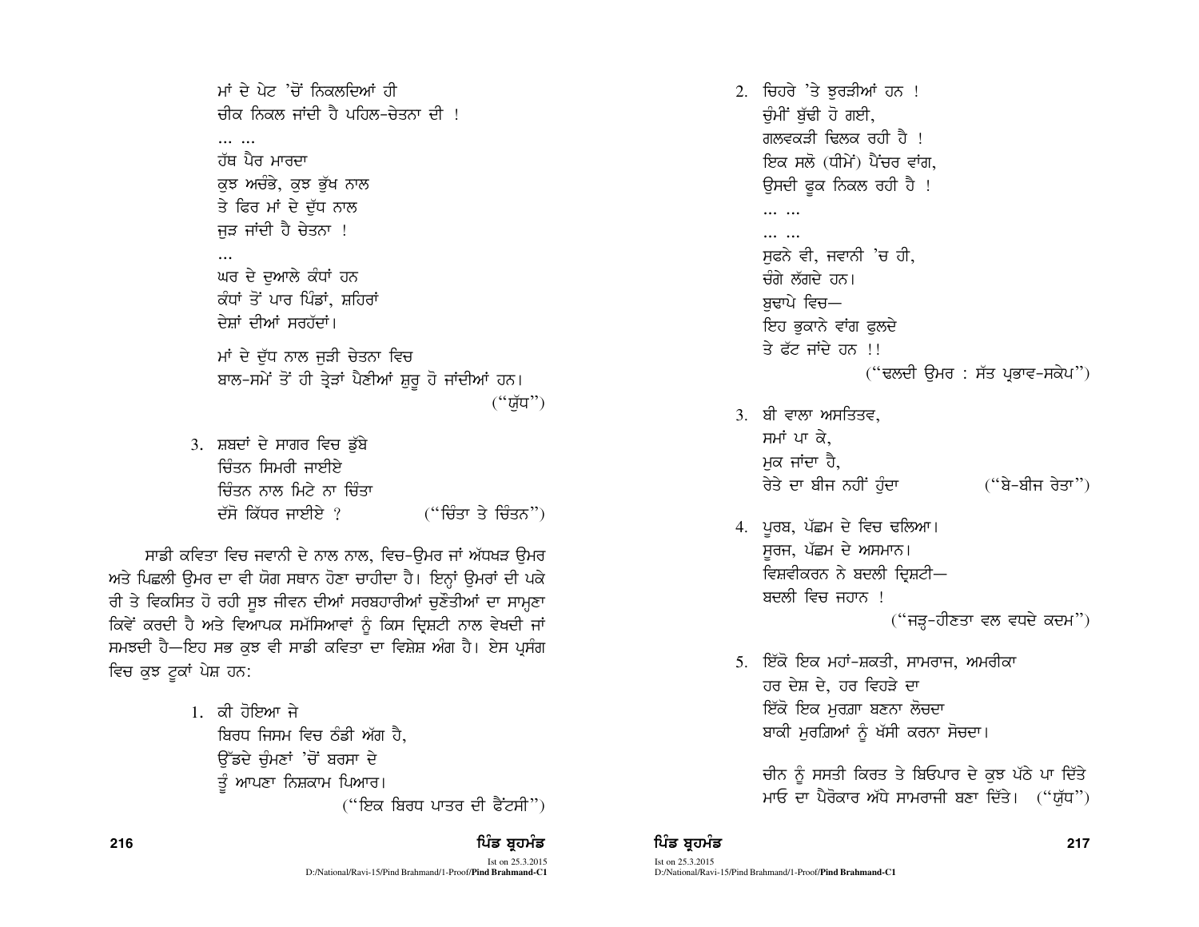ਮਾਂ ਦੇ ਪੇਟ 'ਚੋਂ ਨਿਕਲਦਿਆਂ ਹੀ
ਚੀਕ ਨਿਕਲ ਜਾਂਦੀ ਹੈ ਪਹਿਲ-ਚੇਤਨਾ ਦੀ !
... ...
ਹੱਥ ਪੈਰ ਮਾਰਦਾ
ਕੁਝ ਅਚੰਭੇ, ਕੁਝ ਭੁੱਖ ਨਾਲ
ਤੇ ਫਿਰ ਮਾਂ ਦੇ ਦੁੱਧ ਨਾਲ
ਜੁੜ ਜਾਂਦੀ ਹੈ ਚੇਤਨਾ !
...
ਘਰ ਦੇ ਦੁਆਲੇ ਕੰਧਾਂ ਹਨ
ਕੰਧਾਂ ਤੋਂ ਪਾਰ ਪਿੰਡਾਂ, ਸ਼ਹਿਰਾਂ
ਦੇਸ਼ਾਂ ਦੀਆਂ ਸਰਹੱਦਾਂ।

ਮਾਂ ਦੇ ਦੁੱਧ ਨਾਲ ਜੁੜੀ ਚੇਤਨਾ ਵਿਚ
ਬਾਲ-ਸਮੇਂ ਤੋਂ ਹੀ ਤ੍ਰੇੜਾਂ ਪੈਣੀਆਂ ਸ਼ੁਰੂ ਹੋ ਜਾਂਦੀਆਂ ਹਨ।
("ਯੁੱਧ")

3. ਸ਼ਬਦਾਂ ਦੇ ਸਾਗਰ ਵਿਚ ਡੁੱਬੇ
ਚਿੰਤਨ ਸਿਮਰੀ ਜਾਈਏ
ਚਿੰਤਨ ਨਾਲ ਮਿਟੇ ਨਾ ਚਿੰਤਾ
ਦੱਸੋ ਕਿੱਧਰ ਜਾਈਏ ? ("ਚਿੰਤਾ ਤੇ ਚਿੰਤਨ")

ਸਾਡੀ ਕਵਿਤਾ ਵਿਚ ਜਵਾਨੀ ਦੇ ਨਾਲ ਨਾਲ, ਵਿਚ-ਉਮਰ ਜਾਂ ਅੱਧਖੜ ਉਮਰ ਅਤੇ ਪਿਛਲੀ ਉਮਰ ਦਾ ਵੀ ਯੋਗ ਸਥਾਨ ਹੋਣਾ ਚਾਹੀਦਾ ਹੈ। ਇਨ੍ਹਾਂ ਉਮਰਾਂ ਦੀ ਪਕੇਰੀ ਤੇ ਵਿਕਸਿਤ ਹੋ ਰਹੀ ਸੂਝ ਜੀਵਨ ਦੀਆਂ ਸਰਬਹਾਰੀਆਂ ਚੁਣੌਤੀਆਂ ਦਾ ਸਾਮ੍ਹਣਾ ਕਿਵੇਂ ਕਰਦੀ ਹੈ ਅਤੇ ਵਿਆਪਕ ਸਮੱਸਿਆਵਾਂ ਨੂੰ ਕਿਸ ਦ੍ਰਿਸ਼ਟੀ ਨਾਲ ਵੇਖਦੀ ਜਾਂ ਸਮਝਦੀ ਹੈ—ਇਹ ਸਭ ਕੁਝ ਵੀ ਸਾਡੀ ਕਵਿਤਾ ਦਾ ਵਿਸ਼ੇਸ਼ ਅੰਗ ਹੈ। ਏਸ ਪ੍ਰਸੰਗ ਵਿਚ ਕੁਝ ਟੂਕਾਂ ਪੇਸ਼ ਹਨ:

1. ਕੀ ਹੋਇਆ ਜੇ
ਬਿਰਧ ਜਿਸਮ ਵਿਚ ਠੰਡੀ ਅੱਗ ਹੈ,
ਉੱਡਦੇ ਚੁੰਮਣਾਂ 'ਚੋਂ ਬਰਸਾ ਦੇ
ਤੂੰ ਆਪਣਾ ਨਿਸ਼ਕਾਮ ਪਿਆਰ।
("ਇਕ ਬਿਰਧ ਪਾਤਰ ਦੀ ਫੈਂਟਸੀ")

2. ਚਿਹਰੇ 'ਤੇ ਝੁਰੜੀਆਂ ਹਨ !
ਚੁੰਮੀਂ ਬੁੱਢੀ ਹੋ ਗਈ,
ਗਲਵਕੜੀ ਢਿਲਕ ਰਹੀ ਹੈ !
ਇਕ ਸਲੋ (ਧੀਮੇਂ) ਪੈਂਚਰ ਵਾਂਗ,
ਉਸਦੀ ਫੂਕ ਨਿਕਲ ਰਹੀ ਹੈ !
... ...
... ...
ਸੁਫਨੇ ਵੀ, ਜਵਾਨੀ 'ਚ ਹੀ,
ਚੰਗੇ ਲੱਗਦੇ ਹਨ।
ਬੁਢਾਪੇ ਵਿਚ—
ਇਹ ਭੁਕਾਨੇ ਵਾਂਗ ਫੁਲਦੇ
ਤੇ ਫੱਟ ਜਾਂਦੇ ਹਨ !!
("ਢਲਦੀ ਉਮਰ : ਸੱਤ ਪ੍ਰਭਾਵ-ਸਕੇਪ")

3. ਬੀ ਵਾਲਾ ਅਸਤਿਤਵ,
ਸਮਾਂ ਪਾ ਕੇ,
ਮੁਕ ਜਾਂਦਾ ਹੈ,
ਰੇਤੇ ਦਾ ਬੀਜ ਨਹੀਂ ਹੁੰਦਾ ("ਬੇ-ਬੀਜ ਰੇਤਾ")

4. ਪੂਰਬ, ਪੱਛਮ ਦੇ ਵਿਚ ਢਲਿਆ।
ਸੂਰਜ, ਪੱਛਮ ਦੇ ਅਸਮਾਨ।
ਵਿਸ਼ਵੀਕਰਨ ਨੇ ਬਦਲੀ ਦ੍ਰਿਸ਼ਟੀ—
ਬਦਲੀ ਵਿਚ ਜਹਾਨ !
("ਜੜ੍ਹ-ਹੀਣਤਾ ਵਲ ਵਧਦੇ ਕਦਮ")

5. ਇੱਕੋ ਇਕ ਮਹਾਂ-ਸ਼ਕਤੀ, ਸਾਮਰਾਜ, ਅਮਰੀਕਾ
ਹਰ ਦੇਸ਼ ਦੇ, ਹਰ ਵਿਹੜੇ ਦਾ
ਇੱਕੋ ਇਕ ਮੁਰਗਾ ਬਣਨਾ ਲੋਚਦਾ
ਬਾਕੀ ਮੁਰਗਿਆਂ ਨੂੰ ਖੱਸੀ ਕਰਨਾ ਸੋਚਦਾ।

ਚੀਨ ਨੂੰ ਸਸਤੀ ਕਿਰਤ ਤੇ ਬਿਓਪਾਰ ਦੇ ਕੁਝ ਪੱਠੇ ਪਾ ਦਿੱਤੇ
ਮਾਓ ਦਾ ਪੈਰੋਕਾਰ ਅੱਧੇ ਸਾਮਰਾਜੀ ਬਣਾ ਦਿੱਤੇ। ("ਯੁੱਧ")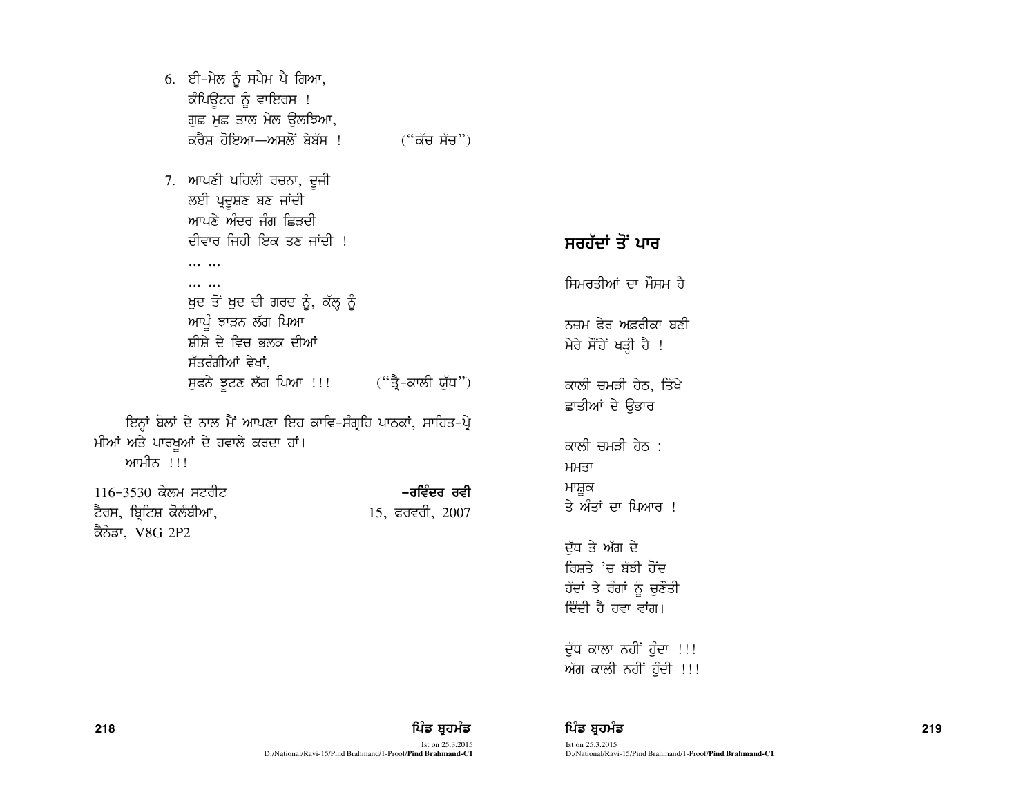6. ਈ-ਮੇਲ ਨੂੰ ਸਪੈਮ ਪੈ ਗਿਆ,  
ਕੰਪਿਊਟਰ ਨੂੰ ਵਾਇਰਸ !  
ਗੁਛ ਮੁਛ ਤਾਲ ਮੇਲ ਉਲਝਿਆ,  
ਕਰੈਸ਼ ਹੋਇਆ—ਅਸਲੋਂ ਬੇਬੱਸ ! ("ਕੱਚ ਸੱਚ")

7. ਆਪਣੀ ਪਹਿਲੀ ਰਚਨਾ, ਦੂਜੀ  
ਲਈ ਪ੍ਰਦੂਸ਼ਣ ਬਣ ਜਾਂਦੀ  
ਆਪਣੇ ਅੰਦਰ ਜੰਗ ਛਿੜਦੀ  
ਦੀਵਾਰ ਜਿਹੀ ਇਕ ਤਣ ਜਾਂਦੀ !  
... ...  
... ...  
ਖੁਦ ਤੋਂ ਖੁਦ ਦੀ ਗਰਦ ਨੂੰ, ਕੱਲ੍ਹ ਨੂੰ  
ਆਪੂੰ ਝਾੜਨ ਲੱਗ ਪਿਆ  
ਸ਼ੀਸ਼ੇ ਦੇ ਵਿਚ ਝਲਕ ਦੀਆਂ  
ਸੱਤਰੰਗੀਆਂ ਵੇਖਾਂ,  
ਸੁਫਨੇ ਝੂਟਣ ਲੱਗ ਪਿਆ !!! ("ਤ੍ਰੈ-ਕਾਲੀ ਯੁੱਧ")

ਇਨ੍ਹਾਂ ਬੋਲਾਂ ਦੇ ਨਾਲ ਮੈਂ ਆਪਣਾ ਇਹ ਕਾਵਿ-ਸੰਗ੍ਰਹਿ ਪਾਠਕਾਂ, ਸਾਹਿਤ-ਪ੍ਰੇਮੀਆਂ ਅਤੇ ਪਾਰਖੂਆਂ ਦੇ ਹਵਾਲੇ ਕਰਦਾ ਹਾਂ।

ਆਮੀਨ !!!

**–ਰਵਿੰਦਰ ਰਵੀ**  
15, ਫਰਵਰੀ, 2007

116-3530 ਕੇਲਮ ਸਟਰੀਟ  
ਟੈਰਸ, ਬ੍ਰਿਟਿਸ਼ ਕੋਲੰਬੀਆ,  
ਕੈਨੇਡਾ, V8G 2P2

## ਸਰਹੱਦਾਂ ਤੋਂ ਪਾਰ

ਸਿਮਰਤੀਆਂ ਦਾ ਮੌਸਮ ਹੈ

ਨਜ਼ਮ ਫੇਰ ਅਫ਼ਰੀਕਾ ਬਣੀ  
ਮੇਰੇ ਸੌਂਹੇਂ ਖੜ੍ਹੀ ਹੈ !

ਕਾਲੀ ਚਮੜੀ ਹੇਠ, ਤਿੱਖੇ  
ਛਾਤੀਆਂ ਦੇ ਉਭਾਰ

ਕਾਲੀ ਚਮੜੀ ਹੇਠ :  
ਮਮਤਾ  
ਮਾਸ਼ੂਕ  
ਤੇ ਅੰਤਾਂ ਦਾ ਪਿਆਰ !

ਦੁੱਧ ਤੇ ਅੱਗ ਦੇ  
ਰਿਸ਼ਤੇ 'ਚ ਬੱਝੀ ਹੋਂਦ  
ਹੱਦਾਂ ਤੇ ਰੰਗਾਂ ਨੂੰ ਚੁਣੌਤੀ  
ਦਿੰਦੀ ਹੈ ਹਵਾ ਵਾਂਗ।

ਦੁੱਧ ਕਾਲਾ ਨਹੀਂ ਹੁੰਦਾ !!!  
ਅੱਗ ਕਾਲੀ ਨਹੀਂ ਹੁੰਦੀ !!!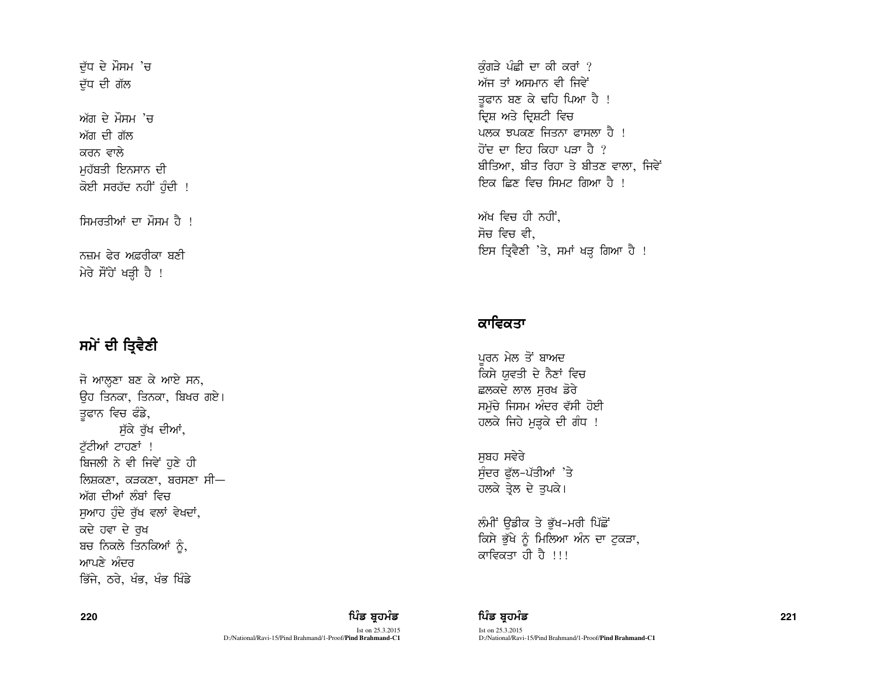ਦੁੱਧ ਦੇ ਮੌਸਮ 'ਚ
ਦੁੱਧ ਦੀ ਗੱਲ

ਅੱਗ ਦੇ ਮੌਸਮ 'ਚ
ਅੱਗ ਦੀ ਗੱਲ
ਕਰਨ ਵਾਲੇ
ਮੁਹੱਬਤੀ ਇਨਸਾਨ ਦੀ
ਕੋਈ ਸਰਹੱਦ ਨਹੀਂ ਹੁੰਦੀ !

ਸਿਮਰਤੀਆਂ ਦਾ ਮੌਸਮ ਹੈ !

ਨਜ਼ਮ ਫੇਰ ਅਫ਼ਰੀਕਾ ਬਣੀ
ਮੇਰੇ ਸੌਂਹੇਂ ਖੜ੍ਹੀ ਹੈ !

## ਸਮੇਂ ਦੀ ਤ੍ਰਿਵੈਣੀ

ਜੋ ਆਲ੍ਹਣਾ ਬਣ ਕੇ ਆਏ ਸਨ,
ਉਹ ਤਿਨਕਾ, ਤਿਨਕਾ, ਬਿਖਰ ਗਏ।
ਤੂਫਾਨ ਵਿਚ ਫੰਡੇ,
ਸੁੱਕੇ ਰੁੱਖ ਦੀਆਂ,
ਟੁੱਟੀਆਂ ਟਾਹਣਾਂ !
ਬਿਜਲੀ ਨੇ ਵੀ ਜਿਵੇਂ ਹੁਣੇ ਹੀ
ਲਿਸ਼ਕਣਾ, ਕੜਕਣਾ, ਬਰਸਣਾ ਸੀ—
ਅੱਗ ਦੀਆਂ ਲੰਬਾਂ ਵਿਚ
ਸੁਆਹ ਹੁੰਦੇ ਰੁੱਖ ਵਲਾਂ ਵੇਖਦਾਂ,
ਕਦੇ ਹਵਾ ਦੇ ਰੁਖ
ਬਚ ਨਿਕਲੇ ਤਿਨਕਿਆਂ ਨੂੰ,
ਆਪਣੇ ਅੰਦਰ
ਭਿੱਜੇ, ਠਰੇ, ਖੰਭ, ਖੰਭ ਖਿੰਡੇ

ਕੁੰਗੜੇ ਪੰਛੀ ਦਾ ਕੀ ਕਰਾਂ ?
ਅੱਜ ਤਾਂ ਅਸਮਾਨ ਵੀ ਜਿਵੇਂ
ਤੂਫਾਨ ਬਣ ਕੇ ਢਹਿ ਪਿਆ ਹੈ !
ਦ੍ਰਿਸ਼ ਅਤੇ ਦ੍ਰਿਸ਼ਟੀ ਵਿਚ
ਪਲਕ ਝਪਕਣ ਜਿਤਨਾ ਫਾਸਲਾ ਹੈ !
ਹੋਂਦ ਦਾ ਇਹ ਕਿਹਾ ਪੜਾ ਹੈ ?
ਬੀਤਿਆ, ਬੀਤ ਰਿਹਾ ਤੇ ਬੀਤਣ ਵਾਲਾ, ਜਿਵੇਂ
ਇਕ ਛਿਣ ਵਿਚ ਸਿਮਟ ਗਿਆ ਹੈ !

ਅੱਖ ਵਿਚ ਹੀ ਨਹੀਂ,
ਸੋਚ ਵਿਚ ਵੀ,
ਇਸ ਤ੍ਰਿਵੈਣੀ 'ਤੇ, ਸਮਾਂ ਖੜ੍ਹ ਗਿਆ ਹੈ !

## ਕਾਵਿਕਤਾ

ਪੂਰਨ ਮੇਲ ਤੋਂ ਬਾਅਦ
ਕਿਸੇ ਯੁਵਤੀ ਦੇ ਨੈਣਾਂ ਵਿਚ
ਛਲਕਦੇ ਲਾਲ ਸੁਰਖ ਡੋਰੇ
ਸਮੁੱਚੇ ਜਿਸਮ ਅੰਦਰ ਵੱਸੀ ਹੋਈ
ਹਲਕੇ ਜਿਹੇ ਮੁੜ੍ਹਕੇ ਦੀ ਗੰਧ !

ਸੁਬਹ ਸਵੇਰੇ
ਸੁੰਦਰ ਫੁੱਲ-ਪੱਤੀਆਂ 'ਤੇ
ਹਲਕੇ ਤ੍ਰੇਲ ਦੇ ਤੁਪਕੇ।

ਲੰਮੀਂ ਉਡੀਕ ਤੇ ਭੁੱਖ-ਮਰੀ ਪਿੱਛੋਂ
ਕਿਸੇ ਭੁੱਖੇ ਨੂੰ ਮਿਲਿਆ ਅੰਨ ਦਾ ਟੁਕੜਾ,
ਕਾਵਿਕਤਾ ਹੀ ਹੈ !!!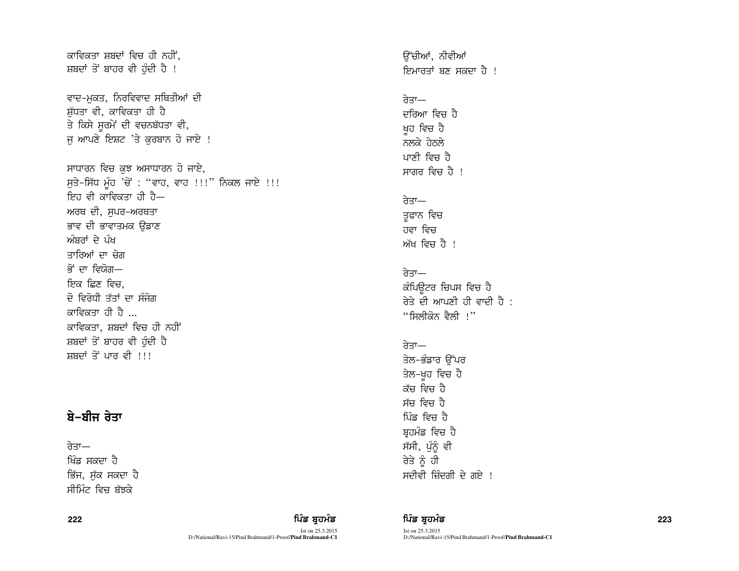ਕਾਵਿਕਤਾ ਸ਼ਬਦਾਂ ਵਿਚ ਹੀ ਨਹੀਂ,
ਸ਼ਬਦਾਂ ਤੋਂ ਬਾਹਰ ਵੀ ਹੁੰਦੀ ਹੈ !

ਵਾਦ-ਮੁਕਤ, ਨਿਰਵਿਵਾਦ ਸਥਿਤੀਆਂ ਦੀ
ਸ਼ੁੱਧਤਾ ਵੀ, ਕਾਵਿਕਤਾ ਹੀ ਹੈ
ਤੇ ਕਿਸੇ ਸੂਰਮੇਂ ਦੀ ਵਚਨਬੱਧਤਾ ਵੀ,
ਜੁ ਆਪਣੇ ਇਸ਼ਟ 'ਤੇ ਕੁਰਬਾਨ ਹੋ ਜਾਏ !

ਸਾਧਾਰਨ ਵਿਚ ਕੁਝ ਅਸਾਧਾਰਨ ਹੋ ਜਾਏ,
ਸੁਤੇ-ਸਿੱਧ ਮੂੰਹ 'ਚੋਂ : "ਵਾਹ, ਵਾਹ !!!" ਨਿਕਲ ਜਾਏ !!!
ਇਹ ਵੀ ਕਾਵਿਕਤਾ ਹੀ ਹੈ—
ਅਰਥ ਦੀ, ਸੁਪਰ-ਅਰਥਤਾ
ਭਾਵ ਦੀ ਭਾਵਾਤਮਕ ਉਡਾਣ
ਅੰਬਰਾਂ ਦੇ ਪੰਖ
ਤਾਰਿਆਂ ਦਾ ਚੋਗ
ਭੋਂ ਦਾ ਵਿਯੋਗ—
ਇਕ ਛਿਣ ਵਿਚ,
ਦੋ ਵਿਰੋਧੀ ਤੱਤਾਂ ਦਾ ਸੰਜੋਗ
ਕਾਵਿਕਤਾ ਹੀ ਹੈ ...
ਕਾਵਿਕਤਾ, ਸ਼ਬਦਾਂ ਵਿਚ ਹੀ ਨਹੀਂ
ਸ਼ਬਦਾਂ ਤੋਂ ਬਾਹਰ ਵੀ ਹੁੰਦੀ ਹੈ
ਸ਼ਬਦਾਂ ਤੋਂ ਪਾਰ ਵੀ !!!

## ਬੇ-ਬੀਜ ਰੇਤਾ

ਰੇਤਾ—
ਖਿੰਡ ਸਕਦਾ ਹੈ
ਭਿੱਜ, ਸੁੱਕ ਸਕਦਾ ਹੈ
ਸੀਮਿੰਟ ਵਿਚ ਬੱਝਕੇ
ਉੱਚੀਆਂ, ਨੀਵੀਆਂ
ਇਮਾਰਤਾਂ ਬਣ ਸਕਦਾ ਹੈ !

ਰੇਤਾ—
ਦਰਿਆ ਵਿਚ ਹੈ
ਖੂਹ ਵਿਚ ਹੈ
ਨਲਕੇ ਹੇਠਲੇ
ਪਾਣੀ ਵਿਚ ਹੈ
ਸਾਗਰ ਵਿਚ ਹੈ !

ਰੇਤਾ—
ਤੂਫਾਨ ਵਿਚ
ਹਵਾ ਵਿਚ
ਅੱਖ ਵਿਚ ਹੈ !

ਰੇਤਾ—
ਕੰਪਿਊਟਰ ਚਿਪਸ ਵਿਚ ਹੈ
ਰੇਤੇ ਦੀ ਆਪਣੀ ਹੀ ਵਾਦੀ ਹੈ :
"ਸਿਲੀਕੋਨ ਵੈਲੀ !"

ਰੇਤਾ—
ਤੇਲ-ਭੰਡਾਰ ਉੱਪਰ
ਤੇਲ-ਖੂਹ ਵਿਚ ਹੈ
ਕੱਚ ਵਿਚ ਹੈ
ਸੱਚ ਵਿਚ ਹੈ
ਪਿੰਡ ਵਿਚ ਹੈ
ਬ੍ਰਹਮੰਡ ਵਿਚ ਹੈ
ਸੱਸੀ, ਪੁੰਨੂੰ ਵੀ
ਰੇਤੇ ਨੂੰ ਹੀ
ਸਦੀਵੀ ਜ਼ਿੰਦਗੀ ਦੇ ਗਏ !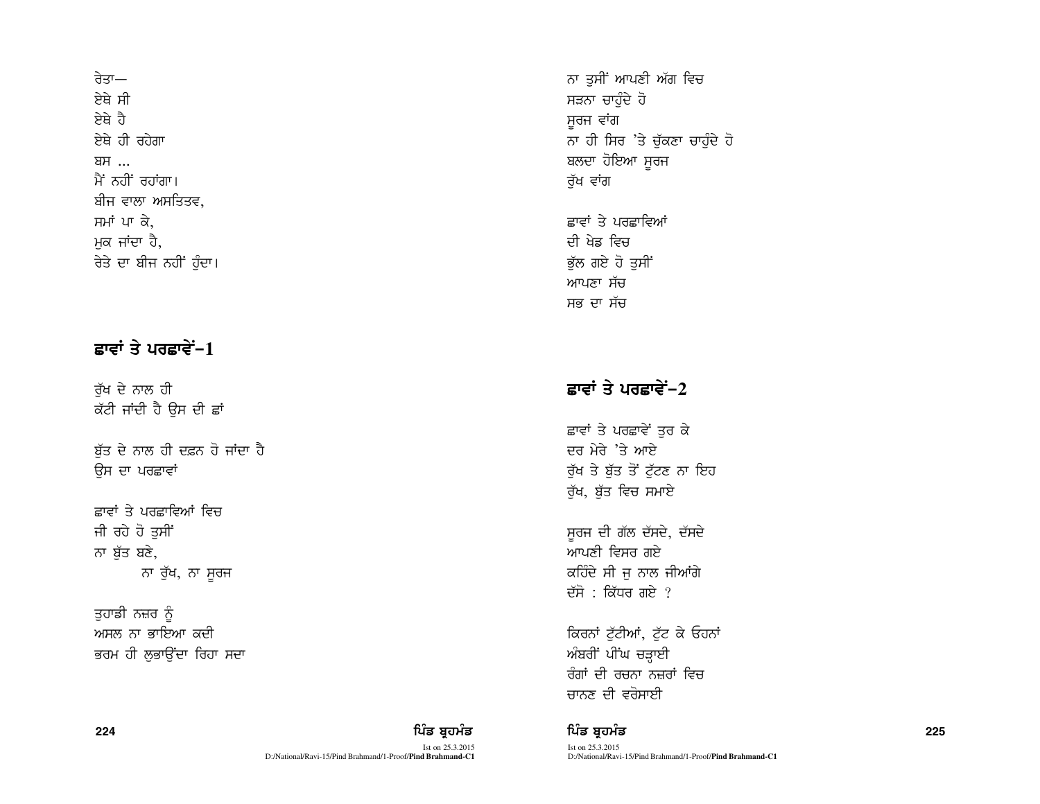ਰੇਤਾ—
ਏਥੇ ਸੀ
ਏਥੇ ਹੈ
ਏਥੇ ਹੀ ਰਹੇਗਾ
ਬਸ ...
ਮੈਂ ਨਹੀਂ ਰਹਾਂਗਾ।
ਬੀਜ ਵਾਲਾ ਅਸਤਿਤਵ,
ਸਮਾਂ ਪਾ ਕੇ,
ਮੁਕ ਜਾਂਦਾ ਹੈ,
ਰੇਤੇ ਦਾ ਬੀਜ ਨਹੀਂ ਹੁੰਦਾ।

## ਛਾਵਾਂ ਤੇ ਪਰਛਾਵੇਂ–1

ਰੁੱਖ ਦੇ ਨਾਲ ਹੀ
ਕੱਟੀ ਜਾਂਦੀ ਹੈ ਉਸ ਦੀ ਛਾਂ

ਬੁੱਤ ਦੇ ਨਾਲ ਹੀ ਦਫ਼ਨ ਹੋ ਜਾਂਦਾ ਹੈ
ਉਸ ਦਾ ਪਰਛਾਵਾਂ

ਛਾਵਾਂ ਤੇ ਪਰਛਾਵਿਆਂ ਵਿਚ
ਜੀ ਰਹੇ ਹੋ ਤੁਸੀਂ
ਨਾ ਬੁੱਤ ਬਣੇ,
ਨਾ ਰੁੱਖ, ਨਾ ਸੂਰਜ

ਤੁਹਾਡੀ ਨਜ਼ਰ ਨੂੰ
ਅਸਲ ਨਾ ਭਾਇਆ ਕਦੀ
ਭਰਮ ਹੀ ਲੁਭਾਉਂਦਾ ਰਿਹਾ ਸਦਾ

ਨਾ ਤੁਸੀਂ ਆਪਣੀ ਅੱਗ ਵਿਚ
ਸੜਨਾ ਚਾਹੁੰਦੇ ਹੋ
ਸੂਰਜ ਵਾਂਗ
ਨਾ ਹੀ ਸਿਰ 'ਤੇ ਚੁੱਕਣਾ ਚਾਹੁੰਦੇ ਹੋ
ਬਲਦਾ ਹੋਇਆ ਸੂਰਜ
ਰੁੱਖ ਵਾਂਗ

ਛਾਵਾਂ ਤੇ ਪਰਛਾਵਿਆਂ
ਦੀ ਖੇਡ ਵਿਚ
ਭੁੱਲ ਗਏ ਹੋ ਤੁਸੀਂ
ਆਪਣਾ ਸੱਚ
ਸਭ ਦਾ ਸੱਚ

## ਛਾਵਾਂ ਤੇ ਪਰਛਾਵੇਂ–2

ਛਾਵਾਂ ਤੇ ਪਰਛਾਵੇਂ ਤੁਰ ਕੇ
ਦਰ ਮੇਰੇ 'ਤੇ ਆਏ
ਰੁੱਖ ਤੇ ਬੁੱਤ ਤੋਂ ਟੁੱਟਣ ਨਾ ਇਹ
ਰੁੱਖ, ਬੁੱਤ ਵਿਚ ਸਮਾਏ

ਸੂਰਜ ਦੀ ਗੱਲ ਦੱਸਦੇ, ਦੱਸਦੇ
ਆਪਣੀ ਵਿਸਰ ਗਏ
ਕਹਿੰਦੇ ਸੀ ਜੁ ਨਾਲ ਜੀਆਂਗੇ
ਦੱਸੋ : ਕਿੱਧਰ ਗਏ ?

ਕਿਰਨਾਂ ਟੁੱਟੀਆਂ, ਟੁੱਟ ਕੇ ਓਹਨਾਂ
ਅੰਬਰੀਂ ਪੀਂਘ ਚੜ੍ਹਾਈ
ਰੰਗਾਂ ਦੀ ਰਚਨਾ ਨਜ਼ਰਾਂ ਵਿਚ
ਚਾਨਣ ਦੀ ਵਰੋਸਾਈ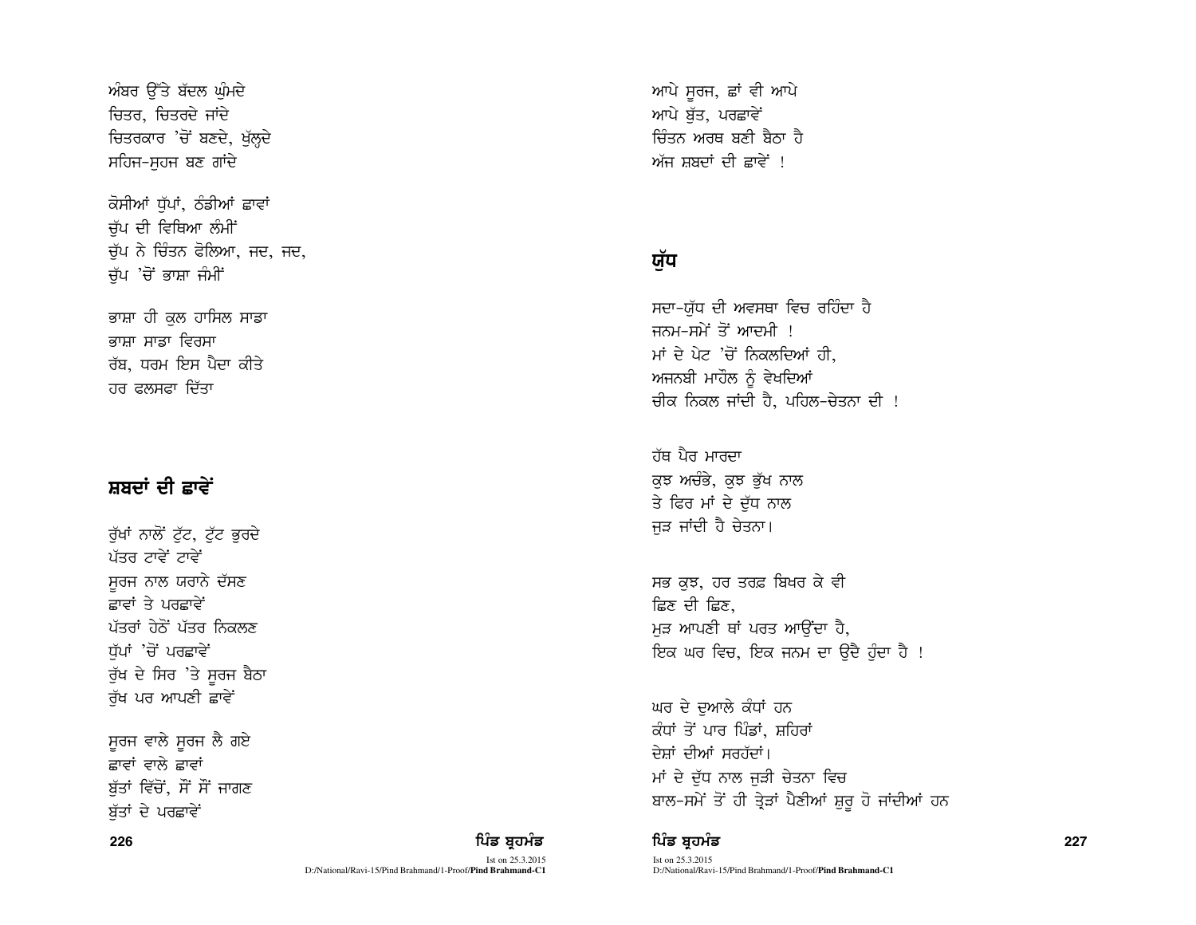ਅੰਬਰ ਉੱਤੇ ਬੱਦਲ ਘੁੰਮਦੇ
ਚਿਤਰ, ਚਿਤਰਦੇ ਜਾਂਦੇ
ਚਿਤਰਕਾਰ 'ਚੋਂ ਬਣਦੇ, ਖੁੱਲ੍ਹਦੇ
ਸਹਿਜ-ਸੁਹਜ ਬਣ ਗਾਂਦੇ

ਕੋਸੀਆਂ ਧੁੱਪਾਂ, ਠੰਡੀਆਂ ਛਾਵਾਂ
ਚੁੱਪ ਦੀ ਵਿਥਿਆ ਲੰਮੀਂ
ਚੁੱਪ ਨੇ ਚਿੰਤਨ ਫੋਲਿਆ, ਜਦ, ਜਦ,
ਚੁੱਪ 'ਚੋਂ ਭਾਸ਼ਾ ਜੰਮੀਂ

ਭਾਸ਼ਾ ਹੀ ਕੁਲ ਹਾਸਿਲ ਸਾਡਾ
ਭਾਸ਼ਾ ਸਾਡਾ ਵਿਰਸਾ
ਰੱਬ, ਧਰਮ ਇਸ ਪੈਦਾ ਕੀਤੇ
ਹਰ ਫਲਸਫਾ ਦਿੱਤਾ

## ਸ਼ਬਦਾਂ ਦੀ ਛਾਵੇਂ

ਰੁੱਖਾਂ ਨਾਲੋਂ ਟੁੱਟ, ਟੁੱਟ ਭੁਰਦੇ
ਪੱਤਰ ਟਾਵੇਂ ਟਾਵੇਂ
ਸੂਰਜ ਨਾਲ ਯਰਾਨੇ ਦੱਸਣ
ਛਾਵਾਂ ਤੇ ਪਰਛਾਵੇਂ
ਪੱਤਰਾਂ ਹੇਠੋਂ ਪੱਤਰ ਨਿਕਲਣ
ਧੁੱਪਾਂ 'ਚੋਂ ਪਰਛਾਵੇਂ
ਰੁੱਖ ਦੇ ਸਿਰ 'ਤੇ ਸੂਰਜ ਬੈਠਾ
ਰੁੱਖ ਪਰ ਆਪਣੀ ਛਾਵੇਂ

ਸੂਰਜ ਵਾਲੇ ਸੂਰਜ ਲੈ ਗਏ
ਛਾਵਾਂ ਵਾਲੇ ਛਾਵਾਂ
ਬੁੱਤਾਂ ਵਿੱਚੋਂ, ਸੌਂ ਸੌਂ ਜਾਗਣ
ਬੁੱਤਾਂ ਦੇ ਪਰਛਾਵੇਂ

ਆਪੇ ਸੂਰਜ, ਛਾਂ ਵੀ ਆਪੇ
ਆਪੇ ਬੁੱਤ, ਪਰਛਾਵੇਂ
ਚਿੰਤਨ ਅਰਥ ਬਣੀ ਬੈਠਾ ਹੈ
ਅੱਜ ਸ਼ਬਦਾਂ ਦੀ ਛਾਵੇਂ !

## ਯੁੱਧ

ਸਦਾ-ਯੁੱਧ ਦੀ ਅਵਸਥਾ ਵਿਚ ਰਹਿੰਦਾ ਹੈ
ਜਨਮ-ਸਮੇਂ ਤੋਂ ਆਦਮੀ !
ਮਾਂ ਦੇ ਪੇਟ 'ਚੋਂ ਨਿਕਲਦਿਆਂ ਹੀ,
ਅਜਨਬੀ ਮਾਹੌਲ ਨੂੰ ਵੇਖਦਿਆਂ
ਚੀਕ ਨਿਕਲ ਜਾਂਦੀ ਹੈ, ਪਹਿਲ-ਚੇਤਨਾ ਦੀ !

ਹੱਥ ਪੈਰ ਮਾਰਦਾ
ਕੁਝ ਅਚੰਭੇ, ਕੁਝ ਭੁੱਖ ਨਾਲ
ਤੇ ਫਿਰ ਮਾਂ ਦੇ ਦੁੱਧ ਨਾਲ
ਜੁੜ ਜਾਂਦੀ ਹੈ ਚੇਤਨਾ।

ਸਭ ਕੁਝ, ਹਰ ਤਰਫ਼ ਬਿਖਰ ਕੇ ਵੀ
ਛਿਣ ਦੀ ਛਿਣ,
ਮੁੜ ਆਪਣੀ ਥਾਂ ਪਰਤ ਆਉਂਦਾ ਹੈ,
ਇਕ ਘਰ ਵਿਚ, ਇਕ ਜਨਮ ਦਾ ਉਦੈ ਹੁੰਦਾ ਹੈ !

ਘਰ ਦੇ ਦੁਆਲੇ ਕੰਧਾਂ ਹਨ
ਕੰਧਾਂ ਤੋਂ ਪਾਰ ਪਿੰਡਾਂ, ਸ਼ਹਿਰਾਂ
ਦੇਸ਼ਾਂ ਦੀਆਂ ਸਰਹੱਦਾਂ।
ਮਾਂ ਦੇ ਦੁੱਧ ਨਾਲ ਜੁੜੀ ਚੇਤਨਾ ਵਿਚ
ਬਾਲ-ਸਮੇਂ ਤੋਂ ਹੀ ਤ੍ਰੇੜਾਂ ਪੈਣੀਆਂ ਸ਼ੁਰੂ ਹੋ ਜਾਂਦੀਆਂ ਹਨ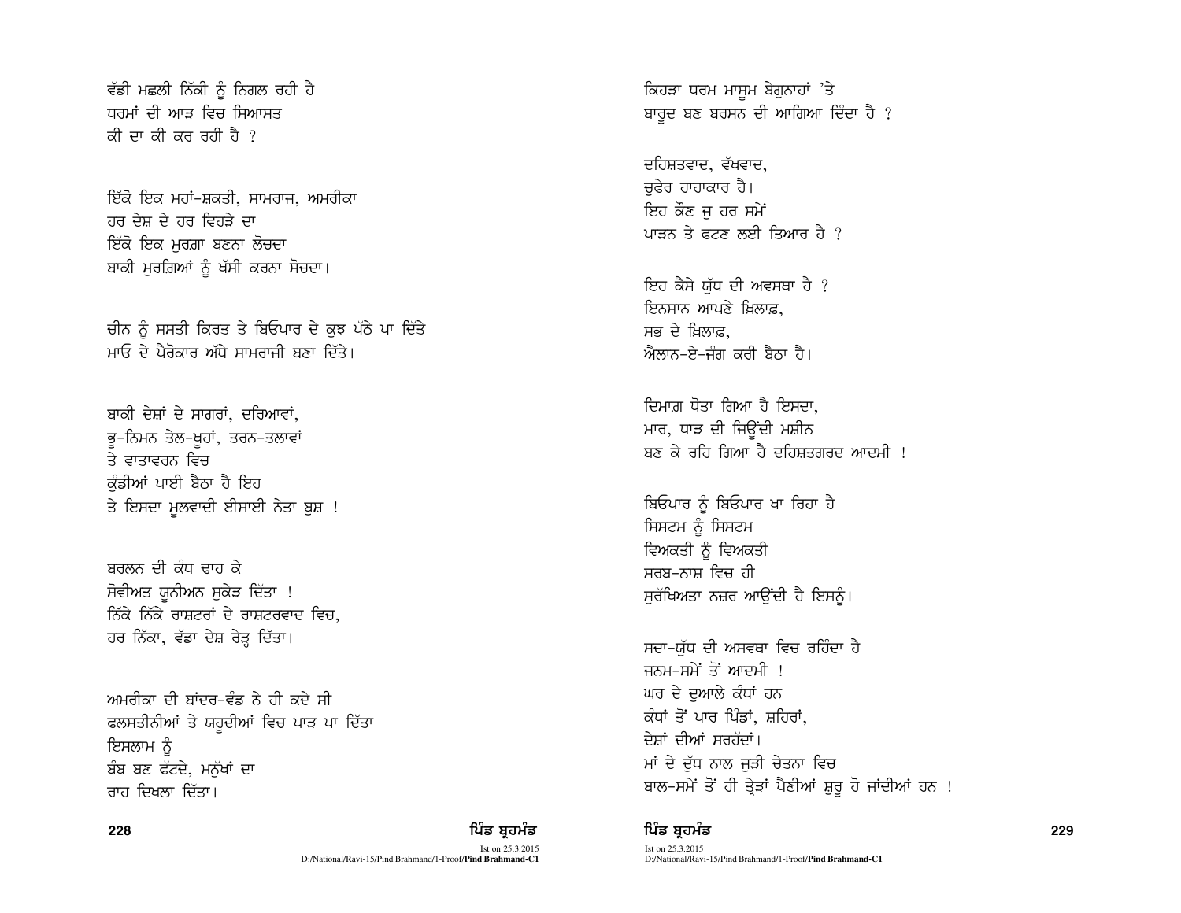ਵੱਡੀ ਮਛਲੀ ਨਿੱਕੀ ਨੂੰ ਨਿਗਲ ਰਹੀ ਹੈ
ਧਰਮਾਂ ਦੀ ਆੜ ਵਿਚ ਸਿਆਸਤ
ਕੀ ਦਾ ਕੀ ਕਰ ਰਹੀ ਹੈ ?

ਇੱਕੋ ਇਕ ਮਹਾਂ-ਸ਼ਕਤੀ, ਸਾਮਰਾਜ, ਅਮਰੀਕਾ
ਹਰ ਦੇਸ਼ ਦੇ ਹਰ ਵਿਹੜੇ ਦਾ
ਇੱਕੋ ਇਕ ਮੁਰਗ਼ਾ ਬਣਨਾ ਲੋਚਦਾ
ਬਾਕੀ ਮੁਰਗ਼ਿਆਂ ਨੂੰ ਖੱਸੀ ਕਰਨਾ ਸੋਚਦਾ।

ਚੀਨ ਨੂੰ ਸਸਤੀ ਕਿਰਤ ਤੇ ਬਿਓਪਾਰ ਦੇ ਕੁਝ ਪੱਠੇ ਪਾ ਦਿੱਤੇ
ਮਾਓ ਦੇ ਪੈਰੋਕਾਰ ਅੱਧੇ ਸਾਮਰਾਜੀ ਬਣਾ ਦਿੱਤੇ।

ਬਾਕੀ ਦੇਸ਼ਾਂ ਦੇ ਸਾਗਰਾਂ, ਦਰਿਆਵਾਂ,
ਭੂ-ਨਿਮਨ ਤੇਲ-ਖੂਹਾਂ, ਤਰਨ-ਤਲਾਵਾਂ
ਤੇ ਵਾਤਾਵਰਨ ਵਿਚ
ਕੁੰਡੀਆਂ ਪਾਈ ਬੈਠਾ ਹੈ ਇਹ
ਤੇ ਇਸਦਾ ਮੂਲਵਾਦੀ ਈਸਾਈ ਨੇਤਾ ਬੁਸ਼ !

ਬਰਲਨ ਦੀ ਕੰਧ ਢਾਹ ਕੇ
ਸੋਵੀਅਤ ਯੂਨੀਅਨ ਸੁਕੇੜ ਦਿੱਤਾ !
ਨਿੱਕੇ ਨਿੱਕੇ ਰਾਸ਼ਟਰਾਂ ਦੇ ਰਾਸ਼ਟਰਵਾਦ ਵਿਚ,
ਹਰ ਨਿੱਕਾ, ਵੱਡਾ ਦੇਸ਼ ਰੇੜ੍ਹ ਦਿੱਤਾ।

ਅਮਰੀਕਾ ਦੀ ਬਾਂਦਰ-ਵੰਡ ਨੇ ਹੀ ਕਦੇ ਸੀ
ਫਲਸਤੀਨੀਆਂ ਤੇ ਯਹੂਦੀਆਂ ਵਿਚ ਪਾੜ ਪਾ ਦਿੱਤਾ
ਇਸਲਾਮ ਨੂੰ
ਬੰਬ ਬਣ ਫੱਟਦੇ, ਮਨੁੱਖਾਂ ਦਾ
ਰਾਹ ਦਿਖਲਾ ਦਿੱਤਾ।

ਕਿਹੜਾ ਧਰਮ ਮਾਸੂਮ ਬੇਗੁਨਾਹਾਂ 'ਤੇ
ਬਾਰੂਦ ਬਣ ਬਰਸਨ ਦੀ ਆਗਿਆ ਦਿੰਦਾ ਹੈ ?

ਦਹਿਸ਼ਤਵਾਦ, ਵੱਖਵਾਦ,
ਚੁਫੇਰ ਹਾਹਾਕਾਰ ਹੈ।
ਇਹ ਕੌਣ ਜੁ ਹਰ ਸਮੇਂ
ਪਾੜਨ ਤੇ ਫਟਣ ਲਈ ਤਿਆਰ ਹੈ ?

ਇਹ ਕੈਸੇ ਯੁੱਧ ਦੀ ਅਵਸਥਾ ਹੈ ?
ਇਨਸਾਨ ਆਪਣੇ ਖ਼ਿਲਾਫ਼,
ਸਭ ਦੇ ਖ਼ਿਲਾਫ਼,
ਐਲਾਨ-ਏ-ਜੰਗ ਕਰੀ ਬੈਠਾ ਹੈ।

ਦਿਮਾਗ਼ ਧੋਤਾ ਗਿਆ ਹੈ ਇਸਦਾ,
ਮਾਰ, ਧਾੜ ਦੀ ਜਿਊਂਦੀ ਮਸ਼ੀਨ
ਬਣ ਕੇ ਰਹਿ ਗਿਆ ਹੈ ਦਹਿਸ਼ਤਗਰਦ ਆਦਮੀ !

ਬਿਓਪਾਰ ਨੂੰ ਬਿਓਪਾਰ ਖਾ ਰਿਹਾ ਹੈ
ਸਿਸਟਮ ਨੂੰ ਸਿਸਟਮ
ਵਿਅਕਤੀ ਨੂੰ ਵਿਅਕਤੀ
ਸਰਬ-ਨਾਸ਼ ਵਿਚ ਹੀ
ਸੁਰੱਖਿਅਤਾ ਨਜ਼ਰ ਆਉਂਦੀ ਹੈ ਇਸਨੂੰ।

ਸਦਾ-ਯੁੱਧ ਦੀ ਅਸਵਥਾ ਵਿਚ ਰਹਿੰਦਾ ਹੈ
ਜਨਮ-ਸਮੇਂ ਤੋਂ ਆਦਮੀ !
ਘਰ ਦੇ ਦੁਆਲੇ ਕੰਧਾਂ ਹਨ
ਕੰਧਾਂ ਤੋਂ ਪਾਰ ਪਿੰਡਾਂ, ਸ਼ਹਿਰਾਂ,
ਦੇਸ਼ਾਂ ਦੀਆਂ ਸਰਹੱਦਾਂ।
ਮਾਂ ਦੇ ਦੁੱਧ ਨਾਲ ਜੁੜੀ ਚੇਤਨਾ ਵਿਚ
ਬਾਲ-ਸਮੇਂ ਤੋਂ ਹੀ ਤ੍ਰੇੜਾਂ ਪੈਣੀਆਂ ਸ਼ੁਰੂ ਹੋ ਜਾਂਦੀਆਂ ਹਨ !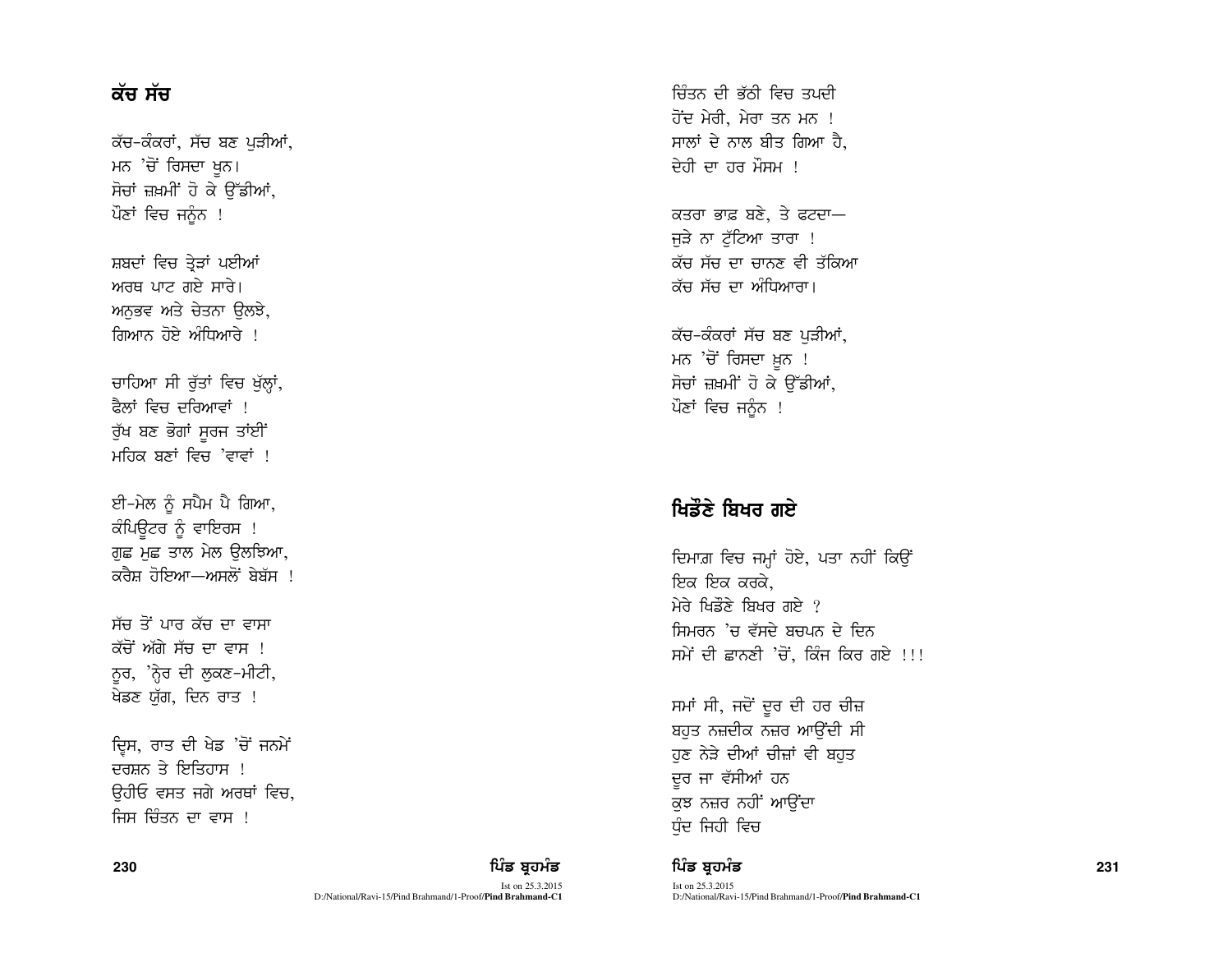## ਕੱਚ ਸੱਚ

ਕੱਚ-ਕੰਕਰਾਂ, ਸੱਚ ਬਣ ਪੁੜੀਆਂ,
ਮਨ 'ਚੋਂ ਰਿਸਦਾ ਖ਼ੂਨ।
ਸੋਚਾਂ ਜ਼ਖ਼ਮੀਂ ਹੋ ਕੇ ਉੱਡੀਆਂ,
ਪੌਣਾਂ ਵਿਚ ਜਨੂੰਨ !

ਸ਼ਬਦਾਂ ਵਿਚ ਤ੍ਰੇੜਾਂ ਪਈਆਂ
ਅਰਥ ਪਾਟ ਗਏ ਸਾਰੇ।
ਅਨੁਭਵ ਅਤੇ ਚੇਤਨਾ ਉਲਝੇ,
ਗਿਆਨ ਹੋਏ ਅੰਧਿਆਰੇ !

ਚਾਹਿਆ ਸੀ ਰੁੱਤਾਂ ਵਿਚ ਖੁੱਲ੍ਹਾਂ,
ਫੈਲਾਂ ਵਿਚ ਦਰਿਆਵਾਂ !
ਰੁੱਖ ਬਣ ਭੋਗਾਂ ਸੂਰਜ ਤਾਂਈਂ
ਮਹਿਕ ਬਣਾਂ ਵਿਚ 'ਵਾਵਾਂ !

ਈ-ਮੇਲ ਨੂੰ ਸਪੈਮ ਪੈ ਗਿਆ,
ਕੰਪਿਊਟਰ ਨੂੰ ਵਾਇਰਸ !
ਗੁਫ਼ ਮੁਛ ਤਾਲ ਮੇਲ ਉਲਝਿਆ,
ਕਰੈਸ਼ ਹੋਇਆ—ਅਸਲੋਂ ਬੇਬੱਸ !

ਸੱਚ ਤੋਂ ਪਾਰ ਕੱਚ ਦਾ ਵਾਸਾ
ਕੱਚੋਂ ਅੱਗੇ ਸੱਚ ਦਾ ਵਾਸ !
ਨੂਰ, 'ਨ੍ਹੇਰ ਦੀ ਲੁਕਣ-ਮੀਟੀ,
ਖੇਡਣ ਯੁੱਗ, ਦਿਨ ਰਾਤ !

ਦ੍ਰਿਸ, ਰਾਤ ਦੀ ਖੇਡ 'ਚੋਂ ਜਨਮੇਂ
ਦਰਸ਼ਨ ਤੇ ਇਤਿਹਾਸ !
ਉਹੀਓ ਵਸਤ ਜਗੇ ਅਰਥਾਂ ਵਿਚ,
ਜਿਸ ਚਿੰਤਨ ਦਾ ਵਾਸ !

ਚਿੰਤਨ ਦੀ ਭੱਠੀ ਵਿਚ ਤਪਦੀ
ਹੋਂਦ ਮੇਰੀ, ਮੇਰਾ ਤਨ ਮਨ !
ਸਾਲਾਂ ਦੇ ਨਾਲ ਬੀਤ ਗਿਆ ਹੈ,
ਦੇਹੀ ਦਾ ਹਰ ਮੌਸਮ !

ਕਤਰਾ ਭਾਫ਼ ਬਣੇ, ਤੇ ਫਟਦਾ—
ਜੁੜੇ ਨਾ ਟੁੱਟਿਆ ਤਾਰਾ !
ਕੱਚ ਸੱਚ ਦਾ ਚਾਨਣ ਵੀ ਤੱਕਿਆ
ਕੱਚ ਸੱਚ ਦਾ ਅੰਧਿਆਰਾ।

ਕੱਚ-ਕੰਕਰਾਂ ਸੱਚ ਬਣ ਪੁੜੀਆਂ,
ਮਨ 'ਚੋਂ ਰਿਸਦਾ ਖ਼ੂਨ !
ਸੋਚਾਂ ਜ਼ਖ਼ਮੀਂ ਹੋ ਕੇ ਉੱਡੀਆਂ,
ਪੌਣਾਂ ਵਿਚ ਜਨੂੰਨ !

## ਖਿਡੌਣੇ ਬਿਖਰ ਗਏ

ਦਿਮਾਗ਼ ਵਿਚ ਜਮ੍ਹਾਂ ਹੋਏ, ਪਤਾ ਨਹੀਂ ਕਿਉਂ
ਇਕ ਇਕ ਕਰਕੇ,
ਮੇਰੇ ਖਿਡੌਣੇ ਬਿਖਰ ਗਏ ?
ਸਿਮਰਨ 'ਚ ਵੱਸਦੇ ਬਚਪਨ ਦੇ ਦਿਨ
ਸਮੇਂ ਦੀ ਛਾਨਣੀ 'ਚੋਂ, ਕਿੰਜ ਕਿਰ ਗਏ !!!

ਸਮਾਂ ਸੀ, ਜਦੋਂ ਦੂਰ ਦੀ ਹਰ ਚੀਜ਼
ਬਹੁਤ ਨਜ਼ਦੀਕ ਨਜ਼ਰ ਆਉਂਦੀ ਸੀ
ਹੁਣ ਨੇੜੇ ਦੀਆਂ ਚੀਜ਼ਾਂ ਵੀ ਬਹੁਤ
ਦੂਰ ਜਾ ਵੱਸੀਆਂ ਹਨ
ਕੁਝ ਨਜ਼ਰ ਨਹੀਂ ਆਉਂਦਾ
ਧੁੰਦ ਜਿਹੀ ਵਿਚ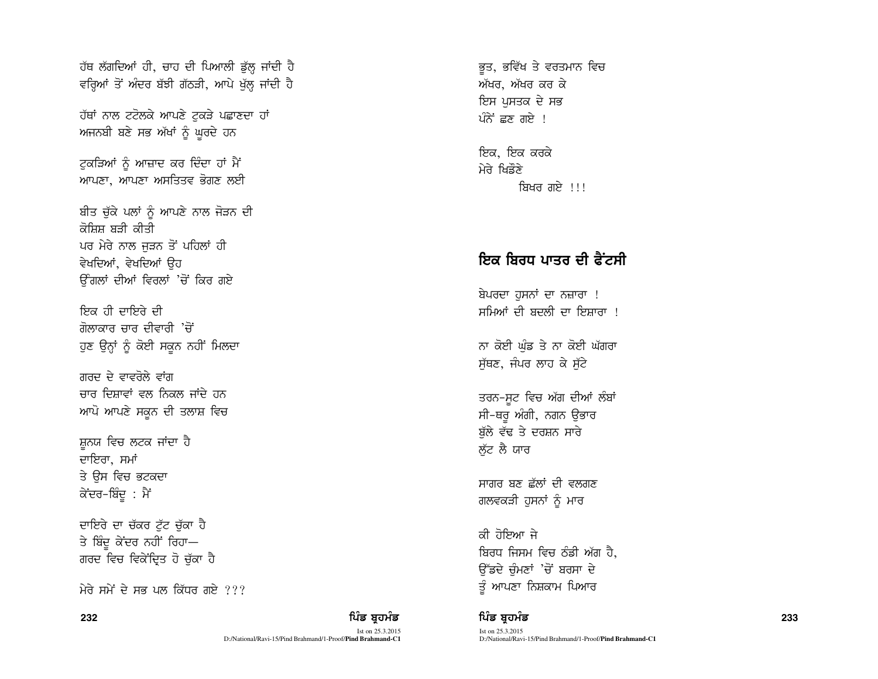ਹੱਥ ਲੱਗਦਿਆਂ ਹੀ, ਚਾਹ ਦੀ ਪਿਆਲੀ ਡੁੱਲ੍ਹ ਜਾਂਦੀ ਹੈ
ਵਰ੍ਹਿਆਂ ਤੋਂ ਅੰਦਰ ਬੱਝੀ ਗੱਠੜੀ, ਆਪੇ ਖੁੱਲ੍ਹ ਜਾਂਦੀ ਹੈ

ਹੱਥਾਂ ਨਾਲ ਟਟੋਲਕੇ ਆਪਣੇ ਟੁਕੜੇ ਪਛਾਣਦਾ ਹਾਂ
ਅਜਨਬੀ ਬਣੇ ਸਭ ਅੱਖਾਂ ਨੂੰ ਘੂਰਦੇ ਹਨ

ਟੁਕੜਿਆਂ ਨੂੰ ਆਜ਼ਾਦ ਕਰ ਦਿੰਦਾ ਹਾਂ ਮੈਂ
ਆਪਣਾ, ਆਪਣਾ ਅਸਤਿਤਵ ਭੋਗਣ ਲਈ

ਬੀਤ ਚੁੱਕੇ ਪਲਾਂ ਨੂੰ ਆਪਣੇ ਨਾਲ ਜੋੜਨ ਦੀ
ਕੋਸ਼ਿਸ਼ ਬੜੀ ਕੀਤੀ
ਪਰ ਮੇਰੇ ਨਾਲ ਜੁੜਨ ਤੋਂ ਪਹਿਲਾਂ ਹੀ
ਵੇਖਦਿਆਂ, ਵੇਖਦਿਆਂ ਉਹ
ਉਂਗਲਾਂ ਦੀਆਂ ਵਿਰਲਾਂ 'ਚੋਂ ਕਿਰ ਗਏ

ਇਕ ਹੀ ਦਾਇਰੇ ਦੀ
ਗੋਲਾਕਾਰ ਚਾਰ ਦੀਵਾਰੀ 'ਚੋਂ
ਹੁਣ ਉਨ੍ਹਾਂ ਨੂੰ ਕੋਈ ਸਕੂਨ ਨਹੀਂ ਮਿਲਦਾ

ਗਰਦ ਦੇ ਵਾਵਰੋਲੇ ਵਾਂਗ
ਚਾਰ ਦਿਸ਼ਾਵਾਂ ਵਲ ਨਿਕਲ ਜਾਂਦੇ ਹਨ
ਆਪੋ ਆਪਣੇ ਸਕੂਨ ਦੀ ਤਲਾਸ਼ ਵਿਚ

ਸ਼ੂਨਯ ਵਿਚ ਲਟਕ ਜਾਂਦਾ ਹੈ
ਦਾਇਰਾ, ਸਮਾਂ
ਤੇ ਉਸ ਵਿਚ ਭਟਕਦਾ
ਕੇਂਦਰ-ਬਿੰਦੂ : ਮੈਂ

ਦਾਇਰੇ ਦਾ ਚੱਕਰ ਟੁੱਟ ਚੁੱਕਾ ਹੈ
ਤੇ ਬਿੰਦੂ ਕੇਂਦਰ ਨਹੀਂ ਰਿਹਾ—
ਗਰਦ ਵਿਚ ਵਿਕੇਂਦ੍ਰਿਤ ਹੋ ਚੁੱਕਾ ਹੈ

ਮੇਰੇ ਸਮੇਂ ਦੇ ਸਭ ਪਲ ਕਿੱਧਰ ਗਏ ???

ਭੂਤ, ਭਵਿੱਖ ਤੇ ਵਰਤਮਾਨ ਵਿਚ
ਅੱਖਰ, ਅੱਖਰ ਕਰ ਕੇ
ਇਸ ਪੁਸਤਕ ਦੇ ਸਭ
ਪੰਨੇਂ ਛਣ ਗਏ !

ਇਕ, ਇਕ ਕਰਕੇ
ਮੇਰੇ ਖਿਡੌਣੇ
ਬਿਖਰ ਗਏ !!!

## ਇਕ ਬਿਰਧ ਪਾਤਰ ਦੀ ਫੈਂਟਸੀ

ਬੇਪਰਦਾ ਹੁਸਨਾਂ ਦਾ ਨਜ਼ਾਰਾ !
ਸਮਿਆਂ ਦੀ ਬਦਲੀ ਦਾ ਇਸ਼ਾਰਾ !

ਨਾ ਕੋਈ ਘੁੰਡ ਤੇ ਨਾ ਕੋਈ ਘੱਗਰਾ
ਸੁੱਥਣ, ਜੰਪਰ ਲਾਹ ਕੇ ਸੁੱਟੇ

ਤਰਨ-ਸੂਟ ਵਿਚ ਅੱਗ ਦੀਆਂ ਲੰਬਾਂ
ਸੀ-ਥਰੂ ਅੰਗੀ, ਨਗਨ ਉਭਾਰ
ਬੁੱਲੇ ਵੱਢ ਤੇ ਦਰਸ਼ਨ ਸਾਰੇ
ਲੁੱਟ ਲੈ ਯਾਰ

ਸਾਗਰ ਬਣ ਛੱਲਾਂ ਦੀ ਵਲਗਣ
ਗਲਵਕੜੀ ਹੁਸਨਾਂ ਨੂੰ ਮਾਰ

ਕੀ ਹੋਇਆ ਜੇ
ਬਿਰਧ ਜਿਸਮ ਵਿਚ ਠੰਡੀ ਅੱਗ ਹੈ,
ਉੱਡਦੇ ਚੁੰਮਣਾਂ 'ਚੋਂ ਬਰਸਾ ਦੇ
ਤੂੰ ਆਪਣਾ ਨਿਸ਼ਕਾਮ ਪਿਆਰ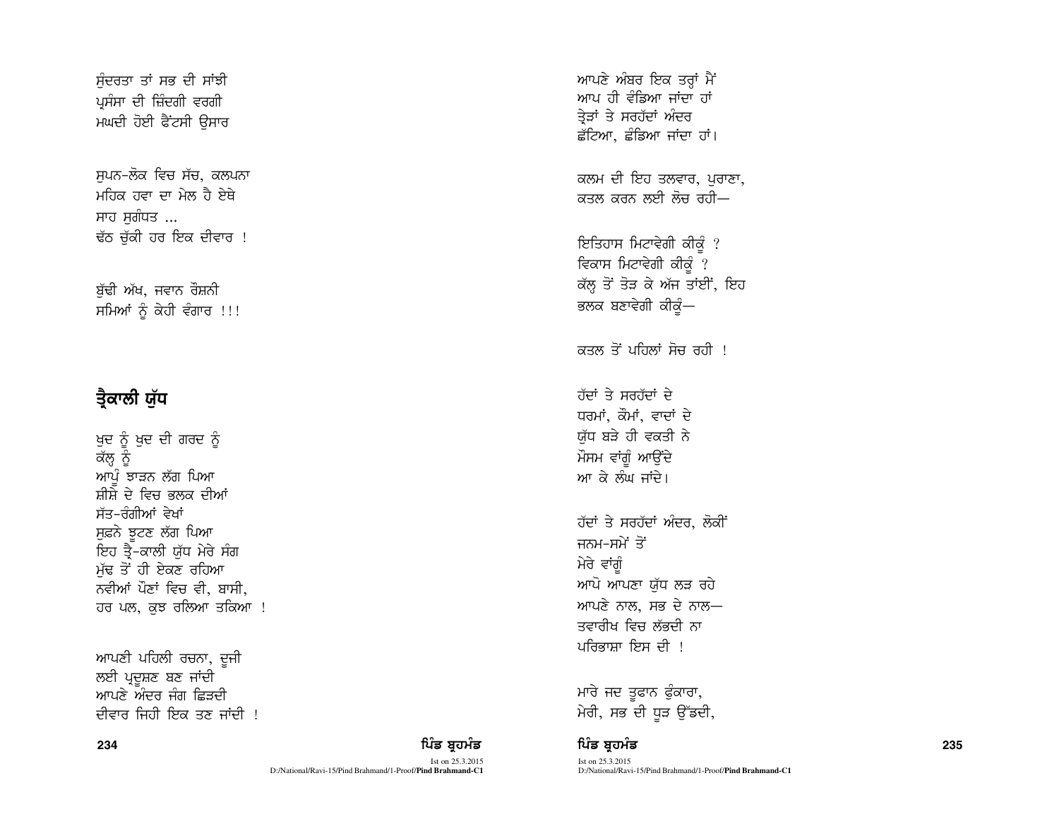ਸੁੰਦਰਤਾ ਤਾਂ ਸਭ ਦੀ ਸਾਂਝੀ
ਪ੍ਰਸੰਸਾ ਦੀ ਜ਼ਿੰਦਗੀ ਵਰਗੀ
ਮਘਦੀ ਹੋਈ ਫੈਂਟਸੀ ਉਸਾਰ

ਸੁਪਨ-ਲੋਕ ਵਿਚ ਸੱਚ, ਕਲਪਨਾ
ਮਹਿਕ ਹਵਾ ਦਾ ਮੇਲ ਹੈ ਏਥੇ
ਸਾਹ ਸੁਗੰਧਤ ...
ਢੱਠ ਚੁੱਕੀ ਹਰ ਇਕ ਦੀਵਾਰ !

ਬੁੱਢੀ ਅੱਖ, ਜਵਾਨ ਰੌਸ਼ਨੀ
ਸਮਿਆਂ ਨੂੰ ਕੇਹੀ ਵੰਗਾਰ !!!

## ਤ੍ਰੈਕਾਲੀ ਯੁੱਧ

ਖੁਦ ਨੂੰ ਖੁਦ ਦੀ ਗਰਦ ਨੂੰ
ਕੱਲ੍ਹ ਨੂੰ
ਆਪੂੰ ਝਾੜਨ ਲੱਗ ਪਿਆ
ਸ਼ੀਸ਼ੇ ਦੇ ਵਿਚ ਭਲਕ ਦੀਆਂ
ਸੱਤ-ਰੰਗੀਆਂ ਵੇਖਾਂ
ਸੁਫ਼ਨੇ ਝੂਟਣ ਲੱਗ ਪਿਆ
ਇਹ ਤ੍ਰੈ-ਕਾਲੀ ਯੁੱਧ ਮੇਰੇ ਸੰਗ
ਮੁੱਢ ਤੋਂ ਹੀ ਏਕਣ ਰਹਿਆ
ਨਵੀਆਂ ਪੌਣਾਂ ਵਿਚ ਵੀ, ਬਾਸੀ,
ਹਰ ਪਲ, ਕੁਝ ਰਲਿਆ ਤਕਿਆ !

ਆਪਣੀ ਪਹਿਲੀ ਰਚਨਾ, ਦੂਜੀ
ਲਈ ਪ੍ਰਦੂਸ਼ਣ ਬਣ ਜਾਂਦੀ
ਆਪਣੇ ਅੰਦਰ ਜੰਗ ਛਿੜਦੀ
ਦੀਵਾਰ ਜਿਹੀ ਇਕ ਤਣ ਜਾਂਦੀ !

ਆਪਣੇ ਅੰਬਰ ਇਕ ਤਰ੍ਹਾਂ ਮੈਂ
ਆਪ ਹੀ ਵੰਡਿਆ ਜਾਂਦਾ ਹਾਂ
ਤ੍ਰੇੜਾਂ ਤੇ ਸਰਹੱਦਾਂ ਅੰਦਰ
ਛੱਟਿਆ, ਛੰਡਿਆ ਜਾਂਦਾ ਹਾਂ।

ਕਲਮ ਦੀ ਇਹ ਤਲਵਾਰ, ਪੁਰਾਣਾ,
ਕਤਲ ਕਰਨ ਲਈ ਲੋਚ ਰਹੀ—

ਇਤਿਹਾਸ ਮਿਟਾਵੇਗੀ ਕੀਕੂੰ ?
ਵਿਕਾਸ ਮਿਟਾਵੇਗੀ ਕੀਕੂੰ ?
ਕੱਲ੍ਹ ਤੋਂ ਤੋੜ ਕੇ ਅੱਜ ਤਾਂਈਂ, ਇਹ
ਭਲਕ ਬਣਾਵੇਗੀ ਕੀਕੂੰ—

ਕਤਲ ਤੋਂ ਪਹਿਲਾਂ ਸੋਚ ਰਹੀ !

ਹੱਦਾਂ ਤੇ ਸਰਹੱਦਾਂ ਦੇ
ਧਰਮਾਂ, ਕੌਮਾਂ, ਵਾਦਾਂ ਦੇ
ਯੁੱਧ ਬੜੇ ਹੀ ਵਕਤੀ ਨੇ
ਮੌਸਮ ਵਾਂਗੂੰ ਆਉਂਦੇ
ਆ ਕੇ ਲੰਘ ਜਾਂਦੇ।

ਹੱਦਾਂ ਤੇ ਸਰਹੱਦਾਂ ਅੰਦਰ, ਲੋਕੀਂ
ਜਨਮ-ਸਮੇਂ ਤੋਂ
ਮੇਰੇ ਵਾਂਗੂੰ
ਆਪੋ ਆਪਣਾ ਯੁੱਧ ਲੜ ਰਹੇ
ਆਪਣੇ ਨਾਲ, ਸਭ ਦੇ ਨਾਲ—
ਤਵਾਰੀਖ ਵਿਚ ਲੱਭਦੀ ਨਾ
ਪਰਿਭਾਸ਼ਾ ਇਸ ਦੀ !

ਮਾਰੇ ਜਦ ਤੂਫਾਨ ਫੁੰਕਾਰਾ,
ਮੇਰੀ, ਸਭ ਦੀ ਧੂੜ ਉੱਡਦੀ,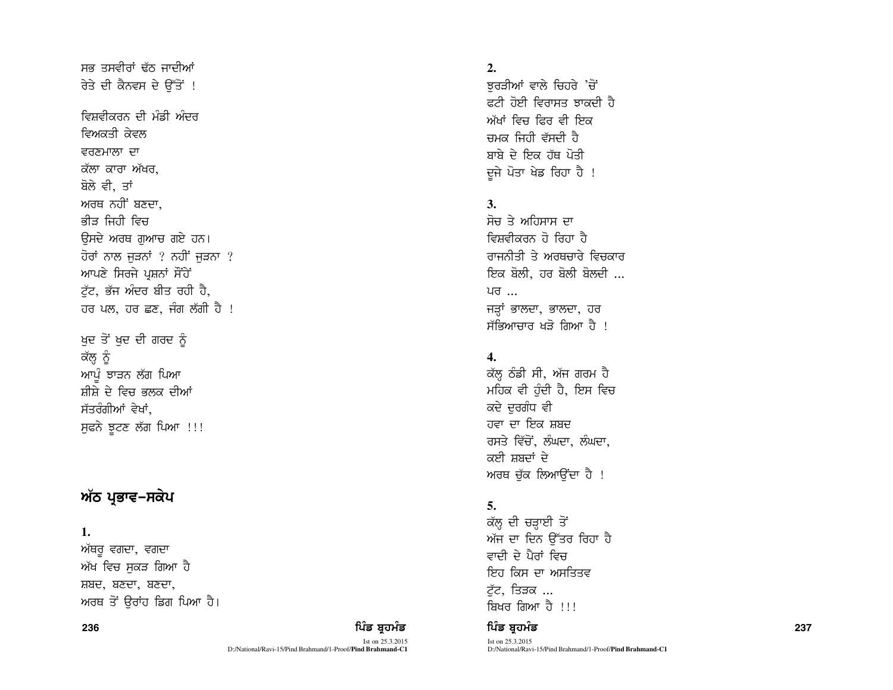ਸਭ ਤਸਵੀਰਾਂ ਢੱਠ ਜਾਦੀਆਂ
ਰੇਤੇ ਦੀ ਕੈਨਵਸ ਦੇ ਉੱਤੋਂ !

ਵਿਸ਼ਵੀਕਰਨ ਦੀ ਮੰਡੀ ਅੰਦਰ
ਵਿਅਕਤੀ ਕੇਵਲ
ਵਰਣਮਾਲਾ ਦਾ
ਕੱਲਾ ਕਾਰਾ ਅੱਖਰ,
ਬੋਲੇ ਵੀ, ਤਾਂ
ਅਰਥ ਨਹੀਂ ਬਣਦਾ,
ਭੀੜ ਜਿਹੀ ਵਿਚ
ਉਸਦੇ ਅਰਥ ਗੁਆਚ ਗਏ ਹਨ।
ਹੋਰਾਂ ਨਾਲ ਜੁੜਨਾਂ ? ਨਹੀਂ ਜੁੜਨਾ ?
ਆਪਣੇ ਸਿਰਜੇ ਪ੍ਰਸ਼ਨਾਂ ਸੌਂਹੇਂ
ਟੁੱਟ, ਭੱਜ ਅੰਦਰ ਬੀਤ ਰਹੀ ਹੈ,
ਹਰ ਪਲ, ਹਰ ਛਣ, ਜੰਗ ਲੱਗੀ ਹੈ !

ਖੁਦ ਤੋਂ ਖੁਦ ਦੀ ਗਰਦ ਨੂੰ
ਕੱਲ੍ਹ ਨੂੰ
ਆਪੂੰ ਝਾੜਨ ਲੱਗ ਪਿਆ
ਸ਼ੀਸ਼ੇ ਦੇ ਵਿਚ ਝਲਕ ਦੀਆਂ
ਸੱਤਰੰਗੀਆਂ ਵੇਖਾਂ,
ਸੁਫਨੇ ਭੂਟਣ ਲੱਗ ਪਿਆ !!!

## ਅੱਠ ਪ੍ਰਭਾਵ-ਸਕੇਪ

**1.**
ਅੱਥਰੂ ਵਗਦਾ, ਵਗਦਾ
ਅੱਖ ਵਿਚ ਸੁਕੜ ਗਿਆ ਹੈ
ਸ਼ਬਦ, ਬਣਦਾ, ਬਣਦਾ,
ਅਰਥ ਤੋਂ ਉਰਾਂਹ ਡਿਗ ਪਿਆ ਹੈ।

**2.**
ਝੁਰੜੀਆਂ ਵਾਲੇ ਚਿਹਰੇ 'ਚੋਂ
ਫਟੀ ਹੋਈ ਵਿਰਾਸਤ ਝਾਕਦੀ ਹੈ
ਅੱਖਾਂ ਵਿਚ ਫਿਰ ਵੀ ਇਕ
ਚਮਕ ਜਿਹੀ ਵੱਸਦੀ ਹੈ
ਬਾਬੇ ਦੇ ਇਕ ਹੱਥ ਪੋਤੀ
ਦੂਜੇ ਪੋਤਾ ਖੇਡ ਰਿਹਾ ਹੈ !

**3.**
ਸੋਚ ਤੇ ਅਹਿਸਾਸ ਦਾ
ਵਿਸ਼ਵੀਕਰਨ ਹੋ ਰਿਹਾ ਹੈ
ਰਾਜਨੀਤੀ ਤੇ ਅਰਥਚਾਰੇ ਵਿਚਕਾਰ
ਇਕ ਬੋਲੀ, ਹਰ ਬੋਲੀ ਬੋਲਦੀ ...
ਪਰ ...
ਜੜ੍ਹਾਂ ਭਾਲਦਾ, ਭਾਲਦਾ, ਹਰ
ਸੱਭਿਆਚਾਰ ਖੜੋ ਗਿਆ ਹੈ !

**4.**
ਕੱਲ੍ਹ ਠੰਡੀ ਸੀ, ਅੱਜ ਗਰਮ ਹੈ
ਮਹਿਕ ਵੀ ਹੁੰਦੀ ਹੈ, ਇਸ ਵਿਚ
ਕਦੇ ਦੁਰਗੰਧ ਵੀ
ਹਵਾ ਦਾ ਇਕ ਸ਼ਬਦ
ਰਸਤੇ ਵਿੱਚੋਂ, ਲੰਘਦਾ, ਲੰਘਦਾ,
ਕਈ ਸ਼ਬਦਾਂ ਦੇ
ਅਰਥ ਚੁੱਕ ਲਿਆਉਂਦਾ ਹੈ !

**5.**
ਕੱਲ੍ਹ ਦੀ ਚੜ੍ਹਾਈ ਤੋਂ
ਅੱਜ ਦਾ ਦਿਨ ਉੱਤਰ ਰਿਹਾ ਹੈ
ਵਾਦੀ ਦੇ ਪੈਰਾਂ ਵਿਚ
ਇਹ ਕਿਸ ਦਾ ਅਸਤਿਤਵ
ਟੁੱਟ, ਤਿੜਕ ...
ਬਿਖਰ ਗਿਆ ਹੈ !!!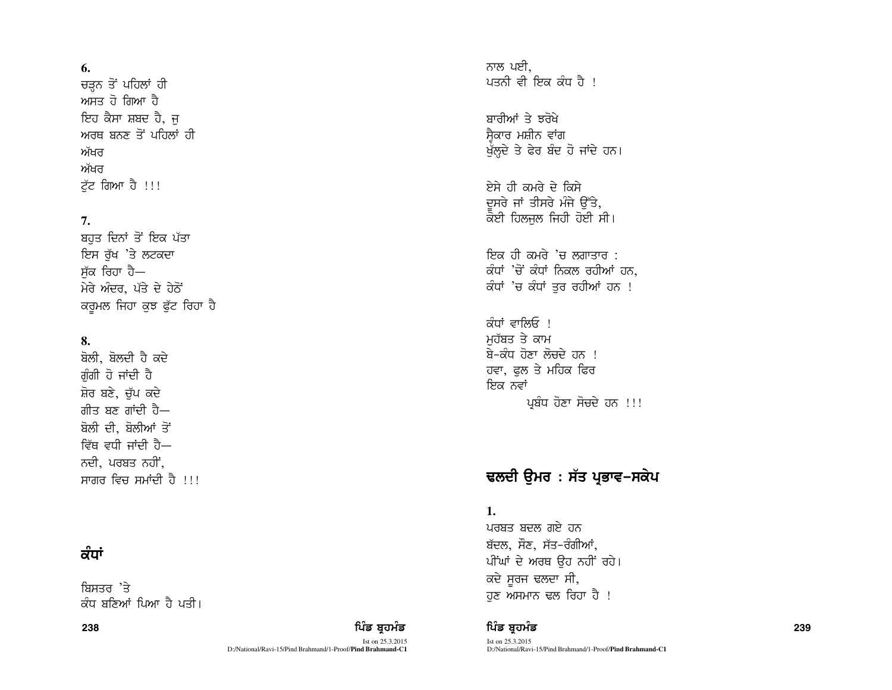**6.**
ਚੜ੍ਹਨ ਤੋਂ ਪਹਿਲਾਂ ਹੀ
ਅਸਤ ਹੋ ਗਿਆ ਹੈ
ਇਹ ਕੈਸਾ ਸ਼ਬਦ ਹੈ, ਜੁ
ਅਰਥ ਬਨਣ ਤੋਂ ਪਹਿਲਾਂ ਹੀ
ਅੱਖਰ
ਅੱਖਰ
ਟੁੱਟ ਗਿਆ ਹੈ !!!

**7.**
ਬਹੁਤ ਦਿਨਾਂ ਤੋਂ ਇਕ ਪੱਤਾ
ਇਸ ਰੁੱਖ 'ਤੇ ਲਟਕਦਾ
ਸੁੱਕ ਰਿਹਾ ਹੈ—
ਮੇਰੇ ਅੰਦਰ, ਪੱਤੇ ਦੇ ਹੇਠੋਂ
ਕਰੂਮਲ ਜਿਹਾ ਕੁਝ ਫੁੱਟ ਰਿਹਾ ਹੈ

**8.**
ਬੋਲੀ, ਬੋਲਦੀ ਹੈ ਕਦੇ
ਗੁੰਗੀ ਹੋ ਜਾਂਦੀ ਹੈ
ਸ਼ੋਰ ਬਣੇ, ਚੁੱਪ ਕਦੇ
ਗੀਤ ਬਣ ਗਾਂਦੀ ਹੈ—
ਬੋਲੀ ਦੀ, ਬੋਲੀਆਂ ਤੋਂ
ਵਿੱਥ ਵਧੀ ਜਾਂਦੀ ਹੈ—
ਨਦੀ, ਪਰਬਤ ਨਹੀਂ,
ਸਾਗਰ ਵਿਚ ਸਮਾਂਦੀ ਹੈ !!!

## ਕੰਧਾਂ

ਬਿਸਤਰ 'ਤੇ
ਕੰਧ ਬਣਿਆਂ ਪਿਆ ਹੈ ਪਤੀ।
ਨਾਲ ਪਈ,
ਪਤਨੀ ਵੀ ਇਕ ਕੰਧ ਹੈ !

ਬਾਰੀਆਂ ਤੇ ਝਰੋਖੇ
ਸ੍ਵੈਕਾਰ ਮਸ਼ੀਨ ਵਾਂਗ
ਖੁੱਲ੍ਹਦੇ ਤੇ ਫੇਰ ਬੰਦ ਹੋ ਜਾਂਦੇ ਹਨ।

ਏਸੇ ਹੀ ਕਮਰੇ ਦੇ ਕਿਸੇ
ਦੂਸਰੇ ਜਾਂ ਤੀਸਰੇ ਮੰਜੇ ਉੱਤੇ,
ਕੋਈ ਹਿਲਜੁਲ ਜਿਹੀ ਹੋਈ ਸੀ।

ਇਕ ਹੀ ਕਮਰੇ 'ਚ ਲਗਾਤਾਰ :
ਕੰਧਾਂ 'ਚੋਂ ਕੰਧਾਂ ਨਿਕਲ ਰਹੀਆਂ ਹਨ,
ਕੰਧਾਂ 'ਚ ਕੰਧਾਂ ਤੁਰ ਰਹੀਆਂ ਹਨ !

ਕੰਧਾਂ ਵਾਲਿਓ !
ਮੁਹੱਬਤ ਤੇ ਕਾਮ
ਬੇ-ਕੰਧ ਹੋਣਾ ਲੋਚਦੇ ਹਨ !
ਹਵਾ, ਫੁਲ ਤੇ ਮਹਿਕ ਫਿਰ
ਇਕ ਨਵਾਂ
        ਪ੍ਰਬੰਧ ਹੋਣਾ ਸੋਚਦੇ ਹਨ !!!

## ਢਲਦੀ ਉਮਰ : ਸੱਤ ਪ੍ਰਭਾਵ-ਸਕੇਪ

**1.**
ਪਰਬਤ ਬਦਲ ਗਏ ਹਨ
ਬੱਦਲ, ਸੌਣ, ਸੱਤ-ਰੰਗੀਆਂ,
ਪੀਂਘਾਂ ਦੇ ਅਰਥ ਉਹ ਨਹੀਂ ਰਹੇ।
ਕਦੇ ਸੂਰਜ ਢਲਦਾ ਸੀ,
ਹੁਣ ਅਸਮਾਨ ਢਲ ਰਿਹਾ ਹੈ !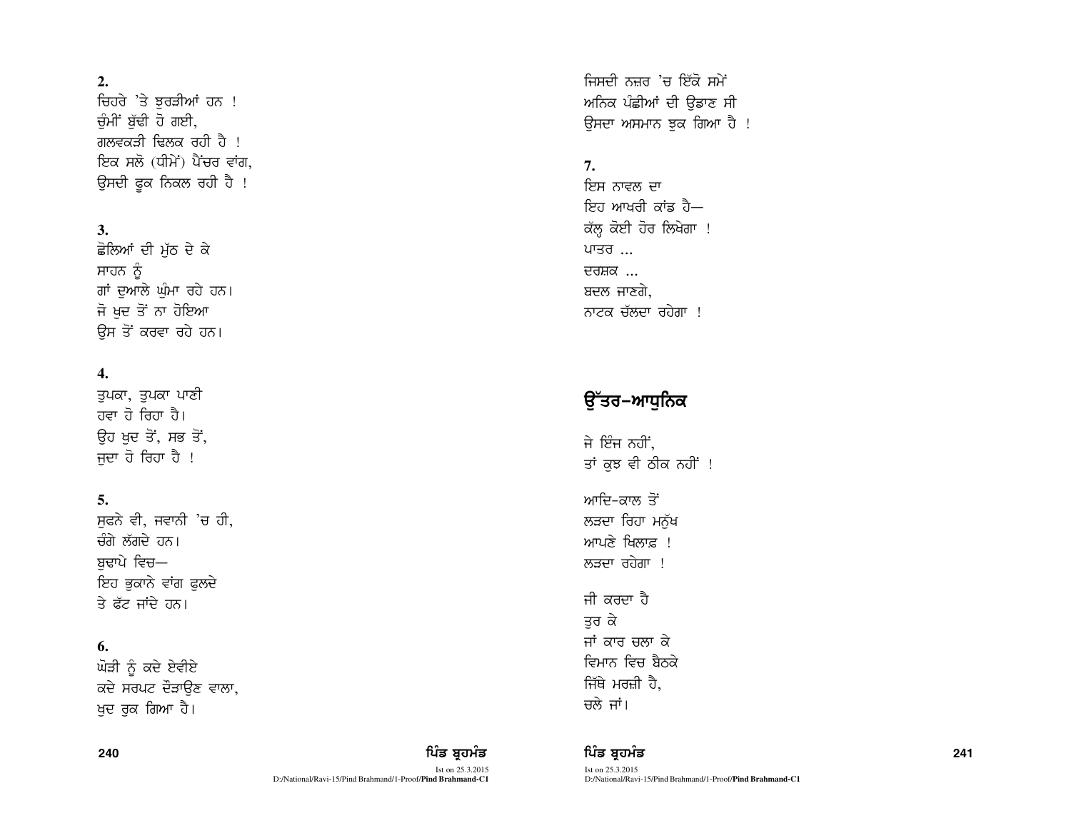**2.**
ਚਿਹਰੇ 'ਤੇ ਝੁਰੜੀਆਂ ਹਨ !
ਚੁੰਮੀਂ ਬੁੱਢੀ ਹੋ ਗਈ,
ਗਲਵਕੜੀ ਢਿਲਕ ਰਹੀ ਹੈ !
ਇਕ ਸਲੋ (ਧੀਮੇਂ) ਪੈਂਚਰ ਵਾਂਗ,
ਉਸਦੀ ਫੂਕ ਨਿਕਲ ਰਹੀ ਹੈ !

**3.**
ਛੋਲਿਆਂ ਦੀ ਮੁੱਠ ਦੇ ਕੇ
ਸਾਹਨ ਨੂੰ
ਗਾਂ ਦੁਆਲੇ ਘੁੰਮਾ ਰਹੇ ਹਨ।
ਜੋ ਖੁਦ ਤੋਂ ਨਾ ਹੋਇਆ
ਉਸ ਤੋਂ ਕਰਵਾ ਰਹੇ ਹਨ।

**4.**
ਤੁਪਕਾ, ਤੁਪਕਾ ਪਾਣੀ
ਹਵਾ ਹੋ ਰਿਹਾ ਹੈ।
ਉਹ ਖੁਦ ਤੋਂ, ਸਭ ਤੋਂ,
ਜੁਦਾ ਹੋ ਰਿਹਾ ਹੈ !

**5.**
ਸੁਫਨੇ ਵੀ, ਜਵਾਨੀ 'ਚ ਹੀ,
ਚੰਗੇ ਲੱਗਦੇ ਹਨ।
ਬੁਢਾਪੇ ਵਿਚ—
ਇਹ ਭੁਕਾਨੇ ਵਾਂਗ ਫੁਲਦੇ
ਤੇ ਫੱਟ ਜਾਂਦੇ ਹਨ।

**6.**
ਘੋੜੀ ਨੂੰ ਕਦੇ ਏਵੀਏ
ਕਦੇ ਸਰਪਟ ਦੌੜਾਉਣ ਵਾਲਾ,
ਖੁਦ ਰੁਕ ਗਿਆ ਹੈ।
ਜਿਸਦੀ ਨਜ਼ਰ 'ਚ ਇੱਕੋ ਸਮੇਂ
ਅਨਿਕ ਪੰਛੀਆਂ ਦੀ ਉਡਾਣ ਸੀ
ਉਸਦਾ ਅਸਮਾਨ ਝੁਕ ਗਿਆ ਹੈ !

**7.**
ਇਸ ਨਾਵਲ ਦਾ
ਇਹ ਆਖਰੀ ਕਾਂਡ ਹੈ—
ਕੱਲ੍ਹ ਕੋਈ ਹੋਰ ਲਿਖੇਗਾ !
ਪਾਤਰ ...
ਦਰਸ਼ਕ ...
ਬਦਲ ਜਾਣਗੇ,
ਨਾਟਕ ਚੱਲਦਾ ਰਹੇਗਾ !

## ਉੱਤਰ-ਆਧੁਨਿਕ

ਜੇ ਇੰਜ ਨਹੀਂ,
ਤਾਂ ਕੁਝ ਵੀ ਠੀਕ ਨਹੀਂ !

ਆਦਿ-ਕਾਲ ਤੋਂ
ਲੜਦਾ ਰਿਹਾ ਮਨੁੱਖ
ਆਪਣੇ ਖ਼ਿਲਾਫ਼ !
ਲੜਦਾ ਰਹੇਗਾ !

ਜੀ ਕਰਦਾ ਹੈ
ਤੁਰ ਕੇ
ਜਾਂ ਕਾਰ ਚਲਾ ਕੇ
ਵਿਮਾਨ ਵਿਚ ਬੈਠਕੇ
ਜਿੱਥੇ ਮਰਜ਼ੀ ਹੈ,
ਚਲੇ ਜਾਂ।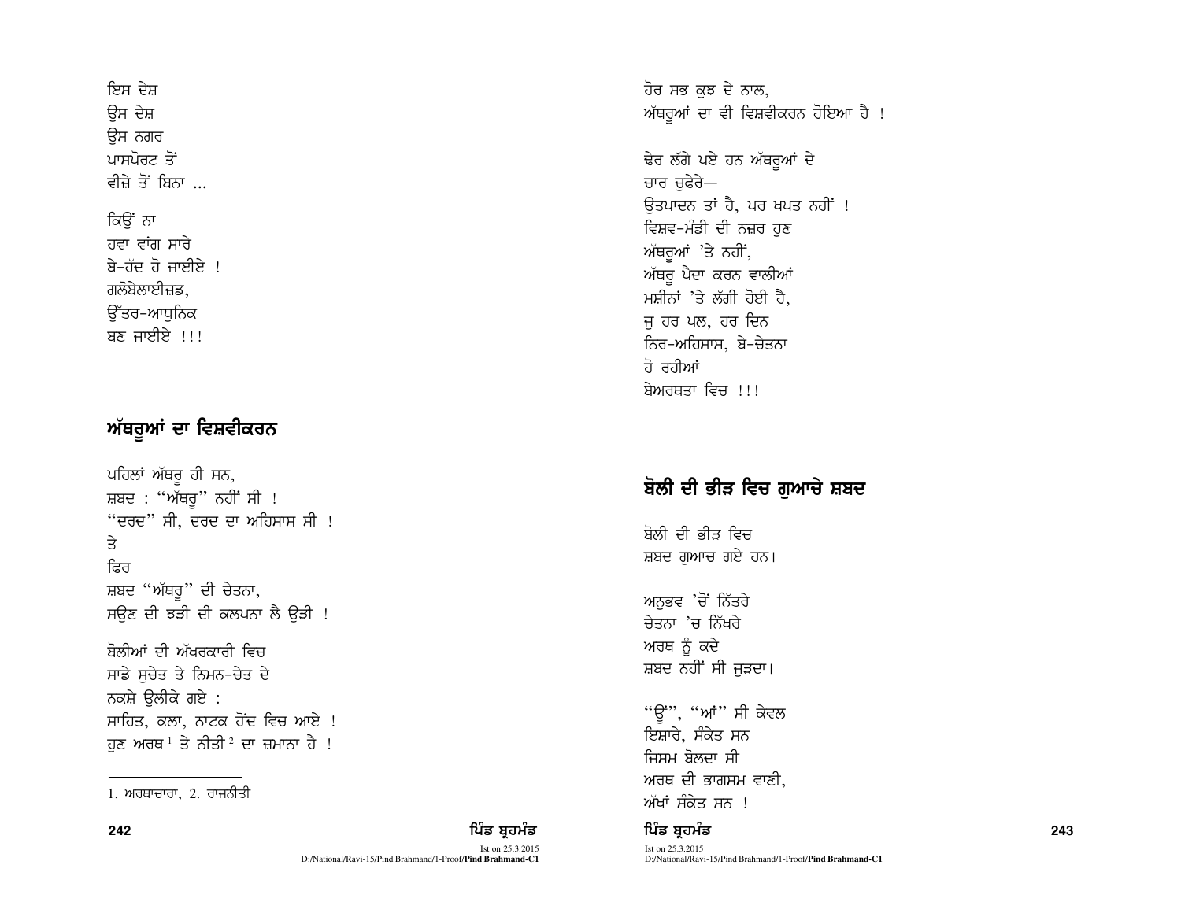ਇਸ ਦੇਸ਼
ਉਸ ਦੇਸ਼
ਉਸ ਨਗਰ
ਪਾਸਪੋਰਟ ਤੋਂ
ਵੀਜ਼ੇ ਤੋਂ ਬਿਨਾ ...

ਕਿਉਂ ਨਾ
ਹਵਾ ਵਾਂਗ ਸਾਰੇ
ਬੇ-ਹੱਦ ਹੋ ਜਾਈਏ !
ਗਲੋਬੇਲਾਈਜ਼ਡ,
ਉੱਤਰ-ਆਧੁਨਿਕ
ਬਣ ਜਾਈਏ !!!

## ਅੱਥਰੂਆਂ ਦਾ ਵਿਸ਼ਵੀਕਰਨ

ਪਹਿਲਾਂ ਅੱਥਰੂ ਹੀ ਸਨ,
ਸ਼ਬਦ : "ਅੱਥਰੂ" ਨਹੀਂ ਸੀ !
"ਦਰਦ" ਸੀ, ਦਰਦ ਦਾ ਅਹਿਸਾਸ ਸੀ !
ਤੇ
ਫਿਰ
ਸ਼ਬਦ "ਅੱਥਰੂ" ਦੀ ਚੇਤਨਾ,
ਸਉਣ ਦੀ ਝੜੀ ਦੀ ਕਲਪਨਾ ਲੈ ਉੜੀ !

ਬੋਲੀਆਂ ਦੀ ਅੱਖਰਕਾਰੀ ਵਿਚ
ਸਾਡੇ ਸੁਚੇਤ ਤੇ ਨਿਮਨ-ਚੇਤ ਦੇ
ਨਕਸ਼ੇ ਉਲੀਕੇ ਗਏ :
ਸਾਹਿਤ, ਕਲਾ, ਨਾਟਕ ਹੋਂਦ ਵਿਚ ਆਏ !
ਹੁਣ ਅਰਥ[1] ਤੇ ਨੀਤੀ[2] ਦਾ ਜ਼ਮਾਨਾ ਹੈ !

ਹੋਰ ਸਭ ਕੁਝ ਦੇ ਨਾਲ,
ਅੱਥਰੂਆਂ ਦਾ ਵੀ ਵਿਸ਼ਵੀਕਰਨ ਹੋਇਆ ਹੈ !

ਢੇਰ ਲੱਗੇ ਪਏ ਹਨ ਅੱਥਰੂਆਂ ਦੇ
ਚਾਰ ਚੁਫੇਰੇ—
ਉਤਪਾਦਨ ਤਾਂ ਹੈ, ਪਰ ਖਪਤ ਨਹੀਂ !
ਵਿਸ਼ਵ-ਮੰਡੀ ਦੀ ਨਜ਼ਰ ਹੁਣ
ਅੱਥਰੂਆਂ 'ਤੇ ਨਹੀਂ,
ਅੱਥਰੂ ਪੈਦਾ ਕਰਨ ਵਾਲੀਆਂ
ਮਸ਼ੀਨਾਂ 'ਤੇ ਲੱਗੀ ਹੋਈ ਹੈ,
ਜੁ ਹਰ ਪਲ, ਹਰ ਦਿਨ
ਨਿਰ-ਅਹਿਸਾਸ, ਬੇ-ਚੇਤਨਾ
ਹੋ ਰਹੀਆਂ
ਬੇਅਰਥਤਾ ਵਿਚ !!!

## ਬੋਲੀ ਦੀ ਭੀੜ ਵਿਚ ਗੁਆਚੇ ਸ਼ਬਦ

ਬੋਲੀ ਦੀ ਭੀੜ ਵਿਚ
ਸ਼ਬਦ ਗੁਆਚ ਗਏ ਹਨ।

ਅਨੁਭਵ 'ਚੋਂ ਨਿੱਤਰੇ
ਚੇਤਨਾ 'ਚ ਨਿੱਖਰੇ
ਅਰਥ ਨੂੰ ਕਦੇ
ਸ਼ਬਦ ਨਹੀਂ ਸੀ ਜੁੜਦਾ।

"ਊਂ", "ਆਂ" ਸੀ ਕੇਵਲ
ਇਸ਼ਾਰੇ, ਸੰਕੇਤ ਸਨ
ਜਿਸਮ ਬੋਲਦਾ ਸੀ
ਅਰਥ ਦੀ ਭਾਗਸਮ ਵਾਣੀ,
ਅੱਖਾਂ ਸੰਕੇਤ ਸਨ !

---

1. ਅਰਥਚਾਰਾ, 2. ਰਾਜਨੀਤੀ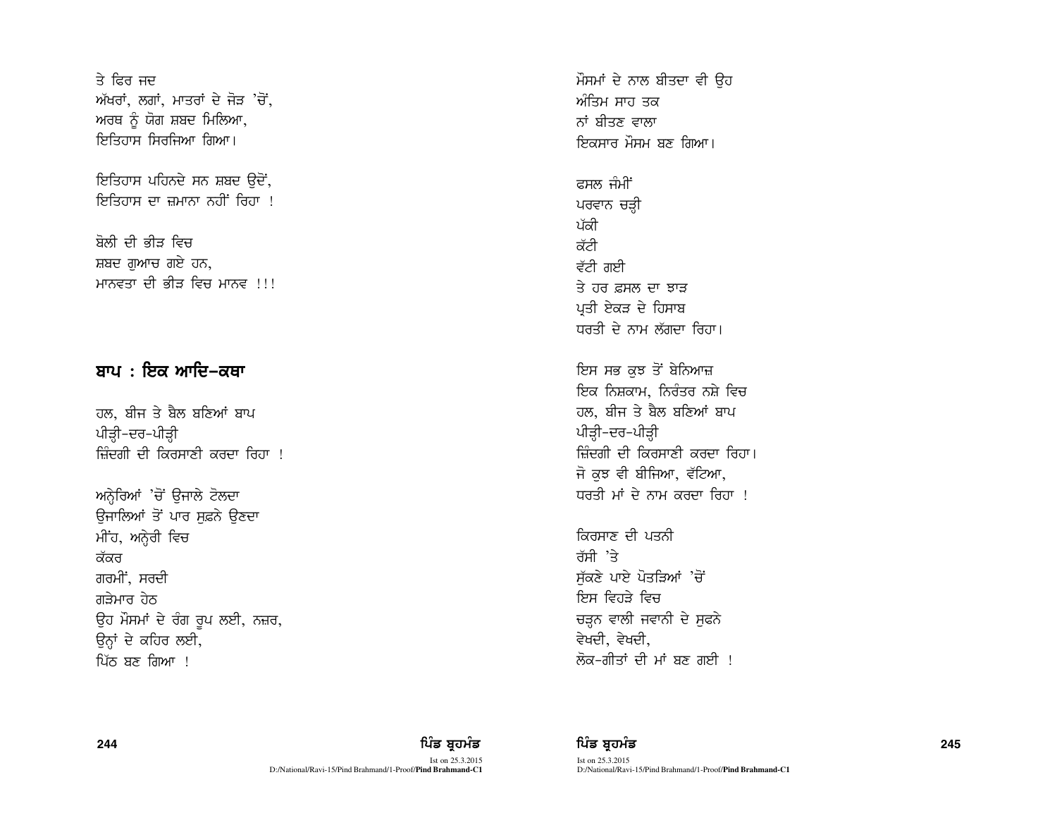ਤੇ ਫਿਰ ਜਦ
ਅੱਖਰਾਂ, ਲਗਾਂ, ਮਾਤਰਾਂ ਦੇ ਜੋੜ ’ਚੋਂ,
ਅਰਥ ਨੂੰ ਯੋਗ ਸ਼ਬਦ ਮਿਲਿਆ,
ਇਤਿਹਾਸ ਸਿਰਜਿਆ ਗਿਆ।

ਇਤਿਹਾਸ ਪਹਿਨਦੇ ਸਨ ਸ਼ਬਦ ਉਦੋਂ,
ਇਤਿਹਾਸ ਦਾ ਜ਼ਮਾਨਾ ਨਹੀਂ ਰਿਹਾ !

ਬੋਲੀ ਦੀ ਭੀੜ ਵਿਚ
ਸ਼ਬਦ ਗੁਆਚ ਗਏ ਹਨ,
ਮਾਨਵਤਾ ਦੀ ਭੀੜ ਵਿਚ ਮਾਨਵ !!!

## ਬਾਪ : ਇਕ ਆਦਿ-ਕਥਾ

ਹਲ, ਬੀਜ ਤੇ ਬੈਲ ਬਣਿਆਂ ਬਾਪ
ਪੀੜ੍ਹੀ-ਦਰ-ਪੀੜ੍ਹੀ
ਜ਼ਿੰਦਗੀ ਦੀ ਕਿਰਸਾਣੀ ਕਰਦਾ ਰਿਹਾ !

ਅਨ੍ਹੇਰਿਆਂ ’ਚੋਂ ਉਜਾਲੇ ਟੋਲਦਾ
ਉਜਾਲਿਆਂ ਤੋਂ ਪਾਰ ਸੁਫ਼ਨੇ ਉਣਦਾ
ਮੀਂਹ, ਅਨ੍ਹੇਰੀ ਵਿਚ
ਕੱਕਰ
ਗਰਮੀਂ, ਸਰਦੀ
ਗੜੇਮਾਰ ਹੇਠ
ਉਹ ਮੌਸਮਾਂ ਦੇ ਰੰਗ ਰੂਪ ਲਈ, ਨਜ਼ਰ,
ਉਨ੍ਹਾਂ ਦੇ ਕਹਿਰ ਲਈ,
ਪਿੱਠ ਬਣ ਗਿਆ !

ਮੌਸਮਾਂ ਦੇ ਨਾਲ ਬੀਤਦਾ ਵੀ ਉਹ
ਅੰਤਿਮ ਸਾਹ ਤਕ
ਨਾਂ ਬੀਤਣ ਵਾਲਾ
ਇਕਸਾਰ ਮੌਸਮ ਬਣ ਗਿਆ।

ਫਸਲ ਜੰਮੀਂ
ਪਰਵਾਨ ਚੜ੍ਹੀ
ਪੱਕੀ
ਕੱਟੀ
ਵੱਟੀ ਗਈ
ਤੇ ਹਰ ਫ਼ਸਲ ਦਾ ਝਾੜ
ਪ੍ਰਤੀ ਏਕੜ ਦੇ ਹਿਸਾਬ
ਧਰਤੀ ਦੇ ਨਾਮ ਲੱਗਦਾ ਰਿਹਾ।

ਇਸ ਸਭ ਕੁਝ ਤੋਂ ਬੇਨਿਆਜ਼
ਇਕ ਨਿਸ਼ਕਾਮ, ਨਿਰੰਤਰ ਨਸ਼ੇ ਵਿਚ
ਹਲ, ਬੀਜ ਤੇ ਬੈਲ ਬਣਿਆਂ ਬਾਪ
ਪੀੜ੍ਹੀ-ਦਰ-ਪੀੜ੍ਹੀ
ਜ਼ਿੰਦਗੀ ਦੀ ਕਿਰਸਾਣੀ ਕਰਦਾ ਰਿਹਾ।
ਜੋ ਕੁਝ ਵੀ ਬੀਜਿਆ, ਵੱਟਿਆ,
ਧਰਤੀ ਮਾਂ ਦੇ ਨਾਮ ਕਰਦਾ ਰਿਹਾ !

ਕਿਰਸਾਣ ਦੀ ਪਤਨੀ
ਰੱਸੀ ’ਤੇ
ਸੁੱਕਣੇ ਪਾਏ ਪੋਤੜਿਆਂ ’ਚੋਂ
ਇਸ ਵਿਹੜੇ ਵਿਚ
ਚੜ੍ਹਨ ਵਾਲੀ ਜਵਾਨੀ ਦੇ ਸੁਫਨੇ
ਵੇਖਦੀ, ਵੇਖਦੀ,
ਲੋਕ-ਗੀਤਾਂ ਦੀ ਮਾਂ ਬਣ ਗਈ !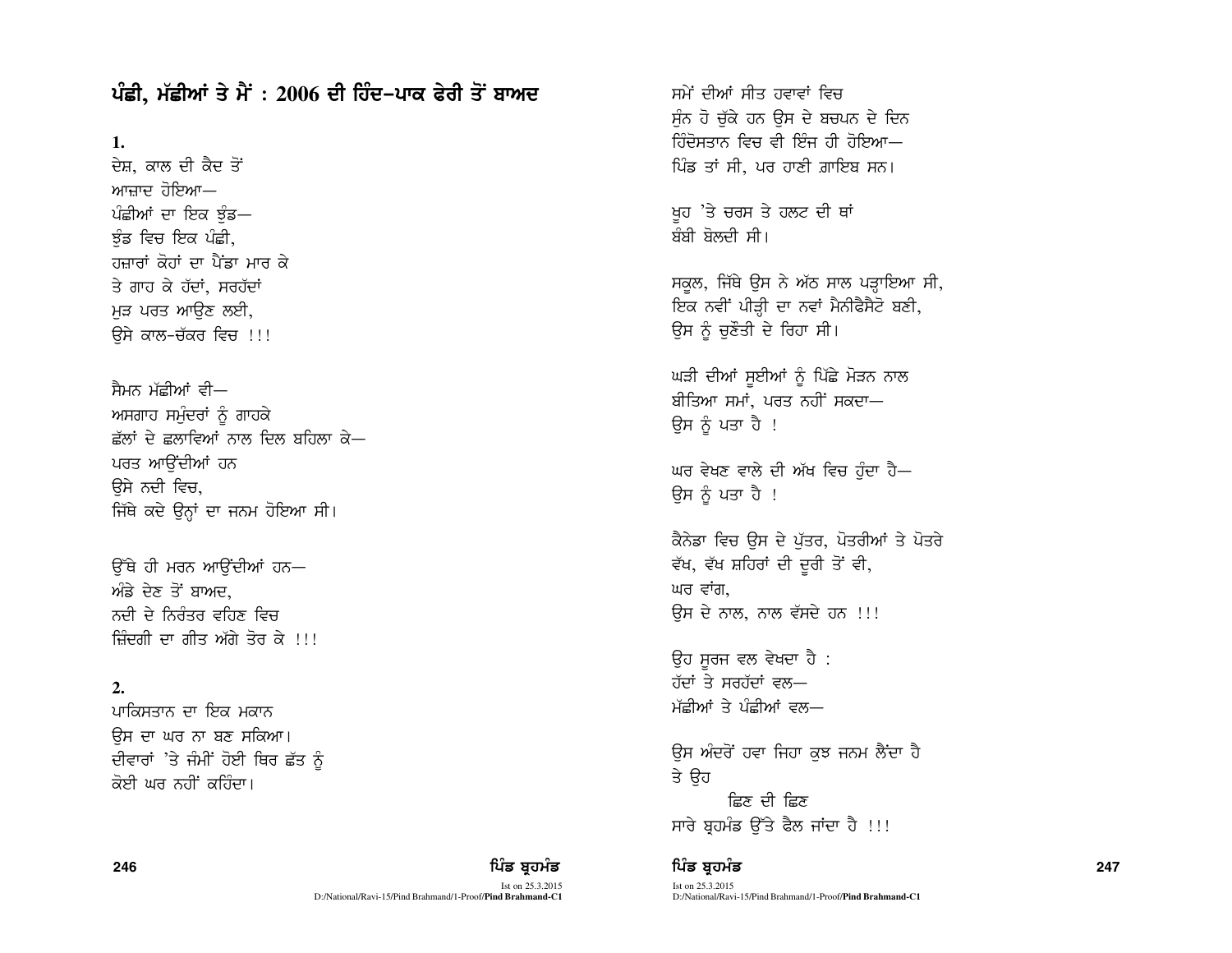## ਪੰਛੀ, ਮੱਛੀਆਂ ਤੇ ਮੈਂ : 2006 ਦੀ ਹਿੰਦ-ਪਾਕ ਫੇਰੀ ਤੋਂ ਬਾਅਦ

**1.**

ਦੇਸ਼, ਕਾਲ ਦੀ ਕੈਦ ਤੋਂ
ਆਜ਼ਾਦ ਹੋਇਆ—
ਪੰਛੀਆਂ ਦਾ ਇਕ ਝੁੰਡ—
ਝੁੰਡ ਵਿਚ ਇਕ ਪੰਛੀ,
ਹਜ਼ਾਰਾਂ ਕੋਹਾਂ ਦਾ ਪੈਂਡਾ ਮਾਰ ਕੇ
ਤੇ ਗਾਹ ਕੇ ਹੱਦਾਂ, ਸਰਹੱਦਾਂ
ਮੁੜ ਪਰਤ ਆਉਣ ਲਈ,
ਉਸੇ ਕਾਲ-ਚੱਕਰ ਵਿਚ !!!

ਸੈਮਨ ਮੱਛੀਆਂ ਵੀ—
ਅਸਗਾਹ ਸਮੁੰਦਰਾਂ ਨੂੰ ਗਾਹਕੇ
ਛੱਲਾਂ ਦੇ ਛਲਾਵਿਆਂ ਨਾਲ ਦਿਲ ਬਹਿਲਾ ਕੇ—
ਪਰਤ ਆਉਂਦੀਆਂ ਹਨ
ਉਸੇ ਨਦੀ ਵਿਚ,
ਜਿੱਥੇ ਕਦੇ ਉਨ੍ਹਾਂ ਦਾ ਜਨਮ ਹੋਇਆ ਸੀ।

ਉੱਥੇ ਹੀ ਮਰਨ ਆਉਂਦੀਆਂ ਹਨ—
ਅੰਡੇ ਦੇਣ ਤੋਂ ਬਾਅਦ,
ਨਦੀ ਦੇ ਨਿਰੰਤਰ ਵਹਿਣ ਵਿਚ
ਜ਼ਿੰਦਗੀ ਦਾ ਗੀਤ ਅੱਗੇ ਤੋਰ ਕੇ !!!

**2.**

ਪਾਕਿਸਤਾਨ ਦਾ ਇਕ ਮਕਾਨ
ਉਸ ਦਾ ਘਰ ਨਾ ਬਣ ਸਕਿਆ।
ਦੀਵਾਰਾਂ 'ਤੇ ਜੰਮੀਂ ਹੋਈ ਥਿਰ ਛੱਤ ਨੂੰ
ਕੋਈ ਘਰ ਨਹੀਂ ਕਹਿੰਦਾ।

ਸਮੇਂ ਦੀਆਂ ਸੀਤ ਹਵਾਵਾਂ ਵਿਚ
ਸੁੰਨ ਹੋ ਚੁੱਕੇ ਹਨ ਉਸ ਦੇ ਬਚਪਨ ਦੇ ਦਿਨ
ਹਿੰਦੋਸਤਾਨ ਵਿਚ ਵੀ ਇੰਜ ਹੀ ਹੋਇਆ—
ਪਿੰਡ ਤਾਂ ਸੀ, ਪਰ ਹਾਣੀ ਗ਼ਾਇਬ ਸਨ।

ਖੂਹ 'ਤੇ ਚਰਸ ਤੇ ਹਲਟ ਦੀ ਥਾਂ
ਬੰਬੀ ਬੋਲਦੀ ਸੀ।

ਸਕੂਲ, ਜਿੱਥੇ ਉਸ ਨੇ ਅੱਠ ਸਾਲ ਪੜ੍ਹਾਇਆ ਸੀ,
ਇਕ ਨਵੀਂ ਪੀੜ੍ਹੀ ਦਾ ਨਵਾਂ ਮੈਨੀਫੈਸਟੋ ਬਣੀ,
ਉਸ ਨੂੰ ਚੁਣੌਤੀ ਦੇ ਰਿਹਾ ਸੀ।

ਘੜੀ ਦੀਆਂ ਸੂਈਆਂ ਨੂੰ ਪਿੱਛੇ ਮੋੜਨ ਨਾਲ
ਬੀਤਿਆ ਸਮਾਂ, ਪਰਤ ਨਹੀਂ ਸਕਦਾ—
ਉਸ ਨੂੰ ਪਤਾ ਹੈ !

ਘਰ ਵੇਖਣ ਵਾਲੇ ਦੀ ਅੱਖ ਵਿਚ ਹੁੰਦਾ ਹੈ—
ਉਸ ਨੂੰ ਪਤਾ ਹੈ !

ਕੈਨੇਡਾ ਵਿਚ ਉਸ ਦੇ ਪੁੱਤਰ, ਪੋਤਰੀਆਂ ਤੇ ਪੋਤਰੇ
ਵੱਖ, ਵੱਖ ਸ਼ਹਿਰਾਂ ਦੀ ਦੂਰੀ ਤੋਂ ਵੀ,
ਘਰ ਵਾਂਗ,
ਉਸ ਦੇ ਨਾਲ, ਨਾਲ ਵੱਸਦੇ ਹਨ !!!

ਉਹ ਸੂਰਜ ਵਲ ਵੇਖਦਾ ਹੈ :
ਹੱਦਾਂ ਤੇ ਸਰਹੱਦਾਂ ਵਲ—
ਮੱਛੀਆਂ ਤੇ ਪੰਛੀਆਂ ਵਲ—

ਉਸ ਅੰਦਰੋਂ ਹਵਾ ਜਿਹਾ ਕੁਝ ਜਨਮ ਲੈਂਦਾ ਹੈ
ਤੇ ਉਹ
ਛਿਣ ਦੀ ਛਿਣ
ਸਾਰੇ ਬ੍ਰਹਮੰਡ ਉੱਤੇ ਫੈਲ ਜਾਂਦਾ ਹੈ !!!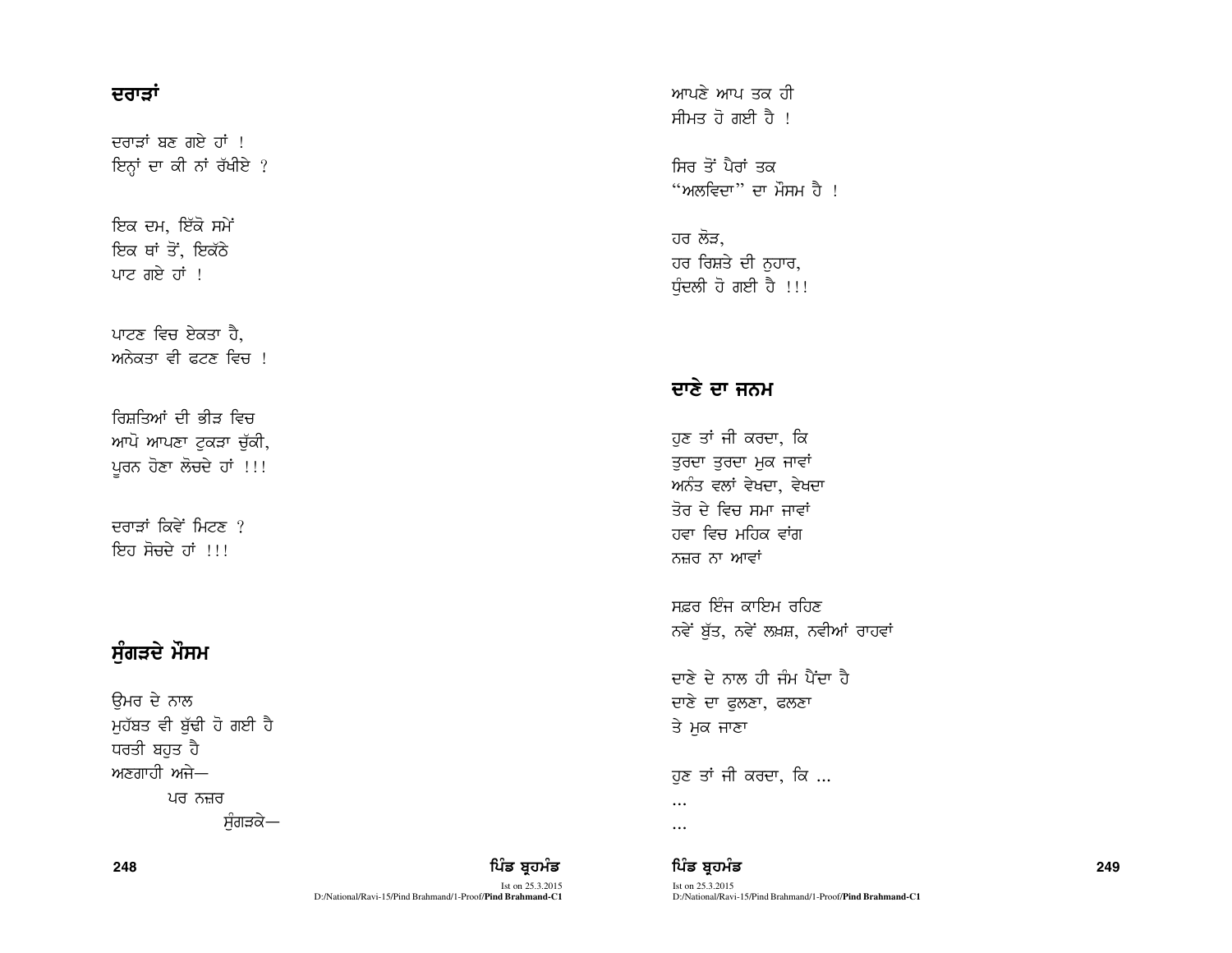## ਦਰਾੜਾਂ

ਦਰਾੜਾਂ ਬਣ ਗਏ ਹਾਂ !  
ਇਨ੍ਹਾਂ ਦਾ ਕੀ ਨਾਂ ਰੱਖੀਏ ?

ਇਕ ਦਮ, ਇੱਕੋ ਸਮੇਂ  
ਇਕ ਥਾਂ ਤੋਂ, ਇਕੱਠੇ  
ਪਾਟ ਗਏ ਹਾਂ !

ਪਾਟਣ ਵਿਚ ਏਕਤਾ ਹੈ,  
ਅਨੇਕਤਾ ਵੀ ਫਟਣ ਵਿਚ !

ਰਿਸ਼ਤਿਆਂ ਦੀ ਭੀੜ ਵਿਚ  
ਆਪੋ ਆਪਣਾ ਟੁਕੜਾ ਚੁੱਕੀ,  
ਪੂਰਨ ਹੋਣਾ ਲੋਚਦੇ ਹਾਂ !!!

ਦਰਾੜਾਂ ਕਿਵੇਂ ਮਿਟਣ ?  
ਇਹ ਸੋਚਦੇ ਹਾਂ !!!

## ਸੁੰਗੜਦੇ ਮੌਸਮ

ਉਮਰ ਦੇ ਨਾਲ  
ਮੁਹੱਬਤ ਵੀ ਬੁੱਢੀ ਹੋ ਗਈ ਹੈ  
ਧਰਤੀ ਬਹੁਤ ਹੈ  
ਅਣਗਾਹੀ ਅਜੇ—  
ਪਰ ਨਜ਼ਰ  
ਸੁੰਗੜਕੇ—  
ਆਪਣੇ ਆਪ ਤਕ ਹੀ  
ਸੀਮਤ ਹੋ ਗਈ ਹੈ !

ਸਿਰ ਤੋਂ ਪੈਰਾਂ ਤਕ  
"ਅਲਵਿਦਾ" ਦਾ ਮੌਸਮ ਹੈ !

ਹਰ ਲੋੜ,  
ਹਰ ਰਿਸ਼ਤੇ ਦੀ ਨੁਹਾਰ,  
ਧੁੰਦਲੀ ਹੋ ਗਈ ਹੈ !!!

## ਦਾਣੇ ਦਾ ਜਨਮ

ਹੁਣ ਤਾਂ ਜੀ ਕਰਦਾ, ਕਿ  
ਤੁਰਦਾ ਤੁਰਦਾ ਮੁਕ ਜਾਵਾਂ  
ਅਨੰਤ ਵਲਾਂ ਵੇਖਦਾ, ਵੇਖਦਾ  
ਤੋਰ ਦੇ ਵਿਚ ਸਮਾ ਜਾਵਾਂ  
ਹਵਾ ਵਿਚ ਮਹਿਕ ਵਾਂਗ  
ਨਜ਼ਰ ਨਾ ਆਵਾਂ

ਸਫ਼ਰ ਇੰਜ ਕਾਇਮ ਰਹਿਣ  
ਨਵੇਂ ਬੁੱਤ, ਨਵੇਂ ਲਕਸ਼, ਨਵੀਆਂ ਰਾਹਵਾਂ

ਦਾਣੇ ਦੇ ਨਾਲ ਹੀ ਜੰਮ ਪੈਂਦਾ ਹੈ  
ਦਾਣੇ ਦਾ ਫੁਲਣਾ, ਫਲਣਾ  
ਤੇ ਮੁਕ ਜਾਣਾ

ਹੁਣ ਤਾਂ ਜੀ ਕਰਦਾ, ਕਿ ...  
...  
...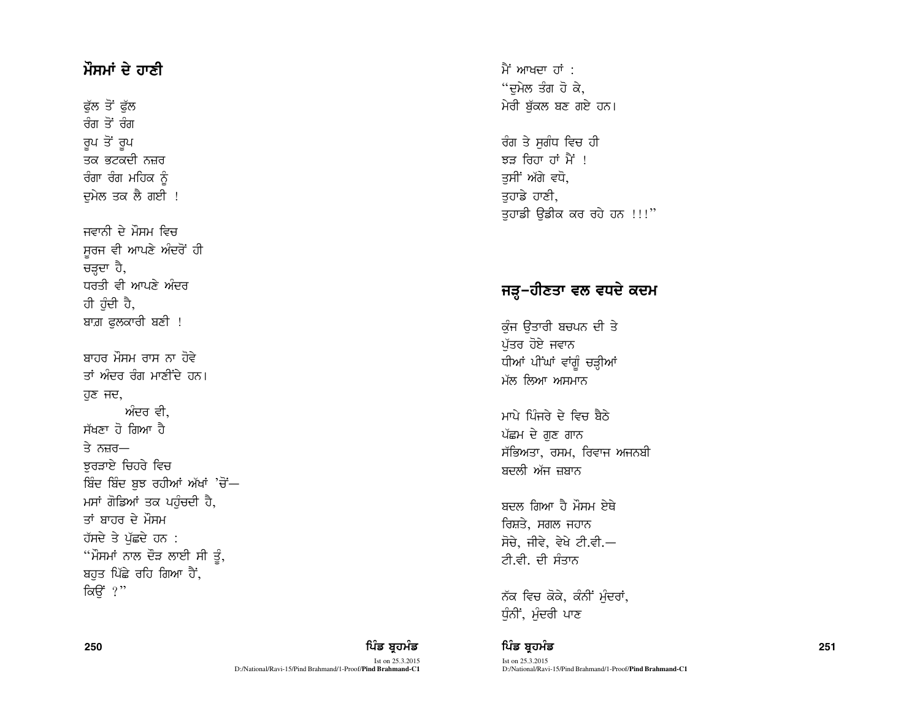## ਮੌਸਮਾਂ ਦੇ ਹਾਣੀ

ਫੁੱਲ ਤੋਂ ਫੁੱਲ
ਰੰਗ ਤੋਂ ਰੰਗ
ਰੂਪ ਤੋਂ ਰੂਪ
ਤਕ ਭਟਕਦੀ ਨਜ਼ਰ
ਰੰਗਾ ਰੰਗ ਮਹਿਕ ਨੂੰ
ਦੁਮੇਲ ਤਕ ਲੈ ਗਈ !

ਜਵਾਨੀ ਦੇ ਮੌਸਮ ਵਿਚ
ਸੂਰਜ ਵੀ ਆਪਣੇ ਅੰਦਰੋਂ ਹੀ
ਚੜ੍ਹਦਾ ਹੈ,
ਧਰਤੀ ਵੀ ਆਪਣੇ ਅੰਦਰ
ਹੀ ਹੁੰਦੀ ਹੈ,
ਬਾਗ਼ ਫੁਲਕਾਰੀ ਬਣੀ !

ਬਾਹਰ ਮੌਸਮ ਰਾਸ ਨਾ ਹੋਵੇ
ਤਾਂ ਅੰਦਰ ਰੰਗ ਮਾਣੀਂਦੇ ਹਨ।
ਹੁਣ ਜਦ,
        ਅੰਦਰ ਵੀ,
ਸੱਖਣਾ ਹੋ ਗਿਆ ਹੈ
ਤੇ ਨਜ਼ਰ—
ਝੁਰੜਾਏ ਚਿਹਰੇ ਵਿਚ
ਬਿੰਦ ਬਿੰਦ ਬੁਝ ਰਹੀਆਂ ਅੱਖਾਂ 'ਚੋਂ—
ਮਸਾਂ ਗੋਡਿਆਂ ਤਕ ਪਹੁੰਚਦੀ ਹੈ,
ਤਾਂ ਬਾਹਰ ਦੇ ਮੌਸਮ
ਹੱਸਦੇ ਤੇ ਪੁੱਛਦੇ ਹਨ :
"ਮੌਸਮਾਂ ਨਾਲ ਦੌੜ ਲਾਈ ਸੀ ਤੂੰ,
ਬਹੁਤ ਪਿੱਛੇ ਰਹਿ ਗਿਆ ਹੈਂ,
ਕਿਉਂ ?"

ਮੈਂ ਆਖਦਾ ਹਾਂ :
"ਦੁਮੇਲ ਤੰਗ ਹੋ ਕੇ,
ਮੇਰੀ ਬੁੱਕਲ ਬਣ ਗਏ ਹਨ।

ਰੰਗ ਤੇ ਸੁਗੰਧ ਵਿਚ ਹੀ
ਝੜ ਰਿਹਾ ਹਾਂ ਮੈਂ !
ਤੁਸੀਂ ਅੱਗੇ ਵਧੋ,
ਤੁਹਾਡੇ ਹਾਣੀ,
ਤੁਹਾਡੀ ਉਡੀਕ ਕਰ ਰਹੇ ਹਨ !!!"

## ਜੜ੍ਹ-ਹੀਣਤਾ ਵਲ ਵਧਦੇ ਕਦਮ

ਕੁੰਜ ਉਤਾਰੀ ਬਚਪਨ ਦੀ ਤੇ
ਪੁੱਤਰ ਹੋਏ ਜਵਾਨ
ਧੀਆਂ ਪੀਂਘਾਂ ਵਾਂਗੂ ਚੜ੍ਹੀਆਂ
ਮੱਲ ਲਿਆ ਅਸਮਾਨ

ਮਾਪੇ ਪਿੰਜਰੇ ਦੇ ਵਿਚ ਬੈਠੇ
ਪੱਛਮ ਦੇ ਗੁਣ ਗਾਨ
ਸੱਭਿਅਤਾ, ਰਸਮ, ਰਿਵਾਜ ਅਜਨਬੀ
ਬਦਲੀ ਅੱਜ ਜ਼ਬਾਨ

ਬਦਲ ਗਿਆ ਹੈ ਮੌਸਮ ਏਥੇ
ਰਿਸ਼ਤੇ, ਸਗਲ ਜਹਾਨ
ਸੋਚੇ, ਜੀਵੇ, ਵੇਖੇ ਟੀ.ਵੀ.—
ਟੀ.ਵੀ. ਦੀ ਸੰਤਾਨ

ਨੱਕ ਵਿਚ ਕੋਕੇ, ਕੰਨੀਂ ਮੁੰਦਰਾਂ,
ਧੁੰਨੀਂ, ਮੁੰਦਰੀ ਪਾਣ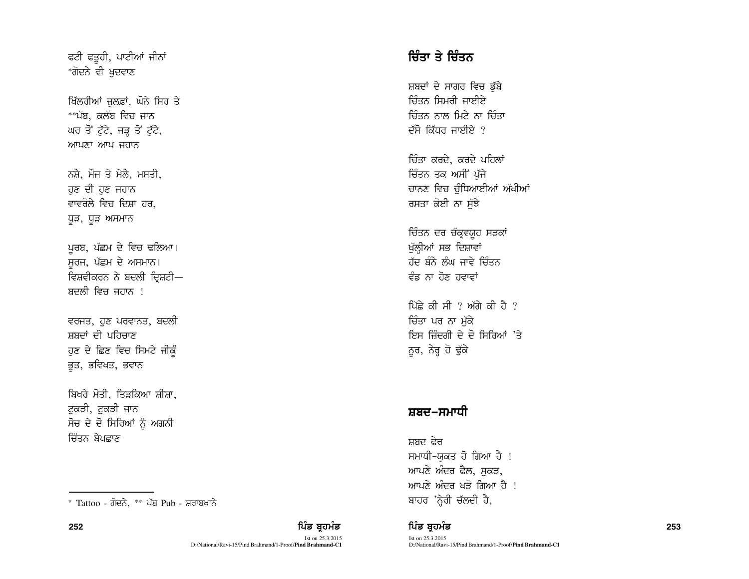ਫਟੀ ਫਤੂਹੀ, ਪਾਟੀਆਂ ਜੀਨਾਂ
*ਗੋਦਨੇ ਵੀ ਖੁਦਵਾਣ

ਖਿੱਲਰੀਆਂ ਜ਼ੁਲਫ਼ਾਂ, ਘੋਨੇ ਸਿਰ ਤੇ
**ਪੱਬ, ਕਲੱਬ ਵਿਚ ਜਾਨ
ਘਰ ਤੋਂ ਟੁੱਟੇ, ਜੜ੍ਹ ਤੋਂ ਟੁੱਟੇ,
ਆਪਣਾ ਆਪ ਜਹਾਨ

ਨਸ਼ੇ, ਮੌਜ ਤੇ ਮੇਲੇ, ਮਸਤੀ,
ਹੁਣ ਦੀ ਹੁਣ ਜਹਾਨ
ਵਾਵਰੋਲੇ ਵਿਚ ਦਿਸ਼ਾ ਹਰ,
ਧੂੜ, ਧੂੜ ਅਸਮਾਨ

ਪੂਰਬ, ਪੱਛਮ ਦੇ ਵਿਚ ਢਲਿਆ।
ਸੂਰਜ, ਪੱਛਮ ਦੇ ਅਸਮਾਨ।
ਵਿਸ਼ਵੀਕਰਨ ਨੇ ਬਦਲੀ ਦ੍ਰਿਸ਼ਟੀ—
ਬਦਲੀ ਵਿਚ ਜਹਾਨ !

ਵਰਜਤ, ਹੁਣ ਪਰਵਾਨਤ, ਬਦਲੀ
ਸ਼ਬਦਾਂ ਦੀ ਪਹਿਚਾਣ
ਹੁਣ ਦੇ ਛਿਣ ਵਿਚ ਸਿਮਟੇ ਜੀਕੂੰ
ਭੂਤ, ਭਵਿਖਤ, ਭਵਾਨ

ਬਿਖਰੇ ਮੋਤੀ, ਤਿੜਕਿਆ ਸ਼ੀਸ਼ਾ,
ਟੁਕੜੀ, ਟੁਕੜੀ ਜਾਨ
ਸੋਚ ਦੇ ਦੋ ਸਿਰਿਆਂ ਨੂੰ ਅਗਨੀ
ਚਿੰਤਨ ਬੇਪਛਾਣ

* Tattoo - ਗੋਦਨੇ, ** ਪੱਬ Pub - ਸ਼ਰਾਬਖਾਨੇ

## ਚਿੰਤਾ ਤੇ ਚਿੰਤਨ

ਸ਼ਬਦਾਂ ਦੇ ਸਾਗਰ ਵਿਚ ਡੁੱਬੇ
ਚਿੰਤਨ ਸਿਮਰੀ ਜਾਈਏ
ਚਿੰਤਨ ਨਾਲ ਮਿਟੇ ਨਾ ਚਿੰਤਾ
ਦੱਸੋ ਕਿੱਧਰ ਜਾਈਏ ?

ਚਿੰਤਾ ਕਰਦੇ, ਕਰਦੇ ਪਹਿਲਾਂ
ਚਿੰਤਨ ਤਕ ਅਸੀਂ ਪੁੱਜੇ
ਚਾਨਣ ਵਿਚ ਚੁੰਧਿਆਈਆਂ ਅੱਖੀਆਂ
ਰਸਤਾ ਕੋਈ ਨਾ ਸੁੱਝੇ

ਚਿੰਤਨ ਦਰ ਚੱਕ੍ਰਵਯੂਹ ਸੜਕਾਂ
ਖੁੱਲ੍ਹੀਆਂ ਸਭ ਦਿਸ਼ਾਵਾਂ
ਹੱਦ ਬੰਨੇ ਲੰਘ ਜਾਵੇ ਚਿੰਤਨ
ਵੰਡ ਨਾ ਹੋਣ ਹਵਾਵਾਂ

ਪਿੱਛੇ ਕੀ ਸੀ ? ਅੱਗੇ ਕੀ ਹੈ ?
ਚਿੰਤਾ ਪਰ ਨਾ ਮੁੱਕੇ
ਇਸ ਜ਼ਿੰਦਗੀ ਦੇ ਦੋ ਸਿਰਿਆਂ 'ਤੇ
ਨੂਰ, ਨੇਰ੍ਹ ਹੋ ਢੁੱਕੇ

## ਸ਼ਬਦ-ਸਮਾਧੀ

ਸ਼ਬਦ ਫੇਰ
ਸਮਾਧੀ-ਯੁਕਤ ਹੋ ਗਿਆ ਹੈ !
ਆਪਣੇ ਅੰਦਰ ਫੈਲ, ਸੁਕੜ,
ਆਪਣੇ ਅੰਦਰ ਖੜੋ ਗਿਆ ਹੈ !
ਬਾਹਰ 'ਨ੍ਹੇਰੀ ਚੱਲਦੀ ਹੈ,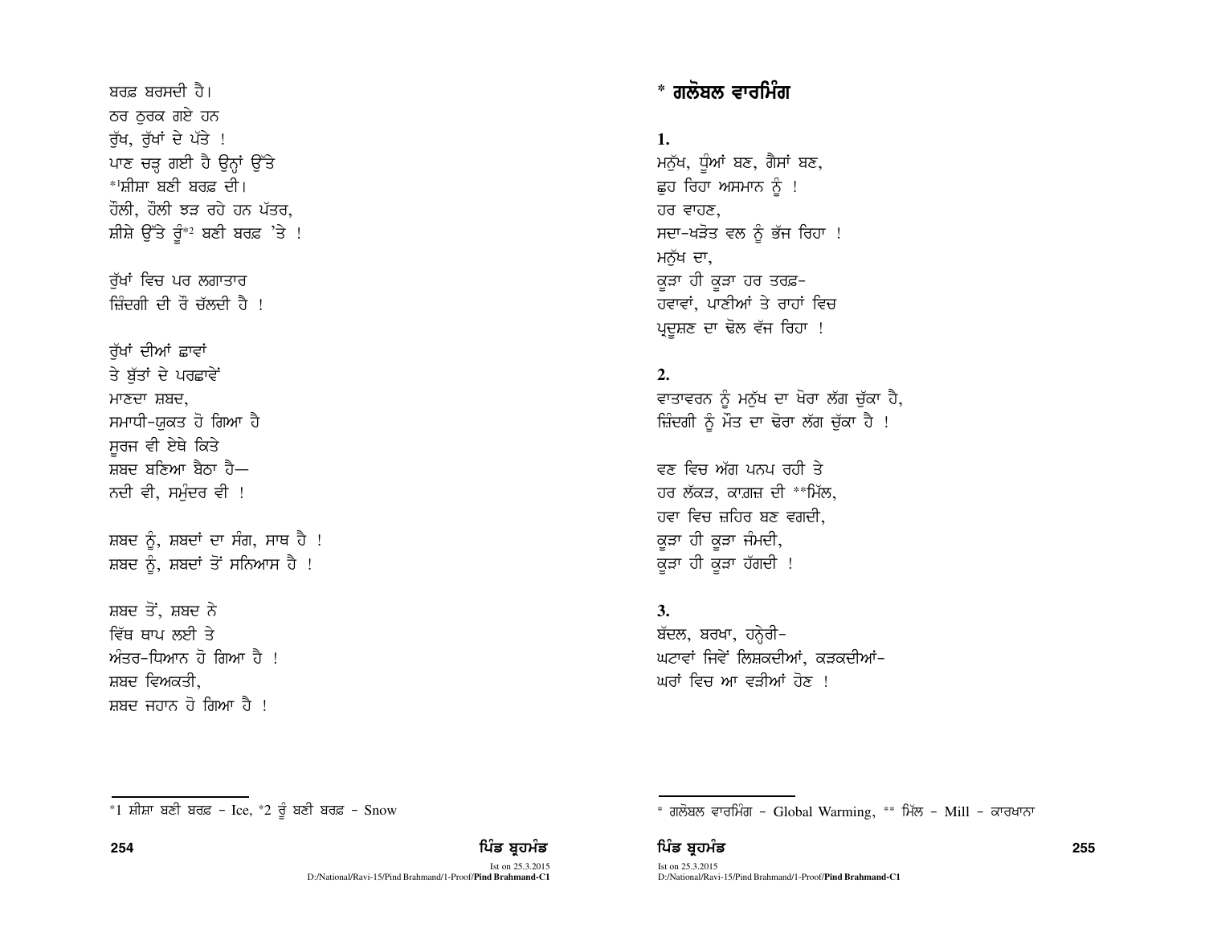ਬਰਫ਼ ਬਰਸਦੀ ਹੈ।
ਠਰ ਠੁਰਕ ਗਏ ਹਨ
ਰੁੱਖ, ਰੁੱਖਾਂ ਦੇ ਪੱਤੇ !
ਪਾਣ ਚੜ੍ਹ ਗਈ ਹੈ ਉਨ੍ਹਾਂ ਉੱਤੇ
*[1]ਸ਼ੀਸ਼ਾ ਬਣੀ ਬਰਫ਼ ਦੀ।
ਹੌਲੀ, ਹੌਲੀ ਝੜ ਰਹੇ ਹਨ ਪੱਤਰ,
ਸ਼ੀਸ਼ੇ ਉੱਤੇ ਰੂੰ*[2] ਬਣੀ ਬਰਫ਼ 'ਤੇ !

ਰੁੱਖਾਂ ਵਿਚ ਪਰ ਲਗਾਤਾਰ
ਜ਼ਿੰਦਗੀ ਦੀ ਰੌ ਚੱਲਦੀ ਹੈ !

ਰੁੱਖਾਂ ਦੀਆਂ ਛਾਵਾਂ
ਤੇ ਬੁੱਤਾਂ ਦੇ ਪਰਛਾਵੇਂ
ਮਾਣਦਾ ਸ਼ਬਦ,
ਸਮਾਧੀ-ਯੁਕਤ ਹੋ ਗਿਆ ਹੈ
ਸੂਰਜ ਵੀ ਏਥੇ ਕਿਤੇ
ਸ਼ਬਦ ਬਣਿਆ ਬੈਠਾ ਹੈ—
ਨਦੀ ਵੀ, ਸਮੁੰਦਰ ਵੀ !

ਸ਼ਬਦ ਨੂੰ, ਸ਼ਬਦਾਂ ਦਾ ਸੰਗ, ਸਾਥ ਹੈ !
ਸ਼ਬਦ ਨੂੰ, ਸ਼ਬਦਾਂ ਤੋਂ ਸਨਿਆਸ ਹੈ !

ਸ਼ਬਦ ਤੋਂ, ਸ਼ਬਦ ਨੇ
ਵਿੱਥ ਥਾਪ ਲਈ ਤੇ
ਅੰਤਰ-ਧਿਆਨ ਹੋ ਗਿਆ ਹੈ !
ਸ਼ਬਦ ਵਿਅਕਤੀ,
ਸ਼ਬਦ ਜਹਾਨ ਹੋ ਗਿਆ ਹੈ !

*1 ਸ਼ੀਸ਼ਾ ਬਣੀ ਬਰਫ਼ – Ice, *2 ਰੂੰ ਬਣੀ ਬਰਫ਼ – Snow

## * ਗਲੋਬਲ ਵਾਰਮਿੰਗ

**1.**
ਮਨੁੱਖ, ਧੂੰਆਂ ਬਣ, ਗੈਸਾਂ ਬਣ,
ਛੂਹ ਰਿਹਾ ਅਸਮਾਨ ਨੂੰ !
ਹਰ ਵਾਹਣ,
ਸਦਾ-ਖੜੋਤ ਵਲ ਨੂੰ ਭੱਜ ਰਿਹਾ !
ਮਨੁੱਖ ਦਾ,
ਕੂੜਾ ਹੀ ਕੂੜਾ ਹਰ ਤਰਫ਼-
ਹਵਾਵਾਂ, ਪਾਣੀਆਂ ਤੇ ਰਾਹਾਂ ਵਿਚ
ਪ੍ਰਦੂਸ਼ਣ ਦਾ ਢੋਲ ਵੱਜ ਰਿਹਾ !

**2.**
ਵਾਤਾਵਰਨ ਨੂੰ ਮਨੁੱਖ ਦਾ ਖੋਰਾ ਲੱਗ ਚੁੱਕਾ ਹੈ,
ਜ਼ਿੰਦਗੀ ਨੂੰ ਮੌਤ ਦਾ ਢੋਰਾ ਲੱਗ ਚੁੱਕਾ ਹੈ !

ਵਣ ਵਿਚ ਅੱਗ ਪਨਪ ਰਹੀ ਤੇ
ਹਰ ਲੱਕੜ, ਕਾਗ਼ਜ਼ ਦੀ **ਮਿੱਲ,
ਹਵਾ ਵਿਚ ਜ਼ਹਿਰ ਬਣ ਵਗਦੀ,
ਕੂੜਾ ਹੀ ਕੂੜਾ ਜੰਮਦੀ,
ਕੂੜਾ ਹੀ ਕੂੜਾ ਹੱਗਦੀ !

**3.**
ਬੱਦਲ, ਬਰਖਾ, ਹਨ੍ਹੇਰੀ-
ਘਟਾਵਾਂ ਜਿਵੇਂ ਲਿਸ਼ਕਦੀਆਂ, ਕੜਕਦੀਆਂ-
ਘਰਾਂ ਵਿਚ ਆ ਵੜੀਆਂ ਹੋਣ !

* ਗਲੋਬਲ ਵਾਰਮਿੰਗ – Global Warming, ** ਮਿੱਲ – Mill – ਕਾਰਖਾਨਾ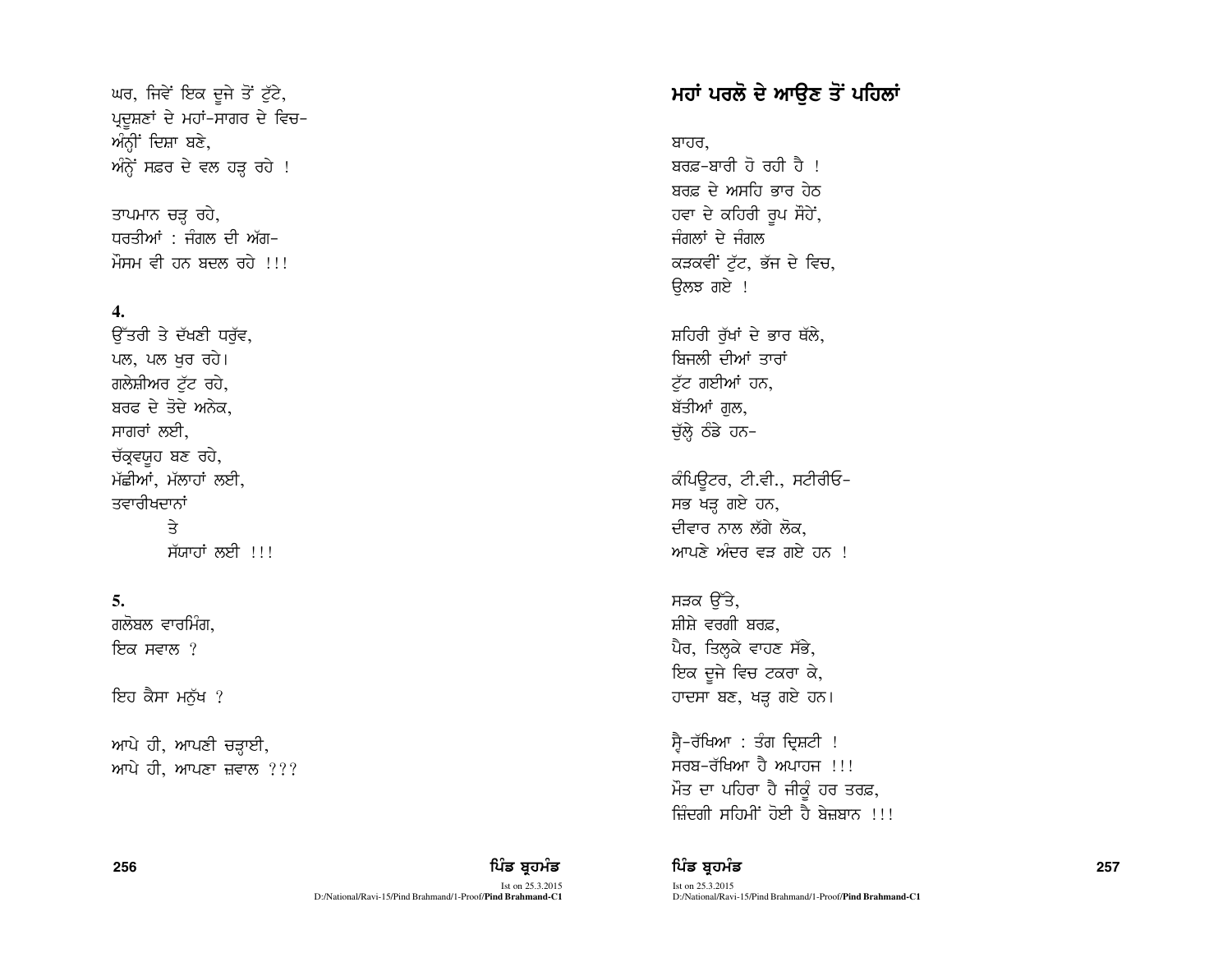ਘਰ, ਜਿਵੇਂ ਇਕ ਦੂਜੇ ਤੋਂ ਟੁੱਟੇ,
ਪ੍ਰਦੂਸ਼ਣਾਂ ਦੇ ਮਹਾਂ-ਸਾਗਰ ਦੇ ਵਿਚ-
ਅੰਨ੍ਹੀਂ ਦਿਸ਼ਾ ਬਣੇ,
ਅੰਨ੍ਹੇਂ ਸਫ਼ਰ ਦੇ ਵਲ ਹੜ੍ਹ ਰਹੇ !

ਤਾਪਮਾਨ ਚੜ੍ਹ ਰਹੇ,
ਧਰਤੀਆਂ : ਜੰਗਲ ਦੀ ਅੱਗ-
ਮੌਸਮ ਵੀ ਹਨ ਬਦਲ ਰਹੇ !!!

**4.**

ਉੱਤਰੀ ਤੇ ਦੱਖਣੀ ਧਰੁੱਵ,
ਪਲ, ਪਲ ਖੁਰ ਰਹੇ।
ਗਲੇਸ਼ੀਅਰ ਟੁੱਟ ਰਹੇ,
ਬਰਫ ਦੇ ਤੋਦੇ ਅਨੇਕ,
ਸਾਗਰਾਂ ਲਈ,
ਚੱਕ੍ਰਵਯੂਹ ਬਣ ਰਹੇ,
ਮੱਛੀਆਂ, ਮੱਲਾਹਾਂ ਲਈ,
ਤਵਾਰੀਖਦਾਨਾਂ
ਤੇ
ਸੱਯਾਹਾਂ ਲਈ !!!

**5.**

ਗਲੋਬਲ ਵਾਰਮਿੰਗ,
ਇਕ ਸਵਾਲ ?

ਇਹ ਕੈਸਾ ਮਨੁੱਖ ?

ਆਪੇ ਹੀ, ਆਪਣੀ ਚੜ੍ਹਾਈ,
ਆਪੇ ਹੀ, ਆਪਣਾ ਜ਼ਵਾਲ ???

## ਮਹਾਂ ਪਰਲੋ ਦੇ ਆਉਣ ਤੋਂ ਪਹਿਲਾਂ

ਬਾਹਰ,
ਬਰਫ਼-ਬਾਰੀ ਹੋ ਰਹੀ ਹੈ !
ਬਰਫ਼ ਦੇ ਅਸਹਿ ਭਾਰ ਹੇਠ
ਹਵਾ ਦੇ ਕਹਿਰੀ ਰੂਪ ਸੌਹੇਂ,
ਜੰਗਲਾਂ ਦੇ ਜੰਗਲ
ਕੜਕਵੀਂ ਟੁੱਟ, ਭੱਜ ਦੇ ਵਿਚ,
ਉਲਝ ਗਏ !

ਸ਼ਹਿਰੀ ਰੁੱਖਾਂ ਦੇ ਭਾਰ ਥੱਲੇ,
ਬਿਜਲੀ ਦੀਆਂ ਤਾਰਾਂ
ਟੁੱਟ ਗਈਆਂ ਹਨ,
ਬੱਤੀਆਂ ਗੁਲ,
ਚੁੱਲ੍ਹੇ ਠੰਡੇ ਹਨ-

ਕੰਪਿਊਟਰ, ਟੀ.ਵੀ., ਸਟੀਰੀਓ-
ਸਭ ਖੜ੍ਹ ਗਏ ਹਨ,
ਦੀਵਾਰ ਨਾਲ ਲੱਗੇ ਲੋਕ,
ਆਪਣੇ ਅੰਦਰ ਵੜ ਗਏ ਹਨ !

ਸੜਕ ਉੱਤੇ,
ਸ਼ੀਸ਼ੇ ਵਰਗੀ ਬਰਫ਼,
ਪੈਰ, ਤਿਲ੍ਹਕੇ ਵਾਹਣ ਸੱਭੇ,
ਇਕ ਦੂਜੇ ਵਿਚ ਟਕਰਾ ਕੇ,
ਹਾਦਸਾ ਬਣ, ਖੜ੍ਹ ਗਏ ਹਨ।

ਸ੍ਵੈ-ਰੱਖਿਆ : ਤੰਗ ਦ੍ਰਿਸ਼ਟੀ !
ਸਰਬ-ਰੱਖਿਆ ਹੈ ਅਪਾਹਜ !!!
ਮੌਤ ਦਾ ਪਹਿਰਾ ਹੈ ਜੀਕੂੰ ਹਰ ਤਰਫ਼,
ਜ਼ਿੰਦਗੀ ਸਹਿਮੀਂ ਹੋਈ ਹੈ ਬੇਜ਼ਬਾਨ !!!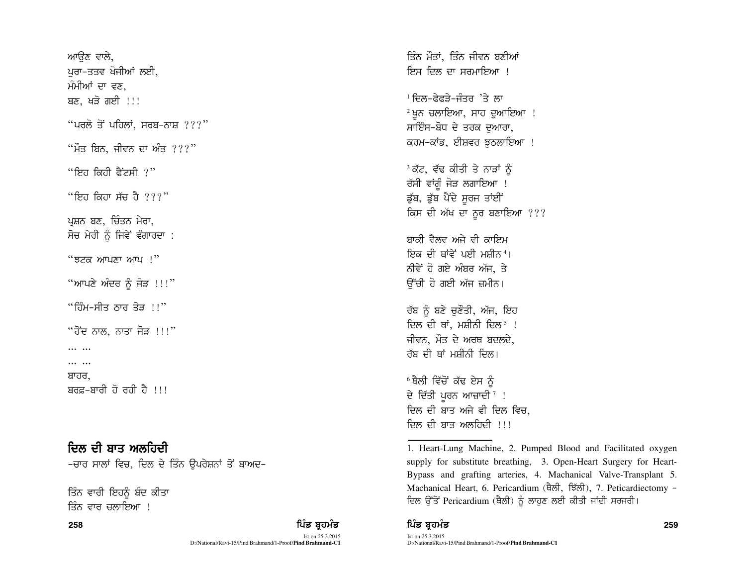ਆਉਣ ਵਾਲੇ,
ਪੁਰਾ-ਤਤਵ ਖੋਜੀਆਂ ਲਈ,
ਮੰਮੀਆਂ ਦਾ ਵਣ,
ਬਣ, ਖੜੋ ਗਈ !!!

"ਪਰਲੋ ਤੋਂ ਪਹਿਲਾਂ, ਸਰਬ-ਨਾਸ਼ ???"

"ਮੌਤ ਬਿਨ, ਜੀਵਨ ਦਾ ਅੰਤ ???"

"ਇਹ ਕਿਹੀ ਫੈਂਟਸੀ ?"

"ਇਹ ਕਿਹਾ ਸੱਚ ਹੈ ???"

ਪ੍ਰਸ਼ਨ ਬਣ, ਚਿੰਤਨ ਮੇਰਾ,
ਸੋਚ ਮੇਰੀ ਨੂੰ ਜਿਵੇਂ ਵੰਗਾਰਦਾ :

"ਝਟਕ ਆਪਣਾ ਆਪ !"

"ਆਪਣੇ ਅੰਦਰ ਨੂੰ ਜੋੜ !!!"

"ਹਿੰਮ-ਸੀਤ ਠਾਰ ਤੋੜ !!"

"ਹੋਂਦ ਨਾਲ, ਨਾਤਾ ਜੋੜ !!!"

... ...

... ...

ਬਾਹਰ,
ਬਰਫ਼-ਬਾਰੀ ਹੋ ਰਹੀ ਹੈ !!!

## ਦਿਲ ਦੀ ਬਾਤ ਅਲਹਿਦੀ

-ਚਾਰ ਸਾਲਾਂ ਵਿਚ, ਦਿਲ ਦੇ ਤਿੰਨ ਉਪਰੇਸ਼ਨਾਂ ਤੋਂ ਬਾਅਦ-

ਤਿੰਨ ਵਾਰੀ ਇਹਨੂੰ ਬੰਦ ਕੀਤਾ
ਤਿੰਨ ਵਾਰ ਚਲਾਇਆ !

ਤਿੰਨ ਮੌਤਾਂ, ਤਿੰਨ ਜੀਵਨ ਬਣੀਆਂ
ਇਸ ਦਿਲ ਦਾ ਸਰਮਾਇਆ !

[1] ਦਿਲ-ਫੇਫੜੇ-ਜੰਤਰ 'ਤੇ ਲਾ
[2] ਖੂਨ ਚਲਾਇਆ, ਸਾਹ ਦੁਆਇਆ !
ਸਾਇੰਸ-ਬੋਧ ਦੇ ਤਰਕ ਦੁਆਰਾ,
ਕਰਮ-ਕਾਂਡ, ਈਸ਼ਵਰ ਝੁਠਲਾਇਆ !

[3] ਕੱਟ, ਵੱਢ ਕੀਤੀ ਤੇ ਨਾੜਾਂ ਨੂੰ
ਰੱਸੀ ਵਾਂਗੂੰ ਜੋੜ ਲਗਾਇਆ !
ਡੁੱਬ, ਡੁੱਬ ਪੈਂਦੇ ਸੂਰਜ ਤਾਂਈਂ
ਕਿਸ ਦੀ ਅੱਖ ਦਾ ਨੂਰ ਬਣਾਇਆ ???

ਬਾਕੀ ਵੈਲਵ ਅਜੇ ਵੀ ਕਾਇਮ
ਇਕ ਦੀ ਥਾਂਵੇਂ ਪਈ ਮਸ਼ੀਨ[4]।
ਨੀਵੇਂ ਹੋ ਗਏ ਅੰਬਰ ਅੱਜ, ਤੇ
ਉੱਚੀ ਹੋ ਗਈ ਅੱਜ ਜ਼ਮੀਨ।

ਰੱਬ ਨੂੰ ਬਣੇ ਚੁਣੌਤੀ, ਅੱਜ, ਇਹ
ਦਿਲ ਦੀ ਥਾਂ, ਮਸ਼ੀਨੀ ਦਿਲ[5] !
ਜੀਵਨ, ਮੌਤ ਦੇ ਅਰਥ ਬਦਲਦੇ,
ਰੱਬ ਦੀ ਥਾਂ ਮਸ਼ੀਨੀ ਦਿਲ।

[6] ਥੈਲੀ ਵਿੱਚੋਂ ਕੱਢ ਏਸ ਨੂੰ
ਦੇ ਦਿੱਤੀ ਪੂਰਨ ਆਜ਼ਾਦੀ[7] !
ਦਿਲ ਦੀ ਬਾਤ ਅਜੇ ਵੀ ਦਿਲ ਵਿਚ,
ਦਿਲ ਦੀ ਬਾਤ ਅਲਹਿਦੀ !!!

---

1. Heart-Lung Machine, 2. Pumped Blood and Facilitated oxygen supply for substitute breathing, 3. Open-Heart Surgery for Heart-Bypass and grafting arteries, 4. Machanical Valve-Transplant 5. Machanical Heart, 6. Pericardium (ਥੈਲੀ, ਝਿੱਲੀ), 7. Peticardiectomy - ਦਿਲ ਉੱਤੋਂ Pericardium (ਥੈਲੀ) ਨੂੰ ਲਾਹੁਣ ਲਈ ਕੀਤੀ ਜਾਂਦੀ ਸਰਜਰੀ।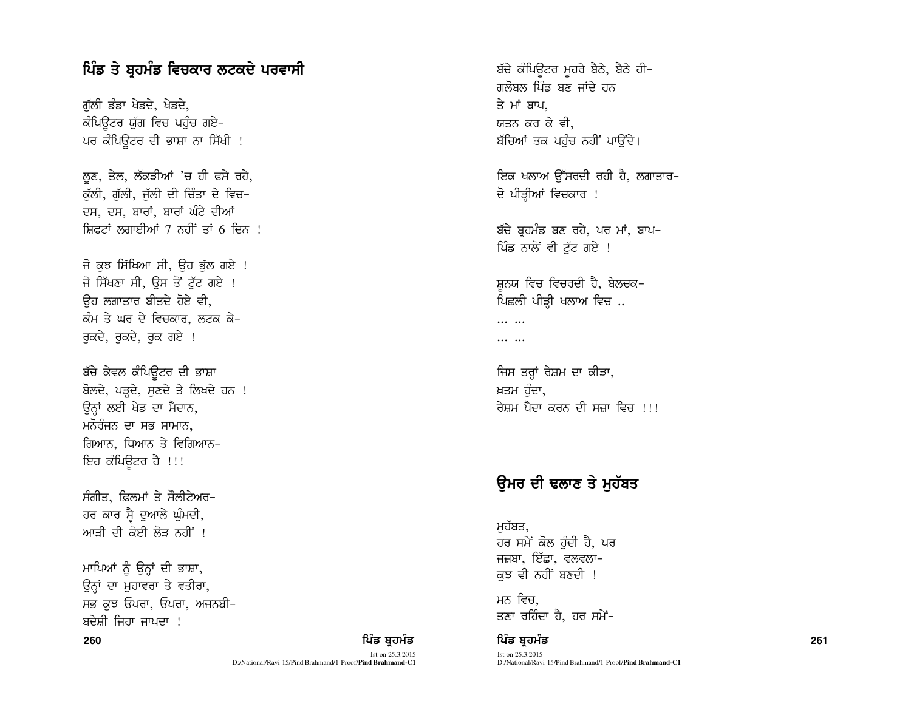## ਪਿੰਡ ਤੇ ਬ੍ਰਹਮੰਡ ਵਿਚਕਾਰ ਲਟਕਦੇ ਪਰਵਾਸੀ

ਗੁੱਲੀ ਡੰਡਾ ਖੇਡਦੇ, ਖੇਡਦੇ,
ਕੰਪਿਊਟਰ ਯੁੱਗ ਵਿਚ ਪਹੁੰਚ ਗਏ-
ਪਰ ਕੰਪਿਊਟਰ ਦੀ ਭਾਸ਼ਾ ਨਾ ਸਿੱਖੀ !

ਲੂਣ, ਤੇਲ, ਲੱਕੜੀਆਂ 'ਚ ਹੀ ਫਸੇ ਰਹੇ,
ਕੁੱਲੀ, ਗੁੱਲੀ, ਜੁੱਲੀ ਦੀ ਚਿੰਤਾ ਦੇ ਵਿਚ-
ਦਸ, ਦਸ, ਬਾਰਾਂ, ਬਾਰਾਂ ਘੰਟੇ ਦੀਆਂ
ਸ਼ਿਫਟਾਂ ਲਗਾਈਆਂ 7 ਨਹੀਂ ਤਾਂ 6 ਦਿਨ !

ਜੋ ਕੁਝ ਸਿੱਖਿਆ ਸੀ, ਉਹ ਭੁੱਲ ਗਏ !
ਜੋ ਸਿੱਖਣਾ ਸੀ, ਉਸ ਤੋਂ ਟੁੱਟ ਗਏ !
ਉਹ ਲਗਾਤਾਰ ਬੀਤਦੇ ਹੋਏ ਵੀ,
ਕੰਮ ਤੇ ਘਰ ਦੇ ਵਿਚਕਾਰ, ਲਟਕ ਕੇ-
ਰੁਕਦੇ, ਰੁਕਦੇ, ਰੁਕ ਗਏ !

ਬੱਚੇ ਕੇਵਲ ਕੰਪਿਊਟਰ ਦੀ ਭਾਸ਼ਾ
ਬੋਲਦੇ, ਪੜ੍ਹਦੇ, ਸੁਣਦੇ ਤੇ ਲਿਖਦੇ ਹਨ !
ਉਨ੍ਹਾਂ ਲਈ ਖੇਡ ਦਾ ਮੈਦਾਨ,
ਮਨੋਰੰਜਨ ਦਾ ਸਭ ਸਾਮਾਨ,
ਗਿਆਨ, ਧਿਆਨ ਤੇ ਵਿਗਿਆਨ-
ਇਹ ਕੰਪਿਊਟਰ ਹੈ !!!

ਸੰਗੀਤ, ਫ਼ਿਲਮਾਂ ਤੇ ਸੌਲੀਟੇਅਰ-
ਹਰ ਕਾਰ ਸ੍ਵੈ ਦੁਆਲੇ ਘੁੰਮਦੀ,
ਆੜੀ ਦੀ ਕੋਈ ਲੋੜ ਨਹੀਂ !

ਮਾਪਿਆਂ ਨੂੰ ਉਨ੍ਹਾਂ ਦੀ ਭਾਸ਼ਾ,
ਉਨ੍ਹਾਂ ਦਾ ਮੁਹਾਵਰਾ ਤੇ ਵਤੀਰਾ,
ਸਭ ਕੁਝ ਓਪਰਾ, ਓਪਰਾ, ਅਜਨਬੀ-
ਬਦੇਸ਼ੀ ਜਿਹਾ ਜਾਪਦਾ !

ਬੱਚੇ ਕੰਪਿਊਟਰ ਮੂਹਰੇ ਬੈਠੇ, ਬੈਠੇ ਹੀ-
ਗਲੋਬਲ ਪਿੰਡ ਬਣ ਜਾਂਦੇ ਹਨ
ਤੇ ਮਾਂ ਬਾਪ,
ਯਤਨ ਕਰ ਕੇ ਵੀ,
ਬੱਚਿਆਂ ਤਕ ਪਹੁੰਚ ਨਹੀਂ ਪਾਉਂਦੇ।

ਇਕ ਖਲਾਅ ਉੱਸਰਦੀ ਰਹੀ ਹੈ, ਲਗਾਤਾਰ-
ਦੋ ਪੀੜ੍ਹੀਆਂ ਵਿਚਕਾਰ !

ਬੱਚੇ ਬ੍ਰਹਮੰਡ ਬਣ ਰਹੇ, ਪਰ ਮਾਂ, ਬਾਪ-
ਪਿੰਡ ਨਾਲੋਂ ਵੀ ਟੁੱਟ ਗਏ !

ਸ਼ੂਨਯ ਵਿਚ ਵਿਚਰਦੀ ਹੈ, ਬੇਲਚਕ-
ਪਿਛਲੀ ਪੀੜ੍ਹੀ ਖਲਾਅ ਵਿਚ ..
... ...
... ...

ਜਿਸ ਤਰ੍ਹਾਂ ਰੇਸ਼ਮ ਦਾ ਕੀੜਾ,
ਖ਼ਤਮ ਹੁੰਦਾ,
ਰੇਸ਼ਮ ਪੈਦਾ ਕਰਨ ਦੀ ਸਜ਼ਾ ਵਿਚ !!!

## ਉਮਰ ਦੀ ਢਲਾਣ ਤੇ ਮੁਹੱਬਤ

ਮੁਹੱਬਤ,
ਹਰ ਸਮੇਂ ਕੋਲ ਹੁੰਦੀ ਹੈ, ਪਰ
ਜਜ਼ਬਾ, ਇੱਛਾ, ਵਲਵਲਾ-
ਕੁਝ ਵੀ ਨਹੀਂ ਬਣਦੀ !

ਮਨ ਵਿਚ,
ਤਣਾ ਰਹਿੰਦਾ ਹੈ, ਹਰ ਸਮੇਂ-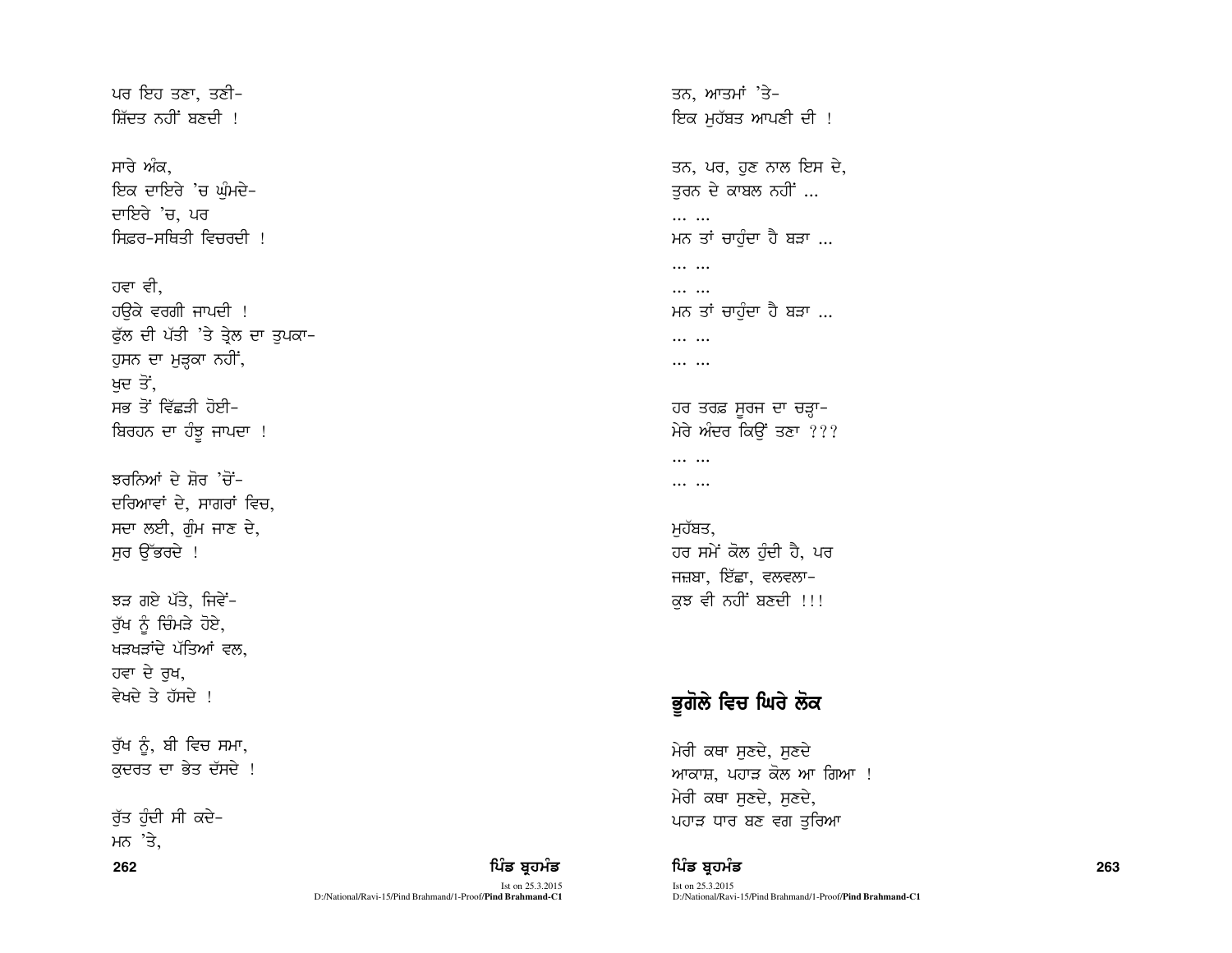ਪਰ ਇਹ ਤਣਾ, ਤਣੀ-
ਸ਼ਿੱਦਤ ਨਹੀਂ ਬਣਦੀ !

ਸਾਰੇ ਅੰਕ,
ਇਕ ਦਾਇਰੇ 'ਚ ਘੁੰਮਦੇ-
ਦਾਇਰੇ 'ਚ, ਪਰ
ਸਿਫ਼ਰ-ਸਥਿਤੀ ਵਿਚਰਦੀ !

ਹਵਾ ਵੀ,
ਹਉਕੇ ਵਰਗੀ ਜਾਪਦੀ !
ਫੁੱਲ ਦੀ ਪੱਤੀ 'ਤੇ ਤ੍ਰੇਲ ਦਾ ਤੁਪਕਾ-
ਹੁਸਨ ਦਾ ਮੁੜ੍ਹਕਾ ਨਹੀਂ,
ਖੁਦ ਤੋਂ,
ਸਭ ਤੋਂ ਵਿੱਛੜੀ ਹੋਈ-
ਬਿਰਹਨ ਦਾ ਹੰਝੂ ਜਾਪਦਾ !

ਝਰਨਿਆਂ ਦੇ ਸ਼ੋਰ 'ਚੋਂ-
ਦਰਿਆਵਾਂ ਦੇ, ਸਾਗਰਾਂ ਵਿਚ,
ਸਦਾ ਲਈ, ਗੁੰਮ ਜਾਣ ਦੇ,
ਸੁਰ ਉੱਭਰਦੇ !

ਝੜ ਗਏ ਪੱਤੇ, ਜਿਵੇਂ-
ਰੁੱਖ ਨੂੰ ਚਿੰਮੜੇ ਹੋਏ,
ਖੜਖੜਾਂਦੇ ਪੱਤਿਆਂ ਵਲ,
ਹਵਾ ਦੇ ਰੁਖ,
ਵੇਖਦੇ ਤੇ ਹੱਸਦੇ !

ਰੁੱਖ ਨੂੰ, ਬੀ ਵਿਚ ਸਮਾ,
ਕੁਦਰਤ ਦਾ ਭੇਤ ਦੱਸਦੇ !

ਰੁੱਤ ਹੁੰਦੀ ਸੀ ਕਦੇ-
ਮਨ 'ਤੇ,
ਤਨ, ਆਤਮਾਂ 'ਤੇ-
ਇਕ ਮੁਹੱਬਤ ਆਪਣੀ ਦੀ !

ਤਨ, ਪਰ, ਹੁਣ ਨਾਲ ਇਸ ਦੇ,
ਤੁਰਨ ਦੇ ਕਾਬਲ ਨਹੀਂ ...
... ...
ਮਨ ਤਾਂ ਚਾਹੁੰਦਾ ਹੈ ਬੜਾ ...
... ...
... ...
ਮਨ ਤਾਂ ਚਾਹੁੰਦਾ ਹੈ ਬੜਾ ...
... ...
... ...

ਹਰ ਤਰਫ਼ ਸੂਰਜ ਦਾ ਚੜ੍ਹਾ-
ਮੇਰੇ ਅੰਦਰ ਕਿਉਂ ਤਣਾ ???
... ...
... ...

ਮੁਹੱਬਤ,
ਹਰ ਸਮੇਂ ਕੋਲ ਹੁੰਦੀ ਹੈ, ਪਰ
ਜਜ਼ਬਾ, ਇੱਛਾ, ਵਲਵਲਾ-
ਕੁਝ ਵੀ ਨਹੀਂ ਬਣਦੀ !!!

## ਭੂਗੋਲੇ ਵਿਚ ਘਿਰੇ ਲੋਕ

ਮੇਰੀ ਕਥਾ ਸੁਣਦੇ, ਸੁਣਦੇ
ਆਕਾਸ਼, ਪਹਾੜ ਕੋਲ ਆ ਗਿਆ !
ਮੇਰੀ ਕਥਾ ਸੁਣਦੇ, ਸੁਣਦੇ,
ਪਹਾੜ ਧਾਰ ਬਣ ਵਗ ਤੁਰਿਆ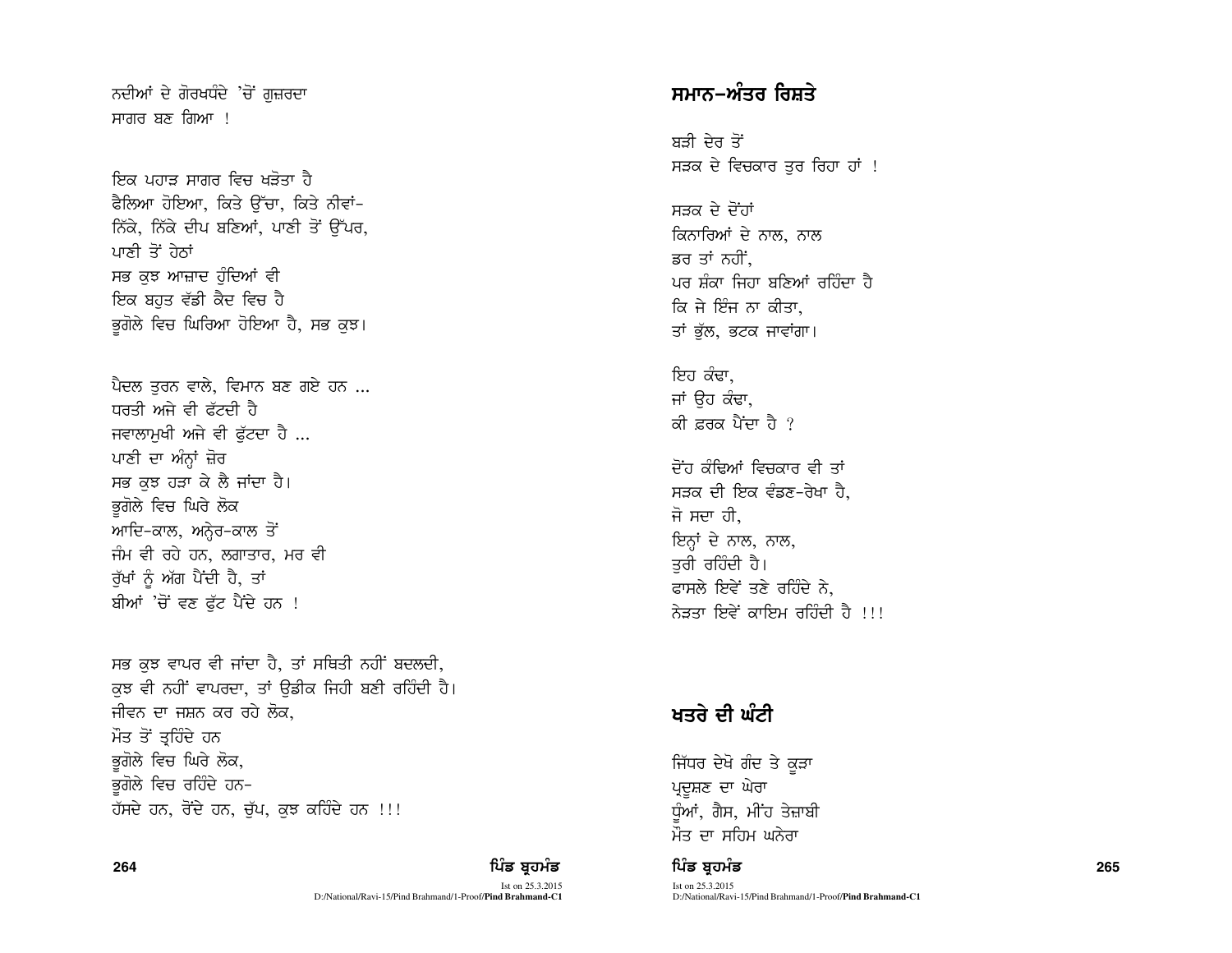ਨਦੀਆਂ ਦੇ ਗੋਰਖਧੰਦੇ 'ਚੋਂ ਗੁਜ਼ਰਦਾ
ਸਾਗਰ ਬਣ ਗਿਆ !

ਇਕ ਪਹਾੜ ਸਾਗਰ ਵਿਚ ਖੜੋਤਾ ਹੈ
ਫੈਲਿਆ ਹੋਇਆ, ਕਿਤੇ ਉੱਚਾ, ਕਿਤੇ ਨੀਵਾਂ-
ਨਿੱਕੇ, ਨਿੱਕੇ ਦੀਪ ਬਣਿਆਂ, ਪਾਣੀ ਤੋਂ ਉੱਪਰ,
ਪਾਣੀ ਤੋਂ ਹੇਠਾਂ
ਸਭ ਕੁਝ ਆਜ਼ਾਦ ਹੁੰਦਿਆਂ ਵੀ
ਇਕ ਬਹੁਤ ਵੱਡੀ ਕੈਦ ਵਿਚ ਹੈ
ਭੂਗੋਲੇ ਵਿਚ ਘਿਰਿਆ ਹੋਇਆ ਹੈ, ਸਭ ਕੁਝ।

ਪੈਦਲ ਤੁਰਨ ਵਾਲੇ, ਵਿਮਾਨ ਬਣ ਗਏ ਹਨ ...
ਧਰਤੀ ਅਜੇ ਵੀ ਫੱਟਦੀ ਹੈ
ਜਵਾਲਾਮੁਖੀ ਅਜੇ ਵੀ ਫੁੱਟਦਾ ਹੈ ...
ਪਾਣੀ ਦਾ ਅੰਨ੍ਹਾਂ ਜ਼ੋਰ
ਸਭ ਕੁਝ ਹੜਾ ਕੇ ਲੈ ਜਾਂਦਾ ਹੈ।
ਭੂਗੋਲੇ ਵਿਚ ਘਿਰੇ ਲੋਕ
ਆਦਿ-ਕਾਲ, ਅਨ੍ਹੇਰ-ਕਾਲ ਤੋਂ
ਜੰਮ ਵੀ ਰਹੇ ਹਨ, ਲਗਾਤਾਰ, ਮਰ ਵੀ
ਰੁੱਖਾਂ ਨੂੰ ਅੱਗ ਪੈਂਦੀ ਹੈ, ਤਾਂ
ਬੀਆਂ 'ਚੋਂ ਵਣ ਫੁੱਟ ਪੈਂਦੇ ਹਨ !

ਸਭ ਕੁਝ ਵਾਪਰ ਵੀ ਜਾਂਦਾ ਹੈ, ਤਾਂ ਸਥਿਤੀ ਨਹੀਂ ਬਦਲਦੀ,
ਕੁਝ ਵੀ ਨਹੀਂ ਵਾਪਰਦਾ, ਤਾਂ ਉਡੀਕ ਜਿਹੀ ਬਣੀ ਰਹਿੰਦੀ ਹੈ।
ਜੀਵਨ ਦਾ ਜਸ਼ਨ ਕਰ ਰਹੇ ਲੋਕ,
ਮੌਤ ਤੋਂ ਤ੍ਰਹਿੰਦੇ ਹਨ
ਭੂਗੋਲੇ ਵਿਚ ਘਿਰੇ ਲੋਕ,
ਭੂਗੋਲੇ ਵਿਚ ਰਹਿੰਦੇ ਹਨ-
ਹੱਸਦੇ ਹਨ, ਰੋਂਦੇ ਹਨ, ਚੁੱਪ, ਕੁਝ ਕਹਿੰਦੇ ਹਨ !!!

## ਸਮਾਨ-ਅੰਤਰ ਰਿਸ਼ਤੇ

ਬੜੀ ਦੇਰ ਤੋਂ
ਸੜਕ ਦੇ ਵਿਚਕਾਰ ਤੁਰ ਰਿਹਾ ਹਾਂ !

ਸੜਕ ਦੇ ਦੋਹਾਂ
ਕਿਨਾਰਿਆਂ ਦੇ ਨਾਲ, ਨਾਲ
ਡਰ ਤਾਂ ਨਹੀਂ,
ਪਰ ਸ਼ੰਕਾ ਜਿਹਾ ਬਣਿਆਂ ਰਹਿੰਦਾ ਹੈ
ਕਿ ਜੇ ਇੰਜ ਨਾ ਕੀਤਾ,
ਤਾਂ ਭੁੱਲ, ਭਟਕ ਜਾਵਾਂਗਾ।

ਇਹ ਕੰਢਾ,
ਜਾਂ ਉਹ ਕੰਢਾ,
ਕੀ ਫ਼ਰਕ ਪੈਂਦਾ ਹੈ ?

ਦੋਂਹ ਕੰਢਿਆਂ ਵਿਚਕਾਰ ਵੀ ਤਾਂ
ਸੜਕ ਦੀ ਇਕ ਵੰਡਣ-ਰੇਖਾ ਹੈ,
ਜੋ ਸਦਾ ਹੀ,
ਇਨ੍ਹਾਂ ਦੇ ਨਾਲ, ਨਾਲ,
ਤੁਰੀ ਰਹਿੰਦੀ ਹੈ।
ਫਾਸਲੇ ਇਵੇਂ ਤਣੇ ਰਹਿੰਦੇ ਨੇ,
ਨੇੜਤਾ ਇਵੇਂ ਕਾਇਮ ਰਹਿੰਦੀ ਹੈ !!!

## ਖਤਰੇ ਦੀ ਘੰਟੀ

ਜਿੱਧਰ ਦੇਖੋ ਗੰਦ ਤੇ ਕੂੜਾ
ਪ੍ਰਦੂਸ਼ਣ ਦਾ ਘੇਰਾ
ਧੂੰਆਂ, ਗੈਸ, ਮੀਂਹ ਤੇਜ਼ਾਬੀ
ਮੌਤ ਦਾ ਸਹਿਮ ਘਨੇਰਾ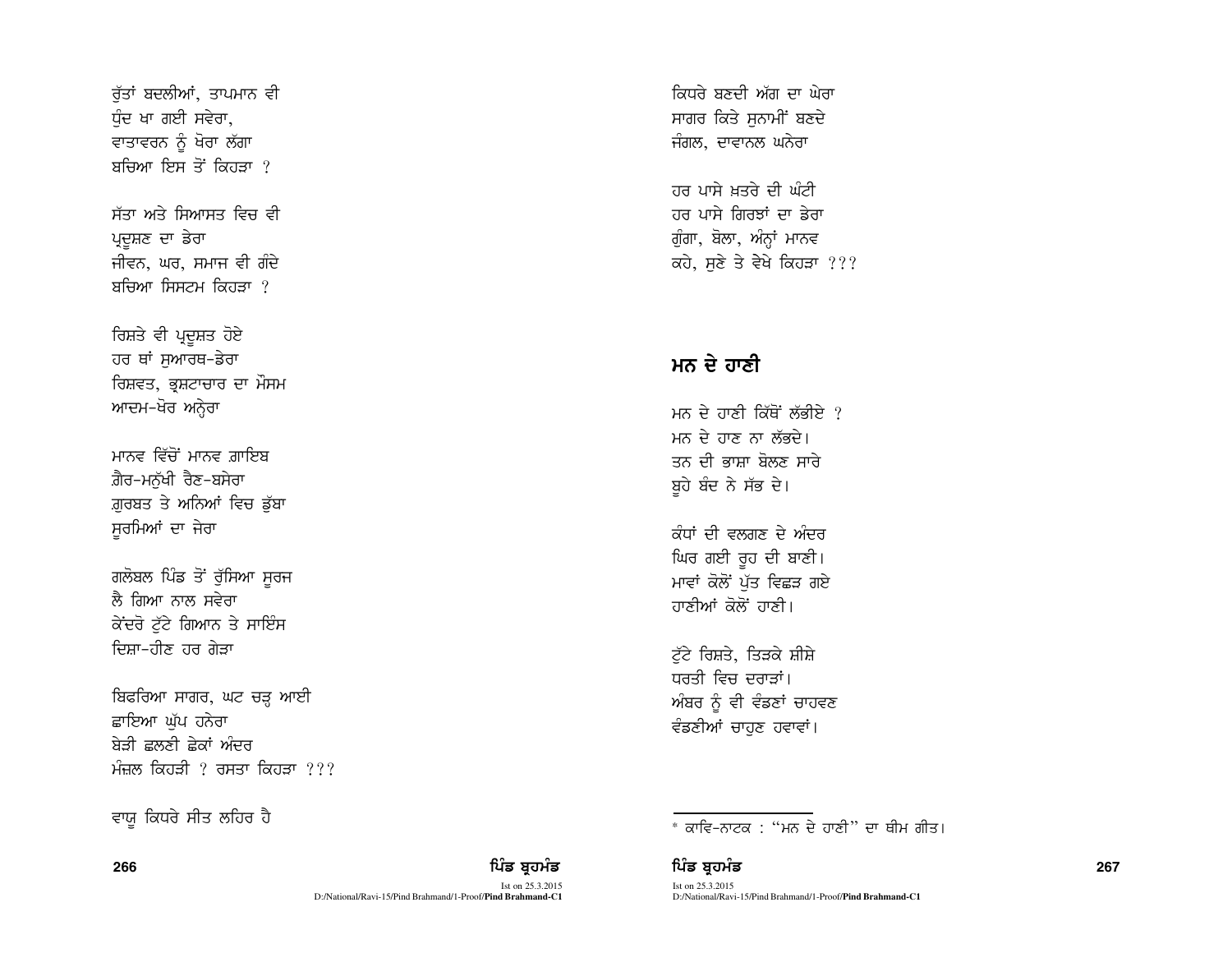ਰੁੱਤਾਂ ਬਦਲੀਆਂ, ਤਾਪਮਾਨ ਵੀ
ਧੁੰਦ ਖਾ ਗਈ ਸਵੇਰਾ,
ਵਾਤਾਵਰਨ ਨੂੰ ਖੋਰਾ ਲੱਗਾ
ਬਚਿਆ ਇਸ ਤੋਂ ਕਿਹੜਾ ?

ਸੱਤਾ ਅਤੇ ਸਿਆਸਤ ਵਿਚ ਵੀ
ਪ੍ਰਦੂਸ਼ਣ ਦਾ ਡੇਰਾ
ਜੀਵਨ, ਘਰ, ਸਮਾਜ ਵੀ ਗੰਦੇ
ਬਚਿਆ ਸਿਸਟਮ ਕਿਹੜਾ ?

ਰਿਸ਼ਤੇ ਵੀ ਪ੍ਰਦੂਸ਼ਤ ਹੋਏ
ਹਰ ਥਾਂ ਸੁਆਰਥ-ਡੇਰਾ
ਰਿਸ਼ਵਤ, ਭ੍ਰਿਸ਼ਟਾਚਾਰ ਦਾ ਮੌਸਮ
ਆਦਮ-ਖੋਰ ਅਨ੍ਹੇਰਾ

ਮਾਨਵ ਵਿੱਚੋਂ ਮਾਨਵ ਗ਼ਾਇਬ
ਗ਼ੈਰ-ਮਨੁੱਖੀ ਰੈਣ-ਬਸੇਰਾ
ਗ਼ੁਰਬਤ ਤੇ ਅਨਿਆਂ ਵਿਚ ਡੁੱਬਾ
ਸੂਰਮਿਆਂ ਦਾ ਜੇਰਾ

ਗਲੋਬਲ ਪਿੰਡ ਤੋਂ ਰੁੱਸਿਆ ਸੂਰਜ
ਲੈ ਗਿਆ ਨਾਲ ਸਵੇਰਾ
ਕੇਂਦਰੋ ਟੁੱਟੇ ਗਿਆਨ ਤੇ ਸਾਇੰਸ
ਦਿਸ਼ਾ-ਹੀਣ ਹਰ ਗੇੜਾ

ਬਿਫਰਿਆ ਸਾਗਰ, ਘਟ ਚੜ੍ਹ ਆਈ
ਛਾਇਆ ਘੁੱਪ ਹਨੇਰਾ
ਬੇੜੀ ਛਲਣੀ ਛੇਕਾਂ ਅੰਦਰ
ਮੰਜ਼ਲ ਕਿਹੜੀ ? ਰਸਤਾ ਕਿਹੜਾ ???

ਵਾਯੂ ਕਿਧਰੇ ਸੀਤ ਲਹਿਰ ਹੈ
ਕਿਧਰੇ ਬਣਦੀ ਅੱਗ ਦਾ ਘੇਰਾ
ਸਾਗਰ ਕਿਤੇ ਸੁਨਾਮੀਂ ਬਣਦੇ
ਜੰਗਲ, ਦਾਵਾਨਲ ਘਨੇਰਾ

ਹਰ ਪਾਸੇ ਖ਼ਤਰੇ ਦੀ ਘੰਟੀ
ਹਰ ਪਾਸੇ ਗਿਰਝਾਂ ਦਾ ਡੇਰਾ
ਗੂੰਗਾ, ਬੋਲਾ, ਅੰਨ੍ਹਾਂ ਮਾਨਵ
ਕਹੇ, ਸੁਣੇ ਤੇ ਵੇਖੇ ਕਿਹੜਾ ???

## ਮਨ ਦੇ ਹਾਣੀ

ਮਨ ਦੇ ਹਾਣੀ ਕਿੱਥੋਂ ਲੱਭੀਏ ?
ਮਨ ਦੇ ਹਾਣ ਨਾ ਲੱਭਦੇ।
ਤਨ ਦੀ ਭਾਸ਼ਾ ਬੋਲਣ ਸਾਰੇ
ਬੂਹੇ ਬੰਦ ਨੇ ਸੱਭ ਦੇ।

ਕੰਧਾਂ ਦੀ ਵਲਗਣ ਦੇ ਅੰਦਰ
ਘਿਰ ਗਈ ਰੂਹ ਦੀ ਬਾਣੀ।
ਮਾਵਾਂ ਕੋਲੋਂ ਪੁੱਤ ਵਿਛੜ ਗਏ
ਹਾਣੀਆਂ ਕੋਲੋਂ ਹਾਣੀ।

ਟੁੱਟੇ ਰਿਸ਼ਤੇ, ਤਿੜਕੇ ਸ਼ੀਸ਼ੇ
ਧਰਤੀ ਵਿਚ ਦਰਾੜਾਂ।
ਅੰਬਰ ਨੂੰ ਵੀ ਵੰਡਣਾਂ ਚਾਹਵਣ
ਵੰਡਣੀਆਂ ਚਾਹੁਣ ਹਵਾਵਾਂ।

---

* ਕਾਵਿ-ਨਾਟਕ : "ਮਨ ਦੇ ਹਾਣੀ" ਦਾ ਥੀਮ ਗੀਤ।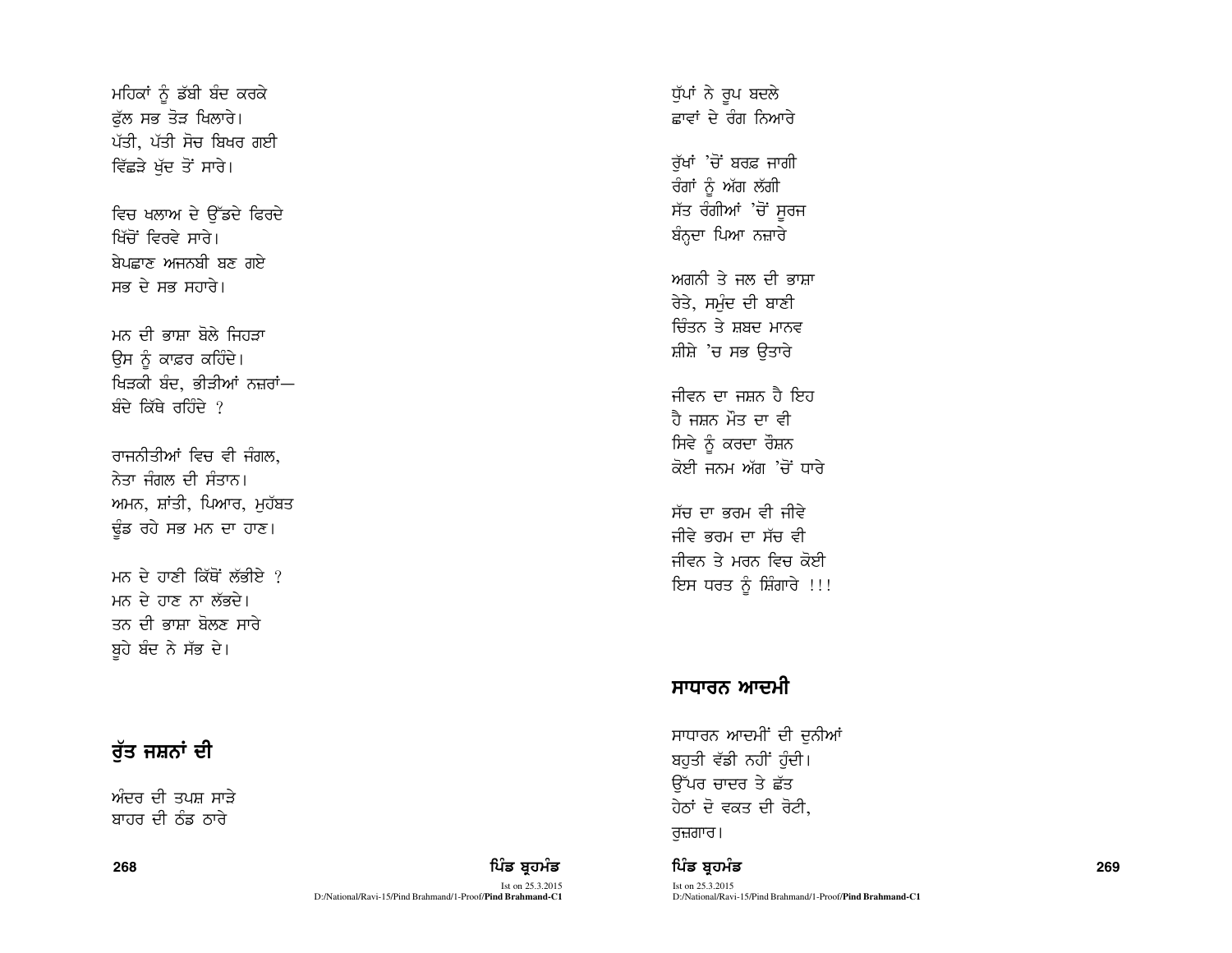ਮਹਿਕਾਂ ਨੂੰ ਡੱਬੀ ਬੰਦ ਕਰਕੇ
ਫੁੱਲ ਸਭ ਤੋੜ ਖਿਲਾਰੇ।
ਪੱਤੀ, ਪੱਤੀ ਸੋਚ ਬਿਖਰ ਗਈ
ਵਿੱਛੜੇ ਖ਼ੁੱਦ ਤੋਂ ਸਾਰੇ।

ਵਿਚ ਖਲਾਅ ਦੇ ਉੱਡਦੇ ਫਿਰਦੇ
ਖਿੱਚੋਂ ਵਿਰਵੇ ਸਾਰੇ।
ਬੇਪਛਾਣ ਅਜਨਬੀ ਬਣ ਗਏ
ਸਭ ਦੇ ਸਭ ਸਹਾਰੇ।

ਮਨ ਦੀ ਭਾਸ਼ਾ ਬੋਲੇ ਜਿਹੜਾ
ਉਸ ਨੂੰ ਕਾਫ਼ਰ ਕਹਿੰਦੇ।
ਖਿੜਕੀ ਬੰਦ, ਭੀੜੀਆਂ ਨਜ਼ਰਾਂ—
ਬੰਦੇ ਕਿੱਥੇ ਰਹਿੰਦੇ ?

ਰਾਜਨੀਤੀਆਂ ਵਿਚ ਵੀ ਜੰਗਲ,
ਨੇਤਾ ਜੰਗਲ ਦੀ ਸੰਤਾਨ।
ਅਮਨ, ਸ਼ਾਂਤੀ, ਪਿਆਰ, ਮੁਹੱਬਤ
ਢੂੰਡ ਰਹੇ ਸਭ ਮਨ ਦਾ ਹਾਣ।

ਮਨ ਦੇ ਹਾਣੀ ਕਿੱਥੋਂ ਲੱਭੀਏ ?
ਮਨ ਦੇ ਹਾਣ ਨਾ ਲੱਭਦੇ।
ਤਨ ਦੀ ਭਾਸ਼ਾ ਬੋਲਣ ਸਾਰੇ
ਬੂਹੇ ਬੰਦ ਨੇ ਸੱਭ ਦੇ।

## ਰੁੱਤ ਜਸ਼ਨਾਂ ਦੀ

ਅੰਦਰ ਦੀ ਤਪਸ਼ ਸਾੜੇ
ਬਾਹਰ ਦੀ ਠੰਡ ਠਾਰੇ

ਧੁੱਪਾਂ ਨੇ ਰੂਪ ਬਦਲੇ
ਛਾਵਾਂ ਦੇ ਰੰਗ ਨਿਆਰੇ

ਰੁੱਖਾਂ 'ਚੋਂ ਬਰਫ਼ ਜਾਗੀ
ਰੰਗਾਂ ਨੂੰ ਅੱਗ ਲੱਗੀ
ਸੱਤ ਰੰਗੀਆਂ 'ਚੋਂ ਸੂਰਜ
ਬੰਨ੍ਹਦਾ ਪਿਆ ਨਜ਼ਾਰੇ

ਅਗਨੀ ਤੇ ਜਲ ਦੀ ਭਾਸ਼ਾ
ਰੇਤੇ, ਸਮੁੰਦ ਦੀ ਬਾਣੀ
ਚਿੰਤਨ ਤੇ ਸ਼ਬਦ ਮਾਨਵ
ਸ਼ੀਸ਼ੇ 'ਚ ਸਭ ਉਤਾਰੇ

ਜੀਵਨ ਦਾ ਜਸ਼ਨ ਹੈ ਇਹ
ਹੈ ਜਸ਼ਨ ਮੌਤ ਦਾ ਵੀ
ਸਿਵੇ ਨੂੰ ਕਰਦਾ ਰੌਸ਼ਨ
ਕੋਈ ਜਨਮ ਅੱਗ 'ਚੋਂ ਧਾਰੇ

ਸੱਚ ਦਾ ਭਰਮ ਵੀ ਜੀਵੇ
ਜੀਵੇ ਭਰਮ ਦਾ ਸੱਚ ਵੀ
ਜੀਵਨ ਤੇ ਮਰਨ ਵਿਚ ਕੋਈ
ਇਸ ਧਰਤ ਨੂੰ ਸ਼ਿੰਗਾਰੇ !!!

## ਸਾਧਾਰਨ ਆਦਮੀ

ਸਾਧਾਰਨ ਆਦਮੀਂ ਦੀ ਦੁਨੀਆਂ
ਬਹੁਤੀ ਵੱਡੀ ਨਹੀਂ ਹੁੰਦੀ।
ਉੱਪਰ ਚਾਦਰ ਤੇ ਛੱਤ
ਹੇਠਾਂ ਦੋ ਵਕਤ ਦੀ ਰੋਟੀ,
ਰੁਜ਼ਗਾਰ।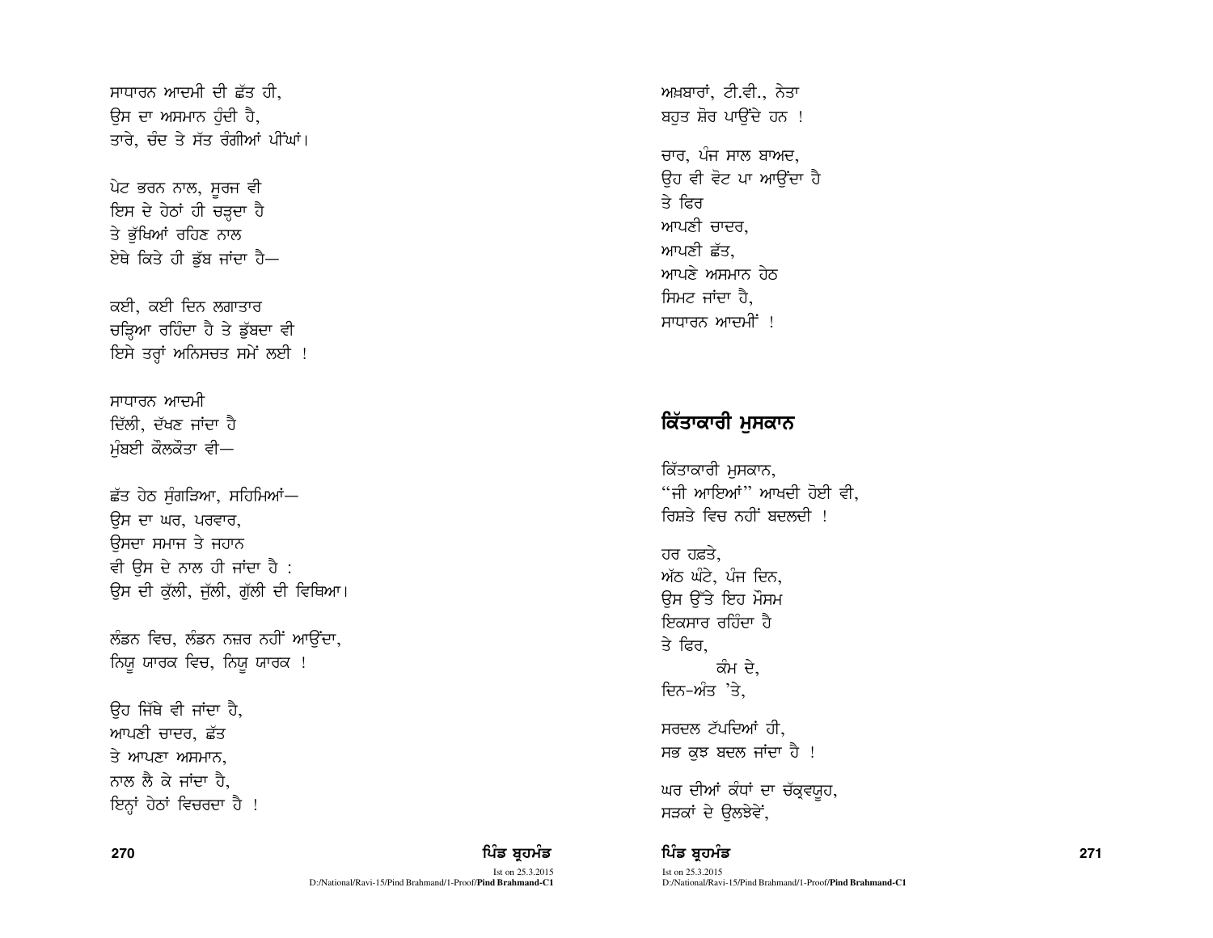ਸਾਧਾਰਨ ਆਦਮੀ ਦੀ ਛੱਤ ਹੀ,
ਉਸ ਦਾ ਅਸਮਾਨ ਹੁੰਦੀ ਹੈ,
ਤਾਰੇ, ਚੰਦ ਤੇ ਸੱਤ ਰੰਗੀਆਂ ਪੀਂਘਾਂ।

ਪੇਟ ਭਰਨ ਨਾਲ, ਸੂਰਜ ਵੀ
ਇਸ ਦੇ ਹੇਠਾਂ ਹੀ ਚੜ੍ਹਦਾ ਹੈ
ਤੇ ਭੁੱਖਿਆਂ ਰਹਿਣ ਨਾਲ
ਏਥੇ ਕਿਤੇ ਹੀ ਡੁੱਬ ਜਾਂਦਾ ਹੈ—

ਕਈ, ਕਈ ਦਿਨ ਲਗਾਤਾਰ
ਚੜ੍ਹਿਆ ਰਹਿੰਦਾ ਹੈ ਤੇ ਡੁੱਬਦਾ ਵੀ
ਇਸੇ ਤਰ੍ਹਾਂ ਅਨਿਸਚਤ ਸਮੇਂ ਲਈ !

ਸਾਧਾਰਨ ਆਦਮੀ
ਦਿੱਲੀ, ਦੱਖਣ ਜਾਂਦਾ ਹੈ
ਮੁੰਬਈ ਕੌਲਕੌਤਾ ਵੀ—

ਛੱਤ ਹੇਠ ਸੁੰਗੜਿਆ, ਸਹਿਮਿਆਂ—
ਉਸ ਦਾ ਘਰ, ਪਰਵਾਰ,
ਉਸਦਾ ਸਮਾਜ ਤੇ ਜਹਾਨ
ਵੀ ਉਸ ਦੇ ਨਾਲ ਹੀ ਜਾਂਦਾ ਹੈ :
ਉਸ ਦੀ ਕੁੱਲੀ, ਜੁੱਲੀ, ਗੁੱਲੀ ਦੀ ਵਿਥਿਆ।

ਲੰਡਨ ਵਿਚ, ਲੰਡਨ ਨਜ਼ਰ ਨਹੀਂ ਆਉਂਦਾ,
ਨਿਊ ਯਾਰਕ ਵਿਚ, ਨਿਊ ਯਾਰਕ !

ਉਹ ਜਿੱਥੇ ਵੀ ਜਾਂਦਾ ਹੈ,
ਆਪਣੀ ਚਾਦਰ, ਛੱਤ
ਤੇ ਆਪਣਾ ਅਸਮਾਨ,
ਨਾਲ ਲੈ ਕੇ ਜਾਂਦਾ ਹੈ,
ਇਨ੍ਹਾਂ ਹੇਠਾਂ ਵਿਚਰਦਾ ਹੈ !

ਅਖ਼ਬਾਰਾਂ, ਟੀ.ਵੀ., ਨੇਤਾ
ਬਹੁਤ ਸ਼ੋਰ ਪਾਉਂਦੇ ਹਨ !

ਚਾਰ, ਪੰਜ ਸਾਲ ਬਾਅਦ,
ਉਹ ਵੀ ਵੋਟ ਪਾ ਆਉਂਦਾ ਹੈ
ਤੇ ਫਿਰ
ਆਪਣੀ ਚਾਦਰ,
ਆਪਣੀ ਛੱਤ,
ਆਪਣੇ ਅਸਮਾਨ ਹੇਠ
ਸਿਮਟ ਜਾਂਦਾ ਹੈ,
ਸਾਧਾਰਨ ਆਦਮੀਂ !

## ਕਿੱਤਾਕਾਰੀ ਮੁਸਕਾਨ

ਕਿੱਤਾਕਾਰੀ ਮੁਸਕਾਨ,
"ਜੀ ਆਇਆਂ" ਆਖਦੀ ਹੋਈ ਵੀ,
ਰਿਸ਼ਤੇ ਵਿਚ ਨਹੀਂ ਬਦਲਦੀ !

ਹਰ ਹਫ਼ਤੇ,
ਅੱਠ ਘੰਟੇ, ਪੰਜ ਦਿਨ,
ਉਸ ਉੱਤੇ ਇਹ ਮੌਸਮ
ਇਕਸਾਰ ਰਹਿੰਦਾ ਹੈ
ਤੇ ਫਿਰ,
ਕੰਮ ਦੇ,
ਦਿਨ-ਅੰਤ 'ਤੇ,

ਸਰਦਲ ਟੱਪਦਿਆਂ ਹੀ,
ਸਭ ਕੁਝ ਬਦਲ ਜਾਂਦਾ ਹੈ !

ਘਰ ਦੀਆਂ ਕੰਧਾਂ ਦਾ ਚੱਕ੍ਰਵਯੂਹ,
ਸੜਕਾਂ ਦੇ ਉਲਝੇਵੇਂ,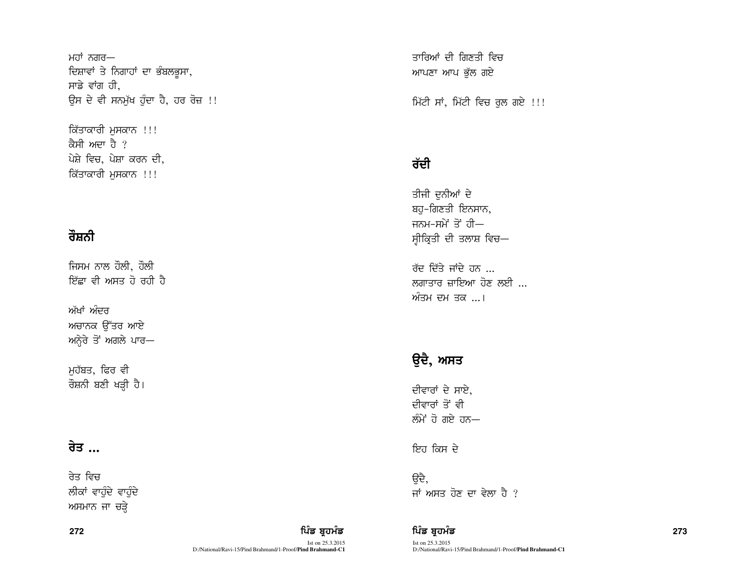ਮਹਾਂ ਨਗਰ—
ਦਿਸ਼ਾਵਾਂ ਤੇ ਨਿਗਾਹਾਂ ਦਾ ਭੰਬਲਭੂਸਾ,
ਸਾਡੇ ਵਾਂਗ ਹੀ,
ਉਸ ਦੇ ਵੀ ਸਨਮੁੱਖ ਹੁੰਦਾ ਹੈ, ਹਰ ਰੋਜ਼ !!

ਕਿੱਤਾਕਾਰੀ ਮੁਸਕਾਨ !!!
ਕੈਸੀ ਅਦਾ ਹੈ ?
ਪੇਸ਼ੇ ਵਿਚ, ਪੇਸ਼ਾ ਕਰਨ ਦੀ,
ਕਿੱਤਾਕਾਰੀ ਮੁਸਕਾਨ !!!

## ਰੌਸ਼ਨੀ

ਜਿਸਮ ਨਾਲ ਹੌਲੀ, ਹੌਲੀ
ਇੱਛਾ ਵੀ ਅਸਤ ਹੋ ਰਹੀ ਹੈ

ਅੱਖਾਂ ਅੰਦਰ
ਅਚਾਨਕ ਉੱਤਰ ਆਏ
ਅਨ੍ਹੇਰੇ ਤੋਂ ਅਗਲੇ ਪਾਰ—

ਮੁਹੱਬਤ, ਫਿਰ ਵੀ
ਰੌਸ਼ਨੀ ਬਣੀ ਖੜ੍ਹੀ ਹੈ।

## ਰੇਤ ...

ਰੇਤ ਵਿਚ
ਲੀਕਾਂ ਵਾਹੁੰਦੇ ਵਾਹੁੰਦੇ
ਅਸਮਾਨ ਜਾ ਚੜ੍ਹੇ

ਤਾਰਿਆਂ ਦੀ ਗਿਣਤੀ ਵਿਚ
ਆਪਣਾ ਆਪ ਭੁੱਲ ਗਏ

ਮਿੱਟੀ ਸਾਂ, ਮਿੱਟੀ ਵਿਚ ਰੁਲ ਗਏ !!!

## ਰੱਦੀ

ਤੀਜੀ ਦੁਨੀਆਂ ਦੇ
ਬਹੁ-ਗਿਣਤੀ ਇਨਸਾਨ,
ਜਨਮ-ਸਮੇਂ ਤੋਂ ਹੀ—
ਸ੍ਵੀਕ੍ਰਿਤੀ ਦੀ ਤਲਾਸ਼ ਵਿਚ—

ਰੱਦ ਦਿੱਤੇ ਜਾਂਦੇ ਹਨ ...
ਲਗਾਤਾਰ ਜ਼ਾਇਆ ਹੋਣ ਲਈ ...
ਅੰਤਮ ਦਮ ਤਕ ...।

## ਉਦੈ, ਅਸਤ

ਦੀਵਾਰਾਂ ਦੇ ਸਾਏ,
ਦੀਵਾਰਾਂ ਤੋਂ ਵੀ
ਲੰਮੇਂ ਹੋ ਗਏ ਹਨ—

ਇਹ ਕਿਸ ਦੇ

ਉਦੈ,
ਜਾਂ ਅਸਤ ਹੋਣ ਦਾ ਵੇਲਾ ਹੈ ?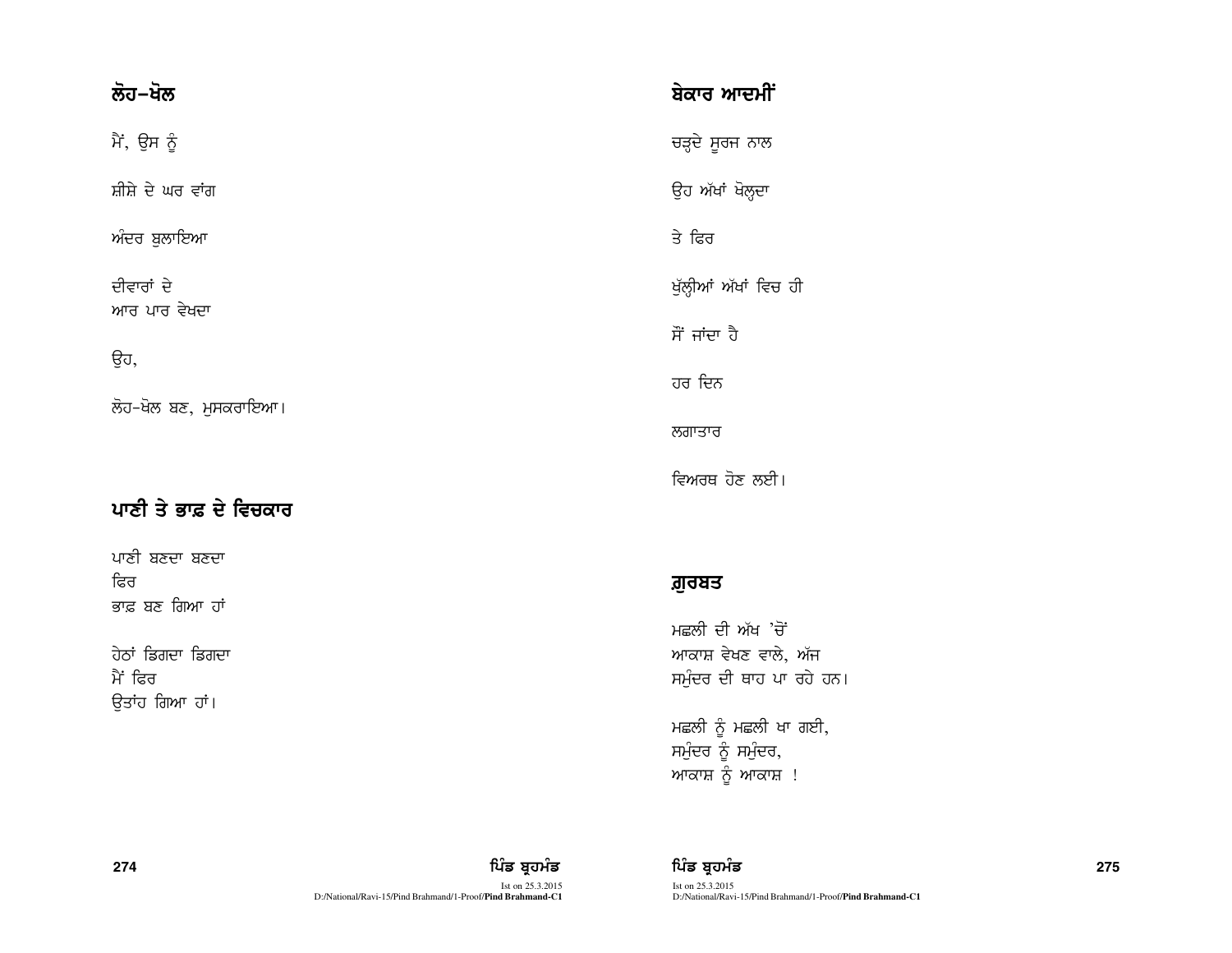## ਲੋਹ–ਖੋਲ

ਮੈਂ, ਉਸ ਨੂੰ

ਸ਼ੀਸ਼ੇ ਦੇ ਘਰ ਵਾਂਗ

ਅੰਦਰ ਬੁਲਾਇਆ

ਦੀਵਾਰਾਂ ਦੇ
ਆਰ ਪਾਰ ਵੇਖਦਾ

ਉਹ,

ਲੋਹ-ਖੋਲ ਬਣ, ਮੁਸਕਰਾਇਆ।

## ਪਾਣੀ ਤੇ ਭਾਫ਼ ਦੇ ਵਿਚਕਾਰ

ਪਾਣੀ ਬਣਦਾ ਬਣਦਾ
ਫਿਰ
ਭਾਫ਼ ਬਣ ਗਿਆ ਹਾਂ

ਹੇਠਾਂ ਡਿਗਦਾ ਡਿਗਦਾ
ਮੈਂ ਫਿਰ
ਉਤਾਂਹ ਗਿਆ ਹਾਂ।

## ਬੇਕਾਰ ਆਦਮੀਂ

ਚੜ੍ਹਦੇ ਸੂਰਜ ਨਾਲ

ਉਹ ਅੱਖਾਂ ਖੋਲ੍ਹਦਾ

ਤੇ ਫਿਰ

ਖੁੱਲ੍ਹੀਆਂ ਅੱਖਾਂ ਵਿਚ ਹੀ

ਸੌਂ ਜਾਂਦਾ ਹੈ

ਹਰ ਦਿਨ

ਲਗਾਤਾਰ

ਵਿਅਰਥ ਹੋਣ ਲਈ।

## ਗ਼ੁਰਬਤ

ਮਛਲੀ ਦੀ ਅੱਖ 'ਚੋਂ
ਆਕਾਸ਼ ਵੇਖਣ ਵਾਲੇ, ਅੱਜ
ਸਮੁੰਦਰ ਦੀ ਥਾਹ ਪਾ ਰਹੇ ਹਨ।

ਮਛਲੀ ਨੂੰ ਮਛਲੀ ਖਾ ਗਈ,
ਸਮੁੰਦਰ ਨੂੰ ਸਮੁੰਦਰ,
ਆਕਾਸ਼ ਨੂੰ ਆਕਾਸ਼ !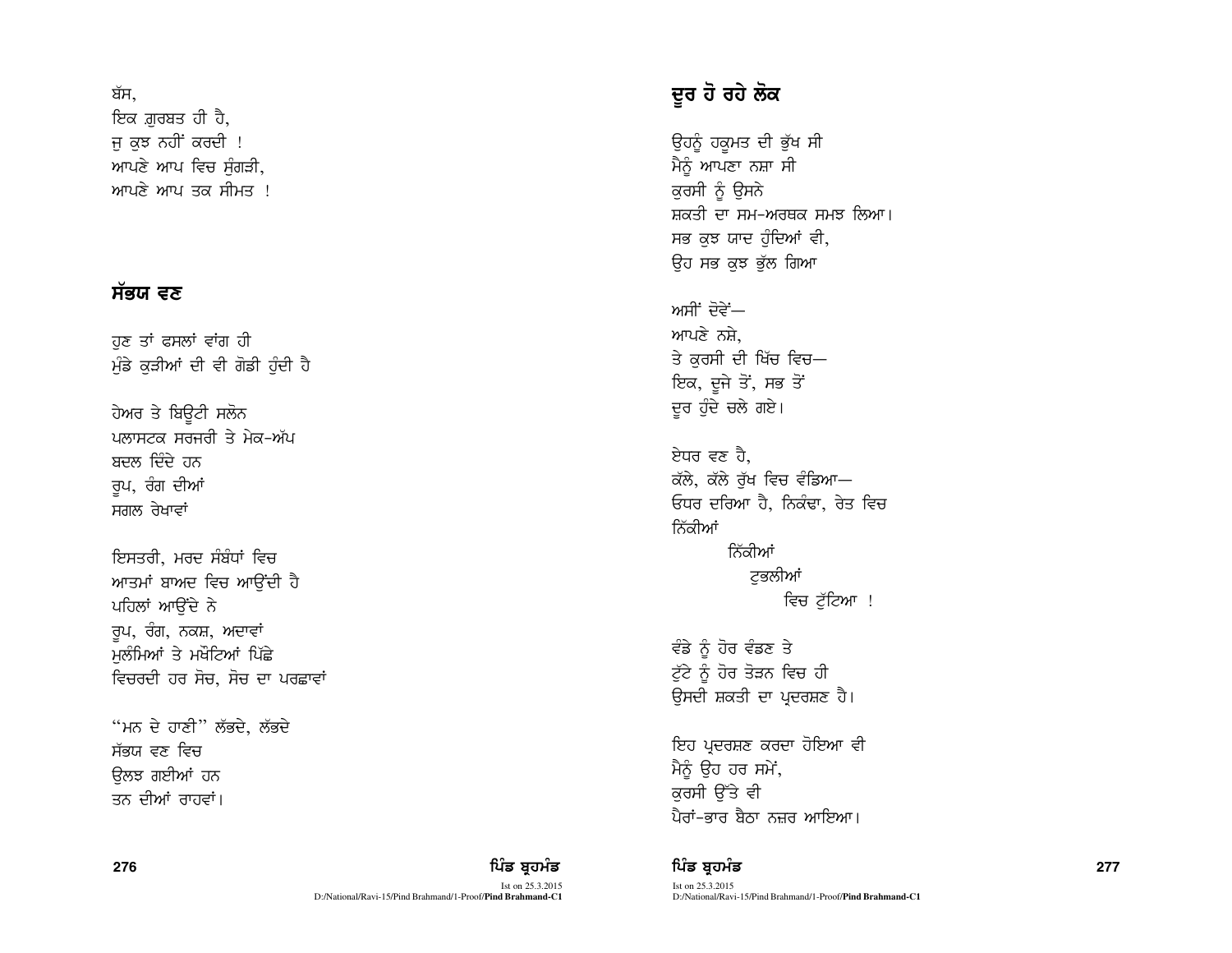ਬੱਸ,
ਇਕ ਗ਼ੁਰਬਤ ਹੀ ਹੈ,
ਜੁ ਕੁਝ ਨਹੀਂ ਕਰਦੀ !
ਆਪਣੇ ਆਪ ਵਿਚ ਸੁੰਗੜੀ,
ਆਪਣੇ ਆਪ ਤਕ ਸੀਮਤ !

## ਸੱਭਯ ਵਣ

ਹੁਣ ਤਾਂ ਫਸਲਾਂ ਵਾਂਗ ਹੀ
ਮੁੰਡੇ ਕੁੜੀਆਂ ਦੀ ਵੀ ਗੋਡੀ ਹੁੰਦੀ ਹੈ

ਹੇਅਰ ਤੇ ਬਿਊਟੀ ਸਲੋਨ
ਪਲਾਸਟਕ ਸਰਜਰੀ ਤੇ ਮੇਕ-ਅੱਪ
ਬਦਲ ਦਿੰਦੇ ਹਨ
ਰੂਪ, ਰੰਗ ਦੀਆਂ
ਸਗਲ ਰੇਖਾਵਾਂ

ਇਸਤਰੀ, ਮਰਦ ਸੰਬੰਧਾਂ ਵਿਚ
ਆਤਮਾਂ ਬਾਅਦ ਵਿਚ ਆਉਂਦੀ ਹੈ
ਪਹਿਲਾਂ ਆਉਂਦੇ ਨੇ
ਰੂਪ, ਰੰਗ, ਨਕਸ਼, ਅਦਾਵਾਂ
ਮੁਲੰਮਿਆਂ ਤੇ ਮਖੌਟਿਆਂ ਪਿੱਛੇ
ਵਿਚਰਦੀ ਹਰ ਸੋਚ, ਸੋਚ ਦਾ ਪਰਛਾਵਾਂ

"ਮਨ ਦੇ ਹਾਣੀ" ਲੱਭਦੇ, ਲੱਭਦੇ
ਸੱਭਯ ਵਣ ਵਿਚ
ਉਲਝ ਗਈਆਂ ਹਨ
ਤਨ ਦੀਆਂ ਰਾਹਵਾਂ।

## ਦੂਰ ਹੋ ਰਹੇ ਲੋਕ

ਉਹਨੂੰ ਹਕੂਮਤ ਦੀ ਭੁੱਖ ਸੀ
ਮੈਨੂੰ ਆਪਣਾ ਨਸ਼ਾ ਸੀ
ਕੁਰਸੀ ਨੂੰ ਉਸਨੇ
ਸ਼ਕਤੀ ਦਾ ਸਮ-ਅਰਥਕ ਸਮਝ ਲਿਆ।
ਸਭ ਕੁਝ ਯਾਦ ਹੁੰਦਿਆਂ ਵੀ,
ਉਹ ਸਭ ਕੁਝ ਭੁੱਲ ਗਿਆ

ਅਸੀਂ ਦੋਵੇਂ—
ਆਪਣੇ ਨਸ਼ੇ,
ਤੇ ਕੁਰਸੀ ਦੀ ਖਿੱਚ ਵਿਚ—
ਇਕ, ਦੂਜੇ ਤੋਂ, ਸਭ ਤੋਂ
ਦੂਰ ਹੁੰਦੇ ਚਲੇ ਗਏ।

ਏਧਰ ਵਣ ਹੈ,
ਕੱਲੇ, ਕੱਲੇ ਰੁੱਖ ਵਿਚ ਵੰਡਿਆ—
ਓਧਰ ਦਰਿਆ ਹੈ, ਨਿਕੰਢਾ, ਰੇਤ ਵਿਚ
ਨਿੱਕੀਆਂ
ਨਿੱਕੀਆਂ
ਟੁਭਲੀਆਂ
ਵਿਚ ਟੁੱਟਿਆ !

ਵੰਡੇ ਨੂੰ ਹੋਰ ਵੰਡਣ ਤੇ
ਟੁੱਟੇ ਨੂੰ ਹੋਰ ਤੋੜਨ ਵਿਚ ਹੀ
ਉਸਦੀ ਸ਼ਕਤੀ ਦਾ ਪ੍ਰਦਰਸ਼ਣ ਹੈ।

ਇਹ ਪ੍ਰਦਰਸ਼ਣ ਕਰਦਾ ਹੋਇਆ ਵੀ
ਮੈਨੂੰ ਉਹ ਹਰ ਸਮੇਂ,
ਕੁਰਸੀ ਉੱਤੇ ਵੀ
ਪੈਰਾਂ-ਭਾਰ ਬੈਠਾ ਨਜ਼ਰ ਆਇਆ।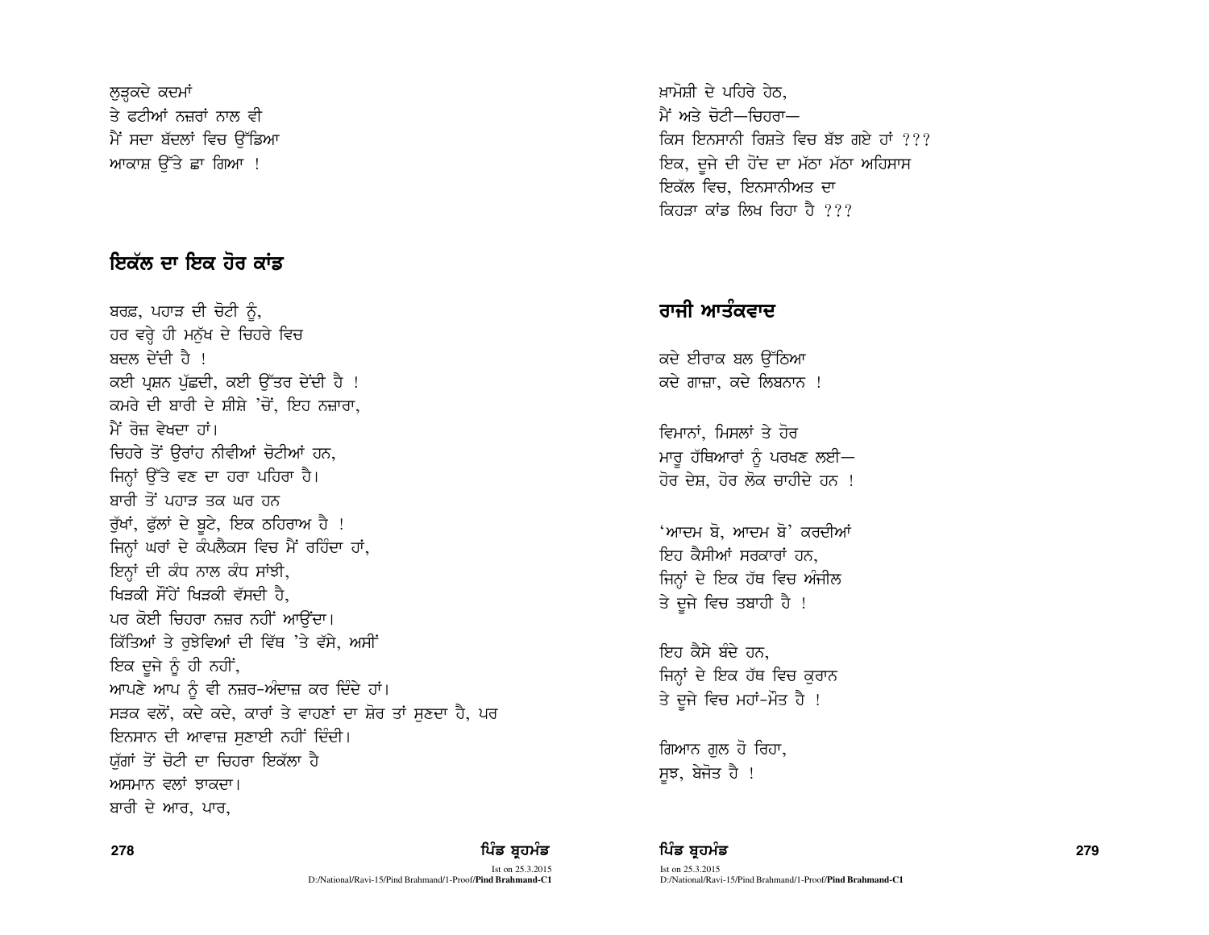ਲੁੜ੍ਹਕਦੇ ਕਦਮਾਂ
ਤੇ ਫਟੀਆਂ ਨਜ਼ਰਾਂ ਨਾਲ ਵੀ
ਮੈਂ ਸਦਾ ਬੱਦਲਾਂ ਵਿਚ ਉੱਡਿਆ
ਆਕਾਸ਼ ਉੱਤੇ ਛਾ ਗਿਆ !

## ਇਕੱਲ ਦਾ ਇਕ ਹੋਰ ਕਾਂਡ

ਬਰਫ਼, ਪਹਾੜ ਦੀ ਚੋਟੀ ਨੂੰ,
ਹਰ ਵਰ੍ਹੇ ਹੀ ਮਨੁੱਖ ਦੇ ਚਿਹਰੇ ਵਿਚ
ਬਦਲ ਦੇਂਦੀ ਹੈ !
ਕਈ ਪ੍ਰਸ਼ਨ ਪੁੱਛਦੀ, ਕਈ ਉੱਤਰ ਦੇਂਦੀ ਹੈ !
ਕਮਰੇ ਦੀ ਬਾਰੀ ਦੇ ਸ਼ੀਸ਼ੇ 'ਚੋਂ, ਇਹ ਨਜ਼ਾਰਾ,
ਮੈਂ ਰੋਜ਼ ਵੇਖਦਾ ਹਾਂ।
ਚਿਹਰੇ ਤੋਂ ਉਰਾਂਹ ਨੀਵੀਆਂ ਚੋਟੀਆਂ ਹਨ,
ਜਿਨ੍ਹਾਂ ਉੱਤੇ ਵਣ ਦਾ ਹਰਾ ਪਹਿਰਾ ਹੈ।
ਬਾਰੀ ਤੋਂ ਪਹਾੜ ਤਕ ਘਰ ਹਨ
ਰੁੱਖਾਂ, ਫੁੱਲਾਂ ਦੇ ਬੂਟੇ, ਇਕ ਠਹਿਰਾਅ ਹੈ !
ਜਿਨ੍ਹਾਂ ਘਰਾਂ ਦੇ ਕੰਪਲੈਕਸ ਵਿਚ ਮੈਂ ਰਹਿੰਦਾ ਹਾਂ,
ਇਨ੍ਹਾਂ ਦੀ ਕੰਧ ਨਾਲ ਕੰਧ ਸਾਂਝੀ,
ਖਿੜਕੀ ਸੌਂਹੇਂ ਖਿੜਕੀ ਵੱਸਦੀ ਹੈ,
ਪਰ ਕੋਈ ਚਿਹਰਾ ਨਜ਼ਰ ਨਹੀਂ ਆਉਂਦਾ।
ਕਿੱਤਿਆਂ ਤੇ ਰੁਝੇਵਿਆਂ ਦੀ ਵਿੱਥ 'ਤੇ ਵੱਸੇ, ਅਸੀਂ
ਇਕ ਦੂਜੇ ਨੂੰ ਹੀ ਨਹੀਂ,
ਆਪਣੇ ਆਪ ਨੂੰ ਵੀ ਨਜ਼ਰ-ਅੰਦਾਜ਼ ਕਰ ਦਿੰਦੇ ਹਾਂ।
ਸੜਕ ਵਲੋਂ, ਕਦੇ ਕਦੇ, ਕਾਰਾਂ ਤੇ ਵਾਹਣਾਂ ਦਾ ਸ਼ੋਰ ਤਾਂ ਸੁਣਦਾ ਹੈ, ਪਰ
ਇਨਸਾਨ ਦੀ ਆਵਾਜ਼ ਸੁਣਾਈ ਨਹੀਂ ਦਿੰਦੀ।
ਯੁੱਗਾਂ ਤੋਂ ਚੋਟੀ ਦਾ ਚਿਹਰਾ ਇਕੱਲਾ ਹੈ
ਅਸਮਾਨ ਵਲਾਂ ਝਾਕਦਾ।
ਬਾਰੀ ਦੇ ਆਰ, ਪਾਰ,
ਖ਼ਾਮੋਸ਼ੀ ਦੇ ਪਹਿਰੇ ਹੇਠ,
ਮੈਂ ਅਤੇ ਚੋਟੀ—ਚਿਹਰਾ—
ਕਿਸ ਇਨਸਾਨੀ ਰਿਸ਼ਤੇ ਵਿਚ ਬੱਝ ਗਏ ਹਾਂ ???
ਇਕ, ਦੂਜੇ ਦੀ ਹੋਂਦ ਦਾ ਮੱਠਾ ਮੱਠਾ ਅਹਿਸਾਸ
ਇਕੱਲ ਵਿਚ, ਇਨਸਾਨੀਅਤ ਦਾ
ਕਿਹੜਾ ਕਾਂਡ ਲਿਖ ਰਿਹਾ ਹੈ ???

## ਰਾਜੀ ਆਤੰਕਵਾਦ

ਕਦੇ ਈਰਾਕ ਬਲ ਉੱਠਿਆ
ਕਦੇ ਗਾਜ਼ਾ, ਕਦੇ ਲਿਬਨਾਨ !

ਵਿਮਾਨਾਂ, ਮਿਸਲਾਂ ਤੇ ਹੋਰ
ਮਾਰੂ ਹੱਥਿਆਰਾਂ ਨੂੰ ਪਰਖਣ ਲਈ—
ਹੋਰ ਦੇਸ਼, ਹੋਰ ਲੋਕ ਚਾਹੀਦੇ ਹਨ !

'ਆਦਮ ਬੋ, ਆਦਮ ਬੋ' ਕਰਦੀਆਂ
ਇਹ ਕੈਸੀਆਂ ਸਰਕਾਰਾਂ ਹਨ,
ਜਿਨ੍ਹਾਂ ਦੇ ਇਕ ਹੱਥ ਵਿਚ ਅੰਜੀਲ
ਤੇ ਦੂਜੇ ਵਿਚ ਤਬਾਹੀ ਹੈ !

ਇਹ ਕੈਸੇ ਬੰਦੇ ਹਨ,
ਜਿਨ੍ਹਾਂ ਦੇ ਇਕ ਹੱਥ ਵਿਚ ਕੁਰਾਨ
ਤੇ ਦੂਜੇ ਵਿਚ ਮਹਾਂ-ਮੌਤ ਹੈ !

ਗਿਆਨ ਗੁਲ ਹੋ ਰਿਹਾ,
ਸੂਝ, ਬੇਜੋਤ ਹੈ !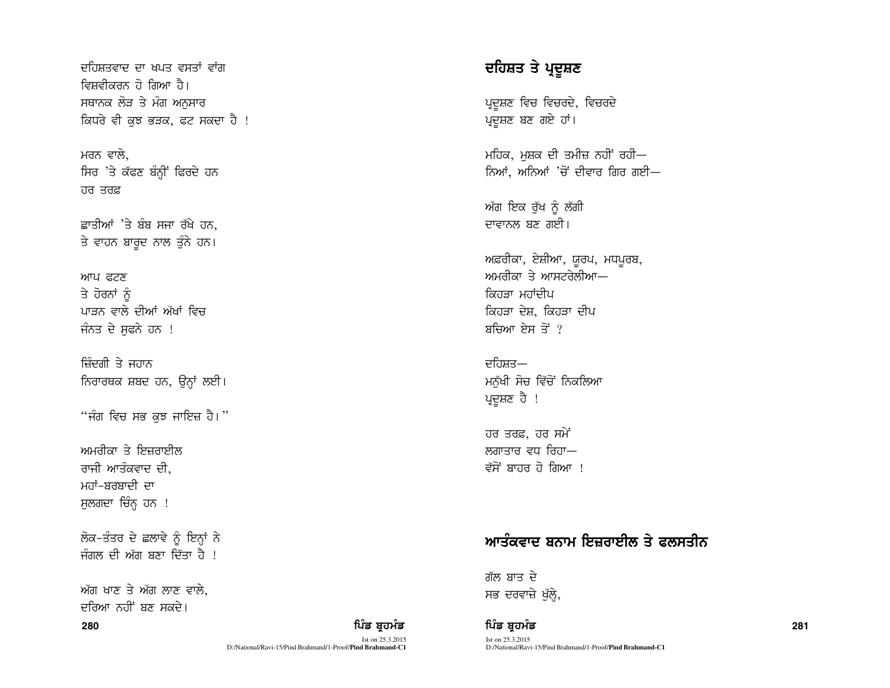ਦਹਿਸ਼ਤਵਾਦ ਦਾ ਖਪਤ ਵਸਤਾਂ ਵਾਂਗ
ਵਿਸ਼ਵੀਕਰਨ ਹੋ ਗਿਆ ਹੈ।
ਸਥਾਨਕ ਲੋੜ ਤੇ ਮੰਗ ਅਨੁਸਾਰ
ਕਿਧਰੇ ਵੀ ਕੁਝ ਭੜਕ, ਫਟ ਸਕਦਾ ਹੈ !

ਮਰਨ ਵਾਲੇ,
ਸਿਰ 'ਤੇ ਕੱਫਣ ਬੰਨ੍ਹੀਂ ਫਿਰਦੇ ਹਨ
ਹਰ ਤਰਫ਼

ਛਾਤੀਆਂ 'ਤੇ ਬੰਬ ਸਜਾ ਰੱਖੇ ਹਨ,
ਤੇ ਵਾਹਨ ਬਾਰੂਦ ਨਾਲ ਤੁੰਨੇ ਹਨ।

ਆਪ ਫਟਣ
ਤੇ ਹੋਰਨਾਂ ਨੂੰ
ਪਾੜਨ ਵਾਲੇ ਦੀਆਂ ਅੱਖਾਂ ਵਿਚ
ਜੰਨਤ ਦੇ ਸੁਫਨੇ ਹਨ !

ਜ਼ਿੰਦਗੀ ਤੇ ਜਹਾਨ
ਨਿਰਾਰਥਕ ਸ਼ਬਦ ਹਨ, ਉਨ੍ਹਾਂ ਲਈ।

"ਜੰਗ ਵਿਚ ਸਭ ਕੁਝ ਜਾਇਜ਼ ਹੈ।"

ਅਮਰੀਕਾ ਤੇ ਇਜ਼ਰਾਈਲ
ਰਾਜੀ ਆਤੰਕਵਾਦ ਦੀ,
ਮਹਾਂ-ਬਰਬਾਦੀ ਦਾ
ਸੁਲਗਦਾ ਚਿੰਨ੍ਹ ਹਨ !

ਲੋਕ-ਤੰਤਰ ਦੇ ਛਲਾਵੇ ਨੂੰ ਇਨ੍ਹਾਂ ਨੇ
ਜੰਗਲ ਦੀ ਅੱਗ ਬਣਾ ਦਿੱਤਾ ਹੈ !

ਅੱਗ ਖਾਣ ਤੇ ਅੱਗ ਲਾਣ ਵਾਲੇ,
ਦਰਿਆ ਨਹੀਂ ਬਣ ਸਕਦੇ।

## ਦਹਿਸ਼ਤ ਤੇ ਪ੍ਰਦੂਸ਼ਣ

ਪ੍ਰਦੂਸ਼ਣ ਵਿਚ ਵਿਚਰਦੇ, ਵਿਚਰਦੇ
ਪ੍ਰਦੂਸ਼ਣ ਬਣ ਗਏ ਹਾਂ।

ਮਹਿਕ, ਮੁਸ਼ਕ ਦੀ ਤਮੀਜ਼ ਨਹੀਂ ਰਹੀ—
ਨਿਆਂ, ਅਨਿਆਂ 'ਚੋਂ ਦੀਵਾਰ ਗਿਰ ਗਈ—

ਅੱਗ ਇਕ ਰੁੱਖ ਨੂੰ ਲੱਗੀ
ਦਾਵਾਨਲ ਬਣ ਗਈ।

ਅਫ਼ਰੀਕਾ, ਏਸ਼ੀਆ, ਯੂਰਪ, ਮਧਪੂਰਬ,
ਅਮਰੀਕਾ ਤੇ ਆਸਟਰੇਲੀਆ—
ਕਿਹੜਾ ਮਹਾਂਦੀਪ
ਕਿਹੜਾ ਦੇਸ਼, ਕਿਹੜਾ ਦੀਪ
ਬਚਿਆ ਏਸ ਤੋਂ ?

ਦਹਿਸ਼ਤ—
ਮਨੁੱਖੀ ਸੋਚ ਵਿੱਚੋਂ ਨਿਕਲਿਆ
ਪ੍ਰਦੂਸ਼ਣ ਹੈ !

ਹਰ ਤਰਫ਼, ਹਰ ਸਮੇਂ
ਲਗਾਤਾਰ ਵਧ ਰਿਹਾ—
ਵੱਸੋਂ ਬਾਹਰ ਹੋ ਗਿਆ !

## ਆਤੰਕਵਾਦ ਬਨਾਮ ਇਜ਼ਰਾਈਲ ਤੇ ਫਲਸਤੀਨ

ਗੱਲ ਬਾਤ ਦੇ
ਸਭ ਦਰਵਾਜ਼ੇ ਖੁੱਲ੍ਹੇ,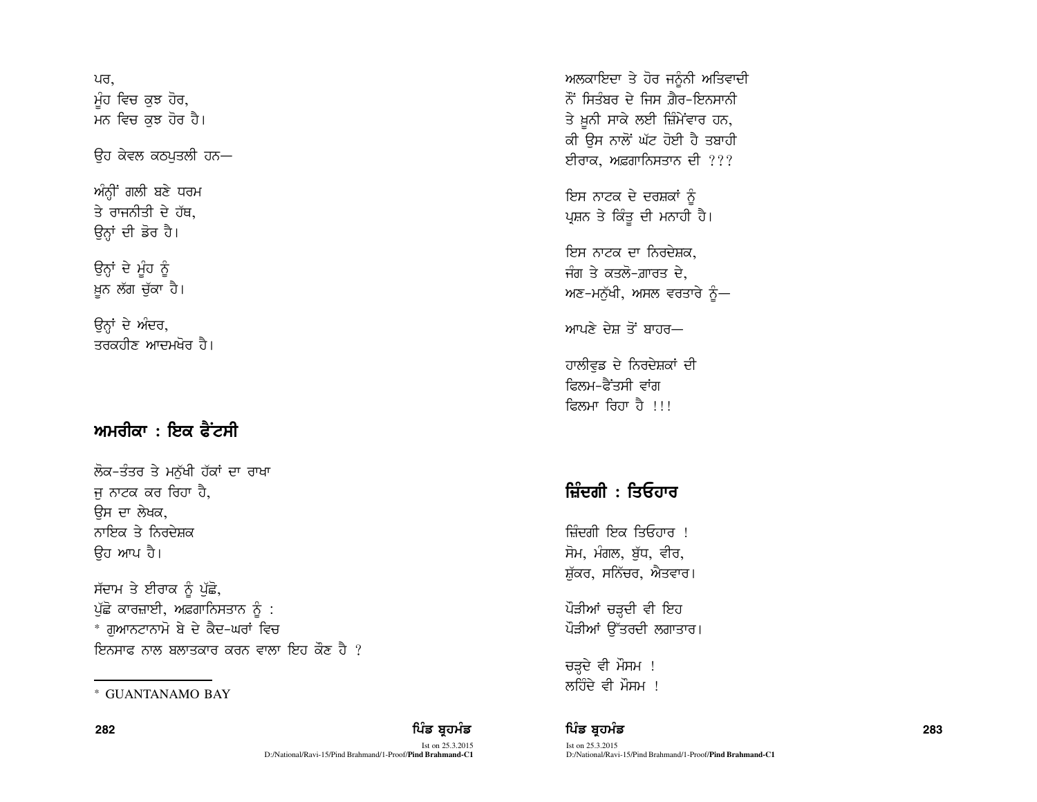ਪਰ,
ਮੂੰਹ ਵਿਚ ਕੁਝ ਹੋਰ,
ਮਨ ਵਿਚ ਕੁਝ ਹੋਰ ਹੈ।

ਉਹ ਕੇਵਲ ਕਠਪੁਤਲੀ ਹਨ—

ਅੰਨ੍ਹੀਂ ਗਲੀ ਬਣੇ ਧਰਮ
ਤੇ ਰਾਜਨੀਤੀ ਦੇ ਹੱਥ,
ਉਨ੍ਹਾਂ ਦੀ ਡੋਰ ਹੈ।

ਉਨ੍ਹਾਂ ਦੇ ਮੂੰਹ ਨੂੰ
ਖ਼ੂਨ ਲੱਗ ਚੁੱਕਾ ਹੈ।

ਉਨ੍ਹਾਂ ਦੇ ਅੰਦਰ,
ਤਰਕਹੀਣ ਆਦਮਖ਼ੋਰ ਹੈ।

## ਅਮਰੀਕਾ : ਇਕ ਫੈਂਟਸੀ

ਲੋਕ-ਤੰਤਰ ਤੇ ਮਨੁੱਖੀ ਹੱਕਾਂ ਦਾ ਰਾਖਾ
ਜੁ ਨਾਟਕ ਕਰ ਰਿਹਾ ਹੈ,
ਉਸ ਦਾ ਲੇਖਕ,
ਨਾਇਕ ਤੇ ਨਿਰਦੇਸ਼ਕ
ਉਹ ਆਪ ਹੈ।

ਸੱਦਾਮ ਤੇ ਈਰਾਕ ਨੂੰ ਪੁੱਛੋ,
ਪੁੱਛੋ ਕਾਰਜ਼ਾਈ, ਅਫ਼ਗਾਨਿਸਤਾਨ ਨੂੰ :
* ਗੁਆਨਟਾਨਾਮੋ ਬੇ ਦੇ ਕੈਦ-ਘਰਾਂ ਵਿਚ
ਇਨਸਾਫ ਨਾਲ ਬਲਾਤਕਾਰ ਕਰਨ ਵਾਲਾ ਇਹ ਕੌਣ ਹੈ ?

ਅਲਕਾਇਦਾ ਤੇ ਹੋਰ ਜਨੂੰਨੀ ਅਤਿਵਾਦੀ
ਨੌਂ ਸਿਤੰਬਰ ਦੇ ਜਿਸ ਗ਼ੈਰ-ਇਨਸਾਨੀ
ਤੇ ਖ਼ੂਨੀ ਸਾਕੇ ਲਈ ਜ਼ਿੰਮੇਵਾਰ ਹਨ,
ਕੀ ਉਸ ਨਾਲੋਂ ਘੱਟ ਹੋਈ ਹੈ ਤਬਾਹੀ
ਈਰਾਕ, ਅਫ਼ਗਾਨਿਸਤਾਨ ਦੀ ???

ਇਸ ਨਾਟਕ ਦੇ ਦਰਸ਼ਕਾਂ ਨੂੰ
ਪ੍ਰਸ਼ਨ ਤੇ ਕਿੰਤੂ ਦੀ ਮਨਾਹੀ ਹੈ।

ਇਸ ਨਾਟਕ ਦਾ ਨਿਰਦੇਸ਼ਕ,
ਜੰਗ ਤੇ ਕਤਲੋ-ਗ਼ਾਰਤ ਦੇ,
ਅਣ-ਮਨੁੱਖੀ, ਅਸਲ ਵਰਤਾਰੇ ਨੂੰ—

ਆਪਣੇ ਦੇਸ਼ ਤੋਂ ਬਾਹਰ—

ਹਾਲੀਵੁਡ ਦੇ ਨਿਰਦੇਸ਼ਕਾਂ ਦੀ
ਫਿਲਮ-ਫੈਂਤਸੀ ਵਾਂਗ
ਫਿਲਮਾ ਰਿਹਾ ਹੈ !!!

* GUANTANAMO BAY

## ਜ਼ਿੰਦਗੀ : ਤਿਓਹਾਰ

ਜ਼ਿੰਦਗੀ ਇਕ ਤਿਓਹਾਰ !
ਸੋਮ, ਮੰਗਲ, ਬੁੱਧ, ਵੀਰ,
ਸ਼ੁੱਕਰ, ਸਨਿੱਚਰ, ਐਤਵਾਰ।

ਪੌੜੀਆਂ ਚੜ੍ਹਦੀ ਵੀ ਇਹ
ਪੌੜੀਆਂ ਉੱਤਰਦੀ ਲਗਾਤਾਰ।

ਚੜ੍ਹਦੇ ਵੀ ਮੌਸਮ !
ਲਹਿੰਦੇ ਵੀ ਮੌਸਮ !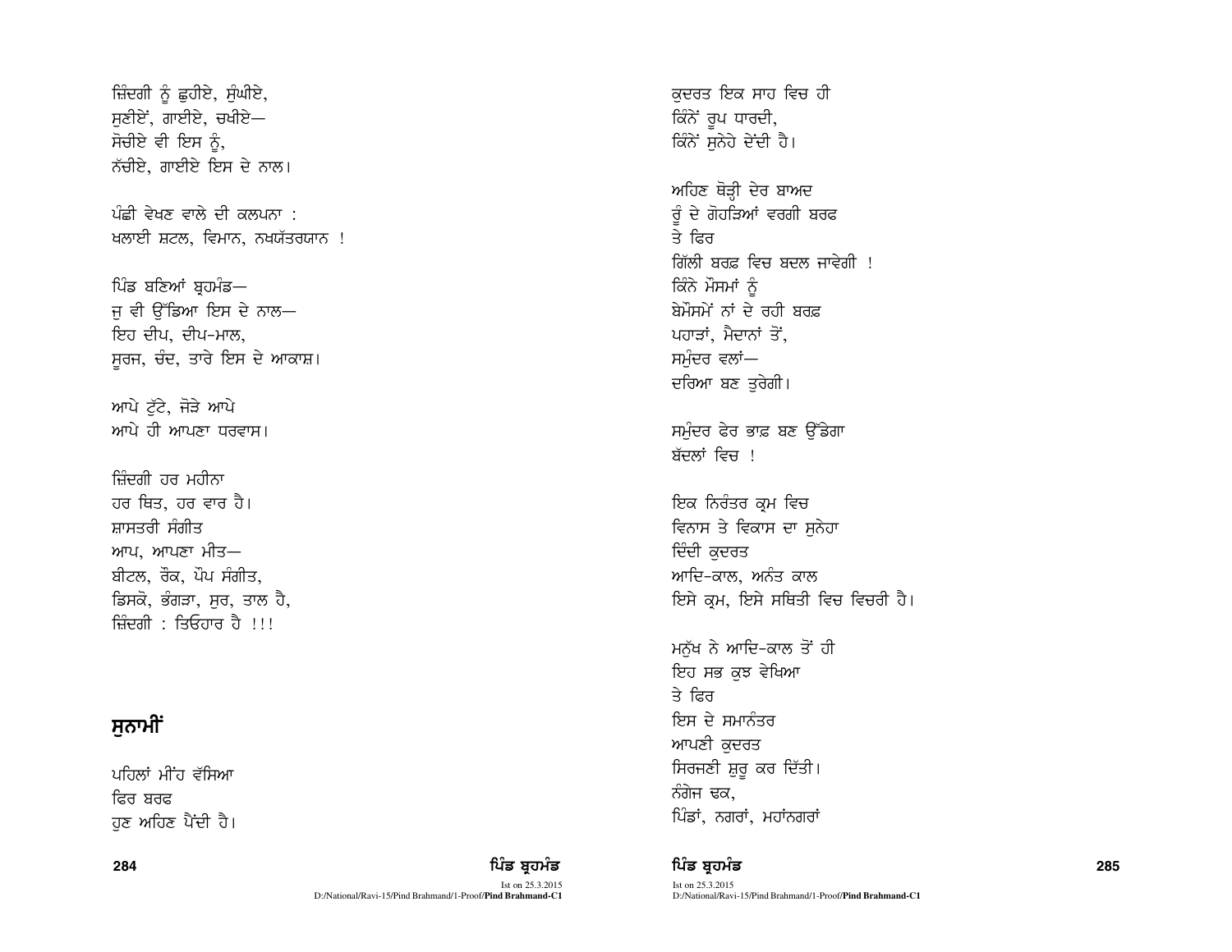ਜ਼ਿੰਦਗੀ ਨੂੰ ਛੁਹੀਏ, ਸੁੰਘੀਏ,
ਸੁਣੀਏਂ, ਗਾਈਏ, ਚਖੀਏ—
ਸੋਚੀਏ ਵੀ ਇਸ ਨੂੰ,
ਨੱਚੀਏ, ਗਾਈਏ ਇਸ ਦੇ ਨਾਲ।

ਪੰਛੀ ਵੇਖਣ ਵਾਲੇ ਦੀ ਕਲਪਨਾ :
ਖਲਾਈ ਸ਼ਟਲ, ਵਿਮਾਨ, ਨਖਸ਼ੱਤਰਯਾਨ !

ਪਿੰਡ ਬਣਿਆਂ ਬ੍ਰਹਮੰਡ—
ਜੁ ਵੀ ਉੱਡਿਆ ਇਸ ਦੇ ਨਾਲ—
ਇਹ ਦੀਪ, ਦੀਪ-ਮਾਲ,
ਸੂਰਜ, ਚੰਦ, ਤਾਰੇ ਇਸ ਦੇ ਆਕਾਸ਼।

ਆਪੇ ਟੁੱਟੇ, ਜੋੜੇ ਆਪੇ
ਆਪੇ ਹੀ ਆਪਣਾ ਧਰਵਾਸ।

ਜ਼ਿੰਦਗੀ ਹਰ ਮਹੀਨਾ
ਹਰ ਥਿਤ, ਹਰ ਵਾਰ ਹੈ।
ਸ਼ਾਸਤਰੀ ਸੰਗੀਤ
ਆਪ, ਆਪਣਾ ਮੀਤ—
ਬੀਟਲ, ਰੌਕ, ਪੌਪ ਸੰਗੀਤ,
ਡਿਸਕੋ, ਭੰਗੜਾ, ਸੁਰ, ਤਾਲ ਹੈ,
ਜ਼ਿੰਦਗੀ : ਤਿਓਹਾਰ ਹੈ !!!

## ਸੁਨਾਮੀਂ

ਪਹਿਲਾਂ ਮੀਂਹ ਵੱਸਿਆ
ਫਿਰ ਬਰਫ
ਹੁਣ ਅਹਿਣ ਪੈਂਦੀ ਹੈ।

ਕੁਦਰਤ ਇਕ ਸਾਹ ਵਿਚ ਹੀ
ਕਿੰਨੇਂ ਰੂਪ ਧਾਰਦੀ,
ਕਿੰਨੇਂ ਸੁਨੇਹੇ ਦੇਂਦੀ ਹੈ।

ਅਹਿਣ ਥੋੜ੍ਹੀ ਦੇਰ ਬਾਅਦ
ਰੂੰ ਦੇ ਗੋਹੜਿਆਂ ਵਰਗੀ ਬਰਫ
ਤੇ ਫਿਰ
ਗਿੱਲੀ ਬਰਫ਼ ਵਿਚ ਬਦਲ ਜਾਵੇਗੀ !
ਕਿੰਨੇ ਮੌਸਮਾਂ ਨੂੰ
ਬੇਮੌਸਮੇਂ ਨਾਂ ਦੇ ਰਹੀ ਬਰਫ਼
ਪਹਾੜਾਂ, ਮੈਦਾਨਾਂ ਤੋਂ,
ਸਮੁੰਦਰ ਵਲਾਂ—
ਦਰਿਆ ਬਣ ਤੁਰੇਗੀ।

ਸਮੁੰਦਰ ਫੇਰ ਭਾਫ਼ ਬਣ ਉੱਡੇਗਾ
ਬੱਦਲਾਂ ਵਿਚ !

ਇਕ ਨਿਰੰਤਰ ਕ੍ਰਮ ਵਿਚ
ਵਿਨਾਸ ਤੇ ਵਿਕਾਸ ਦਾ ਸੁਨੇਹਾ
ਦਿੰਦੀ ਕੁਦਰਤ
ਆਦਿ-ਕਾਲ, ਅਨੰਤ ਕਾਲ
ਇਸੇ ਕ੍ਰਮ, ਇਸੇ ਸਥਿਤੀ ਵਿਚ ਵਿਚਰੀ ਹੈ।

ਮਨੁੱਖ ਨੇ ਆਦਿ-ਕਾਲ ਤੋਂ ਹੀ
ਇਹ ਸਭ ਕੁਝ ਵੇਖਿਆ
ਤੇ ਫਿਰ
ਇਸ ਦੇ ਸਮਾਨੰਤਰ
ਆਪਣੀ ਕੁਦਰਤ
ਸਿਰਜਣੀ ਸ਼ੁਰੂ ਕਰ ਦਿੱਤੀ।
ਨੰਗੇਜ ਢਕ,
ਪਿੰਡਾਂ, ਨਗਰਾਂ, ਮਹਾਂਨਗਰਾਂ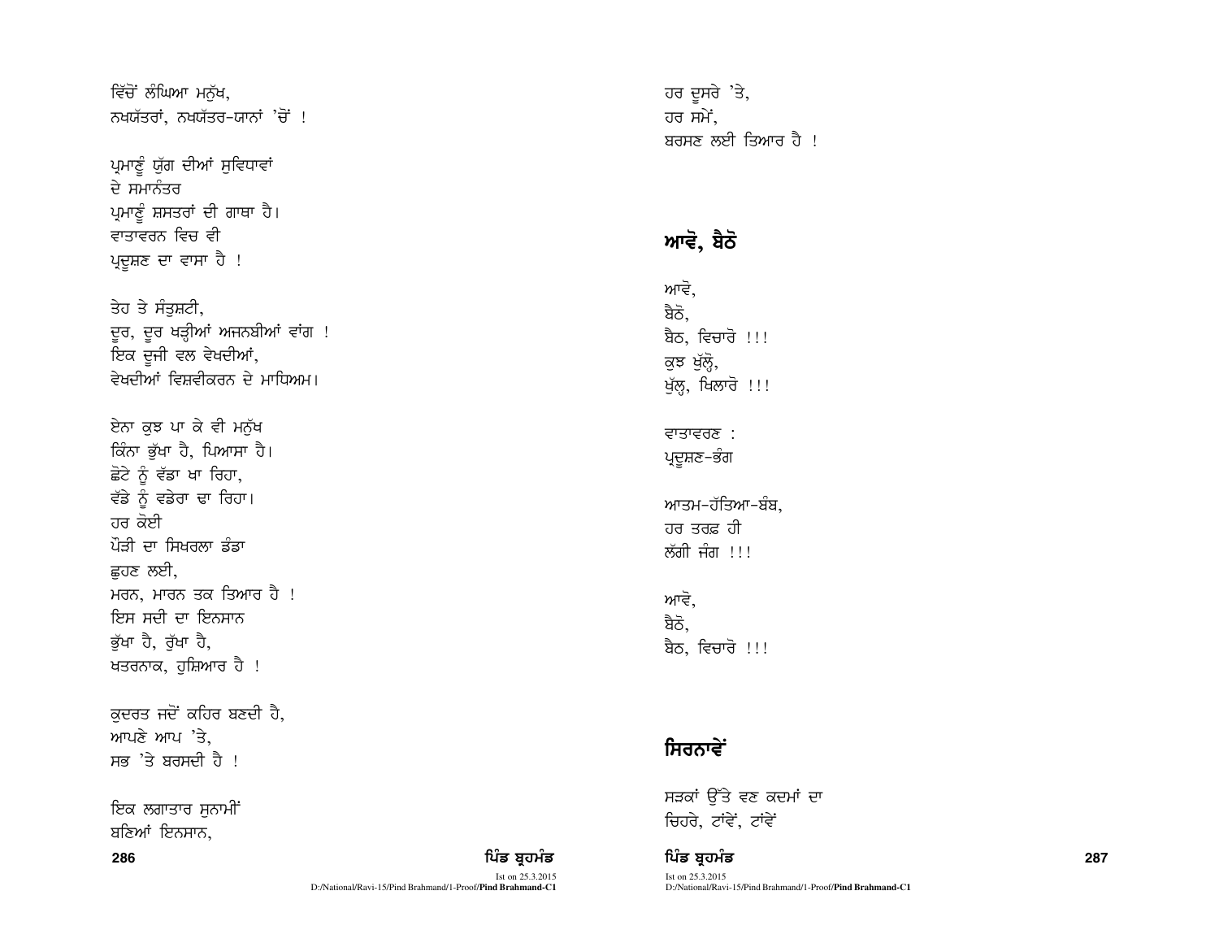ਵਿੱਚੋਂ ਲੰਘਿਆ ਮਨੁੱਖ,
ਨਖਯੱਤਰਾਂ, ਨਖਯੱਤਰ-ਯਾਨਾਂ 'ਚੋਂ !

ਪ੍ਰਮਾਣੂੰ ਯੁੱਗ ਦੀਆਂ ਸੁਵਿਧਾਵਾਂ
ਦੇ ਸਮਾਨੰਤਰ
ਪ੍ਰਮਾਣੂੰ ਸ਼ਸਤਰਾਂ ਦੀ ਗਾਥਾ ਹੈ।
ਵਾਤਾਵਰਨ ਵਿਚ ਵੀ
ਪ੍ਰਦੂਸ਼ਣ ਦਾ ਵਾਸਾ ਹੈ !

ਤੇਹ ਤੇ ਸੰਤੁਸ਼ਟੀ,
ਦੂਰ, ਦੂਰ ਖੜ੍ਹੀਆਂ ਅਜਨਬੀਆਂ ਵਾਂਗ !
ਇਕ ਦੂਜੀ ਵਲ ਵੇਖਦੀਆਂ,
ਵੇਖਦੀਆਂ ਵਿਸ਼ਵੀਕਰਨ ਦੇ ਮਾਧਿਅਮ।

ਏਨਾ ਕੁਝ ਪਾ ਕੇ ਵੀ ਮਨੁੱਖ
ਕਿੰਨਾ ਭੁੱਖਾ ਹੈ, ਪਿਆਸਾ ਹੈ।
ਛੋਟੇ ਨੂੰ ਵੱਡਾ ਖਾ ਰਿਹਾ,
ਵੱਡੇ ਨੂੰ ਵਡੇਰਾ ਢਾ ਰਿਹਾ।
ਹਰ ਕੋਈ
ਪੌੜੀ ਦਾ ਸਿਖਰਲਾ ਡੰਡਾ
ਛੂਹਣ ਲਈ,
ਮਰਨ, ਮਾਰਨ ਤਕ ਤਿਆਰ ਹੈ !
ਇਸ ਸਦੀ ਦਾ ਇਨਸਾਨ
ਭੁੱਖਾ ਹੈ, ਰੁੱਖਾ ਹੈ,
ਖਤਰਨਾਕ, ਹੁਸ਼ਿਆਰ ਹੈ !

ਕੁਦਰਤ ਜਦੋਂ ਕਹਿਰ ਬਣਦੀ ਹੈ,
ਆਪਣੇ ਆਪ 'ਤੇ,
ਸਭ 'ਤੇ ਬਰਸਦੀ ਹੈ !

ਇਕ ਲਗਾਤਾਰ ਸੁਨਾਮੀਂ
ਬਣਿਆਂ ਇਨਸਾਨ,
ਹਰ ਦੂਸਰੇ 'ਤੇ,
ਹਰ ਸਮੇਂ,
ਬਰਸਣ ਲਈ ਤਿਆਰ ਹੈ !

## ਆਵੋ, ਬੈਠੋ

ਆਵੋ,
ਬੈਠੋ,
ਬੈਠ, ਵਿਚਾਰੋ !!!
ਕੁਝ ਖੁੱਲ੍ਹੋ,
ਖੁੱਲ੍ਹ, ਖਿਲਾਰੋ !!!

ਵਾਤਾਵਰਣ :
ਪ੍ਰਦੂਸ਼ਣ-ਭੰਗ

ਆਤਮ-ਹੱਤਿਆ-ਬੰਬ,
ਹਰ ਤਰਫ਼ ਹੀ
ਲੱਗੀ ਜੰਗ !!!

ਆਵੋ,
ਬੈਠੋ,
ਬੈਠ, ਵਿਚਾਰੋ !!!

## ਸਿਰਨਾਵੇਂ

ਸੜਕਾਂ ਉੱਤੇ ਵਣ ਕਦਮਾਂ ਦਾ
ਚਿਹਰੇ, ਟਾਂਵੇਂ, ਟਾਂਵੇਂ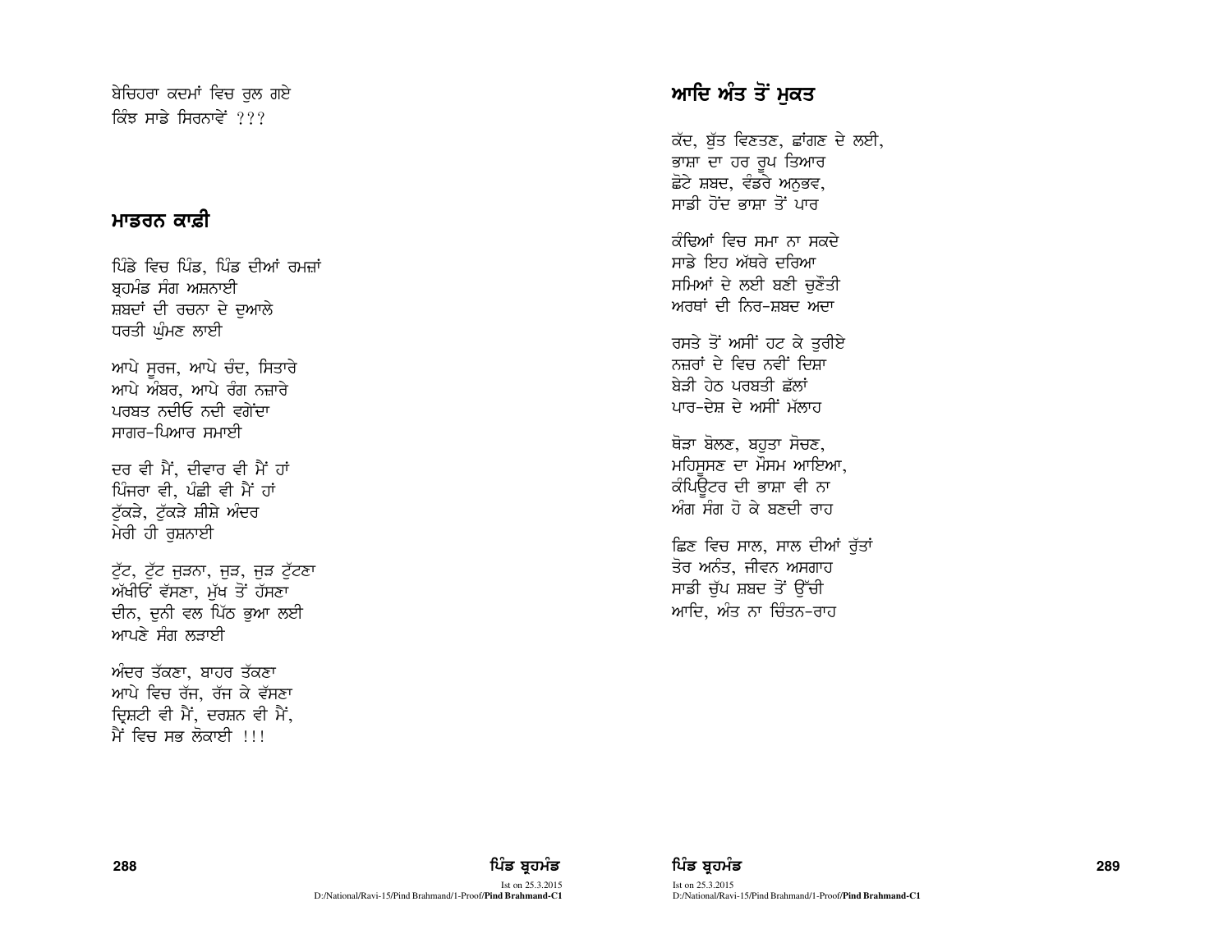ਬੇਚਿਹਰਾ ਕਦਮਾਂ ਵਿਚ ਰੁਲ ਗਏ
ਕਿੰਝ ਸਾਡੇ ਸਿਰਨਾਵੇਂ ???

## ਮਾਡਰਨ ਕਾਫ਼ੀ

ਪਿੰਡੇ ਵਿਚ ਪਿੰਡ, ਪਿੰਡ ਦੀਆਂ ਰਮਜ਼ਾਂ
ਬ੍ਰਹਮੰਡ ਸੰਗ ਅਸ਼ਨਾਈ
ਸ਼ਬਦਾਂ ਦੀ ਰਚਨਾ ਦੇ ਦੁਆਲੇ
ਧਰਤੀ ਘੁੰਮਣ ਲਾਈ

ਆਪੇ ਸੂਰਜ, ਆਪੇ ਚੰਦ, ਸਿਤਾਰੇ
ਆਪੇ ਅੰਬਰ, ਆਪੇ ਰੰਗ ਨਜ਼ਾਰੇ
ਪਰਬਤ ਨਦੀਓ ਨਦੀ ਵਗੇਂਦਾ
ਸਾਗਰ-ਪਿਆਰ ਸਮਾਈ

ਦਰ ਵੀ ਮੈਂ, ਦੀਵਾਰ ਵੀ ਮੈਂ ਹਾਂ
ਪਿੰਜਰਾ ਵੀ, ਪੰਛੀ ਵੀ ਮੈਂ ਹਾਂ
ਟੁੱਕੜੇ, ਟੁੱਕੜੇ ਸ਼ੀਸ਼ੇ ਅੰਦਰ
ਮੇਰੀ ਹੀ ਰੁਸ਼ਨਾਈ

ਟੁੱਟ, ਟੁੱਟ ਜੁੜਨਾ, ਜੁੜ, ਜੁੜ ਟੁੱਟਣਾ
ਅੱਖੀਓਂ ਵੱਸਣਾ, ਮੁੱਖ ਤੋਂ ਹੱਸਣਾ
ਦੀਨ, ਦੁਨੀ ਵਲ ਪਿੱਠ ਭੁਆ ਲਈ
ਆਪਣੇ ਸੰਗ ਲੜਾਈ

ਅੰਦਰ ਤੱਕਣਾ, ਬਾਹਰ ਤੱਕਣਾ
ਆਪੇ ਵਿਚ ਰੱਜ, ਰੱਜ ਕੇ ਵੱਸਣਾ
ਦ੍ਰਿਸ਼ਟੀ ਵੀ ਮੈਂ, ਦਰਸ਼ਨ ਵੀ ਮੈਂ,
ਮੈਂ ਵਿਚ ਸਭ ਲੋਕਾਈ !!!

## ਆਦਿ ਅੰਤ ਤੋਂ ਮੁਕਤ

ਕੱਦ, ਬੁੱਤ ਵਿਣਤਣ, ਛਾਂਗਣ ਦੇ ਲਈ,
ਭਾਸ਼ਾ ਦਾ ਹਰ ਰੂਪ ਤਿਆਰ
ਛੋਟੇ ਸ਼ਬਦ, ਵੱਡੇਰੇ ਅਨੁਭਵ,
ਸਾਡੀ ਹੋਂਦ ਭਾਸ਼ਾ ਤੋਂ ਪਾਰ

ਕੰਢਿਆਂ ਵਿਚ ਸਮਾ ਨਾ ਸਕਦੇ
ਸਾਡੇ ਇਹ ਅੱਥਰੇ ਦਰਿਆ
ਸਮਿਆਂ ਦੇ ਲਈ ਬਣੀ ਚੁਣੌਤੀ
ਅਰਥਾਂ ਦੀ ਨਿਰ-ਸ਼ਬਦ ਅਦਾ

ਰਸਤੇ ਤੋਂ ਅਸੀਂ ਹਟ ਕੇ ਤੁਰੀਏ
ਨਜ਼ਰਾਂ ਦੇ ਵਿਚ ਨਵੀਂ ਦਿਸ਼ਾ
ਬੇੜੀ ਹੇਠ ਪਰਬਤੀ ਛੱਲਾਂ
ਪਾਰ-ਦੇਸ਼ ਦੇ ਅਸੀਂ ਮੱਲਾਹ

ਥੋੜਾ ਬੋਲਣ, ਬਹੁਤਾ ਸੋਚਣ,
ਮਹਿਸੂਸਣ ਦਾ ਮੌਸਮ ਆਇਆ,
ਕੰਪਿਊਟਰ ਦੀ ਭਾਸ਼ਾ ਵੀ ਨਾ
ਅੰਗ ਸੰਗ ਹੋ ਕੇ ਬਣਦੀ ਰਾਹ

ਛਿਣ ਵਿਚ ਸਾਲ, ਸਾਲ ਦੀਆਂ ਰੁੱਤਾਂ
ਤੋਰ ਅਨੰਤ, ਜੀਵਨ ਅਸਗਾਹ
ਸਾਡੀ ਚੁੱਪ ਸ਼ਬਦ ਤੋਂ ਉੱਚੀ
ਆਦਿ, ਅੰਤ ਨਾ ਚਿੰਤਨ-ਰਾਹ